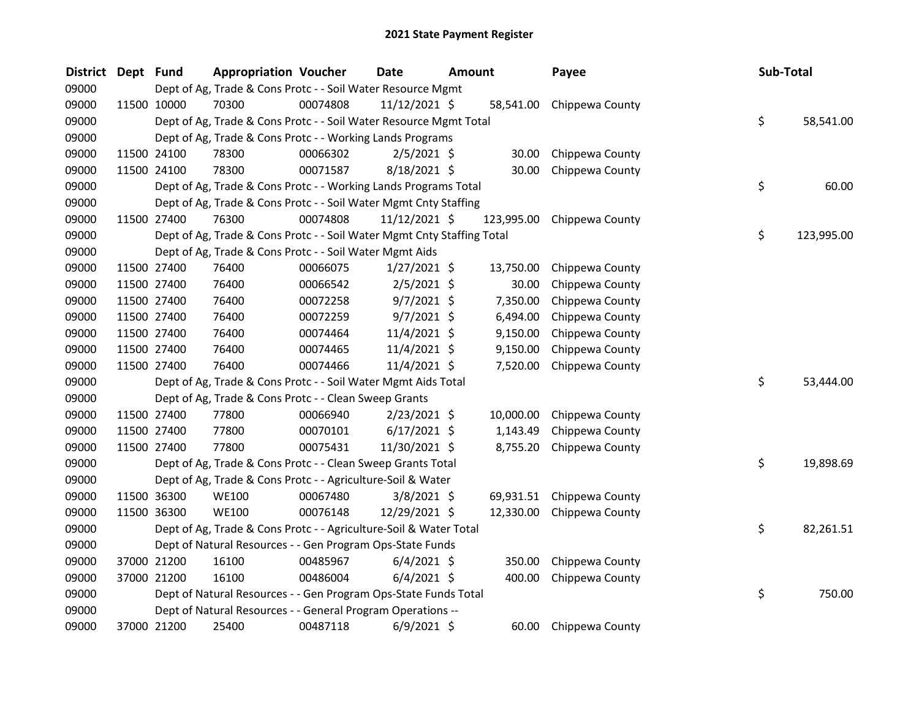# 2021 State Payment Register

| District | Dept | Fund | Appropriation | Voucher | Date | Amount | Payee | Sub-Total |
|---|---|---|---|---|---|---|---|---|
| 09000 | | Dept of Ag, Trade & Cons Protc - - Soil Water Resource Mgmt | | | | | | |
| 09000 | 11500 | 10000 | 70300 | 00074808 | 11/12/2021 | $ 58,541.00 | Chippewa County | |
| 09000 | | Dept of Ag, Trade & Cons Protc - - Soil Water Resource Mgmt Total | | | | | | $ 58,541.00 |
| 09000 | | Dept of Ag, Trade & Cons Protc - - Working Lands Programs | | | | | | |
| 09000 | 11500 | 24100 | 78300 | 00066302 | 2/5/2021 | $ 30.00 | Chippewa County | |
| 09000 | 11500 | 24100 | 78300 | 00071587 | 8/18/2021 | $ 30.00 | Chippewa County | |
| 09000 | | Dept of Ag, Trade & Cons Protc - - Working Lands Programs Total | | | | | | $ 60.00 |
| 09000 | | Dept of Ag, Trade & Cons Protc - - Soil Water Mgmt Cnty Staffing | | | | | | |
| 09000 | 11500 | 27400 | 76300 | 00074808 | 11/12/2021 | $ 123,995.00 | Chippewa County | |
| 09000 | | Dept of Ag, Trade & Cons Protc - - Soil Water Mgmt Cnty Staffing Total | | | | | | $ 123,995.00 |
| 09000 | | Dept of Ag, Trade & Cons Protc - - Soil Water Mgmt Aids | | | | | | |
| 09000 | 11500 | 27400 | 76400 | 00066075 | 1/27/2021 | $ 13,750.00 | Chippewa County | |
| 09000 | 11500 | 27400 | 76400 | 00066542 | 2/5/2021 | $ 30.00 | Chippewa County | |
| 09000 | 11500 | 27400 | 76400 | 00072258 | 9/7/2021 | $ 7,350.00 | Chippewa County | |
| 09000 | 11500 | 27400 | 76400 | 00072259 | 9/7/2021 | $ 6,494.00 | Chippewa County | |
| 09000 | 11500 | 27400 | 76400 | 00074464 | 11/4/2021 | $ 9,150.00 | Chippewa County | |
| 09000 | 11500 | 27400 | 76400 | 00074465 | 11/4/2021 | $ 9,150.00 | Chippewa County | |
| 09000 | 11500 | 27400 | 76400 | 00074466 | 11/4/2021 | $ 7,520.00 | Chippewa County | |
| 09000 | | Dept of Ag, Trade & Cons Protc - - Soil Water Mgmt Aids Total | | | | | | $ 53,444.00 |
| 09000 | | Dept of Ag, Trade & Cons Protc - - Clean Sweep Grants | | | | | | |
| 09000 | 11500 | 27400 | 77800 | 00066940 | 2/23/2021 | $ 10,000.00 | Chippewa County | |
| 09000 | 11500 | 27400 | 77800 | 00070101 | 6/17/2021 | $ 1,143.49 | Chippewa County | |
| 09000 | 11500 | 27400 | 77800 | 00075431 | 11/30/2021 | $ 8,755.20 | Chippewa County | |
| 09000 | | Dept of Ag, Trade & Cons Protc - - Clean Sweep Grants Total | | | | | | $ 19,898.69 |
| 09000 | | Dept of Ag, Trade & Cons Protc - - Agriculture-Soil & Water | | | | | | |
| 09000 | 11500 | 36300 | WE100 | 00067480 | 3/8/2021 | $ 69,931.51 | Chippewa County | |
| 09000 | 11500 | 36300 | WE100 | 00076148 | 12/29/2021 | $ 12,330.00 | Chippewa County | |
| 09000 | | Dept of Ag, Trade & Cons Protc - - Agriculture-Soil & Water Total | | | | | | $ 82,261.51 |
| 09000 | | Dept of Natural Resources - - Gen Program Ops-State Funds | | | | | | |
| 09000 | 37000 | 21200 | 16100 | 00485967 | 6/4/2021 | $ 350.00 | Chippewa County | |
| 09000 | 37000 | 21200 | 16100 | 00486004 | 6/4/2021 | $ 400.00 | Chippewa County | |
| 09000 | | Dept of Natural Resources - - Gen Program Ops-State Funds Total | | | | | | $ 750.00 |
| 09000 | | Dept of Natural Resources - - General Program Operations -- | | | | | | |
| 09000 | 37000 | 21200 | 25400 | 00487118 | 6/9/2021 | $ 60.00 | Chippewa County | |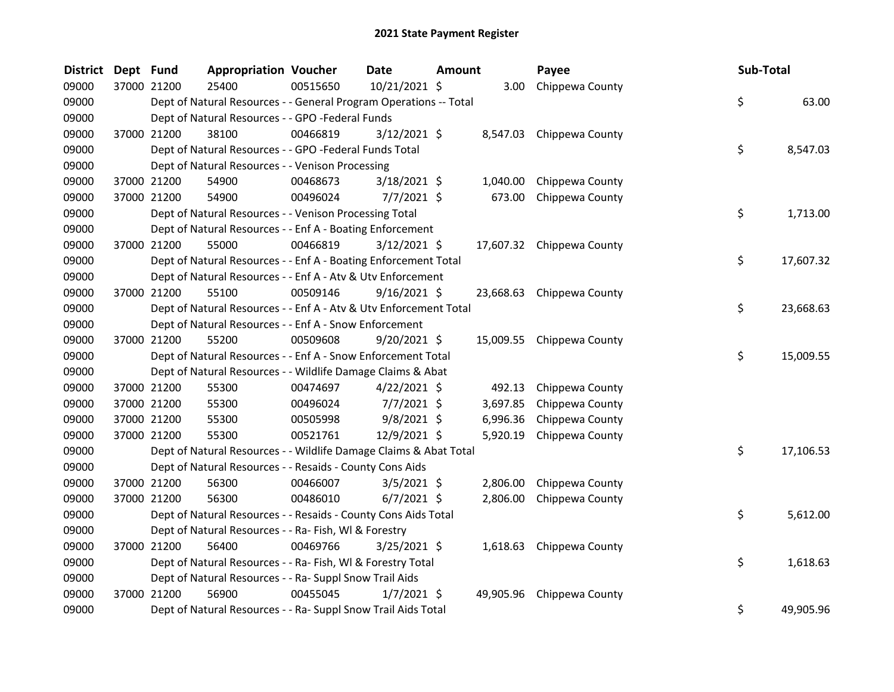# 2021 State Payment Register

| District | Dept | Fund | Appropriation | Voucher | Date | Amount | Payee | Sub-Total |
|---|---|---|---|---|---|---|---|---|
| 09000 | 37000 | 21200 | 25400 | 00515650 | 10/21/2021 | $ 3.00 | Chippewa County | |
| 09000 | | | Dept of Natural Resources - - General Program Operations -- Total | | | | | $ 63.00 |
| 09000 | | | Dept of Natural Resources - - GPO -Federal Funds | | | | | |
| 09000 | 37000 | 21200 | 38100 | 00466819 | 3/12/2021 | $ 8,547.03 | Chippewa County | |
| 09000 | | | Dept of Natural Resources - - GPO -Federal Funds Total | | | | | $ 8,547.03 |
| 09000 | | | Dept of Natural Resources - - Venison Processing | | | | | |
| 09000 | 37000 | 21200 | 54900 | 00468673 | 3/18/2021 | $ 1,040.00 | Chippewa County | |
| 09000 | 37000 | 21200 | 54900 | 00496024 | 7/7/2021 | $ 673.00 | Chippewa County | |
| 09000 | | | Dept of Natural Resources - - Venison Processing Total | | | | | $ 1,713.00 |
| 09000 | | | Dept of Natural Resources - - Enf A - Boating Enforcement | | | | | |
| 09000 | 37000 | 21200 | 55000 | 00466819 | 3/12/2021 | $ 17,607.32 | Chippewa County | |
| 09000 | | | Dept of Natural Resources - - Enf A - Boating Enforcement Total | | | | | $ 17,607.32 |
| 09000 | | | Dept of Natural Resources - - Enf A - Atv & Utv Enforcement | | | | | |
| 09000 | 37000 | 21200 | 55100 | 00509146 | 9/16/2021 | $ 23,668.63 | Chippewa County | |
| 09000 | | | Dept of Natural Resources - - Enf A - Atv & Utv Enforcement Total | | | | | $ 23,668.63 |
| 09000 | | | Dept of Natural Resources - - Enf A - Snow Enforcement | | | | | |
| 09000 | 37000 | 21200 | 55200 | 00509608 | 9/20/2021 | $ 15,009.55 | Chippewa County | |
| 09000 | | | Dept of Natural Resources - - Enf A - Snow Enforcement Total | | | | | $ 15,009.55 |
| 09000 | | | Dept of Natural Resources - - Wildlife Damage Claims & Abat | | | | | |
| 09000 | 37000 | 21200 | 55300 | 00474697 | 4/22/2021 | $ 492.13 | Chippewa County | |
| 09000 | 37000 | 21200 | 55300 | 00496024 | 7/7/2021 | $ 3,697.85 | Chippewa County | |
| 09000 | 37000 | 21200 | 55300 | 00505998 | 9/8/2021 | $ 6,996.36 | Chippewa County | |
| 09000 | 37000 | 21200 | 55300 | 00521761 | 12/9/2021 | $ 5,920.19 | Chippewa County | |
| 09000 | | | Dept of Natural Resources - - Wildlife Damage Claims & Abat Total | | | | | $ 17,106.53 |
| 09000 | | | Dept of Natural Resources - - Resaids - County Cons Aids | | | | | |
| 09000 | 37000 | 21200 | 56300 | 00466007 | 3/5/2021 | $ 2,806.00 | Chippewa County | |
| 09000 | 37000 | 21200 | 56300 | 00486010 | 6/7/2021 | $ 2,806.00 | Chippewa County | |
| 09000 | | | Dept of Natural Resources - - Resaids - County Cons Aids Total | | | | | $ 5,612.00 |
| 09000 | | | Dept of Natural Resources - - Ra- Fish, Wl & Forestry | | | | | |
| 09000 | 37000 | 21200 | 56400 | 00469766 | 3/25/2021 | $ 1,618.63 | Chippewa County | |
| 09000 | | | Dept of Natural Resources - - Ra- Fish, Wl & Forestry Total | | | | | $ 1,618.63 |
| 09000 | | | Dept of Natural Resources - - Ra- Suppl Snow Trail Aids | | | | | |
| 09000 | 37000 | 21200 | 56900 | 00455045 | 1/7/2021 | $ 49,905.96 | Chippewa County | |
| 09000 | | | Dept of Natural Resources - - Ra- Suppl Snow Trail Aids Total | | | | | $ 49,905.96 |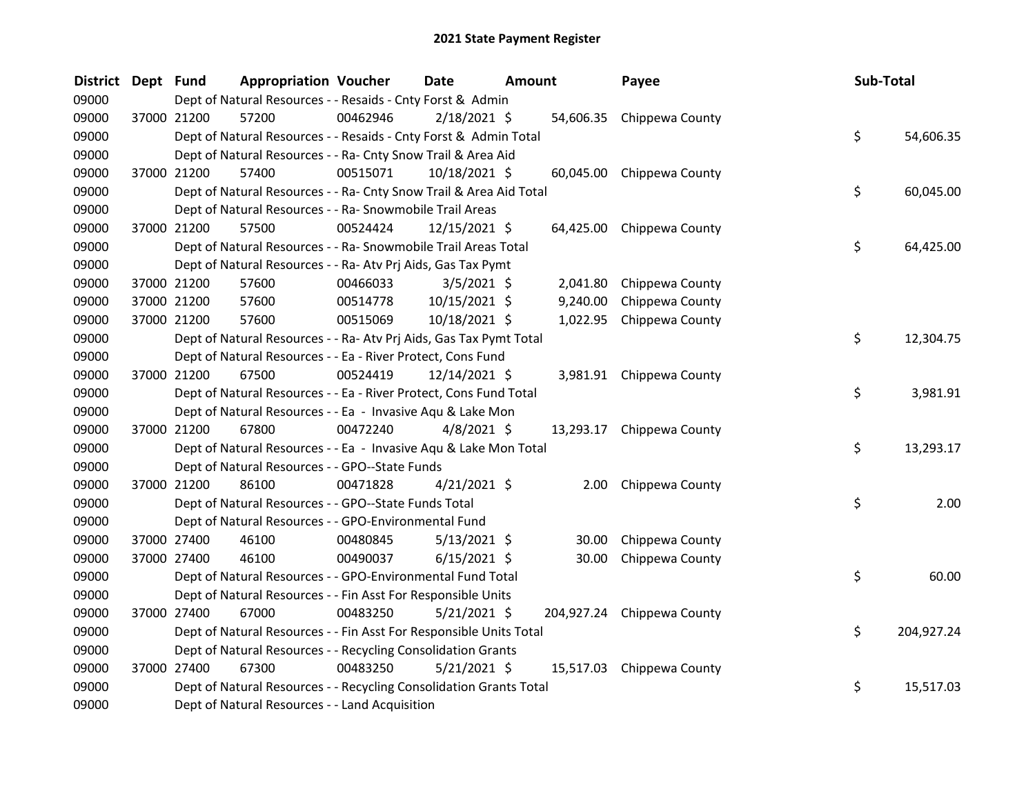# 2021 State Payment Register

| District | Dept | Fund | Appropriation | Voucher | Date | Amount | Payee | Sub-Total |
|---|---|---|---|---|---|---|---|---|
| 09000 | | Dept of Natural Resources - - Resaids - Cnty Forst & Admin | | | | | | |
| 09000 | 37000 | 21200 | 57200 | 00462946 | 2/18/2021 | $ 54,606.35 | Chippewa County | |
| 09000 | | Dept of Natural Resources - - Resaids - Cnty Forst & Admin Total | | | | | | $ 54,606.35 |
| 09000 | | Dept of Natural Resources - - Ra- Cnty Snow Trail & Area Aid | | | | | | |
| 09000 | 37000 | 21200 | 57400 | 00515071 | 10/18/2021 | $ 60,045.00 | Chippewa County | |
| 09000 | | Dept of Natural Resources - - Ra- Cnty Snow Trail & Area Aid Total | | | | | | $ 60,045.00 |
| 09000 | | Dept of Natural Resources - - Ra- Snowmobile Trail Areas | | | | | | |
| 09000 | 37000 | 21200 | 57500 | 00524424 | 12/15/2021 | $ 64,425.00 | Chippewa County | |
| 09000 | | Dept of Natural Resources - - Ra- Snowmobile Trail Areas Total | | | | | | $ 64,425.00 |
| 09000 | | Dept of Natural Resources - - Ra- Atv Prj Aids, Gas Tax Pymt | | | | | | |
| 09000 | 37000 | 21200 | 57600 | 00466033 | 3/5/2021 | $ 2,041.80 | Chippewa County | |
| 09000 | 37000 | 21200 | 57600 | 00514778 | 10/15/2021 | $ 9,240.00 | Chippewa County | |
| 09000 | 37000 | 21200 | 57600 | 00515069 | 10/18/2021 | $ 1,022.95 | Chippewa County | |
| 09000 | | Dept of Natural Resources - - Ra- Atv Prj Aids, Gas Tax Pymt Total | | | | | | $ 12,304.75 |
| 09000 | | Dept of Natural Resources - - Ea - River Protect, Cons Fund | | | | | | |
| 09000 | 37000 | 21200 | 67500 | 00524419 | 12/14/2021 | $ 3,981.91 | Chippewa County | |
| 09000 | | Dept of Natural Resources - - Ea - River Protect, Cons Fund Total | | | | | | $ 3,981.91 |
| 09000 | | Dept of Natural Resources - - Ea - Invasive Aqu & Lake Mon | | | | | | |
| 09000 | 37000 | 21200 | 67800 | 00472240 | 4/8/2021 | $ 13,293.17 | Chippewa County | |
| 09000 | | Dept of Natural Resources - - Ea - Invasive Aqu & Lake Mon Total | | | | | | $ 13,293.17 |
| 09000 | | Dept of Natural Resources - - GPO--State Funds | | | | | | |
| 09000 | 37000 | 21200 | 86100 | 00471828 | 4/21/2021 | $ 2.00 | Chippewa County | |
| 09000 | | Dept of Natural Resources - - GPO--State Funds Total | | | | | | $ 2.00 |
| 09000 | | Dept of Natural Resources - - GPO-Environmental Fund | | | | | | |
| 09000 | 37000 | 27400 | 46100 | 00480845 | 5/13/2021 | $ 30.00 | Chippewa County | |
| 09000 | 37000 | 27400 | 46100 | 00490037 | 6/15/2021 | $ 30.00 | Chippewa County | |
| 09000 | | Dept of Natural Resources - - GPO-Environmental Fund Total | | | | | | $ 60.00 |
| 09000 | | Dept of Natural Resources - - Fin Asst For Responsible Units | | | | | | |
| 09000 | 37000 | 27400 | 67000 | 00483250 | 5/21/2021 | $ 204,927.24 | Chippewa County | |
| 09000 | | Dept of Natural Resources - - Fin Asst For Responsible Units Total | | | | | | $ 204,927.24 |
| 09000 | | Dept of Natural Resources - - Recycling Consolidation Grants | | | | | | |
| 09000 | 37000 | 27400 | 67300 | 00483250 | 5/21/2021 | $ 15,517.03 | Chippewa County | |
| 09000 | | Dept of Natural Resources - - Recycling Consolidation Grants Total | | | | | | $ 15,517.03 |
| 09000 | | Dept of Natural Resources - - Land Acquisition | | | | | | |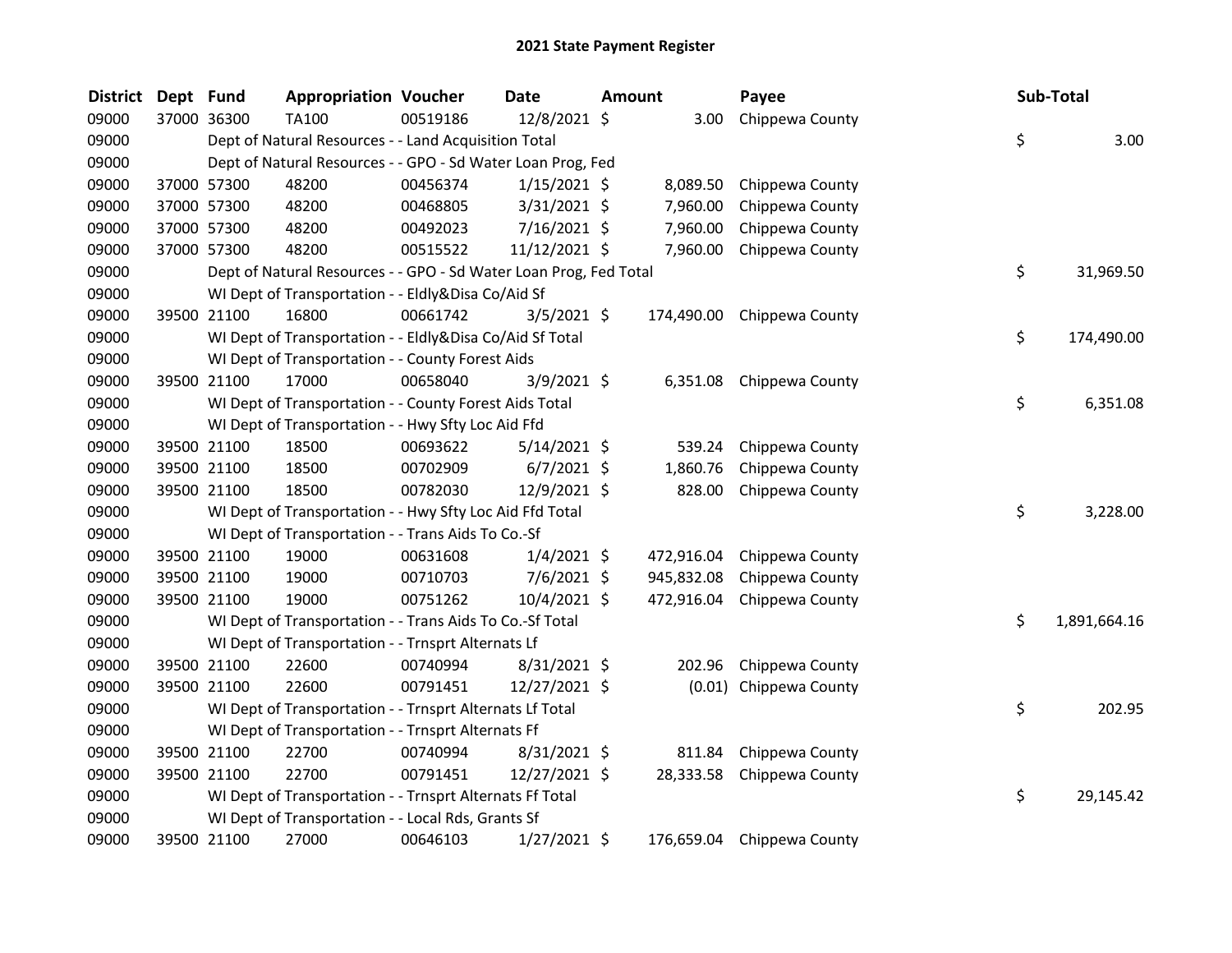# 2021 State Payment Register

| District | Dept | Fund | Appropriation | Voucher | Date | Amount | Payee | Sub-Total |
|---|---|---|---|---|---|---|---|---|
| 09000 | 37000 | 36300 | TA100 | 00519186 | 12/8/2021 | $ 3.00 | Chippewa County | |
| 09000 | | | Dept of Natural Resources - - Land Acquisition Total | | | | | $ 3.00 |
| 09000 | | | Dept of Natural Resources - - GPO - Sd Water Loan Prog, Fed | | | | | |
| 09000 | 37000 | 57300 | 48200 | 00456374 | 1/15/2021 | $ 8,089.50 | Chippewa County | |
| 09000 | 37000 | 57300 | 48200 | 00468805 | 3/31/2021 | $ 7,960.00 | Chippewa County | |
| 09000 | 37000 | 57300 | 48200 | 00492023 | 7/16/2021 | $ 7,960.00 | Chippewa County | |
| 09000 | 37000 | 57300 | 48200 | 00515522 | 11/12/2021 | $ 7,960.00 | Chippewa County | |
| 09000 | | | Dept of Natural Resources - - GPO - Sd Water Loan Prog, Fed Total | | | | | $ 31,969.50 |
| 09000 | | | WI Dept of Transportation - - Eldly&Disa Co/Aid Sf | | | | | |
| 09000 | 39500 | 21100 | 16800 | 00661742 | 3/5/2021 | $ 174,490.00 | Chippewa County | |
| 09000 | | | WI Dept of Transportation - - Eldly&Disa Co/Aid Sf Total | | | | | $ 174,490.00 |
| 09000 | | | WI Dept of Transportation - - County Forest Aids | | | | | |
| 09000 | 39500 | 21100 | 17000 | 00658040 | 3/9/2021 | $ 6,351.08 | Chippewa County | |
| 09000 | | | WI Dept of Transportation - - County Forest Aids Total | | | | | $ 6,351.08 |
| 09000 | | | WI Dept of Transportation - - Hwy Sfty Loc Aid Ffd | | | | | |
| 09000 | 39500 | 21100 | 18500 | 00693622 | 5/14/2021 | $ 539.24 | Chippewa County | |
| 09000 | 39500 | 21100 | 18500 | 00702909 | 6/7/2021 | $ 1,860.76 | Chippewa County | |
| 09000 | 39500 | 21100 | 18500 | 00782030 | 12/9/2021 | $ 828.00 | Chippewa County | |
| 09000 | | | WI Dept of Transportation - - Hwy Sfty Loc Aid Ffd Total | | | | | $ 3,228.00 |
| 09000 | | | WI Dept of Transportation - - Trans Aids To Co.-Sf | | | | | |
| 09000 | 39500 | 21100 | 19000 | 00631608 | 1/4/2021 | $ 472,916.04 | Chippewa County | |
| 09000 | 39500 | 21100 | 19000 | 00710703 | 7/6/2021 | $ 945,832.08 | Chippewa County | |
| 09000 | 39500 | 21100 | 19000 | 00751262 | 10/4/2021 | $ 472,916.04 | Chippewa County | |
| 09000 | | | WI Dept of Transportation - - Trans Aids To Co.-Sf Total | | | | | $ 1,891,664.16 |
| 09000 | | | WI Dept of Transportation - - Trnsprt Alternats Lf | | | | | |
| 09000 | 39500 | 21100 | 22600 | 00740994 | 8/31/2021 | $ 202.96 | Chippewa County | |
| 09000 | 39500 | 21100 | 22600 | 00791451 | 12/27/2021 | $ (0.01) | Chippewa County | |
| 09000 | | | WI Dept of Transportation - - Trnsprt Alternats Lf Total | | | | | $ 202.95 |
| 09000 | | | WI Dept of Transportation - - Trnsprt Alternats Ff | | | | | |
| 09000 | 39500 | 21100 | 22700 | 00740994 | 8/31/2021 | $ 811.84 | Chippewa County | |
| 09000 | 39500 | 21100 | 22700 | 00791451 | 12/27/2021 | $ 28,333.58 | Chippewa County | |
| 09000 | | | WI Dept of Transportation - - Trnsprt Alternats Ff Total | | | | | $ 29,145.42 |
| 09000 | | | WI Dept of Transportation - - Local Rds, Grants Sf | | | | | |
| 09000 | 39500 | 21100 | 27000 | 00646103 | 1/27/2021 | $ 176,659.04 | Chippewa County | |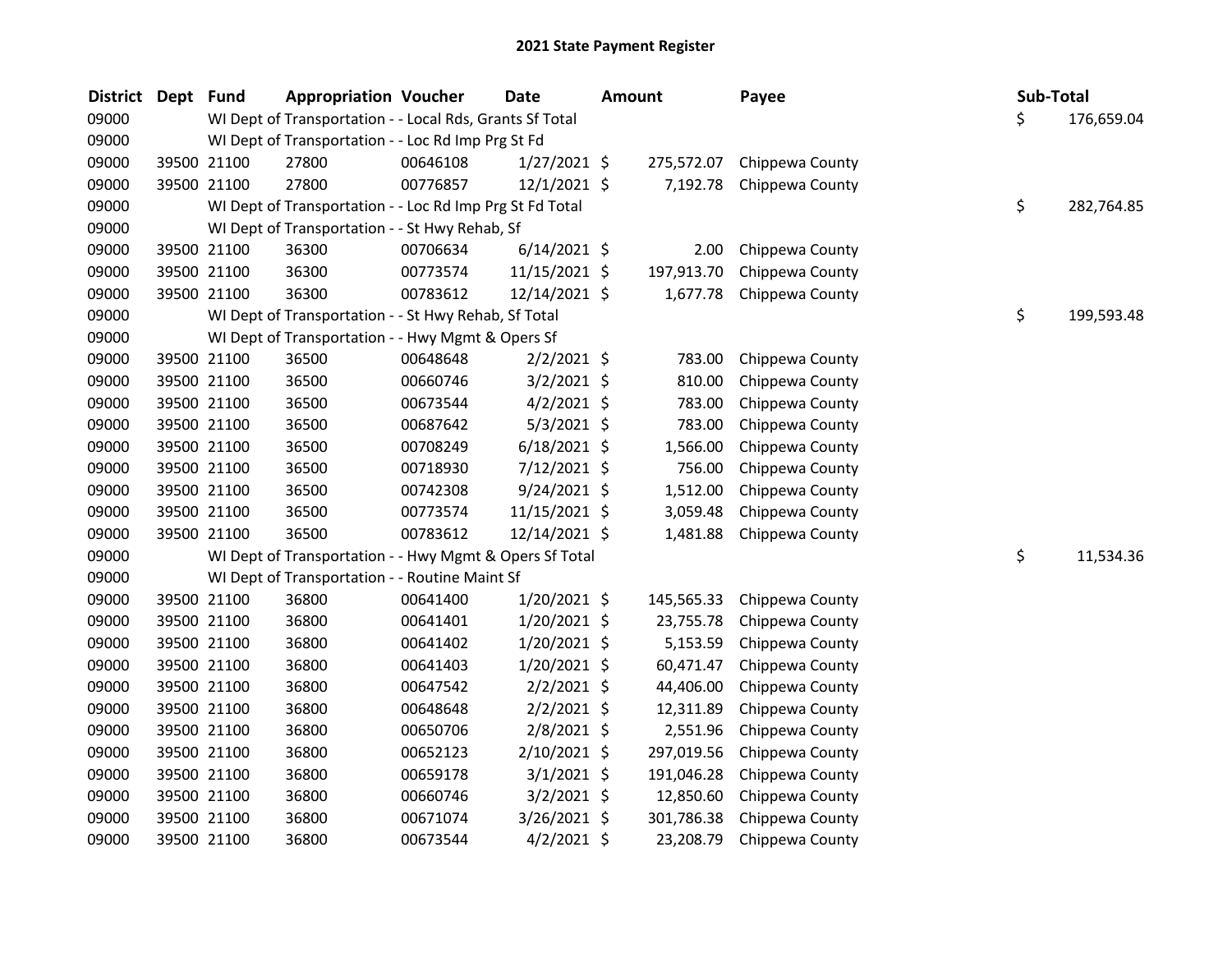# 2021 State Payment Register

| District | Dept | Fund | Appropriation | Voucher | Date | Amount | Payee | Sub-Total |
|---|---|---|---|---|---|---|---|---|
| 09000 | | WI Dept of Transportation - - Local Rds, Grants Sf Total | | | | | | $ 176,659.04 |
| 09000 | | WI Dept of Transportation - - Loc Rd Imp Prg St Fd | | | | | | |
| 09000 | 39500 | 21100 | 27800 | 00646108 | 1/27/2021 | $ 275,572.07 | Chippewa County | |
| 09000 | 39500 | 21100 | 27800 | 00776857 | 12/1/2021 | $ 7,192.78 | Chippewa County | |
| 09000 | | WI Dept of Transportation - - Loc Rd Imp Prg St Fd Total | | | | | | $ 282,764.85 |
| 09000 | | WI Dept of Transportation - - St Hwy Rehab, Sf | | | | | | |
| 09000 | 39500 | 21100 | 36300 | 00706634 | 6/14/2021 | $ 2.00 | Chippewa County | |
| 09000 | 39500 | 21100 | 36300 | 00773574 | 11/15/2021 | $ 197,913.70 | Chippewa County | |
| 09000 | 39500 | 21100 | 36300 | 00783612 | 12/14/2021 | $ 1,677.78 | Chippewa County | |
| 09000 | | WI Dept of Transportation - - St Hwy Rehab, Sf Total | | | | | | $ 199,593.48 |
| 09000 | | WI Dept of Transportation - - Hwy Mgmt & Opers Sf | | | | | | |
| 09000 | 39500 | 21100 | 36500 | 00648648 | 2/2/2021 | $ 783.00 | Chippewa County | |
| 09000 | 39500 | 21100 | 36500 | 00660746 | 3/2/2021 | $ 810.00 | Chippewa County | |
| 09000 | 39500 | 21100 | 36500 | 00673544 | 4/2/2021 | $ 783.00 | Chippewa County | |
| 09000 | 39500 | 21100 | 36500 | 00687642 | 5/3/2021 | $ 783.00 | Chippewa County | |
| 09000 | 39500 | 21100 | 36500 | 00708249 | 6/18/2021 | $ 1,566.00 | Chippewa County | |
| 09000 | 39500 | 21100 | 36500 | 00718930 | 7/12/2021 | $ 756.00 | Chippewa County | |
| 09000 | 39500 | 21100 | 36500 | 00742308 | 9/24/2021 | $ 1,512.00 | Chippewa County | |
| 09000 | 39500 | 21100 | 36500 | 00773574 | 11/15/2021 | $ 3,059.48 | Chippewa County | |
| 09000 | 39500 | 21100 | 36500 | 00783612 | 12/14/2021 | $ 1,481.88 | Chippewa County | |
| 09000 | | WI Dept of Transportation - - Hwy Mgmt & Opers Sf Total | | | | | | $ 11,534.36 |
| 09000 | | WI Dept of Transportation - - Routine Maint Sf | | | | | | |
| 09000 | 39500 | 21100 | 36800 | 00641400 | 1/20/2021 | $ 145,565.33 | Chippewa County | |
| 09000 | 39500 | 21100 | 36800 | 00641401 | 1/20/2021 | $ 23,755.78 | Chippewa County | |
| 09000 | 39500 | 21100 | 36800 | 00641402 | 1/20/2021 | $ 5,153.59 | Chippewa County | |
| 09000 | 39500 | 21100 | 36800 | 00641403 | 1/20/2021 | $ 60,471.47 | Chippewa County | |
| 09000 | 39500 | 21100 | 36800 | 00647542 | 2/2/2021 | $ 44,406.00 | Chippewa County | |
| 09000 | 39500 | 21100 | 36800 | 00648648 | 2/2/2021 | $ 12,311.89 | Chippewa County | |
| 09000 | 39500 | 21100 | 36800 | 00650706 | 2/8/2021 | $ 2,551.96 | Chippewa County | |
| 09000 | 39500 | 21100 | 36800 | 00652123 | 2/10/2021 | $ 297,019.56 | Chippewa County | |
| 09000 | 39500 | 21100 | 36800 | 00659178 | 3/1/2021 | $ 191,046.28 | Chippewa County | |
| 09000 | 39500 | 21100 | 36800 | 00660746 | 3/2/2021 | $ 12,850.60 | Chippewa County | |
| 09000 | 39500 | 21100 | 36800 | 00671074 | 3/26/2021 | $ 301,786.38 | Chippewa County | |
| 09000 | 39500 | 21100 | 36800 | 00673544 | 4/2/2021 | $ 23,208.79 | Chippewa County | |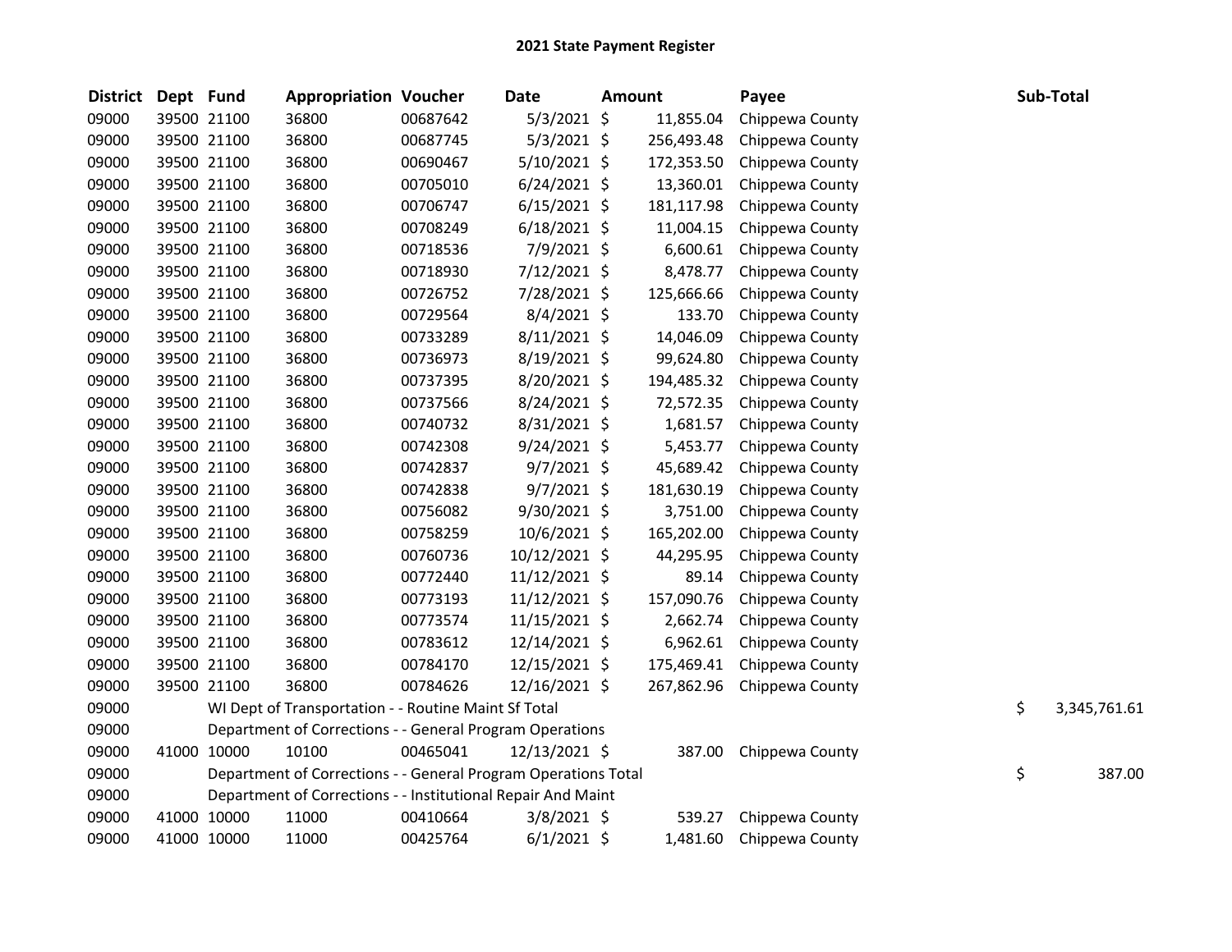# 2021 State Payment Register

| District | Dept | Fund | Appropriation | Voucher | Date | Amount | Payee | Sub-Total |
|---|---|---|---|---|---|---|---|---|
| 09000 | 39500 | 21100 | 36800 | 00687642 | 5/3/2021 | $ 11,855.04 | Chippewa County | |
| 09000 | 39500 | 21100 | 36800 | 00687745 | 5/3/2021 | $ 256,493.48 | Chippewa County | |
| 09000 | 39500 | 21100 | 36800 | 00690467 | 5/10/2021 | $ 172,353.50 | Chippewa County | |
| 09000 | 39500 | 21100 | 36800 | 00705010 | 6/24/2021 | $ 13,360.01 | Chippewa County | |
| 09000 | 39500 | 21100 | 36800 | 00706747 | 6/15/2021 | $ 181,117.98 | Chippewa County | |
| 09000 | 39500 | 21100 | 36800 | 00708249 | 6/18/2021 | $ 11,004.15 | Chippewa County | |
| 09000 | 39500 | 21100 | 36800 | 00718536 | 7/9/2021 | $ 6,600.61 | Chippewa County | |
| 09000 | 39500 | 21100 | 36800 | 00718930 | 7/12/2021 | $ 8,478.77 | Chippewa County | |
| 09000 | 39500 | 21100 | 36800 | 00726752 | 7/28/2021 | $ 125,666.66 | Chippewa County | |
| 09000 | 39500 | 21100 | 36800 | 00729564 | 8/4/2021 | $ 133.70 | Chippewa County | |
| 09000 | 39500 | 21100 | 36800 | 00733289 | 8/11/2021 | $ 14,046.09 | Chippewa County | |
| 09000 | 39500 | 21100 | 36800 | 00736973 | 8/19/2021 | $ 99,624.80 | Chippewa County | |
| 09000 | 39500 | 21100 | 36800 | 00737395 | 8/20/2021 | $ 194,485.32 | Chippewa County | |
| 09000 | 39500 | 21100 | 36800 | 00737566 | 8/24/2021 | $ 72,572.35 | Chippewa County | |
| 09000 | 39500 | 21100 | 36800 | 00740732 | 8/31/2021 | $ 1,681.57 | Chippewa County | |
| 09000 | 39500 | 21100 | 36800 | 00742308 | 9/24/2021 | $ 5,453.77 | Chippewa County | |
| 09000 | 39500 | 21100 | 36800 | 00742837 | 9/7/2021 | $ 45,689.42 | Chippewa County | |
| 09000 | 39500 | 21100 | 36800 | 00742838 | 9/7/2021 | $ 181,630.19 | Chippewa County | |
| 09000 | 39500 | 21100 | 36800 | 00756082 | 9/30/2021 | $ 3,751.00 | Chippewa County | |
| 09000 | 39500 | 21100 | 36800 | 00758259 | 10/6/2021 | $ 165,202.00 | Chippewa County | |
| 09000 | 39500 | 21100 | 36800 | 00760736 | 10/12/2021 | $ 44,295.95 | Chippewa County | |
| 09000 | 39500 | 21100 | 36800 | 00772440 | 11/12/2021 | $ 89.14 | Chippewa County | |
| 09000 | 39500 | 21100 | 36800 | 00773193 | 11/12/2021 | $ 157,090.76 | Chippewa County | |
| 09000 | 39500 | 21100 | 36800 | 00773574 | 11/15/2021 | $ 2,662.74 | Chippewa County | |
| 09000 | 39500 | 21100 | 36800 | 00783612 | 12/14/2021 | $ 6,962.61 | Chippewa County | |
| 09000 | 39500 | 21100 | 36800 | 00784170 | 12/15/2021 | $ 175,469.41 | Chippewa County | |
| 09000 | 39500 | 21100 | 36800 | 00784626 | 12/16/2021 | $ 267,862.96 | Chippewa County | |
| 09000 | | | WI Dept of Transportation - - Routine Maint Sf Total | | | | | $ 3,345,761.61 |
| 09000 | | | Department of Corrections - - General Program Operations | | | | | |
| 09000 | 41000 | 10000 | 10100 | 00465041 | 12/13/2021 | $ 387.00 | Chippewa County | |
| 09000 | | | Department of Corrections - - General Program Operations Total | | | | | $ 387.00 |
| 09000 | | | Department of Corrections - - Institutional Repair And Maint | | | | | |
| 09000 | 41000 | 10000 | 11000 | 00410664 | 3/8/2021 | $ 539.27 | Chippewa County | |
| 09000 | 41000 | 10000 | 11000 | 00425764 | 6/1/2021 | $ 1,481.60 | Chippewa County | |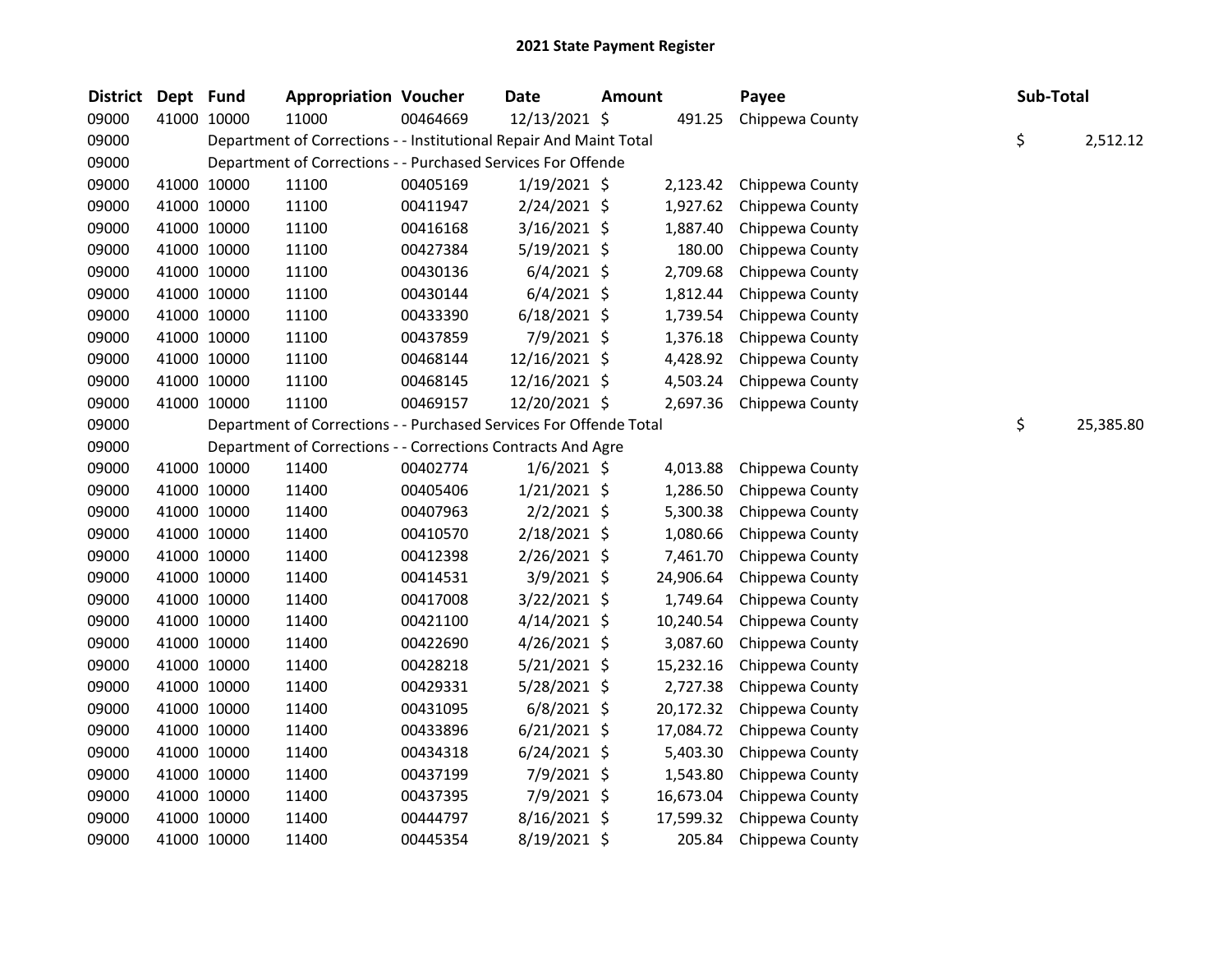# 2021 State Payment Register

| District | Dept | Fund | Appropriation | Voucher | Date | Amount | Payee | Sub-Total |
|---|---|---|---|---|---|---|---|---|
| 09000 | 41000 | 10000 | 11000 | 00464669 | 12/13/2021 | $ 491.25 | Chippewa County | |
| 09000 | | Department of Corrections - - Institutional Repair And Maint Total | | | | | | $ 2,512.12 |
| 09000 | | Department of Corrections - - Purchased Services For Offende | | | | | | |
| 09000 | 41000 | 10000 | 11100 | 00405169 | 1/19/2021 | $ 2,123.42 | Chippewa County | |
| 09000 | 41000 | 10000 | 11100 | 00411947 | 2/24/2021 | $ 1,927.62 | Chippewa County | |
| 09000 | 41000 | 10000 | 11100 | 00416168 | 3/16/2021 | $ 1,887.40 | Chippewa County | |
| 09000 | 41000 | 10000 | 11100 | 00427384 | 5/19/2021 | $ 180.00 | Chippewa County | |
| 09000 | 41000 | 10000 | 11100 | 00430136 | 6/4/2021 | $ 2,709.68 | Chippewa County | |
| 09000 | 41000 | 10000 | 11100 | 00430144 | 6/4/2021 | $ 1,812.44 | Chippewa County | |
| 09000 | 41000 | 10000 | 11100 | 00433390 | 6/18/2021 | $ 1,739.54 | Chippewa County | |
| 09000 | 41000 | 10000 | 11100 | 00437859 | 7/9/2021 | $ 1,376.18 | Chippewa County | |
| 09000 | 41000 | 10000 | 11100 | 00468144 | 12/16/2021 | $ 4,428.92 | Chippewa County | |
| 09000 | 41000 | 10000 | 11100 | 00468145 | 12/16/2021 | $ 4,503.24 | Chippewa County | |
| 09000 | 41000 | 10000 | 11100 | 00469157 | 12/20/2021 | $ 2,697.36 | Chippewa County | |
| 09000 | | Department of Corrections - - Purchased Services For Offende Total | | | | | | $ 25,385.80 |
| 09000 | | Department of Corrections - - Corrections Contracts And Agre | | | | | | |
| 09000 | 41000 | 10000 | 11400 | 00402774 | 1/6/2021 | $ 4,013.88 | Chippewa County | |
| 09000 | 41000 | 10000 | 11400 | 00405406 | 1/21/2021 | $ 1,286.50 | Chippewa County | |
| 09000 | 41000 | 10000 | 11400 | 00407963 | 2/2/2021 | $ 5,300.38 | Chippewa County | |
| 09000 | 41000 | 10000 | 11400 | 00410570 | 2/18/2021 | $ 1,080.66 | Chippewa County | |
| 09000 | 41000 | 10000 | 11400 | 00412398 | 2/26/2021 | $ 7,461.70 | Chippewa County | |
| 09000 | 41000 | 10000 | 11400 | 00414531 | 3/9/2021 | $ 24,906.64 | Chippewa County | |
| 09000 | 41000 | 10000 | 11400 | 00417008 | 3/22/2021 | $ 1,749.64 | Chippewa County | |
| 09000 | 41000 | 10000 | 11400 | 00421100 | 4/14/2021 | $ 10,240.54 | Chippewa County | |
| 09000 | 41000 | 10000 | 11400 | 00422690 | 4/26/2021 | $ 3,087.60 | Chippewa County | |
| 09000 | 41000 | 10000 | 11400 | 00428218 | 5/21/2021 | $ 15,232.16 | Chippewa County | |
| 09000 | 41000 | 10000 | 11400 | 00429331 | 5/28/2021 | $ 2,727.38 | Chippewa County | |
| 09000 | 41000 | 10000 | 11400 | 00431095 | 6/8/2021 | $ 20,172.32 | Chippewa County | |
| 09000 | 41000 | 10000 | 11400 | 00433896 | 6/21/2021 | $ 17,084.72 | Chippewa County | |
| 09000 | 41000 | 10000 | 11400 | 00434318 | 6/24/2021 | $ 5,403.30 | Chippewa County | |
| 09000 | 41000 | 10000 | 11400 | 00437199 | 7/9/2021 | $ 1,543.80 | Chippewa County | |
| 09000 | 41000 | 10000 | 11400 | 00437395 | 7/9/2021 | $ 16,673.04 | Chippewa County | |
| 09000 | 41000 | 10000 | 11400 | 00444797 | 8/16/2021 | $ 17,599.32 | Chippewa County | |
| 09000 | 41000 | 10000 | 11400 | 00445354 | 8/19/2021 | $ 205.84 | Chippewa County | |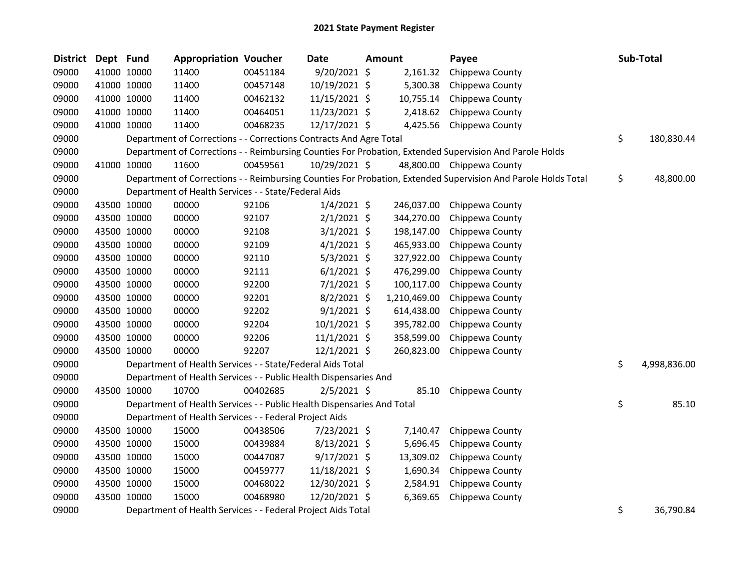## 2021 State Payment Register

| District | Dept | Fund | Appropriation | Voucher | Date | Amount | Payee | Sub-Total |
|---|---|---|---|---|---|---|---|---|
| 09000 | 41000 | 10000 | 11400 | 00451184 | 9/20/2021 | $ 2,161.32 | Chippewa County | |
| 09000 | 41000 | 10000 | 11400 | 00457148 | 10/19/2021 | $ 5,300.38 | Chippewa County | |
| 09000 | 41000 | 10000 | 11400 | 00462132 | 11/15/2021 | $ 10,755.14 | Chippewa County | |
| 09000 | 41000 | 10000 | 11400 | 00464051 | 11/23/2021 | $ 2,418.62 | Chippewa County | |
| 09000 | 41000 | 10000 | 11400 | 00468235 | 12/17/2021 | $ 4,425.56 | Chippewa County | |
| 09000 | | | Department of Corrections - - Corrections Contracts And Agre Total | | | | | $ 180,830.44 |
| 09000 | | | Department of Corrections - - Reimbursing Counties For Probation, Extended Supervision And Parole Holds | | | | | |
| 09000 | 41000 | 10000 | 11600 | 00459561 | 10/29/2021 | $ 48,800.00 | Chippewa County | |
| 09000 | | | Department of Corrections - - Reimbursing Counties For Probation, Extended Supervision And Parole Holds Total | | | | | $ 48,800.00 |
| 09000 | | | Department of Health Services - - State/Federal Aids | | | | | |
| 09000 | 43500 | 10000 | 00000 | 92106 | 1/4/2021 | $ 246,037.00 | Chippewa County | |
| 09000 | 43500 | 10000 | 00000 | 92107 | 2/1/2021 | $ 344,270.00 | Chippewa County | |
| 09000 | 43500 | 10000 | 00000 | 92108 | 3/1/2021 | $ 198,147.00 | Chippewa County | |
| 09000 | 43500 | 10000 | 00000 | 92109 | 4/1/2021 | $ 465,933.00 | Chippewa County | |
| 09000 | 43500 | 10000 | 00000 | 92110 | 5/3/2021 | $ 327,922.00 | Chippewa County | |
| 09000 | 43500 | 10000 | 00000 | 92111 | 6/1/2021 | $ 476,299.00 | Chippewa County | |
| 09000 | 43500 | 10000 | 00000 | 92200 | 7/1/2021 | $ 100,117.00 | Chippewa County | |
| 09000 | 43500 | 10000 | 00000 | 92201 | 8/2/2021 | $ 1,210,469.00 | Chippewa County | |
| 09000 | 43500 | 10000 | 00000 | 92202 | 9/1/2021 | $ 614,438.00 | Chippewa County | |
| 09000 | 43500 | 10000 | 00000 | 92204 | 10/1/2021 | $ 395,782.00 | Chippewa County | |
| 09000 | 43500 | 10000 | 00000 | 92206 | 11/1/2021 | $ 358,599.00 | Chippewa County | |
| 09000 | 43500 | 10000 | 00000 | 92207 | 12/1/2021 | $ 260,823.00 | Chippewa County | |
| 09000 | | | Department of Health Services - - State/Federal Aids Total | | | | | $ 4,998,836.00 |
| 09000 | | | Department of Health Services - - Public Health Dispensaries And | | | | | |
| 09000 | 43500 | 10000 | 10700 | 00402685 | 2/5/2021 | $ 85.10 | Chippewa County | |
| 09000 | | | Department of Health Services - - Public Health Dispensaries And Total | | | | | $ 85.10 |
| 09000 | | | Department of Health Services - - Federal Project Aids | | | | | |
| 09000 | 43500 | 10000 | 15000 | 00438506 | 7/23/2021 | $ 7,140.47 | Chippewa County | |
| 09000 | 43500 | 10000 | 15000 | 00439884 | 8/13/2021 | $ 5,696.45 | Chippewa County | |
| 09000 | 43500 | 10000 | 15000 | 00447087 | 9/17/2021 | $ 13,309.02 | Chippewa County | |
| 09000 | 43500 | 10000 | 15000 | 00459777 | 11/18/2021 | $ 1,690.34 | Chippewa County | |
| 09000 | 43500 | 10000 | 15000 | 00468022 | 12/30/2021 | $ 2,584.91 | Chippewa County | |
| 09000 | 43500 | 10000 | 15000 | 00468980 | 12/20/2021 | $ 6,369.65 | Chippewa County | |
| 09000 | | | Department of Health Services - - Federal Project Aids Total | | | | | $ 36,790.84 |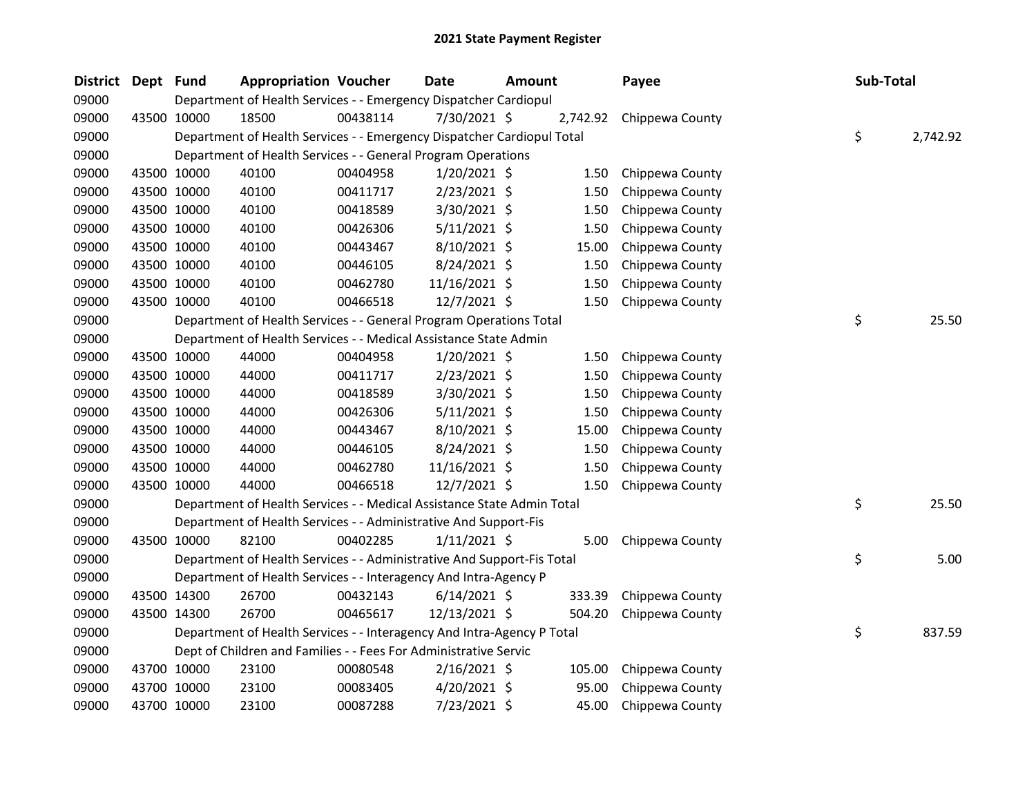# 2021 State Payment Register

| District | Dept | Fund | Appropriation | Voucher | Date | Amount | Payee | Sub-Total |
|---|---|---|---|---|---|---|---|---|
| 09000 | | Department of Health Services - - Emergency Dispatcher Cardiopul | | | | | | |
| 09000 | 43500 | 10000 | 18500 | 00438114 | 7/30/2021 | $ 2,742.92 | Chippewa County | |
| 09000 | | Department of Health Services - - Emergency Dispatcher Cardiopul Total | | | | | | $ 2,742.92 |
| 09000 | | Department of Health Services - - General Program Operations | | | | | | |
| 09000 | 43500 | 10000 | 40100 | 00404958 | 1/20/2021 | $ 1.50 | Chippewa County | |
| 09000 | 43500 | 10000 | 40100 | 00411717 | 2/23/2021 | $ 1.50 | Chippewa County | |
| 09000 | 43500 | 10000 | 40100 | 00418589 | 3/30/2021 | $ 1.50 | Chippewa County | |
| 09000 | 43500 | 10000 | 40100 | 00426306 | 5/11/2021 | $ 1.50 | Chippewa County | |
| 09000 | 43500 | 10000 | 40100 | 00443467 | 8/10/2021 | $ 15.00 | Chippewa County | |
| 09000 | 43500 | 10000 | 40100 | 00446105 | 8/24/2021 | $ 1.50 | Chippewa County | |
| 09000 | 43500 | 10000 | 40100 | 00462780 | 11/16/2021 | $ 1.50 | Chippewa County | |
| 09000 | 43500 | 10000 | 40100 | 00466518 | 12/7/2021 | $ 1.50 | Chippewa County | |
| 09000 | | Department of Health Services - - General Program Operations Total | | | | | | $ 25.50 |
| 09000 | | Department of Health Services - - Medical Assistance State Admin | | | | | | |
| 09000 | 43500 | 10000 | 44000 | 00404958 | 1/20/2021 | $ 1.50 | Chippewa County | |
| 09000 | 43500 | 10000 | 44000 | 00411717 | 2/23/2021 | $ 1.50 | Chippewa County | |
| 09000 | 43500 | 10000 | 44000 | 00418589 | 3/30/2021 | $ 1.50 | Chippewa County | |
| 09000 | 43500 | 10000 | 44000 | 00426306 | 5/11/2021 | $ 1.50 | Chippewa County | |
| 09000 | 43500 | 10000 | 44000 | 00443467 | 8/10/2021 | $ 15.00 | Chippewa County | |
| 09000 | 43500 | 10000 | 44000 | 00446105 | 8/24/2021 | $ 1.50 | Chippewa County | |
| 09000 | 43500 | 10000 | 44000 | 00462780 | 11/16/2021 | $ 1.50 | Chippewa County | |
| 09000 | 43500 | 10000 | 44000 | 00466518 | 12/7/2021 | $ 1.50 | Chippewa County | |
| 09000 | | Department of Health Services - - Medical Assistance State Admin Total | | | | | | $ 25.50 |
| 09000 | | Department of Health Services - - Administrative And Support-Fis | | | | | | |
| 09000 | 43500 | 10000 | 82100 | 00402285 | 1/11/2021 | $ 5.00 | Chippewa County | |
| 09000 | | Department of Health Services - - Administrative And Support-Fis Total | | | | | | $ 5.00 |
| 09000 | | Department of Health Services - - Interagency And Intra-Agency P | | | | | | |
| 09000 | 43500 | 14300 | 26700 | 00432143 | 6/14/2021 | $ 333.39 | Chippewa County | |
| 09000 | 43500 | 14300 | 26700 | 00465617 | 12/13/2021 | $ 504.20 | Chippewa County | |
| 09000 | | Department of Health Services - - Interagency And Intra-Agency P Total | | | | | | $ 837.59 |
| 09000 | | Dept of Children and Families - - Fees For Administrative Servic | | | | | | |
| 09000 | 43700 | 10000 | 23100 | 00080548 | 2/16/2021 | $ 105.00 | Chippewa County | |
| 09000 | 43700 | 10000 | 23100 | 00083405 | 4/20/2021 | $ 95.00 | Chippewa County | |
| 09000 | 43700 | 10000 | 23100 | 00087288 | 7/23/2021 | $ 45.00 | Chippewa County | |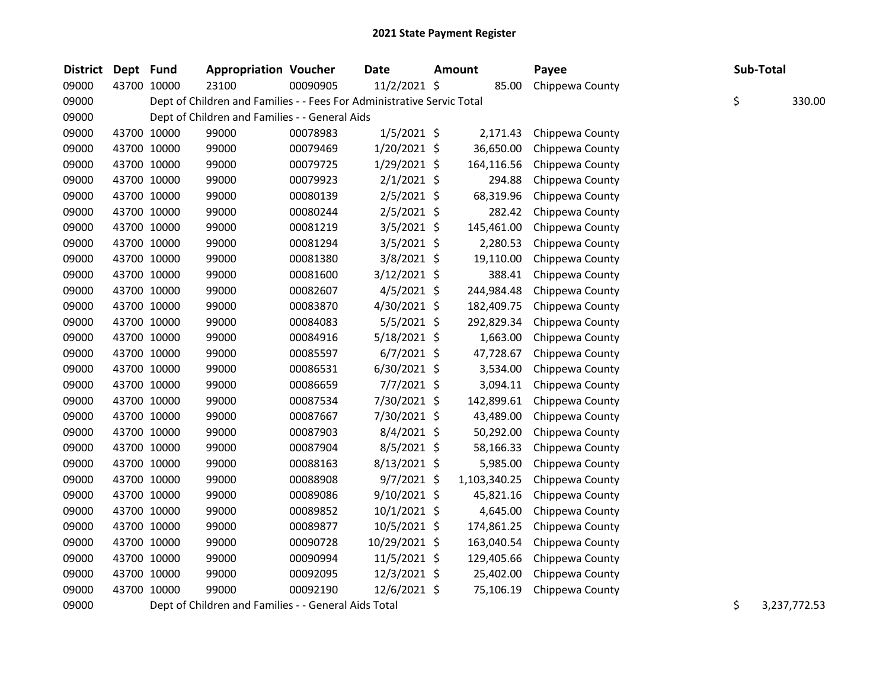## 2021 State Payment Register

| District | Dept | Fund | Appropriation | Voucher | Date | Amount | Payee | Sub-Total |
|---|---|---|---|---|---|---|---|---|
| 09000 | 43700 | 10000 | 23100 | 00090905 | 11/2/2021 | $ 85.00 | Chippewa County | |
| 09000 | | Dept of Children and Families - - Fees For Administrative Servic Total | | | | | | $ 330.00 |
| 09000 | | Dept of Children and Families - - General Aids | | | | | | |
| 09000 | 43700 | 10000 | 99000 | 00078983 | 1/5/2021 | $ 2,171.43 | Chippewa County | |
| 09000 | 43700 | 10000 | 99000 | 00079469 | 1/20/2021 | $ 36,650.00 | Chippewa County | |
| 09000 | 43700 | 10000 | 99000 | 00079725 | 1/29/2021 | $ 164,116.56 | Chippewa County | |
| 09000 | 43700 | 10000 | 99000 | 00079923 | 2/1/2021 | $ 294.88 | Chippewa County | |
| 09000 | 43700 | 10000 | 99000 | 00080139 | 2/5/2021 | $ 68,319.96 | Chippewa County | |
| 09000 | 43700 | 10000 | 99000 | 00080244 | 2/5/2021 | $ 282.42 | Chippewa County | |
| 09000 | 43700 | 10000 | 99000 | 00081219 | 3/5/2021 | $ 145,461.00 | Chippewa County | |
| 09000 | 43700 | 10000 | 99000 | 00081294 | 3/5/2021 | $ 2,280.53 | Chippewa County | |
| 09000 | 43700 | 10000 | 99000 | 00081380 | 3/8/2021 | $ 19,110.00 | Chippewa County | |
| 09000 | 43700 | 10000 | 99000 | 00081600 | 3/12/2021 | $ 388.41 | Chippewa County | |
| 09000 | 43700 | 10000 | 99000 | 00082607 | 4/5/2021 | $ 244,984.48 | Chippewa County | |
| 09000 | 43700 | 10000 | 99000 | 00083870 | 4/30/2021 | $ 182,409.75 | Chippewa County | |
| 09000 | 43700 | 10000 | 99000 | 00084083 | 5/5/2021 | $ 292,829.34 | Chippewa County | |
| 09000 | 43700 | 10000 | 99000 | 00084916 | 5/18/2021 | $ 1,663.00 | Chippewa County | |
| 09000 | 43700 | 10000 | 99000 | 00085597 | 6/7/2021 | $ 47,728.67 | Chippewa County | |
| 09000 | 43700 | 10000 | 99000 | 00086531 | 6/30/2021 | $ 3,534.00 | Chippewa County | |
| 09000 | 43700 | 10000 | 99000 | 00086659 | 7/7/2021 | $ 3,094.11 | Chippewa County | |
| 09000 | 43700 | 10000 | 99000 | 00087534 | 7/30/2021 | $ 142,899.61 | Chippewa County | |
| 09000 | 43700 | 10000 | 99000 | 00087667 | 7/30/2021 | $ 43,489.00 | Chippewa County | |
| 09000 | 43700 | 10000 | 99000 | 00087903 | 8/4/2021 | $ 50,292.00 | Chippewa County | |
| 09000 | 43700 | 10000 | 99000 | 00087904 | 8/5/2021 | $ 58,166.33 | Chippewa County | |
| 09000 | 43700 | 10000 | 99000 | 00088163 | 8/13/2021 | $ 5,985.00 | Chippewa County | |
| 09000 | 43700 | 10000 | 99000 | 00088908 | 9/7/2021 | $ 1,103,340.25 | Chippewa County | |
| 09000 | 43700 | 10000 | 99000 | 00089086 | 9/10/2021 | $ 45,821.16 | Chippewa County | |
| 09000 | 43700 | 10000 | 99000 | 00089852 | 10/1/2021 | $ 4,645.00 | Chippewa County | |
| 09000 | 43700 | 10000 | 99000 | 00089877 | 10/5/2021 | $ 174,861.25 | Chippewa County | |
| 09000 | 43700 | 10000 | 99000 | 00090728 | 10/29/2021 | $ 163,040.54 | Chippewa County | |
| 09000 | 43700 | 10000 | 99000 | 00090994 | 11/5/2021 | $ 129,405.66 | Chippewa County | |
| 09000 | 43700 | 10000 | 99000 | 00092095 | 12/3/2021 | $ 25,402.00 | Chippewa County | |
| 09000 | 43700 | 10000 | 99000 | 00092190 | 12/6/2021 | $ 75,106.19 | Chippewa County | |
| 09000 | | Dept of Children and Families - - General Aids Total | | | | | | $ 3,237,772.53 |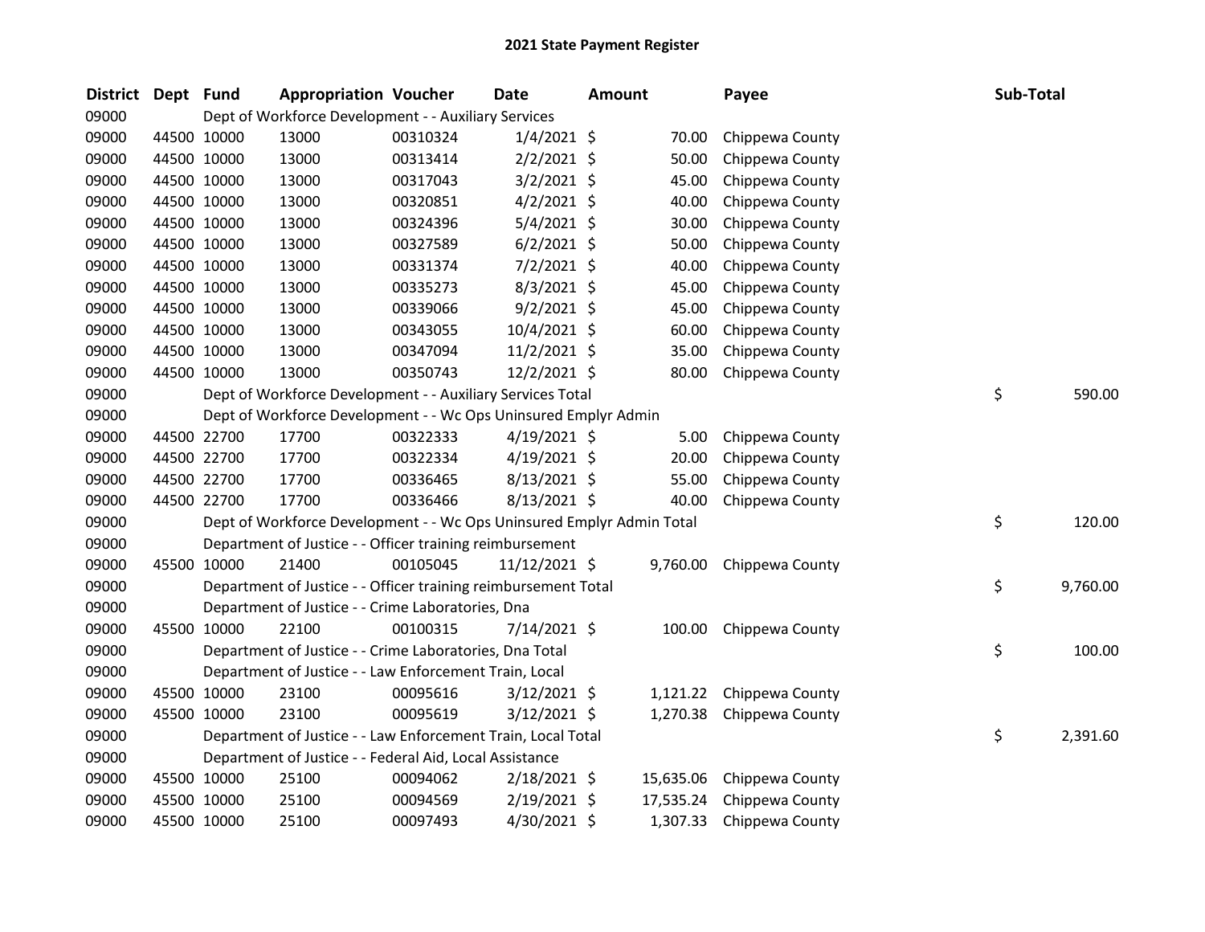# 2021 State Payment Register

| District | Dept | Fund | Appropriation | Voucher | Date | Amount | Payee | Sub-Total |
|---|---|---|---|---|---|---|---|---|
| 09000 | | Dept of Workforce Development - - Auxiliary Services | | | | | | |
| 09000 | 44500 | 10000 | 13000 | 00310324 | 1/4/2021 | $ 70.00 | Chippewa County | |
| 09000 | 44500 | 10000 | 13000 | 00313414 | 2/2/2021 | $ 50.00 | Chippewa County | |
| 09000 | 44500 | 10000 | 13000 | 00317043 | 3/2/2021 | $ 45.00 | Chippewa County | |
| 09000 | 44500 | 10000 | 13000 | 00320851 | 4/2/2021 | $ 40.00 | Chippewa County | |
| 09000 | 44500 | 10000 | 13000 | 00324396 | 5/4/2021 | $ 30.00 | Chippewa County | |
| 09000 | 44500 | 10000 | 13000 | 00327589 | 6/2/2021 | $ 50.00 | Chippewa County | |
| 09000 | 44500 | 10000 | 13000 | 00331374 | 7/2/2021 | $ 40.00 | Chippewa County | |
| 09000 | 44500 | 10000 | 13000 | 00335273 | 8/3/2021 | $ 45.00 | Chippewa County | |
| 09000 | 44500 | 10000 | 13000 | 00339066 | 9/2/2021 | $ 45.00 | Chippewa County | |
| 09000 | 44500 | 10000 | 13000 | 00343055 | 10/4/2021 | $ 60.00 | Chippewa County | |
| 09000 | 44500 | 10000 | 13000 | 00347094 | 11/2/2021 | $ 35.00 | Chippewa County | |
| 09000 | 44500 | 10000 | 13000 | 00350743 | 12/2/2021 | $ 80.00 | Chippewa County | |
| 09000 | | Dept of Workforce Development - - Auxiliary Services Total | | | | | | $ 590.00 |
| 09000 | | Dept of Workforce Development - - Wc Ops Uninsured Emplyr Admin | | | | | | |
| 09000 | 44500 | 22700 | 17700 | 00322333 | 4/19/2021 | $ 5.00 | Chippewa County | |
| 09000 | 44500 | 22700 | 17700 | 00322334 | 4/19/2021 | $ 20.00 | Chippewa County | |
| 09000 | 44500 | 22700 | 17700 | 00336465 | 8/13/2021 | $ 55.00 | Chippewa County | |
| 09000 | 44500 | 22700 | 17700 | 00336466 | 8/13/2021 | $ 40.00 | Chippewa County | |
| 09000 | | Dept of Workforce Development - - Wc Ops Uninsured Emplyr Admin Total | | | | | | $ 120.00 |
| 09000 | | Department of Justice - - Officer training reimbursement | | | | | | |
| 09000 | 45500 | 10000 | 21400 | 00105045 | 11/12/2021 | $ 9,760.00 | Chippewa County | |
| 09000 | | Department of Justice - - Officer training reimbursement Total | | | | | | $ 9,760.00 |
| 09000 | | Department of Justice - - Crime Laboratories, Dna | | | | | | |
| 09000 | 45500 | 10000 | 22100 | 00100315 | 7/14/2021 | $ 100.00 | Chippewa County | |
| 09000 | | Department of Justice - - Crime Laboratories, Dna Total | | | | | | $ 100.00 |
| 09000 | | Department of Justice - - Law Enforcement Train, Local | | | | | | |
| 09000 | 45500 | 10000 | 23100 | 00095616 | 3/12/2021 | $ 1,121.22 | Chippewa County | |
| 09000 | 45500 | 10000 | 23100 | 00095619 | 3/12/2021 | $ 1,270.38 | Chippewa County | |
| 09000 | | Department of Justice - - Law Enforcement Train, Local Total | | | | | | $ 2,391.60 |
| 09000 | | Department of Justice - - Federal Aid, Local Assistance | | | | | | |
| 09000 | 45500 | 10000 | 25100 | 00094062 | 2/18/2021 | $ 15,635.06 | Chippewa County | |
| 09000 | 45500 | 10000 | 25100 | 00094569 | 2/19/2021 | $ 17,535.24 | Chippewa County | |
| 09000 | 45500 | 10000 | 25100 | 00097493 | 4/30/2021 | $ 1,307.33 | Chippewa County | |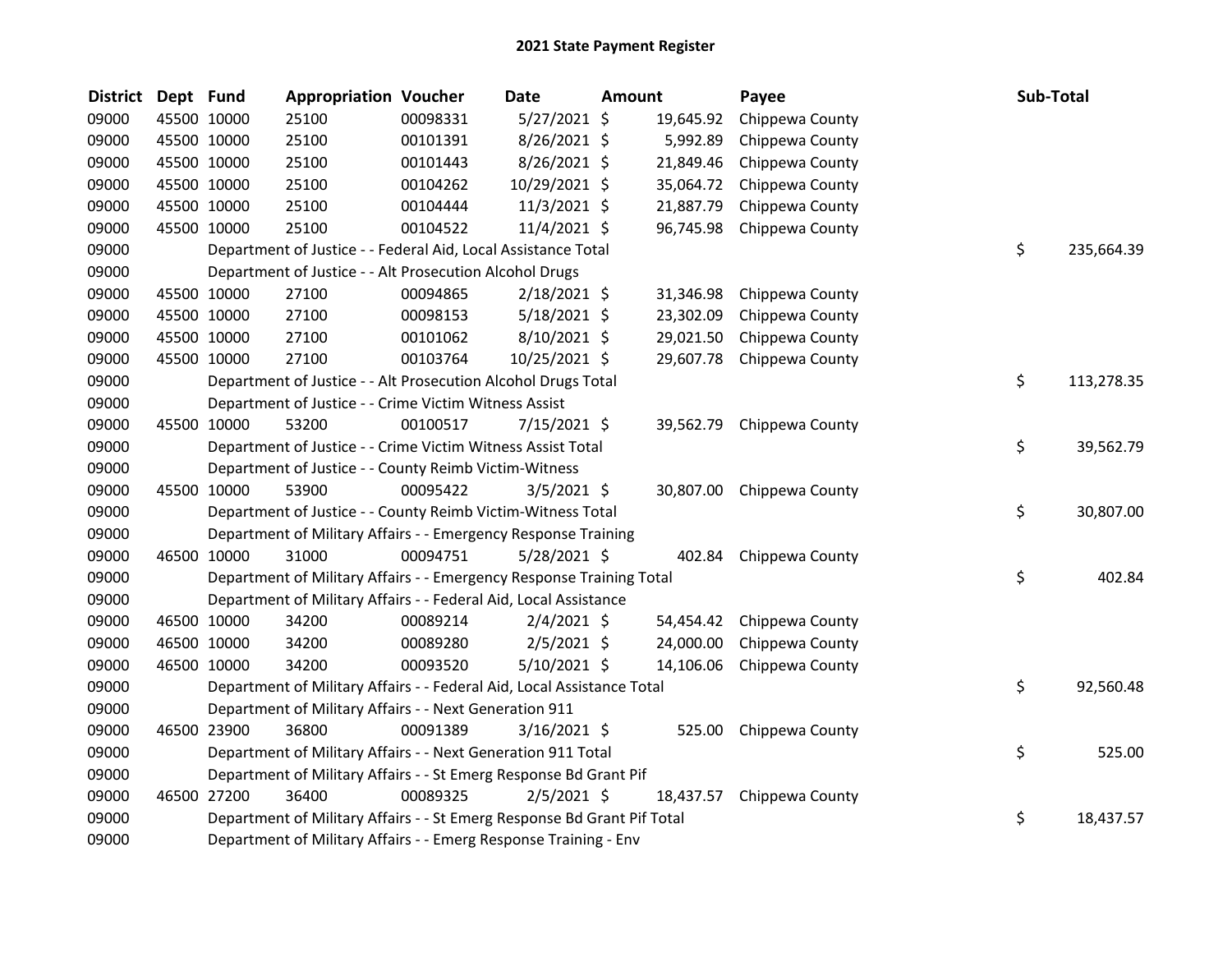# 2021 State Payment Register

| District | Dept | Fund | Appropriation | Voucher | Date | Amount | Payee | Sub-Total |
|---|---|---|---|---|---|---|---|---|
| 09000 | 45500 | 10000 | 25100 | 00098331 | 5/27/2021 | $ 19,645.92 | Chippewa County | |
| 09000 | 45500 | 10000 | 25100 | 00101391 | 8/26/2021 | $ 5,992.89 | Chippewa County | |
| 09000 | 45500 | 10000 | 25100 | 00101443 | 8/26/2021 | $ 21,849.46 | Chippewa County | |
| 09000 | 45500 | 10000 | 25100 | 00104262 | 10/29/2021 | $ 35,064.72 | Chippewa County | |
| 09000 | 45500 | 10000 | 25100 | 00104444 | 11/3/2021 | $ 21,887.79 | Chippewa County | |
| 09000 | 45500 | 10000 | 25100 | 00104522 | 11/4/2021 | $ 96,745.98 | Chippewa County | |
| 09000 | | | Department of Justice - - Federal Aid, Local Assistance Total | | | | | $ 235,664.39 |
| 09000 | | | Department of Justice - - Alt Prosecution Alcohol Drugs | | | | | |
| 09000 | 45500 | 10000 | 27100 | 00094865 | 2/18/2021 | $ 31,346.98 | Chippewa County | |
| 09000 | 45500 | 10000 | 27100 | 00098153 | 5/18/2021 | $ 23,302.09 | Chippewa County | |
| 09000 | 45500 | 10000 | 27100 | 00101062 | 8/10/2021 | $ 29,021.50 | Chippewa County | |
| 09000 | 45500 | 10000 | 27100 | 00103764 | 10/25/2021 | $ 29,607.78 | Chippewa County | |
| 09000 | | | Department of Justice - - Alt Prosecution Alcohol Drugs Total | | | | | $ 113,278.35 |
| 09000 | | | Department of Justice - - Crime Victim Witness Assist | | | | | |
| 09000 | 45500 | 10000 | 53200 | 00100517 | 7/15/2021 | $ 39,562.79 | Chippewa County | |
| 09000 | | | Department of Justice - - Crime Victim Witness Assist Total | | | | | $ 39,562.79 |
| 09000 | | | Department of Justice - - County Reimb Victim-Witness | | | | | |
| 09000 | 45500 | 10000 | 53900 | 00095422 | 3/5/2021 | $ 30,807.00 | Chippewa County | |
| 09000 | | | Department of Justice - - County Reimb Victim-Witness Total | | | | | $ 30,807.00 |
| 09000 | | | Department of Military Affairs - - Emergency Response Training | | | | | |
| 09000 | 46500 | 10000 | 31000 | 00094751 | 5/28/2021 | $ 402.84 | Chippewa County | |
| 09000 | | | Department of Military Affairs - - Emergency Response Training Total | | | | | $ 402.84 |
| 09000 | | | Department of Military Affairs - - Federal Aid, Local Assistance | | | | | |
| 09000 | 46500 | 10000 | 34200 | 00089214 | 2/4/2021 | $ 54,454.42 | Chippewa County | |
| 09000 | 46500 | 10000 | 34200 | 00089280 | 2/5/2021 | $ 24,000.00 | Chippewa County | |
| 09000 | 46500 | 10000 | 34200 | 00093520 | 5/10/2021 | $ 14,106.06 | Chippewa County | |
| 09000 | | | Department of Military Affairs - - Federal Aid, Local Assistance Total | | | | | $ 92,560.48 |
| 09000 | | | Department of Military Affairs - - Next Generation 911 | | | | | |
| 09000 | 46500 | 23900 | 36800 | 00091389 | 3/16/2021 | $ 525.00 | Chippewa County | |
| 09000 | | | Department of Military Affairs - - Next Generation 911 Total | | | | | $ 525.00 |
| 09000 | | | Department of Military Affairs - - St Emerg Response Bd Grant Pif | | | | | |
| 09000 | 46500 | 27200 | 36400 | 00089325 | 2/5/2021 | $ 18,437.57 | Chippewa County | |
| 09000 | | | Department of Military Affairs - - St Emerg Response Bd Grant Pif Total | | | | | $ 18,437.57 |
| 09000 | | | Department of Military Affairs - - Emerg Response Training - Env | | | | | |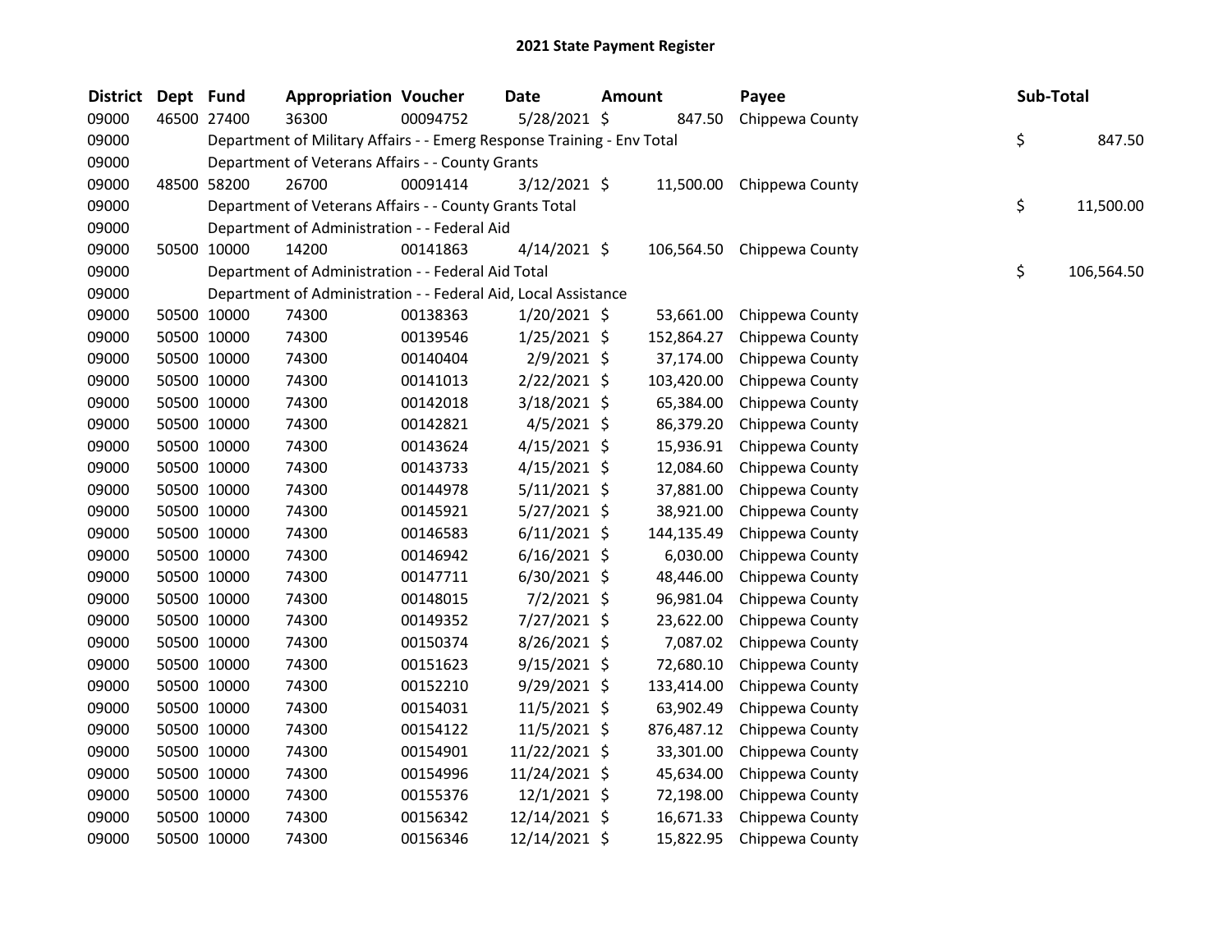# 2021 State Payment Register

| District | Dept | Fund | Appropriation | Voucher | Date | Amount | Payee | Sub-Total |
|---|---|---|---|---|---|---|---|---|
| 09000 | 46500 | 27400 | 36300 | 00094752 | 5/28/2021 | $ 847.50 | Chippewa County | |
| 09000 | | Department of Military Affairs - - Emerg Response Training - Env Total | | | | | | $ 847.50 |
| 09000 | | Department of Veterans Affairs - - County Grants | | | | | | |
| 09000 | 48500 | 58200 | 26700 | 00091414 | 3/12/2021 | $ 11,500.00 | Chippewa County | |
| 09000 | | Department of Veterans Affairs - - County Grants Total | | | | | | $ 11,500.00 |
| 09000 | | Department of Administration - - Federal Aid | | | | | | |
| 09000 | 50500 | 10000 | 14200 | 00141863 | 4/14/2021 | $ 106,564.50 | Chippewa County | |
| 09000 | | Department of Administration - - Federal Aid Total | | | | | | $ 106,564.50 |
| 09000 | | Department of Administration - - Federal Aid, Local Assistance | | | | | | |
| 09000 | 50500 | 10000 | 74300 | 00138363 | 1/20/2021 | $ 53,661.00 | Chippewa County | |
| 09000 | 50500 | 10000 | 74300 | 00139546 | 1/25/2021 | $ 152,864.27 | Chippewa County | |
| 09000 | 50500 | 10000 | 74300 | 00140404 | 2/9/2021 | $ 37,174.00 | Chippewa County | |
| 09000 | 50500 | 10000 | 74300 | 00141013 | 2/22/2021 | $ 103,420.00 | Chippewa County | |
| 09000 | 50500 | 10000 | 74300 | 00142018 | 3/18/2021 | $ 65,384.00 | Chippewa County | |
| 09000 | 50500 | 10000 | 74300 | 00142821 | 4/5/2021 | $ 86,379.20 | Chippewa County | |
| 09000 | 50500 | 10000 | 74300 | 00143624 | 4/15/2021 | $ 15,936.91 | Chippewa County | |
| 09000 | 50500 | 10000 | 74300 | 00143733 | 4/15/2021 | $ 12,084.60 | Chippewa County | |
| 09000 | 50500 | 10000 | 74300 | 00144978 | 5/11/2021 | $ 37,881.00 | Chippewa County | |
| 09000 | 50500 | 10000 | 74300 | 00145921 | 5/27/2021 | $ 38,921.00 | Chippewa County | |
| 09000 | 50500 | 10000 | 74300 | 00146583 | 6/11/2021 | $ 144,135.49 | Chippewa County | |
| 09000 | 50500 | 10000 | 74300 | 00146942 | 6/16/2021 | $ 6,030.00 | Chippewa County | |
| 09000 | 50500 | 10000 | 74300 | 00147711 | 6/30/2021 | $ 48,446.00 | Chippewa County | |
| 09000 | 50500 | 10000 | 74300 | 00148015 | 7/2/2021 | $ 96,981.04 | Chippewa County | |
| 09000 | 50500 | 10000 | 74300 | 00149352 | 7/27/2021 | $ 23,622.00 | Chippewa County | |
| 09000 | 50500 | 10000 | 74300 | 00150374 | 8/26/2021 | $ 7,087.02 | Chippewa County | |
| 09000 | 50500 | 10000 | 74300 | 00151623 | 9/15/2021 | $ 72,680.10 | Chippewa County | |
| 09000 | 50500 | 10000 | 74300 | 00152210 | 9/29/2021 | $ 133,414.00 | Chippewa County | |
| 09000 | 50500 | 10000 | 74300 | 00154031 | 11/5/2021 | $ 63,902.49 | Chippewa County | |
| 09000 | 50500 | 10000 | 74300 | 00154122 | 11/5/2021 | $ 876,487.12 | Chippewa County | |
| 09000 | 50500 | 10000 | 74300 | 00154901 | 11/22/2021 | $ 33,301.00 | Chippewa County | |
| 09000 | 50500 | 10000 | 74300 | 00154996 | 11/24/2021 | $ 45,634.00 | Chippewa County | |
| 09000 | 50500 | 10000 | 74300 | 00155376 | 12/1/2021 | $ 72,198.00 | Chippewa County | |
| 09000 | 50500 | 10000 | 74300 | 00156342 | 12/14/2021 | $ 16,671.33 | Chippewa County | |
| 09000 | 50500 | 10000 | 74300 | 00156346 | 12/14/2021 | $ 15,822.95 | Chippewa County | |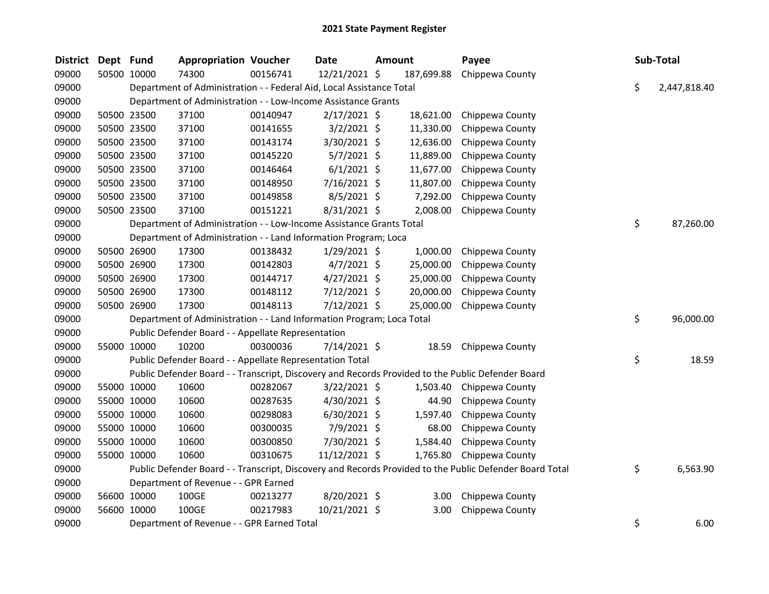# 2021 State Payment Register

| District | Dept | Fund | Appropriation | Voucher | Date | Amount | Payee | Sub-Total |
|---|---|---|---|---|---|---|---|---|
| 09000 | 50500 | 10000 | 74300 | 00156741 | 12/21/2021 | $ 187,699.88 | Chippewa County | |
| 09000 | | Department of Administration - - Federal Aid, Local Assistance Total | | | | | | $ 2,447,818.40 |
| 09000 | | Department of Administration - - Low-Income Assistance Grants | | | | | | |
| 09000 | 50500 | 23500 | 37100 | 00140947 | 2/17/2021 | $ 18,621.00 | Chippewa County | |
| 09000 | 50500 | 23500 | 37100 | 00141655 | 3/2/2021 | $ 11,330.00 | Chippewa County | |
| 09000 | 50500 | 23500 | 37100 | 00143174 | 3/30/2021 | $ 12,636.00 | Chippewa County | |
| 09000 | 50500 | 23500 | 37100 | 00145220 | 5/7/2021 | $ 11,889.00 | Chippewa County | |
| 09000 | 50500 | 23500 | 37100 | 00146464 | 6/1/2021 | $ 11,677.00 | Chippewa County | |
| 09000 | 50500 | 23500 | 37100 | 00148950 | 7/16/2021 | $ 11,807.00 | Chippewa County | |
| 09000 | 50500 | 23500 | 37100 | 00149858 | 8/5/2021 | $ 7,292.00 | Chippewa County | |
| 09000 | 50500 | 23500 | 37100 | 00151221 | 8/31/2021 | $ 2,008.00 | Chippewa County | |
| 09000 | | Department of Administration - - Low-Income Assistance Grants Total | | | | | | $ 87,260.00 |
| 09000 | | Department of Administration - - Land Information Program; Loca | | | | | | |
| 09000 | 50500 | 26900 | 17300 | 00138432 | 1/29/2021 | $ 1,000.00 | Chippewa County | |
| 09000 | 50500 | 26900 | 17300 | 00142803 | 4/7/2021 | $ 25,000.00 | Chippewa County | |
| 09000 | 50500 | 26900 | 17300 | 00144717 | 4/27/2021 | $ 25,000.00 | Chippewa County | |
| 09000 | 50500 | 26900 | 17300 | 00148112 | 7/12/2021 | $ 20,000.00 | Chippewa County | |
| 09000 | 50500 | 26900 | 17300 | 00148113 | 7/12/2021 | $ 25,000.00 | Chippewa County | |
| 09000 | | Department of Administration - - Land Information Program; Loca Total | | | | | | $ 96,000.00 |
| 09000 | | Public Defender Board - - Appellate Representation | | | | | | |
| 09000 | 55000 | 10000 | 10200 | 00300036 | 7/14/2021 | $ 18.59 | Chippewa County | |
| 09000 | | Public Defender Board - - Appellate Representation Total | | | | | | $ 18.59 |
| 09000 | | Public Defender Board - - Transcript, Discovery and Records Provided to the Public Defender Board | | | | | | |
| 09000 | 55000 | 10000 | 10600 | 00282067 | 3/22/2021 | $ 1,503.40 | Chippewa County | |
| 09000 | 55000 | 10000 | 10600 | 00287635 | 4/30/2021 | $ 44.90 | Chippewa County | |
| 09000 | 55000 | 10000 | 10600 | 00298083 | 6/30/2021 | $ 1,597.40 | Chippewa County | |
| 09000 | 55000 | 10000 | 10600 | 00300035 | 7/9/2021 | $ 68.00 | Chippewa County | |
| 09000 | 55000 | 10000 | 10600 | 00300850 | 7/30/2021 | $ 1,584.40 | Chippewa County | |
| 09000 | 55000 | 10000 | 10600 | 00310675 | 11/12/2021 | $ 1,765.80 | Chippewa County | |
| 09000 | | Public Defender Board - - Transcript, Discovery and Records Provided to the Public Defender Board Total | | | | | | $ 6,563.90 |
| 09000 | | Department of Revenue - - GPR Earned | | | | | | |
| 09000 | 56600 | 10000 | 100GE | 00213277 | 8/20/2021 | $ 3.00 | Chippewa County | |
| 09000 | 56600 | 10000 | 100GE | 00217983 | 10/21/2021 | $ 3.00 | Chippewa County | |
| 09000 | | Department of Revenue - - GPR Earned Total | | | | | | $ 6.00 |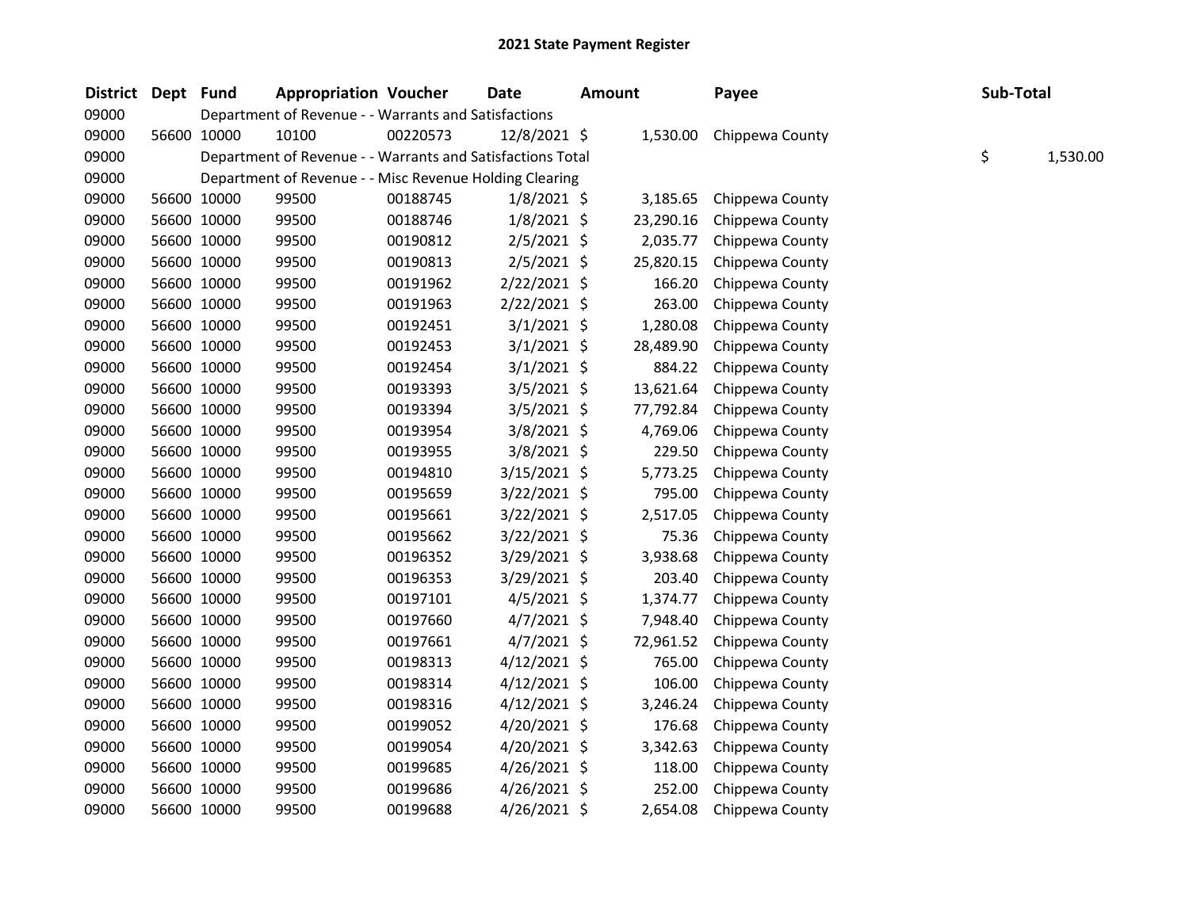# 2021 State Payment Register

| District | Dept | Fund | Appropriation | Voucher | Date | Amount | Payee | Sub-Total |
|---|---|---|---|---|---|---|---|---|
| 09000 | | Department of Revenue - - Warrants and Satisfactions | | | | | | |
| 09000 | 56600 | 10000 | 10100 | 00220573 | 12/8/2021 | $ 1,530.00 | Chippewa County | |
| 09000 | | Department of Revenue - - Warrants and Satisfactions Total | | | | | | $ 1,530.00 |
| 09000 | | Department of Revenue - - Misc Revenue Holding Clearing | | | | | | |
| 09000 | 56600 | 10000 | 99500 | 00188745 | 1/8/2021 | $ 3,185.65 | Chippewa County | |
| 09000 | 56600 | 10000 | 99500 | 00188746 | 1/8/2021 | $ 23,290.16 | Chippewa County | |
| 09000 | 56600 | 10000 | 99500 | 00190812 | 2/5/2021 | $ 2,035.77 | Chippewa County | |
| 09000 | 56600 | 10000 | 99500 | 00190813 | 2/5/2021 | $ 25,820.15 | Chippewa County | |
| 09000 | 56600 | 10000 | 99500 | 00191962 | 2/22/2021 | $ 166.20 | Chippewa County | |
| 09000 | 56600 | 10000 | 99500 | 00191963 | 2/22/2021 | $ 263.00 | Chippewa County | |
| 09000 | 56600 | 10000 | 99500 | 00192451 | 3/1/2021 | $ 1,280.08 | Chippewa County | |
| 09000 | 56600 | 10000 | 99500 | 00192453 | 3/1/2021 | $ 28,489.90 | Chippewa County | |
| 09000 | 56600 | 10000 | 99500 | 00192454 | 3/1/2021 | $ 884.22 | Chippewa County | |
| 09000 | 56600 | 10000 | 99500 | 00193393 | 3/5/2021 | $ 13,621.64 | Chippewa County | |
| 09000 | 56600 | 10000 | 99500 | 00193394 | 3/5/2021 | $ 77,792.84 | Chippewa County | |
| 09000 | 56600 | 10000 | 99500 | 00193954 | 3/8/2021 | $ 4,769.06 | Chippewa County | |
| 09000 | 56600 | 10000 | 99500 | 00193955 | 3/8/2021 | $ 229.50 | Chippewa County | |
| 09000 | 56600 | 10000 | 99500 | 00194810 | 3/15/2021 | $ 5,773.25 | Chippewa County | |
| 09000 | 56600 | 10000 | 99500 | 00195659 | 3/22/2021 | $ 795.00 | Chippewa County | |
| 09000 | 56600 | 10000 | 99500 | 00195661 | 3/22/2021 | $ 2,517.05 | Chippewa County | |
| 09000 | 56600 | 10000 | 99500 | 00195662 | 3/22/2021 | $ 75.36 | Chippewa County | |
| 09000 | 56600 | 10000 | 99500 | 00196352 | 3/29/2021 | $ 3,938.68 | Chippewa County | |
| 09000 | 56600 | 10000 | 99500 | 00196353 | 3/29/2021 | $ 203.40 | Chippewa County | |
| 09000 | 56600 | 10000 | 99500 | 00197101 | 4/5/2021 | $ 1,374.77 | Chippewa County | |
| 09000 | 56600 | 10000 | 99500 | 00197660 | 4/7/2021 | $ 7,948.40 | Chippewa County | |
| 09000 | 56600 | 10000 | 99500 | 00197661 | 4/7/2021 | $ 72,961.52 | Chippewa County | |
| 09000 | 56600 | 10000 | 99500 | 00198313 | 4/12/2021 | $ 765.00 | Chippewa County | |
| 09000 | 56600 | 10000 | 99500 | 00198314 | 4/12/2021 | $ 106.00 | Chippewa County | |
| 09000 | 56600 | 10000 | 99500 | 00198316 | 4/12/2021 | $ 3,246.24 | Chippewa County | |
| 09000 | 56600 | 10000 | 99500 | 00199052 | 4/20/2021 | $ 176.68 | Chippewa County | |
| 09000 | 56600 | 10000 | 99500 | 00199054 | 4/20/2021 | $ 3,342.63 | Chippewa County | |
| 09000 | 56600 | 10000 | 99500 | 00199685 | 4/26/2021 | $ 118.00 | Chippewa County | |
| 09000 | 56600 | 10000 | 99500 | 00199686 | 4/26/2021 | $ 252.00 | Chippewa County | |
| 09000 | 56600 | 10000 | 99500 | 00199688 | 4/26/2021 | $ 2,654.08 | Chippewa County | |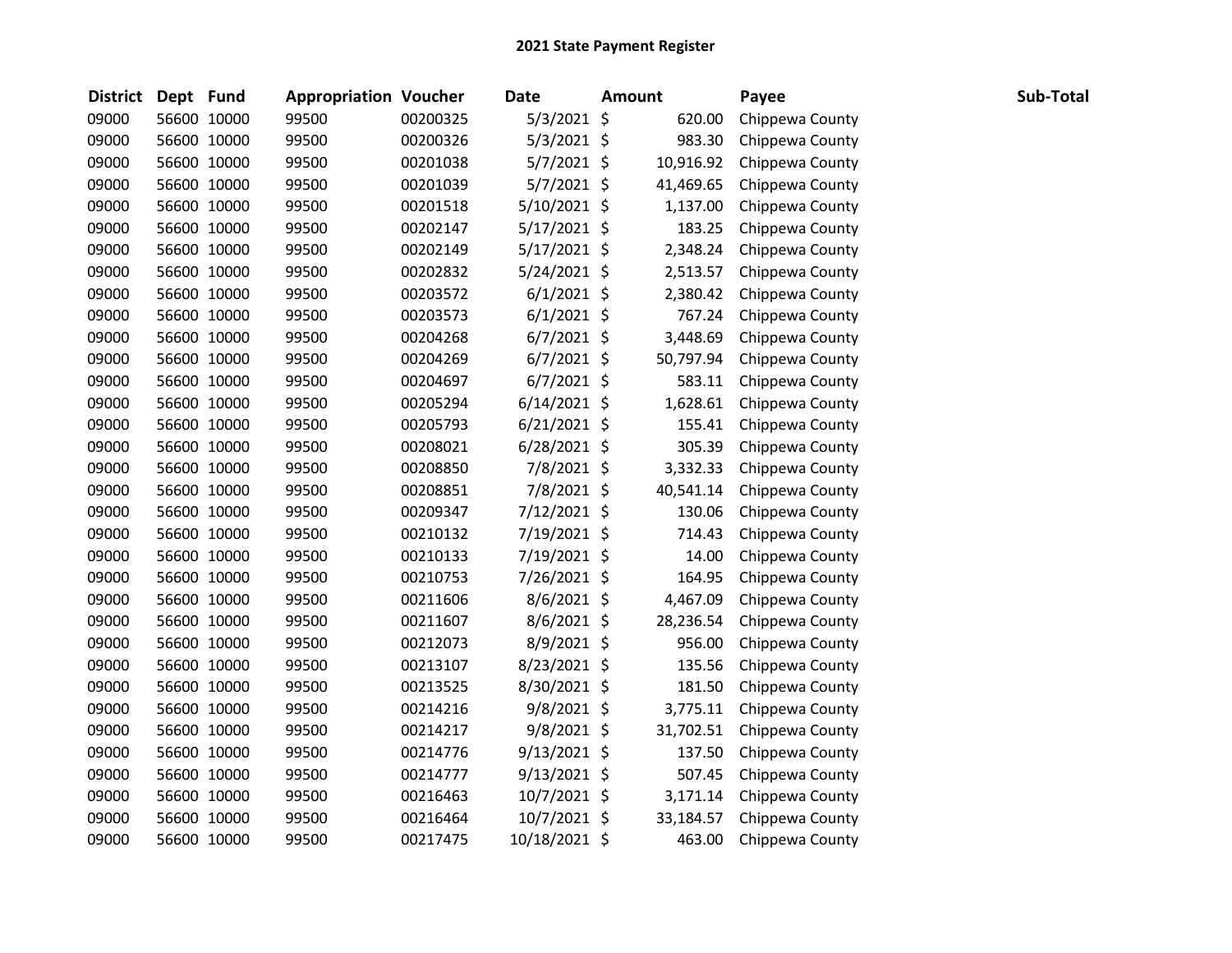# 2021 State Payment Register

| District | Dept | Fund | Appropriation | Voucher | Date | Amount | Payee | Sub-Total |
|---|---|---|---|---|---|---|---|---|
| 09000 | 56600 | 10000 | 99500 | 00200325 | 5/3/2021 | $ 620.00 | Chippewa County | |
| 09000 | 56600 | 10000 | 99500 | 00200326 | 5/3/2021 | $ 983.30 | Chippewa County | |
| 09000 | 56600 | 10000 | 99500 | 00201038 | 5/7/2021 | $ 10,916.92 | Chippewa County | |
| 09000 | 56600 | 10000 | 99500 | 00201039 | 5/7/2021 | $ 41,469.65 | Chippewa County | |
| 09000 | 56600 | 10000 | 99500 | 00201518 | 5/10/2021 | $ 1,137.00 | Chippewa County | |
| 09000 | 56600 | 10000 | 99500 | 00202147 | 5/17/2021 | $ 183.25 | Chippewa County | |
| 09000 | 56600 | 10000 | 99500 | 00202149 | 5/17/2021 | $ 2,348.24 | Chippewa County | |
| 09000 | 56600 | 10000 | 99500 | 00202832 | 5/24/2021 | $ 2,513.57 | Chippewa County | |
| 09000 | 56600 | 10000 | 99500 | 00203572 | 6/1/2021 | $ 2,380.42 | Chippewa County | |
| 09000 | 56600 | 10000 | 99500 | 00203573 | 6/1/2021 | $ 767.24 | Chippewa County | |
| 09000 | 56600 | 10000 | 99500 | 00204268 | 6/7/2021 | $ 3,448.69 | Chippewa County | |
| 09000 | 56600 | 10000 | 99500 | 00204269 | 6/7/2021 | $ 50,797.94 | Chippewa County | |
| 09000 | 56600 | 10000 | 99500 | 00204697 | 6/7/2021 | $ 583.11 | Chippewa County | |
| 09000 | 56600 | 10000 | 99500 | 00205294 | 6/14/2021 | $ 1,628.61 | Chippewa County | |
| 09000 | 56600 | 10000 | 99500 | 00205793 | 6/21/2021 | $ 155.41 | Chippewa County | |
| 09000 | 56600 | 10000 | 99500 | 00208021 | 6/28/2021 | $ 305.39 | Chippewa County | |
| 09000 | 56600 | 10000 | 99500 | 00208850 | 7/8/2021 | $ 3,332.33 | Chippewa County | |
| 09000 | 56600 | 10000 | 99500 | 00208851 | 7/8/2021 | $ 40,541.14 | Chippewa County | |
| 09000 | 56600 | 10000 | 99500 | 00209347 | 7/12/2021 | $ 130.06 | Chippewa County | |
| 09000 | 56600 | 10000 | 99500 | 00210132 | 7/19/2021 | $ 714.43 | Chippewa County | |
| 09000 | 56600 | 10000 | 99500 | 00210133 | 7/19/2021 | $ 14.00 | Chippewa County | |
| 09000 | 56600 | 10000 | 99500 | 00210753 | 7/26/2021 | $ 164.95 | Chippewa County | |
| 09000 | 56600 | 10000 | 99500 | 00211606 | 8/6/2021 | $ 4,467.09 | Chippewa County | |
| 09000 | 56600 | 10000 | 99500 | 00211607 | 8/6/2021 | $ 28,236.54 | Chippewa County | |
| 09000 | 56600 | 10000 | 99500 | 00212073 | 8/9/2021 | $ 956.00 | Chippewa County | |
| 09000 | 56600 | 10000 | 99500 | 00213107 | 8/23/2021 | $ 135.56 | Chippewa County | |
| 09000 | 56600 | 10000 | 99500 | 00213525 | 8/30/2021 | $ 181.50 | Chippewa County | |
| 09000 | 56600 | 10000 | 99500 | 00214216 | 9/8/2021 | $ 3,775.11 | Chippewa County | |
| 09000 | 56600 | 10000 | 99500 | 00214217 | 9/8/2021 | $ 31,702.51 | Chippewa County | |
| 09000 | 56600 | 10000 | 99500 | 00214776 | 9/13/2021 | $ 137.50 | Chippewa County | |
| 09000 | 56600 | 10000 | 99500 | 00214777 | 9/13/2021 | $ 507.45 | Chippewa County | |
| 09000 | 56600 | 10000 | 99500 | 00216463 | 10/7/2021 | $ 3,171.14 | Chippewa County | |
| 09000 | 56600 | 10000 | 99500 | 00216464 | 10/7/2021 | $ 33,184.57 | Chippewa County | |
| 09000 | 56600 | 10000 | 99500 | 00217475 | 10/18/2021 | $ 463.00 | Chippewa County | |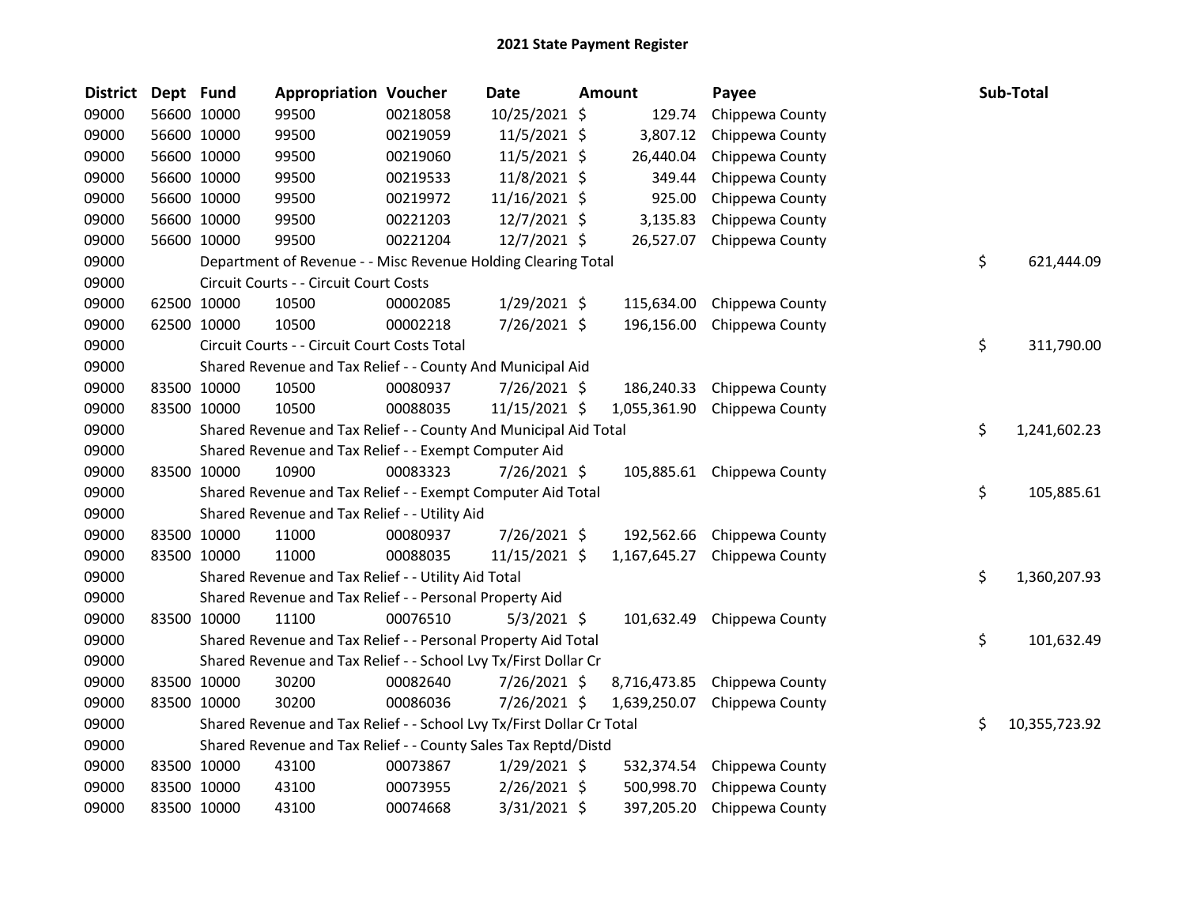# 2021 State Payment Register

| District | Dept | Fund | Appropriation | Voucher | Date | Amount | Payee | Sub-Total |
|---|---|---|---|---|---|---|---|---|
| 09000 | 56600 | 10000 | 99500 | 00218058 | 10/25/2021 | $ 129.74 | Chippewa County | |
| 09000 | 56600 | 10000 | 99500 | 00219059 | 11/5/2021 | $ 3,807.12 | Chippewa County | |
| 09000 | 56600 | 10000 | 99500 | 00219060 | 11/5/2021 | $ 26,440.04 | Chippewa County | |
| 09000 | 56600 | 10000 | 99500 | 00219533 | 11/8/2021 | $ 349.44 | Chippewa County | |
| 09000 | 56600 | 10000 | 99500 | 00219972 | 11/16/2021 | $ 925.00 | Chippewa County | |
| 09000 | 56600 | 10000 | 99500 | 00221203 | 12/7/2021 | $ 3,135.83 | Chippewa County | |
| 09000 | 56600 | 10000 | 99500 | 00221204 | 12/7/2021 | $ 26,527.07 | Chippewa County | |
| 09000 | | Department of Revenue - - Misc Revenue Holding Clearing Total | | | | | | $ 621,444.09 |
| 09000 | | Circuit Courts - - Circuit Court Costs | | | | | | |
| 09000 | 62500 | 10000 | 10500 | 00002085 | 1/29/2021 | $ 115,634.00 | Chippewa County | |
| 09000 | 62500 | 10000 | 10500 | 00002218 | 7/26/2021 | $ 196,156.00 | Chippewa County | |
| 09000 | | Circuit Courts - - Circuit Court Costs Total | | | | | | $ 311,790.00 |
| 09000 | | Shared Revenue and Tax Relief - - County And Municipal Aid | | | | | | |
| 09000 | 83500 | 10000 | 10500 | 00080937 | 7/26/2021 | $ 186,240.33 | Chippewa County | |
| 09000 | 83500 | 10000 | 10500 | 00088035 | 11/15/2021 | $ 1,055,361.90 | Chippewa County | |
| 09000 | | Shared Revenue and Tax Relief - - County And Municipal Aid Total | | | | | | $ 1,241,602.23 |
| 09000 | | Shared Revenue and Tax Relief - - Exempt Computer Aid | | | | | | |
| 09000 | 83500 | 10000 | 10900 | 00083323 | 7/26/2021 | $ 105,885.61 | Chippewa County | |
| 09000 | | Shared Revenue and Tax Relief - - Exempt Computer Aid Total | | | | | | $ 105,885.61 |
| 09000 | | Shared Revenue and Tax Relief - - Utility Aid | | | | | | |
| 09000 | 83500 | 10000 | 11000 | 00080937 | 7/26/2021 | $ 192,562.66 | Chippewa County | |
| 09000 | 83500 | 10000 | 11000 | 00088035 | 11/15/2021 | $ 1,167,645.27 | Chippewa County | |
| 09000 | | Shared Revenue and Tax Relief - - Utility Aid Total | | | | | | $ 1,360,207.93 |
| 09000 | | Shared Revenue and Tax Relief - - Personal Property Aid | | | | | | |
| 09000 | 83500 | 10000 | 11100 | 00076510 | 5/3/2021 | $ 101,632.49 | Chippewa County | |
| 09000 | | Shared Revenue and Tax Relief - - Personal Property Aid Total | | | | | | $ 101,632.49 |
| 09000 | | Shared Revenue and Tax Relief - - School Lvy Tx/First Dollar Cr | | | | | | |
| 09000 | 83500 | 10000 | 30200 | 00082640 | 7/26/2021 | $ 8,716,473.85 | Chippewa County | |
| 09000 | 83500 | 10000 | 30200 | 00086036 | 7/26/2021 | $ 1,639,250.07 | Chippewa County | |
| 09000 | | Shared Revenue and Tax Relief - - School Lvy Tx/First Dollar Cr Total | | | | | | $ 10,355,723.92 |
| 09000 | | Shared Revenue and Tax Relief - - County Sales Tax Reptd/Distd | | | | | | |
| 09000 | 83500 | 10000 | 43100 | 00073867 | 1/29/2021 | $ 532,374.54 | Chippewa County | |
| 09000 | 83500 | 10000 | 43100 | 00073955 | 2/26/2021 | $ 500,998.70 | Chippewa County | |
| 09000 | 83500 | 10000 | 43100 | 00074668 | 3/31/2021 | $ 397,205.20 | Chippewa County | |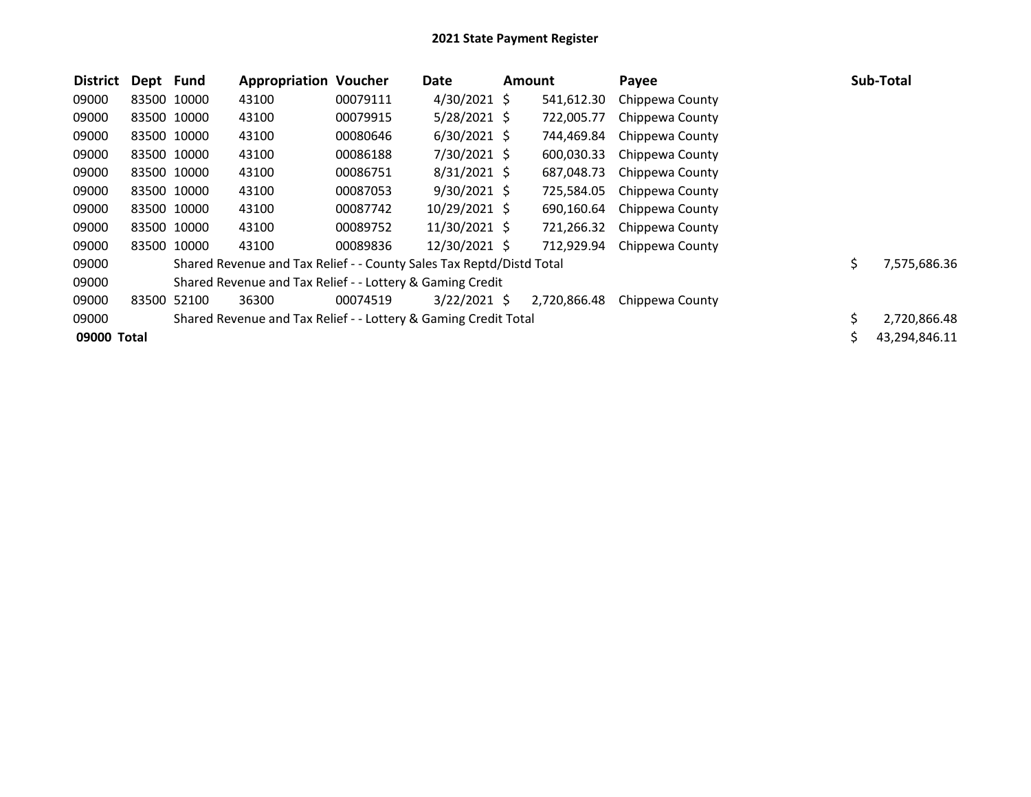# 2021 State Payment Register

| District | Dept | Fund | Appropriation | Voucher | Date | Amount | Payee | Sub-Total |
|---|---|---|---|---|---|---|---|---|
| 09000 | 83500 | 10000 | 43100 | 00079111 | 4/30/2021 | $ 541,612.30 | Chippewa County | |
| 09000 | 83500 | 10000 | 43100 | 00079915 | 5/28/2021 | $ 722,005.77 | Chippewa County | |
| 09000 | 83500 | 10000 | 43100 | 00080646 | 6/30/2021 | $ 744,469.84 | Chippewa County | |
| 09000 | 83500 | 10000 | 43100 | 00086188 | 7/30/2021 | $ 600,030.33 | Chippewa County | |
| 09000 | 83500 | 10000 | 43100 | 00086751 | 8/31/2021 | $ 687,048.73 | Chippewa County | |
| 09000 | 83500 | 10000 | 43100 | 00087053 | 9/30/2021 | $ 725,584.05 | Chippewa County | |
| 09000 | 83500 | 10000 | 43100 | 00087742 | 10/29/2021 | $ 690,160.64 | Chippewa County | |
| 09000 | 83500 | 10000 | 43100 | 00089752 | 11/30/2021 | $ 721,266.32 | Chippewa County | |
| 09000 | 83500 | 10000 | 43100 | 00089836 | 12/30/2021 | $ 712,929.94 | Chippewa County | |
| 09000 | | Shared Revenue and Tax Relief - - County Sales Tax Reptd/Distd Total | | | | | | $ 7,575,686.36 |
| 09000 | | Shared Revenue and Tax Relief - - Lottery & Gaming Credit | | | | | | |
| 09000 | 83500 | 52100 | 36300 | 00074519 | 3/22/2021 | $ 2,720,866.48 | Chippewa County | |
| 09000 | | Shared Revenue and Tax Relief - - Lottery & Gaming Credit Total | | | | | | $ 2,720,866.48 |
| **09000 Total** | | | | | | | | $ 43,294,846.11 |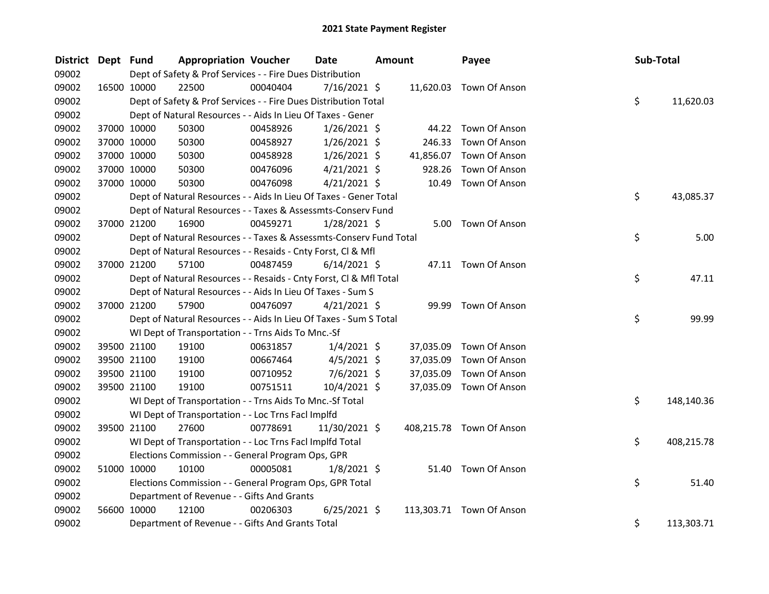# 2021 State Payment Register

| District | Dept | Fund | Appropriation | Voucher | Date | Amount | Payee | Sub-Total |
|---|---|---|---|---|---|---|---|---|
| 09002 | | Dept of Safety & Prof Services - - Fire Dues Distribution | | | | | | |
| 09002 | 16500 | 10000 | 22500 | 00040404 | 7/16/2021 | $ 11,620.03 | Town Of Anson | |
| 09002 | | Dept of Safety & Prof Services - - Fire Dues Distribution Total | | | | | | $ 11,620.03 |
| 09002 | | Dept of Natural Resources - - Aids In Lieu Of Taxes - Gener | | | | | | |
| 09002 | 37000 | 10000 | 50300 | 00458926 | 1/26/2021 | $ 44.22 | Town Of Anson | |
| 09002 | 37000 | 10000 | 50300 | 00458927 | 1/26/2021 | $ 246.33 | Town Of Anson | |
| 09002 | 37000 | 10000 | 50300 | 00458928 | 1/26/2021 | $ 41,856.07 | Town Of Anson | |
| 09002 | 37000 | 10000 | 50300 | 00476096 | 4/21/2021 | $ 928.26 | Town Of Anson | |
| 09002 | 37000 | 10000 | 50300 | 00476098 | 4/21/2021 | $ 10.49 | Town Of Anson | |
| 09002 | | Dept of Natural Resources - - Aids In Lieu Of Taxes - Gener Total | | | | | | $ 43,085.37 |
| 09002 | | Dept of Natural Resources - - Taxes & Assessmts-Conserv Fund | | | | | | |
| 09002 | 37000 | 21200 | 16900 | 00459271 | 1/28/2021 | $ 5.00 | Town Of Anson | |
| 09002 | | Dept of Natural Resources - - Taxes & Assessmts-Conserv Fund Total | | | | | | $ 5.00 |
| 09002 | | Dept of Natural Resources - - Resaids - Cnty Forst, Cl & Mfl | | | | | | |
| 09002 | 37000 | 21200 | 57100 | 00487459 | 6/14/2021 | $ 47.11 | Town Of Anson | |
| 09002 | | Dept of Natural Resources - - Resaids - Cnty Forst, Cl & Mfl Total | | | | | | $ 47.11 |
| 09002 | | Dept of Natural Resources - - Aids In Lieu Of Taxes - Sum S | | | | | | |
| 09002 | 37000 | 21200 | 57900 | 00476097 | 4/21/2021 | $ 99.99 | Town Of Anson | |
| 09002 | | Dept of Natural Resources - - Aids In Lieu Of Taxes - Sum S Total | | | | | | $ 99.99 |
| 09002 | | WI Dept of Transportation - - Trns Aids To Mnc.-Sf | | | | | | |
| 09002 | 39500 | 21100 | 19100 | 00631857 | 1/4/2021 | $ 37,035.09 | Town Of Anson | |
| 09002 | 39500 | 21100 | 19100 | 00667464 | 4/5/2021 | $ 37,035.09 | Town Of Anson | |
| 09002 | 39500 | 21100 | 19100 | 00710952 | 7/6/2021 | $ 37,035.09 | Town Of Anson | |
| 09002 | 39500 | 21100 | 19100 | 00751511 | 10/4/2021 | $ 37,035.09 | Town Of Anson | |
| 09002 | | WI Dept of Transportation - - Trns Aids To Mnc.-Sf Total | | | | | | $ 148,140.36 |
| 09002 | | WI Dept of Transportation - - Loc Trns Facl Implfd | | | | | | |
| 09002 | 39500 | 21100 | 27600 | 00778691 | 11/30/2021 | $ 408,215.78 | Town Of Anson | |
| 09002 | | WI Dept of Transportation - - Loc Trns Facl Implfd Total | | | | | | $ 408,215.78 |
| 09002 | | Elections Commission - - General Program Ops, GPR | | | | | | |
| 09002 | 51000 | 10000 | 10100 | 00005081 | 1/8/2021 | $ 51.40 | Town Of Anson | |
| 09002 | | Elections Commission - - General Program Ops, GPR Total | | | | | | $ 51.40 |
| 09002 | | Department of Revenue - - Gifts And Grants | | | | | | |
| 09002 | 56600 | 10000 | 12100 | 00206303 | 6/25/2021 | $ 113,303.71 | Town Of Anson | |
| 09002 | | Department of Revenue - - Gifts And Grants Total | | | | | | $ 113,303.71 |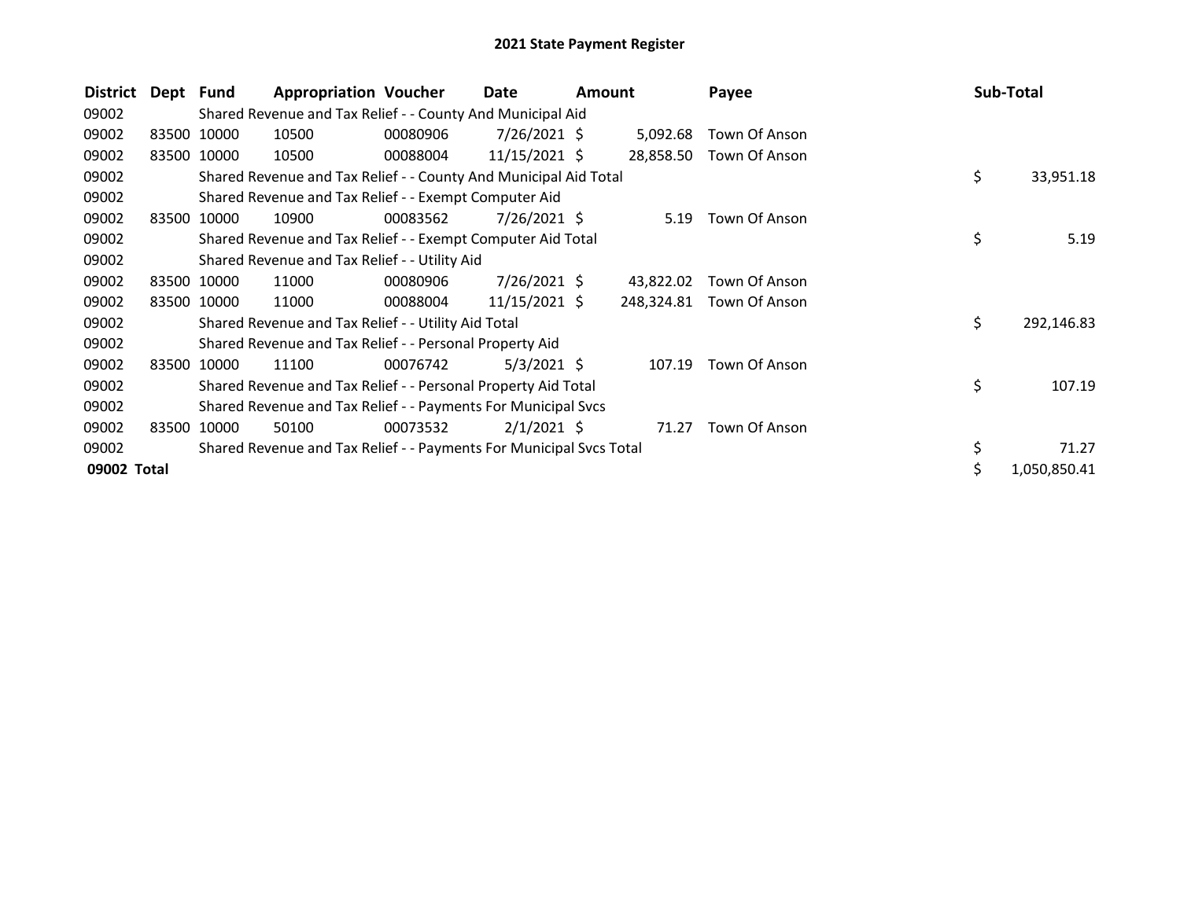# 2021 State Payment Register

| District | Dept | Fund | Appropriation | Voucher | Date | Amount | Payee | Sub-Total |
|---|---|---|---|---|---|---|---|---|
| 09002 | | Shared Revenue and Tax Relief - - County And Municipal Aid | | | | | | |
| 09002 | 83500 | 10000 | 10500 | 00080906 | 7/26/2021 | $ 5,092.68 | Town Of Anson | |
| 09002 | 83500 | 10000 | 10500 | 00088004 | 11/15/2021 | $ 28,858.50 | Town Of Anson | |
| 09002 | | Shared Revenue and Tax Relief - - County And Municipal Aid Total | | | | | | $ 33,951.18 |
| 09002 | | Shared Revenue and Tax Relief - - Exempt Computer Aid | | | | | | |
| 09002 | 83500 | 10000 | 10900 | 00083562 | 7/26/2021 | $ 5.19 | Town Of Anson | |
| 09002 | | Shared Revenue and Tax Relief - - Exempt Computer Aid Total | | | | | | $ 5.19 |
| 09002 | | Shared Revenue and Tax Relief - - Utility Aid | | | | | | |
| 09002 | 83500 | 10000 | 11000 | 00080906 | 7/26/2021 | $ 43,822.02 | Town Of Anson | |
| 09002 | 83500 | 10000 | 11000 | 00088004 | 11/15/2021 | $ 248,324.81 | Town Of Anson | |
| 09002 | | Shared Revenue and Tax Relief - - Utility Aid Total | | | | | | $ 292,146.83 |
| 09002 | | Shared Revenue and Tax Relief - - Personal Property Aid | | | | | | |
| 09002 | 83500 | 10000 | 11100 | 00076742 | 5/3/2021 | $ 107.19 | Town Of Anson | |
| 09002 | | Shared Revenue and Tax Relief - - Personal Property Aid Total | | | | | | $ 107.19 |
| 09002 | | Shared Revenue and Tax Relief - - Payments For Municipal Svcs | | | | | | |
| 09002 | 83500 | 10000 | 50100 | 00073532 | 2/1/2021 | $ 71.27 | Town Of Anson | |
| 09002 | | Shared Revenue and Tax Relief - - Payments For Municipal Svcs Total | | | | | | $ 71.27 |
| **09002 Total** | | | | | | | | $ 1,050,850.41 |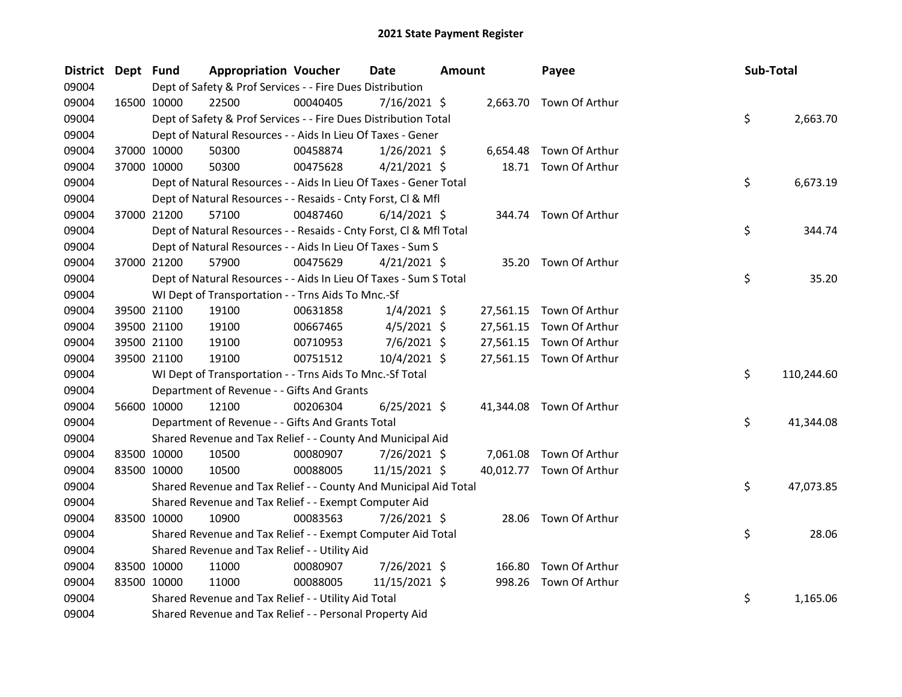# 2021 State Payment Register

| District | Dept | Fund | Appropriation | Voucher | Date | Amount | Payee | Sub-Total |
|---|---|---|---|---|---|---|---|---|
| 09004 | | Dept of Safety & Prof Services - - Fire Dues Distribution | | | | | | |
| 09004 | 16500 | 10000 | 22500 | 00040405 | 7/16/2021 | $ 2,663.70 | Town Of Arthur | |
| 09004 | | Dept of Safety & Prof Services - - Fire Dues Distribution Total | | | | | | $ 2,663.70 |
| 09004 | | Dept of Natural Resources - - Aids In Lieu Of Taxes - Gener | | | | | | |
| 09004 | 37000 | 10000 | 50300 | 00458874 | 1/26/2021 | $ 6,654.48 | Town Of Arthur | |
| 09004 | 37000 | 10000 | 50300 | 00475628 | 4/21/2021 | $ 18.71 | Town Of Arthur | |
| 09004 | | Dept of Natural Resources - - Aids In Lieu Of Taxes - Gener Total | | | | | | $ 6,673.19 |
| 09004 | | Dept of Natural Resources - - Resaids - Cnty Forst, Cl & Mfl | | | | | | |
| 09004 | 37000 | 21200 | 57100 | 00487460 | 6/14/2021 | $ 344.74 | Town Of Arthur | |
| 09004 | | Dept of Natural Resources - - Resaids - Cnty Forst, Cl & Mfl Total | | | | | | $ 344.74 |
| 09004 | | Dept of Natural Resources - - Aids In Lieu Of Taxes - Sum S | | | | | | |
| 09004 | 37000 | 21200 | 57900 | 00475629 | 4/21/2021 | $ 35.20 | Town Of Arthur | |
| 09004 | | Dept of Natural Resources - - Aids In Lieu Of Taxes - Sum S Total | | | | | | $ 35.20 |
| 09004 | | WI Dept of Transportation - - Trns Aids To Mnc.-Sf | | | | | | |
| 09004 | 39500 | 21100 | 19100 | 00631858 | 1/4/2021 | $ 27,561.15 | Town Of Arthur | |
| 09004 | 39500 | 21100 | 19100 | 00667465 | 4/5/2021 | $ 27,561.15 | Town Of Arthur | |
| 09004 | 39500 | 21100 | 19100 | 00710953 | 7/6/2021 | $ 27,561.15 | Town Of Arthur | |
| 09004 | 39500 | 21100 | 19100 | 00751512 | 10/4/2021 | $ 27,561.15 | Town Of Arthur | |
| 09004 | | WI Dept of Transportation - - Trns Aids To Mnc.-Sf Total | | | | | | $ 110,244.60 |
| 09004 | | Department of Revenue - - Gifts And Grants | | | | | | |
| 09004 | 56600 | 10000 | 12100 | 00206304 | 6/25/2021 | $ 41,344.08 | Town Of Arthur | |
| 09004 | | Department of Revenue - - Gifts And Grants Total | | | | | | $ 41,344.08 |
| 09004 | | Shared Revenue and Tax Relief - - County And Municipal Aid | | | | | | |
| 09004 | 83500 | 10000 | 10500 | 00080907 | 7/26/2021 | $ 7,061.08 | Town Of Arthur | |
| 09004 | 83500 | 10000 | 10500 | 00088005 | 11/15/2021 | $ 40,012.77 | Town Of Arthur | |
| 09004 | | Shared Revenue and Tax Relief - - County And Municipal Aid Total | | | | | | $ 47,073.85 |
| 09004 | | Shared Revenue and Tax Relief - - Exempt Computer Aid | | | | | | |
| 09004 | 83500 | 10000 | 10900 | 00083563 | 7/26/2021 | $ 28.06 | Town Of Arthur | |
| 09004 | | Shared Revenue and Tax Relief - - Exempt Computer Aid Total | | | | | | $ 28.06 |
| 09004 | | Shared Revenue and Tax Relief - - Utility Aid | | | | | | |
| 09004 | 83500 | 10000 | 11000 | 00080907 | 7/26/2021 | $ 166.80 | Town Of Arthur | |
| 09004 | 83500 | 10000 | 11000 | 00088005 | 11/15/2021 | $ 998.26 | Town Of Arthur | |
| 09004 | | Shared Revenue and Tax Relief - - Utility Aid Total | | | | | | $ 1,165.06 |
| 09004 | | Shared Revenue and Tax Relief - - Personal Property Aid | | | | | | |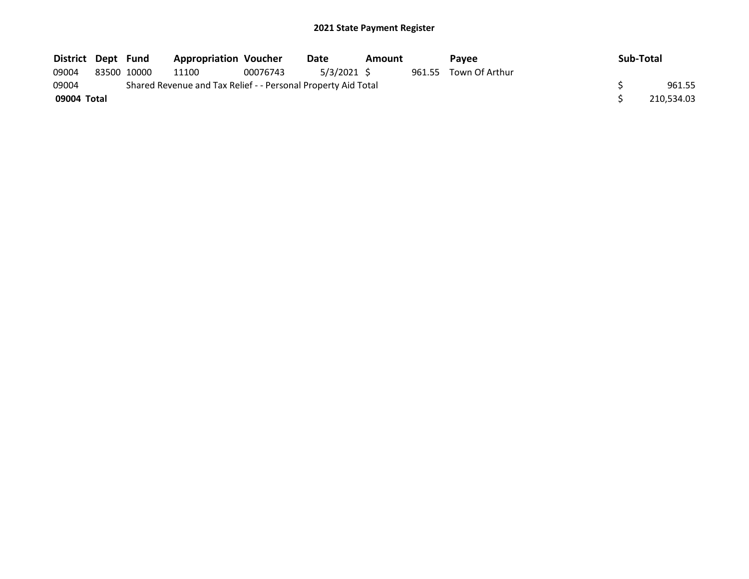**2021 State Payment Register**

| District | Dept | Fund | Appropriation | Voucher | Date | Amount | Payee | Sub-Total |
|---|---|---|---|---|---|---|---|---|
| 09004 | 83500 | 10000 | 11100 | 00076743 | 5/3/2021 | $ 961.55 | Town Of Arthur | |
| 09004 | Shared Revenue and Tax Relief - - Personal Property Aid Total | | | | | | | $ 961.55 |
| **09004 Total** | | | | | | | | $ 210,534.03 |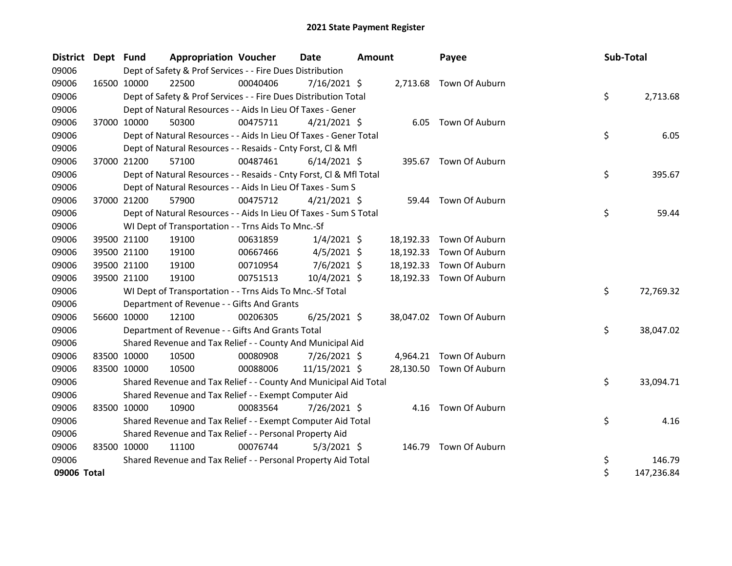# 2021 State Payment Register

| District | Dept | Fund | Appropriation | Voucher | Date | Amount | Payee | Sub-Total |
|---|---|---|---|---|---|---|---|---|
| 09006 | | Dept of Safety & Prof Services - - Fire Dues Distribution | | | | | | |
| 09006 | 16500 | 10000 | 22500 | 00040406 | 7/16/2021 | $ 2,713.68 | Town Of Auburn | |
| 09006 | | Dept of Safety & Prof Services - - Fire Dues Distribution Total | | | | | | $ 2,713.68 |
| 09006 | | Dept of Natural Resources - - Aids In Lieu Of Taxes - Gener | | | | | | |
| 09006 | 37000 | 10000 | 50300 | 00475711 | 4/21/2021 | $ 6.05 | Town Of Auburn | |
| 09006 | | Dept of Natural Resources - - Aids In Lieu Of Taxes - Gener Total | | | | | | $ 6.05 |
| 09006 | | Dept of Natural Resources - - Resaids - Cnty Forst, Cl & Mfl | | | | | | |
| 09006 | 37000 | 21200 | 57100 | 00487461 | 6/14/2021 | $ 395.67 | Town Of Auburn | |
| 09006 | | Dept of Natural Resources - - Resaids - Cnty Forst, Cl & Mfl Total | | | | | | $ 395.67 |
| 09006 | | Dept of Natural Resources - - Aids In Lieu Of Taxes - Sum S | | | | | | |
| 09006 | 37000 | 21200 | 57900 | 00475712 | 4/21/2021 | $ 59.44 | Town Of Auburn | |
| 09006 | | Dept of Natural Resources - - Aids In Lieu Of Taxes - Sum S Total | | | | | | $ 59.44 |
| 09006 | | WI Dept of Transportation - - Trns Aids To Mnc.-Sf | | | | | | |
| 09006 | 39500 | 21100 | 19100 | 00631859 | 1/4/2021 | $ 18,192.33 | Town Of Auburn | |
| 09006 | 39500 | 21100 | 19100 | 00667466 | 4/5/2021 | $ 18,192.33 | Town Of Auburn | |
| 09006 | 39500 | 21100 | 19100 | 00710954 | 7/6/2021 | $ 18,192.33 | Town Of Auburn | |
| 09006 | 39500 | 21100 | 19100 | 00751513 | 10/4/2021 | $ 18,192.33 | Town Of Auburn | |
| 09006 | | WI Dept of Transportation - - Trns Aids To Mnc.-Sf Total | | | | | | $ 72,769.32 |
| 09006 | | Department of Revenue - - Gifts And Grants | | | | | | |
| 09006 | 56600 | 10000 | 12100 | 00206305 | 6/25/2021 | $ 38,047.02 | Town Of Auburn | |
| 09006 | | Department of Revenue - - Gifts And Grants Total | | | | | | $ 38,047.02 |
| 09006 | | Shared Revenue and Tax Relief - - County And Municipal Aid | | | | | | |
| 09006 | 83500 | 10000 | 10500 | 00080908 | 7/26/2021 | $ 4,964.21 | Town Of Auburn | |
| 09006 | 83500 | 10000 | 10500 | 00088006 | 11/15/2021 | $ 28,130.50 | Town Of Auburn | |
| 09006 | | Shared Revenue and Tax Relief - - County And Municipal Aid Total | | | | | | $ 33,094.71 |
| 09006 | | Shared Revenue and Tax Relief - - Exempt Computer Aid | | | | | | |
| 09006 | 83500 | 10000 | 10900 | 00083564 | 7/26/2021 | $ 4.16 | Town Of Auburn | |
| 09006 | | Shared Revenue and Tax Relief - - Exempt Computer Aid Total | | | | | | $ 4.16 |
| 09006 | | Shared Revenue and Tax Relief - - Personal Property Aid | | | | | | |
| 09006 | 83500 | 10000 | 11100 | 00076744 | 5/3/2021 | $ 146.79 | Town Of Auburn | |
| 09006 | | Shared Revenue and Tax Relief - - Personal Property Aid Total | | | | | | $ 146.79 |
| **09006 Total** | | | | | | | | $ 147,236.84 |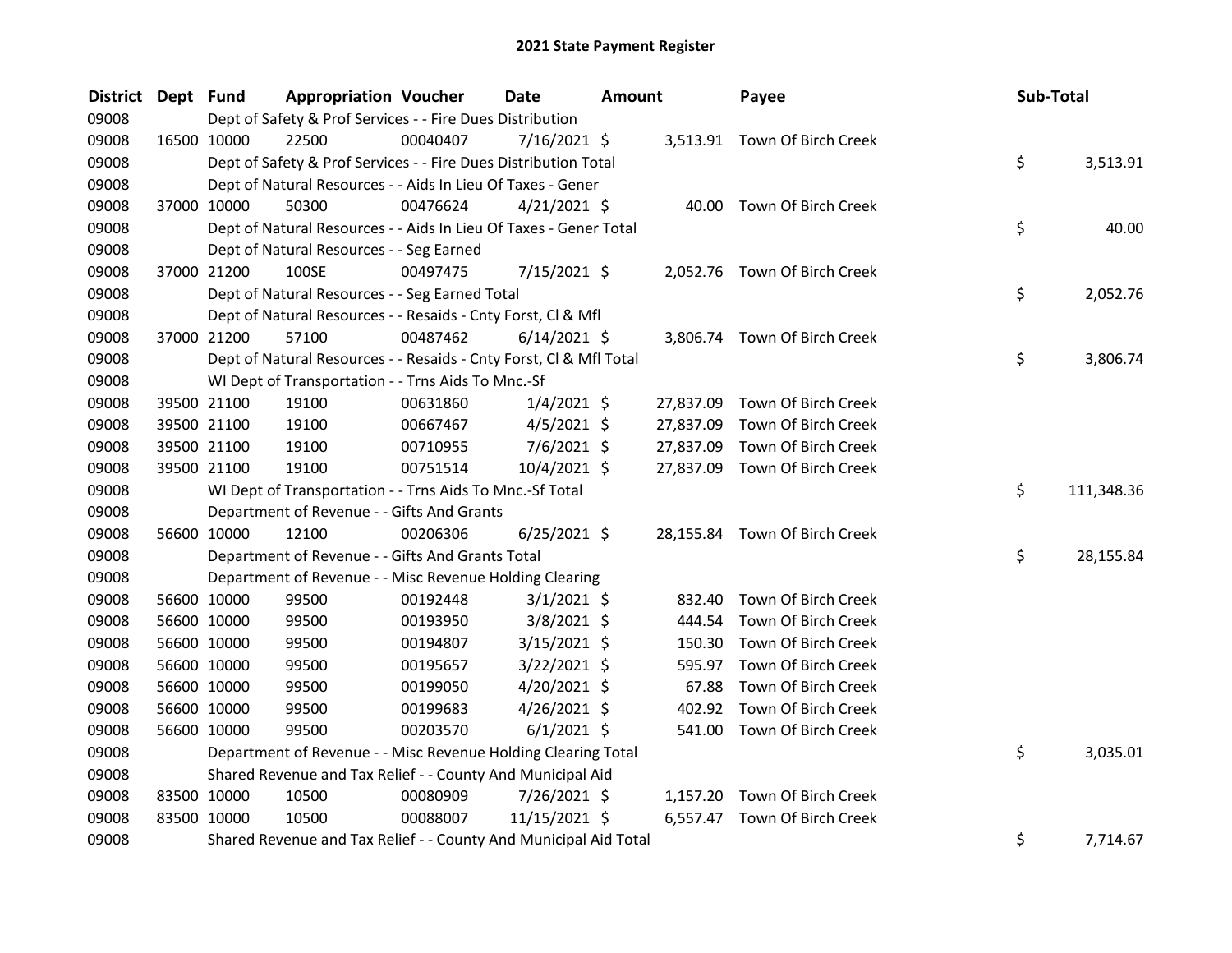# 2021 State Payment Register

| District | Dept | Fund | Appropriation | Voucher | Date | Amount | Payee | Sub-Total |
|---|---|---|---|---|---|---|---|---|
| 09008 | | Dept of Safety & Prof Services - - Fire Dues Distribution | | | | | | |
| 09008 | 16500 | 10000 | 22500 | 00040407 | 7/16/2021 | $ 3,513.91 | Town Of Birch Creek | |
| 09008 | | Dept of Safety & Prof Services - - Fire Dues Distribution Total | | | | | | $ 3,513.91 |
| 09008 | | Dept of Natural Resources - - Aids In Lieu Of Taxes - Gener | | | | | | |
| 09008 | 37000 | 10000 | 50300 | 00476624 | 4/21/2021 | $ 40.00 | Town Of Birch Creek | |
| 09008 | | Dept of Natural Resources - - Aids In Lieu Of Taxes - Gener Total | | | | | | $ 40.00 |
| 09008 | | Dept of Natural Resources - - Seg Earned | | | | | | |
| 09008 | 37000 | 21200 | 100SE | 00497475 | 7/15/2021 | $ 2,052.76 | Town Of Birch Creek | |
| 09008 | | Dept of Natural Resources - - Seg Earned Total | | | | | | $ 2,052.76 |
| 09008 | | Dept of Natural Resources - - Resaids - Cnty Forst, Cl & Mfl | | | | | | |
| 09008 | 37000 | 21200 | 57100 | 00487462 | 6/14/2021 | $ 3,806.74 | Town Of Birch Creek | |
| 09008 | | Dept of Natural Resources - - Resaids - Cnty Forst, Cl & Mfl Total | | | | | | $ 3,806.74 |
| 09008 | | WI Dept of Transportation - - Trns Aids To Mnc.-Sf | | | | | | |
| 09008 | 39500 | 21100 | 19100 | 00631860 | 1/4/2021 | $ 27,837.09 | Town Of Birch Creek | |
| 09008 | 39500 | 21100 | 19100 | 00667467 | 4/5/2021 | $ 27,837.09 | Town Of Birch Creek | |
| 09008 | 39500 | 21100 | 19100 | 00710955 | 7/6/2021 | $ 27,837.09 | Town Of Birch Creek | |
| 09008 | 39500 | 21100 | 19100 | 00751514 | 10/4/2021 | $ 27,837.09 | Town Of Birch Creek | |
| 09008 | | WI Dept of Transportation - - Trns Aids To Mnc.-Sf Total | | | | | | $ 111,348.36 |
| 09008 | | Department of Revenue - - Gifts And Grants | | | | | | |
| 09008 | 56600 | 10000 | 12100 | 00206306 | 6/25/2021 | $ 28,155.84 | Town Of Birch Creek | |
| 09008 | | Department of Revenue - - Gifts And Grants Total | | | | | | $ 28,155.84 |
| 09008 | | Department of Revenue - - Misc Revenue Holding Clearing | | | | | | |
| 09008 | 56600 | 10000 | 99500 | 00192448 | 3/1/2021 | $ 832.40 | Town Of Birch Creek | |
| 09008 | 56600 | 10000 | 99500 | 00193950 | 3/8/2021 | $ 444.54 | Town Of Birch Creek | |
| 09008 | 56600 | 10000 | 99500 | 00194807 | 3/15/2021 | $ 150.30 | Town Of Birch Creek | |
| 09008 | 56600 | 10000 | 99500 | 00195657 | 3/22/2021 | $ 595.97 | Town Of Birch Creek | |
| 09008 | 56600 | 10000 | 99500 | 00199050 | 4/20/2021 | $ 67.88 | Town Of Birch Creek | |
| 09008 | 56600 | 10000 | 99500 | 00199683 | 4/26/2021 | $ 402.92 | Town Of Birch Creek | |
| 09008 | 56600 | 10000 | 99500 | 00203570 | 6/1/2021 | $ 541.00 | Town Of Birch Creek | |
| 09008 | | Department of Revenue - - Misc Revenue Holding Clearing Total | | | | | | $ 3,035.01 |
| 09008 | | Shared Revenue and Tax Relief - - County And Municipal Aid | | | | | | |
| 09008 | 83500 | 10000 | 10500 | 00080909 | 7/26/2021 | $ 1,157.20 | Town Of Birch Creek | |
| 09008 | 83500 | 10000 | 10500 | 00088007 | 11/15/2021 | $ 6,557.47 | Town Of Birch Creek | |
| 09008 | | Shared Revenue and Tax Relief - - County And Municipal Aid Total | | | | | | $ 7,714.67 |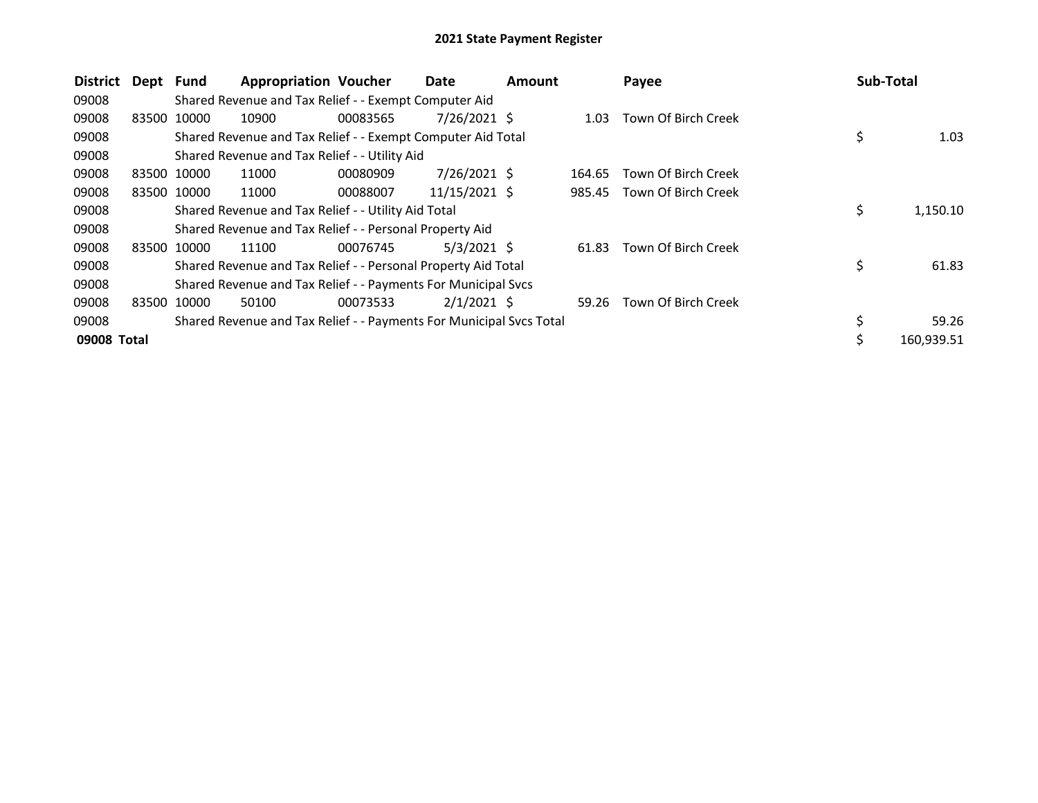# 2021 State Payment Register

| District | Dept | Fund | Appropriation | Voucher | Date | Amount | Payee | Sub-Total |
|---|---|---|---|---|---|---|---|---|
| 09008 | | Shared Revenue and Tax Relief - - Exempt Computer Aid | | | | | | |
| 09008 | 83500 | 10000 | 10900 | 00083565 | 7/26/2021 | $ 1.03 | Town Of Birch Creek | |
| 09008 | | Shared Revenue and Tax Relief - - Exempt Computer Aid Total | | | | | | $ 1.03 |
| 09008 | | Shared Revenue and Tax Relief - - Utility Aid | | | | | | |
| 09008 | 83500 | 10000 | 11000 | 00080909 | 7/26/2021 | $ 164.65 | Town Of Birch Creek | |
| 09008 | 83500 | 10000 | 11000 | 00088007 | 11/15/2021 | $ 985.45 | Town Of Birch Creek | |
| 09008 | | Shared Revenue and Tax Relief - - Utility Aid Total | | | | | | $ 1,150.10 |
| 09008 | | Shared Revenue and Tax Relief - - Personal Property Aid | | | | | | |
| 09008 | 83500 | 10000 | 11100 | 00076745 | 5/3/2021 | $ 61.83 | Town Of Birch Creek | |
| 09008 | | Shared Revenue and Tax Relief - - Personal Property Aid Total | | | | | | $ 61.83 |
| 09008 | | Shared Revenue and Tax Relief - - Payments For Municipal Svcs | | | | | | |
| 09008 | 83500 | 10000 | 50100 | 00073533 | 2/1/2021 | $ 59.26 | Town Of Birch Creek | |
| 09008 | | Shared Revenue and Tax Relief - - Payments For Municipal Svcs Total | | | | | | $ 59.26 |
| **09008 Total** | | | | | | | | $ 160,939.51 |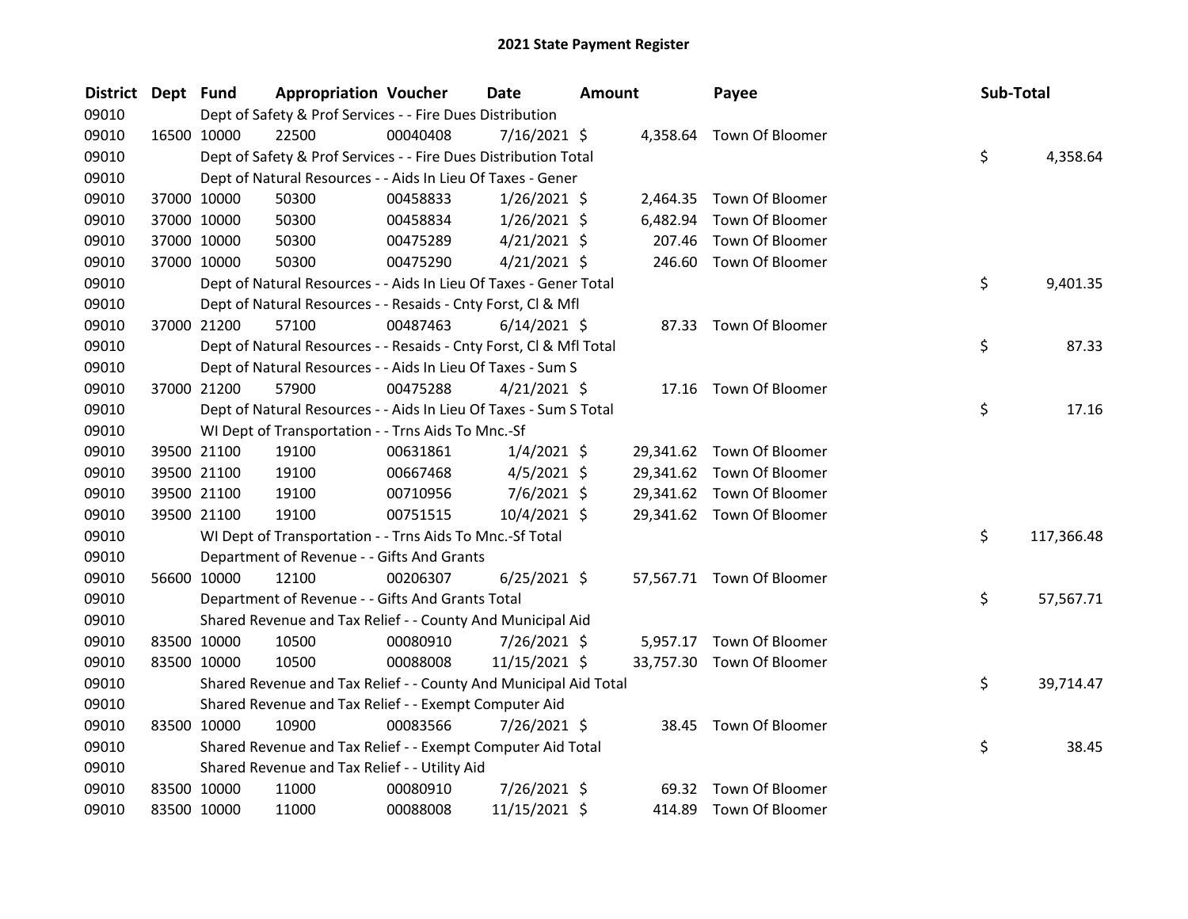# 2021 State Payment Register

| District | Dept | Fund | Appropriation | Voucher | Date | Amount | Payee | Sub-Total |
|---|---|---|---|---|---|---|---|---|
| 09010 | | | Dept of Safety & Prof Services - - Fire Dues Distribution | | | | | |
| 09010 | 16500 | 10000 | 22500 | 00040408 | 7/16/2021 | $ 4,358.64 | Town Of Bloomer | |
| 09010 | | | Dept of Safety & Prof Services - - Fire Dues Distribution Total | | | | | $ 4,358.64 |
| 09010 | | | Dept of Natural Resources - - Aids In Lieu Of Taxes - Gener | | | | | |
| 09010 | 37000 | 10000 | 50300 | 00458833 | 1/26/2021 | $ 2,464.35 | Town Of Bloomer | |
| 09010 | 37000 | 10000 | 50300 | 00458834 | 1/26/2021 | $ 6,482.94 | Town Of Bloomer | |
| 09010 | 37000 | 10000 | 50300 | 00475289 | 4/21/2021 | $ 207.46 | Town Of Bloomer | |
| 09010 | 37000 | 10000 | 50300 | 00475290 | 4/21/2021 | $ 246.60 | Town Of Bloomer | |
| 09010 | | | Dept of Natural Resources - - Aids In Lieu Of Taxes - Gener Total | | | | | $ 9,401.35 |
| 09010 | | | Dept of Natural Resources - - Resaids - Cnty Forst, Cl & Mfl | | | | | |
| 09010 | 37000 | 21200 | 57100 | 00487463 | 6/14/2021 | $ 87.33 | Town Of Bloomer | |
| 09010 | | | Dept of Natural Resources - - Resaids - Cnty Forst, Cl & Mfl Total | | | | | $ 87.33 |
| 09010 | | | Dept of Natural Resources - - Aids In Lieu Of Taxes - Sum S | | | | | |
| 09010 | 37000 | 21200 | 57900 | 00475288 | 4/21/2021 | $ 17.16 | Town Of Bloomer | |
| 09010 | | | Dept of Natural Resources - - Aids In Lieu Of Taxes - Sum S Total | | | | | $ 17.16 |
| 09010 | | | WI Dept of Transportation - - Trns Aids To Mnc.-Sf | | | | | |
| 09010 | 39500 | 21100 | 19100 | 00631861 | 1/4/2021 | $ 29,341.62 | Town Of Bloomer | |
| 09010 | 39500 | 21100 | 19100 | 00667468 | 4/5/2021 | $ 29,341.62 | Town Of Bloomer | |
| 09010 | 39500 | 21100 | 19100 | 00710956 | 7/6/2021 | $ 29,341.62 | Town Of Bloomer | |
| 09010 | 39500 | 21100 | 19100 | 00751515 | 10/4/2021 | $ 29,341.62 | Town Of Bloomer | |
| 09010 | | | WI Dept of Transportation - - Trns Aids To Mnc.-Sf Total | | | | | $ 117,366.48 |
| 09010 | | | Department of Revenue - - Gifts And Grants | | | | | |
| 09010 | 56600 | 10000 | 12100 | 00206307 | 6/25/2021 | $ 57,567.71 | Town Of Bloomer | |
| 09010 | | | Department of Revenue - - Gifts And Grants Total | | | | | $ 57,567.71 |
| 09010 | | | Shared Revenue and Tax Relief - - County And Municipal Aid | | | | | |
| 09010 | 83500 | 10000 | 10500 | 00080910 | 7/26/2021 | $ 5,957.17 | Town Of Bloomer | |
| 09010 | 83500 | 10000 | 10500 | 00088008 | 11/15/2021 | $ 33,757.30 | Town Of Bloomer | |
| 09010 | | | Shared Revenue and Tax Relief - - County And Municipal Aid Total | | | | | $ 39,714.47 |
| 09010 | | | Shared Revenue and Tax Relief - - Exempt Computer Aid | | | | | |
| 09010 | 83500 | 10000 | 10900 | 00083566 | 7/26/2021 | $ 38.45 | Town Of Bloomer | |
| 09010 | | | Shared Revenue and Tax Relief - - Exempt Computer Aid Total | | | | | $ 38.45 |
| 09010 | | | Shared Revenue and Tax Relief - - Utility Aid | | | | | |
| 09010 | 83500 | 10000 | 11000 | 00080910 | 7/26/2021 | $ 69.32 | Town Of Bloomer | |
| 09010 | 83500 | 10000 | 11000 | 00088008 | 11/15/2021 | $ 414.89 | Town Of Bloomer | |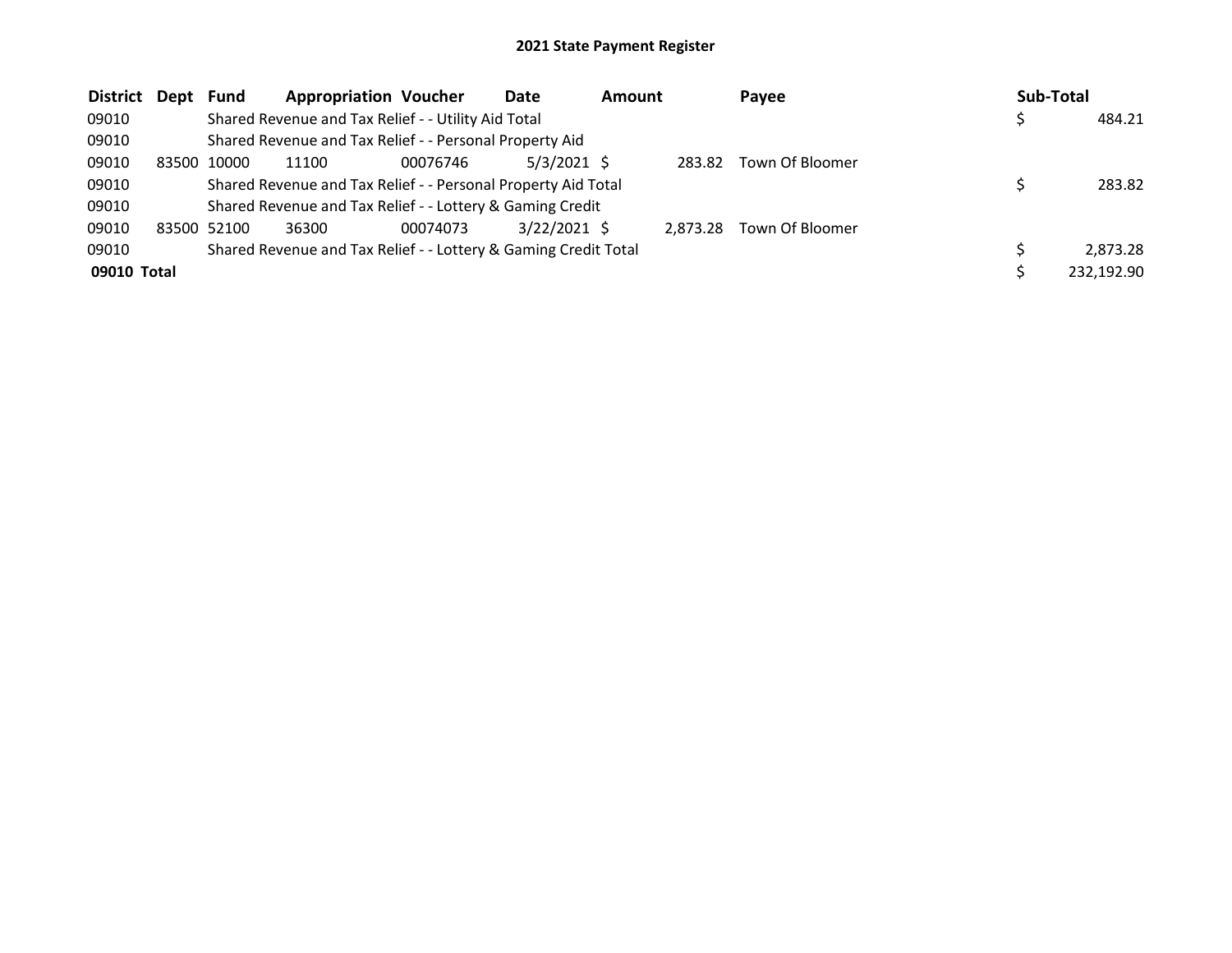## 2021 State Payment Register

| District | Dept | Fund | Appropriation | Voucher | Date | Amount | Payee | Sub-Total |
|---|---|---|---|---|---|---|---|---|
| 09010 | | Shared Revenue and Tax Relief - - Utility Aid Total | | | | | | $ 484.21 |
| 09010 | | Shared Revenue and Tax Relief - - Personal Property Aid | | | | | | |
| 09010 | 83500 | 10000 | 11100 | 00076746 | 5/3/2021 | $ 283.82 | Town Of Bloomer | |
| 09010 | | Shared Revenue and Tax Relief - - Personal Property Aid Total | | | | | | $ 283.82 |
| 09010 | | Shared Revenue and Tax Relief - - Lottery & Gaming Credit | | | | | | |
| 09010 | 83500 | 52100 | 36300 | 00074073 | 3/22/2021 | $ 2,873.28 | Town Of Bloomer | |
| 09010 | | Shared Revenue and Tax Relief - - Lottery & Gaming Credit Total | | | | | | $ 2,873.28 |
| **09010 Total** | | | | | | | | $ 232,192.90 |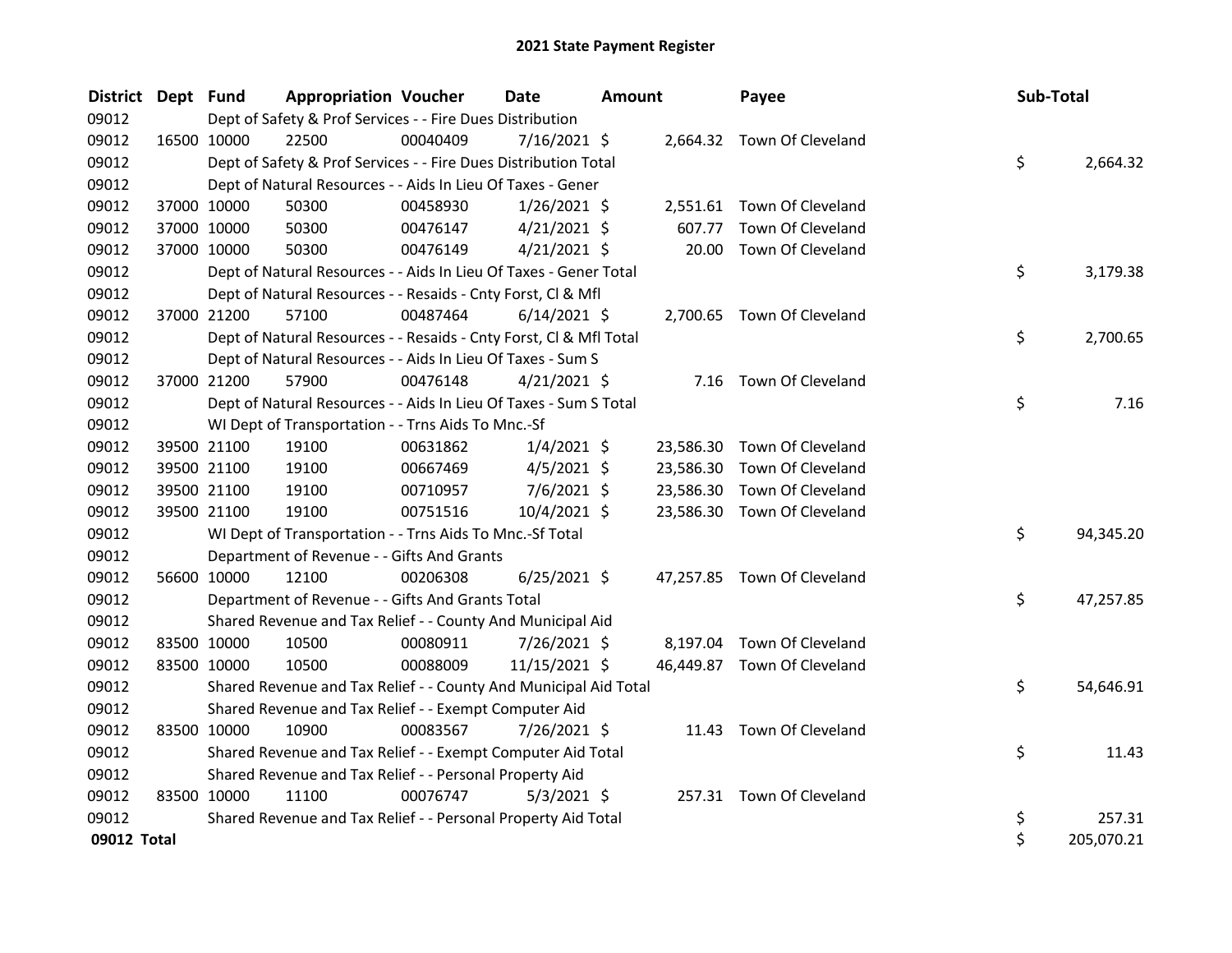# 2021 State Payment Register

| District | Dept | Fund | Appropriation | Voucher | Date | Amount | Payee | Sub-Total |
|---|---|---|---|---|---|---|---|---|
| 09012 | | Dept of Safety & Prof Services - - Fire Dues Distribution | | | | | | |
| 09012 | 16500 | 10000 | 22500 | 00040409 | 7/16/2021 | $ 2,664.32 | Town Of Cleveland | |
| 09012 | | Dept of Safety & Prof Services - - Fire Dues Distribution Total | | | | | | $ 2,664.32 |
| 09012 | | Dept of Natural Resources - - Aids In Lieu Of Taxes - Gener | | | | | | |
| 09012 | 37000 | 10000 | 50300 | 00458930 | 1/26/2021 | $ 2,551.61 | Town Of Cleveland | |
| 09012 | 37000 | 10000 | 50300 | 00476147 | 4/21/2021 | $ 607.77 | Town Of Cleveland | |
| 09012 | 37000 | 10000 | 50300 | 00476149 | 4/21/2021 | $ 20.00 | Town Of Cleveland | |
| 09012 | | Dept of Natural Resources - - Aids In Lieu Of Taxes - Gener Total | | | | | | $ 3,179.38 |
| 09012 | | Dept of Natural Resources - - Resaids - Cnty Forst, Cl & Mfl | | | | | | |
| 09012 | 37000 | 21200 | 57100 | 00487464 | 6/14/2021 | $ 2,700.65 | Town Of Cleveland | |
| 09012 | | Dept of Natural Resources - - Resaids - Cnty Forst, Cl & Mfl Total | | | | | | $ 2,700.65 |
| 09012 | | Dept of Natural Resources - - Aids In Lieu Of Taxes - Sum S | | | | | | |
| 09012 | 37000 | 21200 | 57900 | 00476148 | 4/21/2021 | $ 7.16 | Town Of Cleveland | |
| 09012 | | Dept of Natural Resources - - Aids In Lieu Of Taxes - Sum S Total | | | | | | $ 7.16 |
| 09012 | | WI Dept of Transportation - - Trns Aids To Mnc.-Sf | | | | | | |
| 09012 | 39500 | 21100 | 19100 | 00631862 | 1/4/2021 | $ 23,586.30 | Town Of Cleveland | |
| 09012 | 39500 | 21100 | 19100 | 00667469 | 4/5/2021 | $ 23,586.30 | Town Of Cleveland | |
| 09012 | 39500 | 21100 | 19100 | 00710957 | 7/6/2021 | $ 23,586.30 | Town Of Cleveland | |
| 09012 | 39500 | 21100 | 19100 | 00751516 | 10/4/2021 | $ 23,586.30 | Town Of Cleveland | |
| 09012 | | WI Dept of Transportation - - Trns Aids To Mnc.-Sf Total | | | | | | $ 94,345.20 |
| 09012 | | Department of Revenue - - Gifts And Grants | | | | | | |
| 09012 | 56600 | 10000 | 12100 | 00206308 | 6/25/2021 | $ 47,257.85 | Town Of Cleveland | |
| 09012 | | Department of Revenue - - Gifts And Grants Total | | | | | | $ 47,257.85 |
| 09012 | | Shared Revenue and Tax Relief - - County And Municipal Aid | | | | | | |
| 09012 | 83500 | 10000 | 10500 | 00080911 | 7/26/2021 | $ 8,197.04 | Town Of Cleveland | |
| 09012 | 83500 | 10000 | 10500 | 00088009 | 11/15/2021 | $ 46,449.87 | Town Of Cleveland | |
| 09012 | | Shared Revenue and Tax Relief - - County And Municipal Aid Total | | | | | | $ 54,646.91 |
| 09012 | | Shared Revenue and Tax Relief - - Exempt Computer Aid | | | | | | |
| 09012 | 83500 | 10000 | 10900 | 00083567 | 7/26/2021 | $ 11.43 | Town Of Cleveland | |
| 09012 | | Shared Revenue and Tax Relief - - Exempt Computer Aid Total | | | | | | $ 11.43 |
| 09012 | | Shared Revenue and Tax Relief - - Personal Property Aid | | | | | | |
| 09012 | 83500 | 10000 | 11100 | 00076747 | 5/3/2021 | $ 257.31 | Town Of Cleveland | |
| 09012 | | Shared Revenue and Tax Relief - - Personal Property Aid Total | | | | | | $ 257.31 |
| **09012 Total** | | | | | | | | $ 205,070.21 |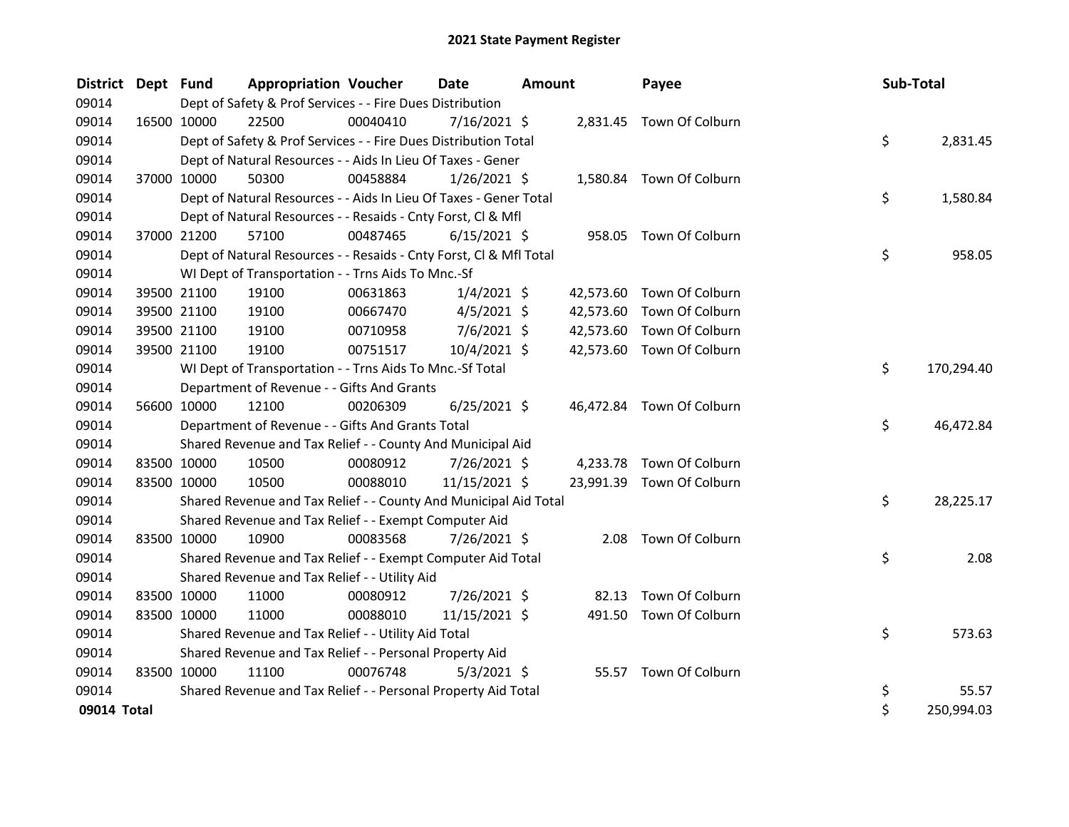# 2021 State Payment Register

| District | Dept | Fund | Appropriation | Voucher | Date | Amount | Payee | Sub-Total |
|---|---|---|---|---|---|---|---|---|
| 09014 | | Dept of Safety & Prof Services - - Fire Dues Distribution | | | | | | |
| 09014 | 16500 | 10000 | 22500 | 00040410 | 7/16/2021 | $ 2,831.45 | Town Of Colburn | |
| 09014 | | Dept of Safety & Prof Services - - Fire Dues Distribution Total | | | | | | $ 2,831.45 |
| 09014 | | Dept of Natural Resources - - Aids In Lieu Of Taxes - Gener | | | | | | |
| 09014 | 37000 | 10000 | 50300 | 00458884 | 1/26/2021 | $ 1,580.84 | Town Of Colburn | |
| 09014 | | Dept of Natural Resources - - Aids In Lieu Of Taxes - Gener Total | | | | | | $ 1,580.84 |
| 09014 | | Dept of Natural Resources - - Resaids - Cnty Forst, Cl & Mfl | | | | | | |
| 09014 | 37000 | 21200 | 57100 | 00487465 | 6/15/2021 | $ 958.05 | Town Of Colburn | |
| 09014 | | Dept of Natural Resources - - Resaids - Cnty Forst, Cl & Mfl Total | | | | | | $ 958.05 |
| 09014 | | WI Dept of Transportation - - Trns Aids To Mnc.-Sf | | | | | | |
| 09014 | 39500 | 21100 | 19100 | 00631863 | 1/4/2021 | $ 42,573.60 | Town Of Colburn | |
| 09014 | 39500 | 21100 | 19100 | 00667470 | 4/5/2021 | $ 42,573.60 | Town Of Colburn | |
| 09014 | 39500 | 21100 | 19100 | 00710958 | 7/6/2021 | $ 42,573.60 | Town Of Colburn | |
| 09014 | 39500 | 21100 | 19100 | 00751517 | 10/4/2021 | $ 42,573.60 | Town Of Colburn | |
| 09014 | | WI Dept of Transportation - - Trns Aids To Mnc.-Sf Total | | | | | | $ 170,294.40 |
| 09014 | | Department of Revenue - - Gifts And Grants | | | | | | |
| 09014 | 56600 | 10000 | 12100 | 00206309 | 6/25/2021 | $ 46,472.84 | Town Of Colburn | |
| 09014 | | Department of Revenue - - Gifts And Grants Total | | | | | | $ 46,472.84 |
| 09014 | | Shared Revenue and Tax Relief - - County And Municipal Aid | | | | | | |
| 09014 | 83500 | 10000 | 10500 | 00080912 | 7/26/2021 | $ 4,233.78 | Town Of Colburn | |
| 09014 | 83500 | 10000 | 10500 | 00088010 | 11/15/2021 | $ 23,991.39 | Town Of Colburn | |
| 09014 | | Shared Revenue and Tax Relief - - County And Municipal Aid Total | | | | | | $ 28,225.17 |
| 09014 | | Shared Revenue and Tax Relief - - Exempt Computer Aid | | | | | | |
| 09014 | 83500 | 10000 | 10900 | 00083568 | 7/26/2021 | $ 2.08 | Town Of Colburn | |
| 09014 | | Shared Revenue and Tax Relief - - Exempt Computer Aid Total | | | | | | $ 2.08 |
| 09014 | | Shared Revenue and Tax Relief - - Utility Aid | | | | | | |
| 09014 | 83500 | 10000 | 11000 | 00080912 | 7/26/2021 | $ 82.13 | Town Of Colburn | |
| 09014 | 83500 | 10000 | 11000 | 00088010 | 11/15/2021 | $ 491.50 | Town Of Colburn | |
| 09014 | | Shared Revenue and Tax Relief - - Utility Aid Total | | | | | | $ 573.63 |
| 09014 | | Shared Revenue and Tax Relief - - Personal Property Aid | | | | | | |
| 09014 | 83500 | 10000 | 11100 | 00076748 | 5/3/2021 | $ 55.57 | Town Of Colburn | |
| 09014 | | Shared Revenue and Tax Relief - - Personal Property Aid Total | | | | | | $ 55.57 |
| **09014 Total** | | | | | | | | $ 250,994.03 |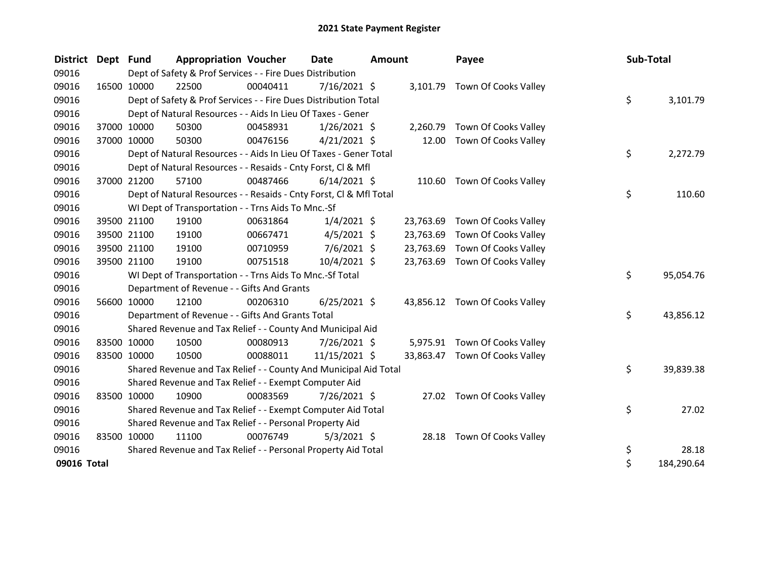# 2021 State Payment Register

| District | Dept | Fund | Appropriation | Voucher | Date | Amount | Payee | Sub-Total |
|---|---|---|---|---|---|---|---|---|
| 09016 | | Dept of Safety & Prof Services - - Fire Dues Distribution | | | | | | |
| 09016 | 16500 | 10000 | 22500 | 00040411 | 7/16/2021 | $ 3,101.79 | Town Of Cooks Valley | |
| 09016 | | Dept of Safety & Prof Services - - Fire Dues Distribution Total | | | | | | $ 3,101.79 |
| 09016 | | Dept of Natural Resources - - Aids In Lieu Of Taxes - Gener | | | | | | |
| 09016 | 37000 | 10000 | 50300 | 00458931 | 1/26/2021 | $ 2,260.79 | Town Of Cooks Valley | |
| 09016 | 37000 | 10000 | 50300 | 00476156 | 4/21/2021 | $ 12.00 | Town Of Cooks Valley | |
| 09016 | | Dept of Natural Resources - - Aids In Lieu Of Taxes - Gener Total | | | | | | $ 2,272.79 |
| 09016 | | Dept of Natural Resources - - Resaids - Cnty Forst, Cl & Mfl | | | | | | |
| 09016 | 37000 | 21200 | 57100 | 00487466 | 6/14/2021 | $ 110.60 | Town Of Cooks Valley | |
| 09016 | | Dept of Natural Resources - - Resaids - Cnty Forst, Cl & Mfl Total | | | | | | $ 110.60 |
| 09016 | | WI Dept of Transportation - - Trns Aids To Mnc.-Sf | | | | | | |
| 09016 | 39500 | 21100 | 19100 | 00631864 | 1/4/2021 | $ 23,763.69 | Town Of Cooks Valley | |
| 09016 | 39500 | 21100 | 19100 | 00667471 | 4/5/2021 | $ 23,763.69 | Town Of Cooks Valley | |
| 09016 | 39500 | 21100 | 19100 | 00710959 | 7/6/2021 | $ 23,763.69 | Town Of Cooks Valley | |
| 09016 | 39500 | 21100 | 19100 | 00751518 | 10/4/2021 | $ 23,763.69 | Town Of Cooks Valley | |
| 09016 | | WI Dept of Transportation - - Trns Aids To Mnc.-Sf Total | | | | | | $ 95,054.76 |
| 09016 | | Department of Revenue - - Gifts And Grants | | | | | | |
| 09016 | 56600 | 10000 | 12100 | 00206310 | 6/25/2021 | $ 43,856.12 | Town Of Cooks Valley | |
| 09016 | | Department of Revenue - - Gifts And Grants Total | | | | | | $ 43,856.12 |
| 09016 | | Shared Revenue and Tax Relief - - County And Municipal Aid | | | | | | |
| 09016 | 83500 | 10000 | 10500 | 00080913 | 7/26/2021 | $ 5,975.91 | Town Of Cooks Valley | |
| 09016 | 83500 | 10000 | 10500 | 00088011 | 11/15/2021 | $ 33,863.47 | Town Of Cooks Valley | |
| 09016 | | Shared Revenue and Tax Relief - - County And Municipal Aid Total | | | | | | $ 39,839.38 |
| 09016 | | Shared Revenue and Tax Relief - - Exempt Computer Aid | | | | | | |
| 09016 | 83500 | 10000 | 10900 | 00083569 | 7/26/2021 | $ 27.02 | Town Of Cooks Valley | |
| 09016 | | Shared Revenue and Tax Relief - - Exempt Computer Aid Total | | | | | | $ 27.02 |
| 09016 | | Shared Revenue and Tax Relief - - Personal Property Aid | | | | | | |
| 09016 | 83500 | 10000 | 11100 | 00076749 | 5/3/2021 | $ 28.18 | Town Of Cooks Valley | |
| 09016 | | Shared Revenue and Tax Relief - - Personal Property Aid Total | | | | | | $ 28.18 |
| **09016 Total** | | | | | | | | $ 184,290.64 |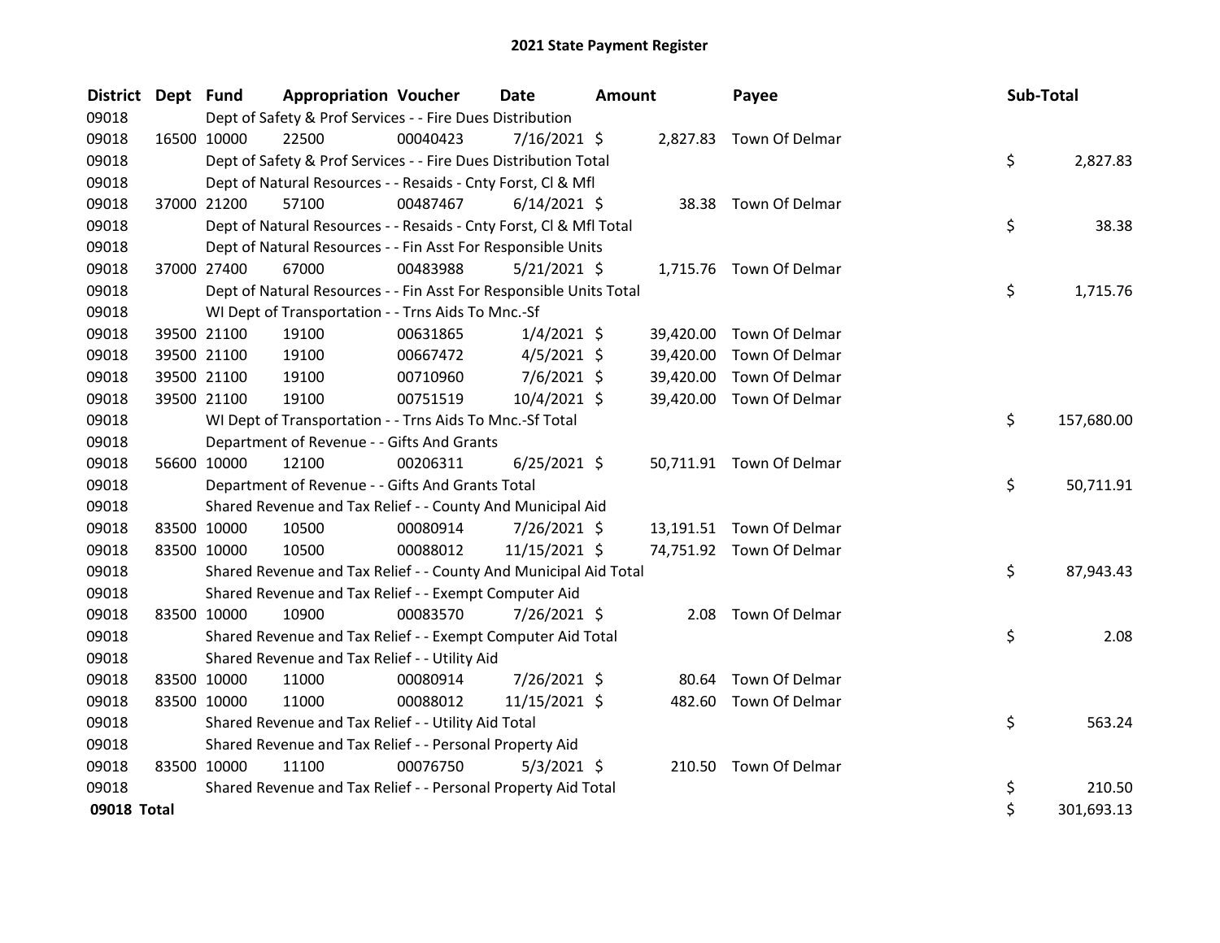# 2021 State Payment Register

| District | Dept | Fund | Appropriation | Voucher | Date | Amount | Payee | Sub-Total |
|---|---|---|---|---|---|---|---|---|
| 09018 | | Dept of Safety & Prof Services - - Fire Dues Distribution | | | | | | |
| 09018 | 16500 | 10000 | 22500 | 00040423 | 7/16/2021 | $ 2,827.83 | Town Of Delmar | |
| 09018 | | Dept of Safety & Prof Services - - Fire Dues Distribution Total | | | | | | $ 2,827.83 |
| 09018 | | Dept of Natural Resources - - Resaids - Cnty Forst, Cl & Mfl | | | | | | |
| 09018 | 37000 | 21200 | 57100 | 00487467 | 6/14/2021 | $ 38.38 | Town Of Delmar | |
| 09018 | | Dept of Natural Resources - - Resaids - Cnty Forst, Cl & Mfl Total | | | | | | $ 38.38 |
| 09018 | | Dept of Natural Resources - - Fin Asst For Responsible Units | | | | | | |
| 09018 | 37000 | 27400 | 67000 | 00483988 | 5/21/2021 | $ 1,715.76 | Town Of Delmar | |
| 09018 | | Dept of Natural Resources - - Fin Asst For Responsible Units Total | | | | | | $ 1,715.76 |
| 09018 | | WI Dept of Transportation - - Trns Aids To Mnc.-Sf | | | | | | |
| 09018 | 39500 | 21100 | 19100 | 00631865 | 1/4/2021 | $ 39,420.00 | Town Of Delmar | |
| 09018 | 39500 | 21100 | 19100 | 00667472 | 4/5/2021 | $ 39,420.00 | Town Of Delmar | |
| 09018 | 39500 | 21100 | 19100 | 00710960 | 7/6/2021 | $ 39,420.00 | Town Of Delmar | |
| 09018 | 39500 | 21100 | 19100 | 00751519 | 10/4/2021 | $ 39,420.00 | Town Of Delmar | |
| 09018 | | WI Dept of Transportation - - Trns Aids To Mnc.-Sf Total | | | | | | $ 157,680.00 |
| 09018 | | Department of Revenue - - Gifts And Grants | | | | | | |
| 09018 | 56600 | 10000 | 12100 | 00206311 | 6/25/2021 | $ 50,711.91 | Town Of Delmar | |
| 09018 | | Department of Revenue - - Gifts And Grants Total | | | | | | $ 50,711.91 |
| 09018 | | Shared Revenue and Tax Relief - - County And Municipal Aid | | | | | | |
| 09018 | 83500 | 10000 | 10500 | 00080914 | 7/26/2021 | $ 13,191.51 | Town Of Delmar | |
| 09018 | 83500 | 10000 | 10500 | 00088012 | 11/15/2021 | $ 74,751.92 | Town Of Delmar | |
| 09018 | | Shared Revenue and Tax Relief - - County And Municipal Aid Total | | | | | | $ 87,943.43 |
| 09018 | | Shared Revenue and Tax Relief - - Exempt Computer Aid | | | | | | |
| 09018 | 83500 | 10000 | 10900 | 00083570 | 7/26/2021 | $ 2.08 | Town Of Delmar | |
| 09018 | | Shared Revenue and Tax Relief - - Exempt Computer Aid Total | | | | | | $ 2.08 |
| 09018 | | Shared Revenue and Tax Relief - - Utility Aid | | | | | | |
| 09018 | 83500 | 10000 | 11000 | 00080914 | 7/26/2021 | $ 80.64 | Town Of Delmar | |
| 09018 | 83500 | 10000 | 11000 | 00088012 | 11/15/2021 | $ 482.60 | Town Of Delmar | |
| 09018 | | Shared Revenue and Tax Relief - - Utility Aid Total | | | | | | $ 563.24 |
| 09018 | | Shared Revenue and Tax Relief - - Personal Property Aid | | | | | | |
| 09018 | 83500 | 10000 | 11100 | 00076750 | 5/3/2021 | $ 210.50 | Town Of Delmar | |
| 09018 | | Shared Revenue and Tax Relief - - Personal Property Aid Total | | | | | | $ 210.50 |
| **09018 Total** | | | | | | | | $ 301,693.13 |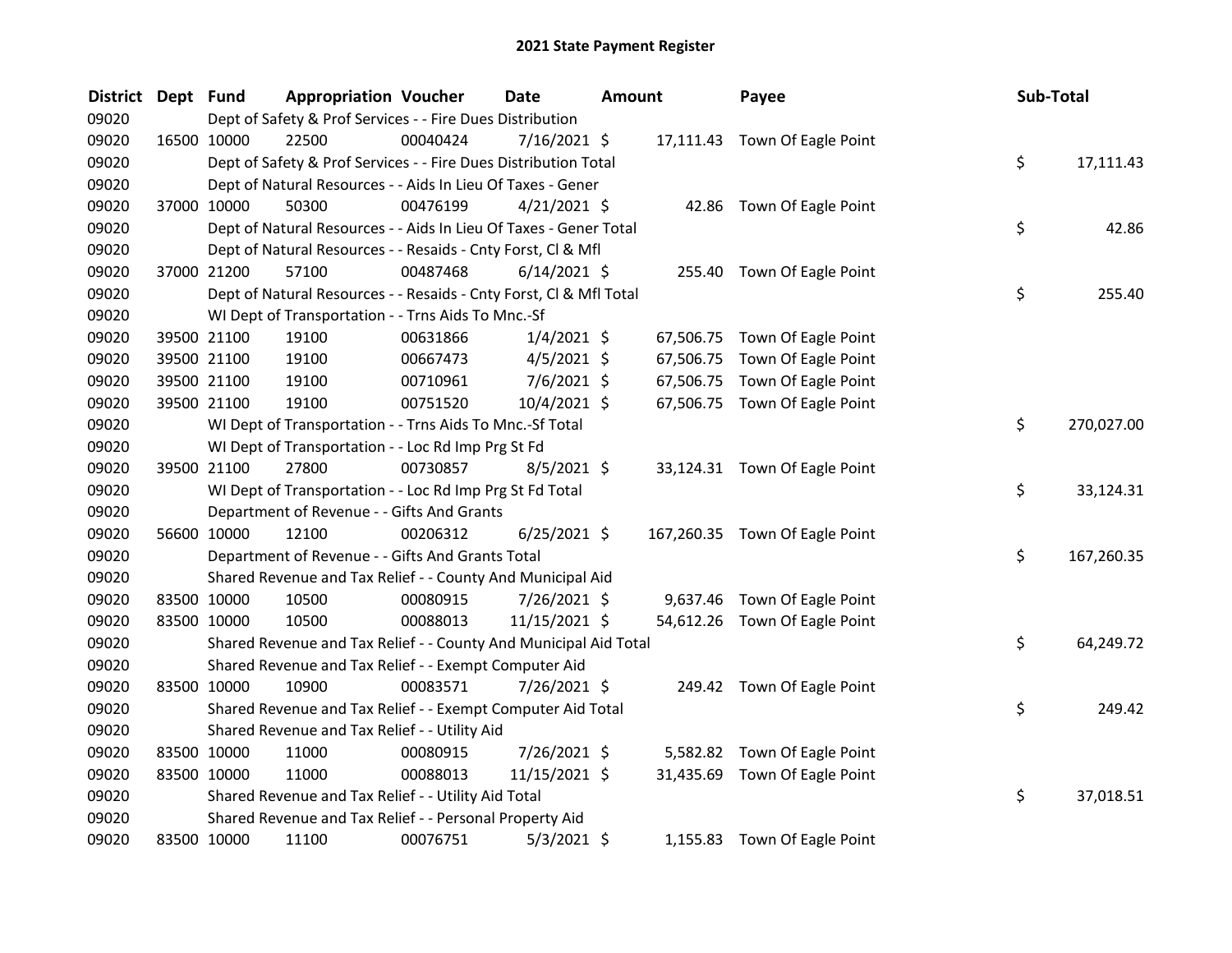# 2021 State Payment Register

| District | Dept | Fund | Appropriation | Voucher | Date | Amount | Payee | Sub-Total |
|---|---|---|---|---|---|---|---|---|
| 09020 | | Dept of Safety & Prof Services - - Fire Dues Distribution | | | | | | |
| 09020 | 16500 | 10000 | 22500 | 00040424 | 7/16/2021 | $ 17,111.43 | Town Of Eagle Point | |
| 09020 | | Dept of Safety & Prof Services - - Fire Dues Distribution Total | | | | | | $ 17,111.43 |
| 09020 | | Dept of Natural Resources - - Aids In Lieu Of Taxes - Gener | | | | | | |
| 09020 | 37000 | 10000 | 50300 | 00476199 | 4/21/2021 | $ 42.86 | Town Of Eagle Point | |
| 09020 | | Dept of Natural Resources - - Aids In Lieu Of Taxes - Gener Total | | | | | | $ 42.86 |
| 09020 | | Dept of Natural Resources - - Resaids - Cnty Forst, Cl & Mfl | | | | | | |
| 09020 | 37000 | 21200 | 57100 | 00487468 | 6/14/2021 | $ 255.40 | Town Of Eagle Point | |
| 09020 | | Dept of Natural Resources - - Resaids - Cnty Forst, Cl & Mfl Total | | | | | | $ 255.40 |
| 09020 | | WI Dept of Transportation - - Trns Aids To Mnc.-Sf | | | | | | |
| 09020 | 39500 | 21100 | 19100 | 00631866 | 1/4/2021 | $ 67,506.75 | Town Of Eagle Point | |
| 09020 | 39500 | 21100 | 19100 | 00667473 | 4/5/2021 | $ 67,506.75 | Town Of Eagle Point | |
| 09020 | 39500 | 21100 | 19100 | 00710961 | 7/6/2021 | $ 67,506.75 | Town Of Eagle Point | |
| 09020 | 39500 | 21100 | 19100 | 00751520 | 10/4/2021 | $ 67,506.75 | Town Of Eagle Point | |
| 09020 | | WI Dept of Transportation - - Trns Aids To Mnc.-Sf Total | | | | | | $ 270,027.00 |
| 09020 | | WI Dept of Transportation - - Loc Rd Imp Prg St Fd | | | | | | |
| 09020 | 39500 | 21100 | 27800 | 00730857 | 8/5/2021 | $ 33,124.31 | Town Of Eagle Point | |
| 09020 | | WI Dept of Transportation - - Loc Rd Imp Prg St Fd Total | | | | | | $ 33,124.31 |
| 09020 | | Department of Revenue - - Gifts And Grants | | | | | | |
| 09020 | 56600 | 10000 | 12100 | 00206312 | 6/25/2021 | $ 167,260.35 | Town Of Eagle Point | |
| 09020 | | Department of Revenue - - Gifts And Grants Total | | | | | | $ 167,260.35 |
| 09020 | | Shared Revenue and Tax Relief - - County And Municipal Aid | | | | | | |
| 09020 | 83500 | 10000 | 10500 | 00080915 | 7/26/2021 | $ 9,637.46 | Town Of Eagle Point | |
| 09020 | 83500 | 10000 | 10500 | 00088013 | 11/15/2021 | $ 54,612.26 | Town Of Eagle Point | |
| 09020 | | Shared Revenue and Tax Relief - - County And Municipal Aid Total | | | | | | $ 64,249.72 |
| 09020 | | Shared Revenue and Tax Relief - - Exempt Computer Aid | | | | | | |
| 09020 | 83500 | 10000 | 10900 | 00083571 | 7/26/2021 | $ 249.42 | Town Of Eagle Point | |
| 09020 | | Shared Revenue and Tax Relief - - Exempt Computer Aid Total | | | | | | $ 249.42 |
| 09020 | | Shared Revenue and Tax Relief - - Utility Aid | | | | | | |
| 09020 | 83500 | 10000 | 11000 | 00080915 | 7/26/2021 | $ 5,582.82 | Town Of Eagle Point | |
| 09020 | 83500 | 10000 | 11000 | 00088013 | 11/15/2021 | $ 31,435.69 | Town Of Eagle Point | |
| 09020 | | Shared Revenue and Tax Relief - - Utility Aid Total | | | | | | $ 37,018.51 |
| 09020 | | Shared Revenue and Tax Relief - - Personal Property Aid | | | | | | |
| 09020 | 83500 | 10000 | 11100 | 00076751 | 5/3/2021 | $ 1,155.83 | Town Of Eagle Point | |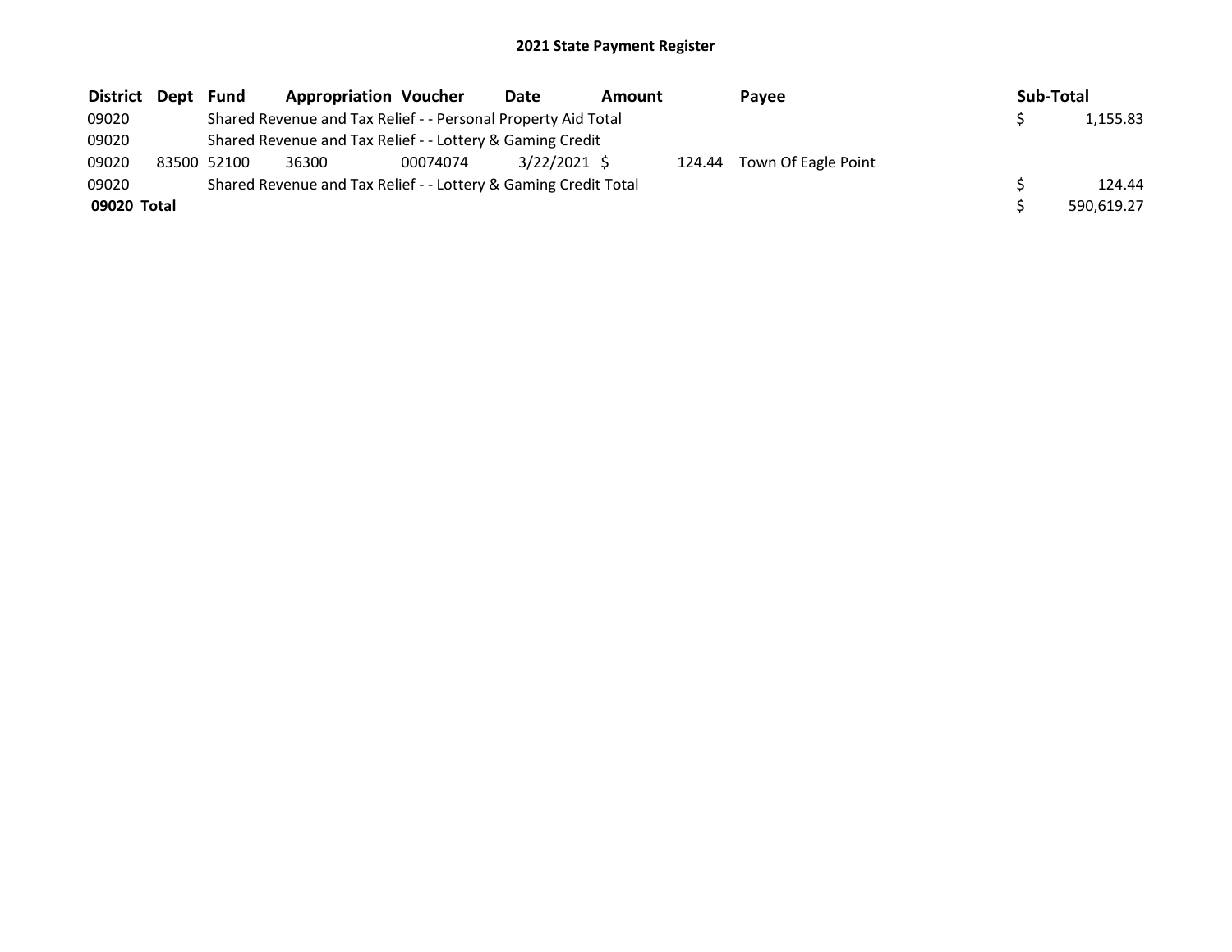## 2021 State Payment Register

| District | Dept | Fund | Appropriation | Voucher | Date | Amount | Payee | Sub-Total |
|---|---|---|---|---|---|---|---|---|
| 09020 | | Shared Revenue and Tax Relief - - Personal Property Aid Total | | | | | | $ 1,155.83 |
| 09020 | | Shared Revenue and Tax Relief - - Lottery & Gaming Credit | | | | | | |
| 09020 | 83500 | 52100 | 36300 | 00074074 | 3/22/2021 | $ 124.44 | Town Of Eagle Point | |
| 09020 | | Shared Revenue and Tax Relief - - Lottery & Gaming Credit Total | | | | | | $ 124.44 |
| **09020 Total** | | | | | | | | $ 590,619.27 |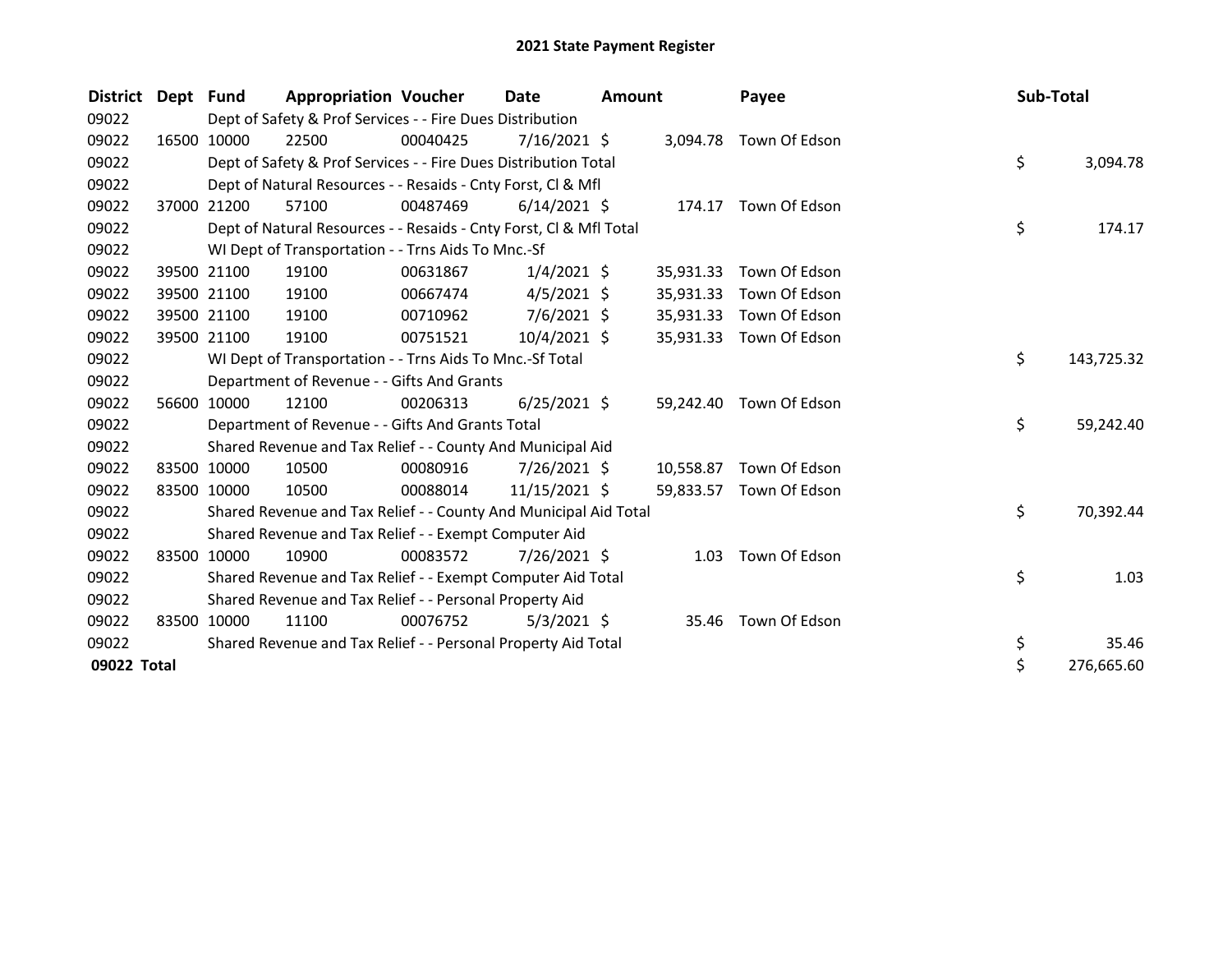# 2021 State Payment Register

| District | Dept | Fund | Appropriation | Voucher | Date | Amount | Payee | Sub-Total |
|---|---|---|---|---|---|---|---|---|
| 09022 | | Dept of Safety & Prof Services - - Fire Dues Distribution | | | | | | |
| 09022 | 16500 | 10000 | 22500 | 00040425 | 7/16/2021 | $ 3,094.78 | Town Of Edson | |
| 09022 | | Dept of Safety & Prof Services - - Fire Dues Distribution Total | | | | | | $ 3,094.78 |
| 09022 | | Dept of Natural Resources - - Resaids - Cnty Forst, Cl & Mfl | | | | | | |
| 09022 | 37000 | 21200 | 57100 | 00487469 | 6/14/2021 | $ 174.17 | Town Of Edson | |
| 09022 | | Dept of Natural Resources - - Resaids - Cnty Forst, Cl & Mfl Total | | | | | | $ 174.17 |
| 09022 | | WI Dept of Transportation - - Trns Aids To Mnc.-Sf | | | | | | |
| 09022 | 39500 | 21100 | 19100 | 00631867 | 1/4/2021 | $ 35,931.33 | Town Of Edson | |
| 09022 | 39500 | 21100 | 19100 | 00667474 | 4/5/2021 | $ 35,931.33 | Town Of Edson | |
| 09022 | 39500 | 21100 | 19100 | 00710962 | 7/6/2021 | $ 35,931.33 | Town Of Edson | |
| 09022 | 39500 | 21100 | 19100 | 00751521 | 10/4/2021 | $ 35,931.33 | Town Of Edson | |
| 09022 | | WI Dept of Transportation - - Trns Aids To Mnc.-Sf Total | | | | | | $ 143,725.32 |
| 09022 | | Department of Revenue - - Gifts And Grants | | | | | | |
| 09022 | 56600 | 10000 | 12100 | 00206313 | 6/25/2021 | $ 59,242.40 | Town Of Edson | |
| 09022 | | Department of Revenue - - Gifts And Grants Total | | | | | | $ 59,242.40 |
| 09022 | | Shared Revenue and Tax Relief - - County And Municipal Aid | | | | | | |
| 09022 | 83500 | 10000 | 10500 | 00080916 | 7/26/2021 | $ 10,558.87 | Town Of Edson | |
| 09022 | 83500 | 10000 | 10500 | 00088014 | 11/15/2021 | $ 59,833.57 | Town Of Edson | |
| 09022 | | Shared Revenue and Tax Relief - - County And Municipal Aid Total | | | | | | $ 70,392.44 |
| 09022 | | Shared Revenue and Tax Relief - - Exempt Computer Aid | | | | | | |
| 09022 | 83500 | 10000 | 10900 | 00083572 | 7/26/2021 | $ 1.03 | Town Of Edson | |
| 09022 | | Shared Revenue and Tax Relief - - Exempt Computer Aid Total | | | | | | $ 1.03 |
| 09022 | | Shared Revenue and Tax Relief - - Personal Property Aid | | | | | | |
| 09022 | 83500 | 10000 | 11100 | 00076752 | 5/3/2021 | $ 35.46 | Town Of Edson | |
| 09022 | | Shared Revenue and Tax Relief - - Personal Property Aid Total | | | | | | $ 35.46 |
| **09022 Total** | | | | | | | | $ 276,665.60 |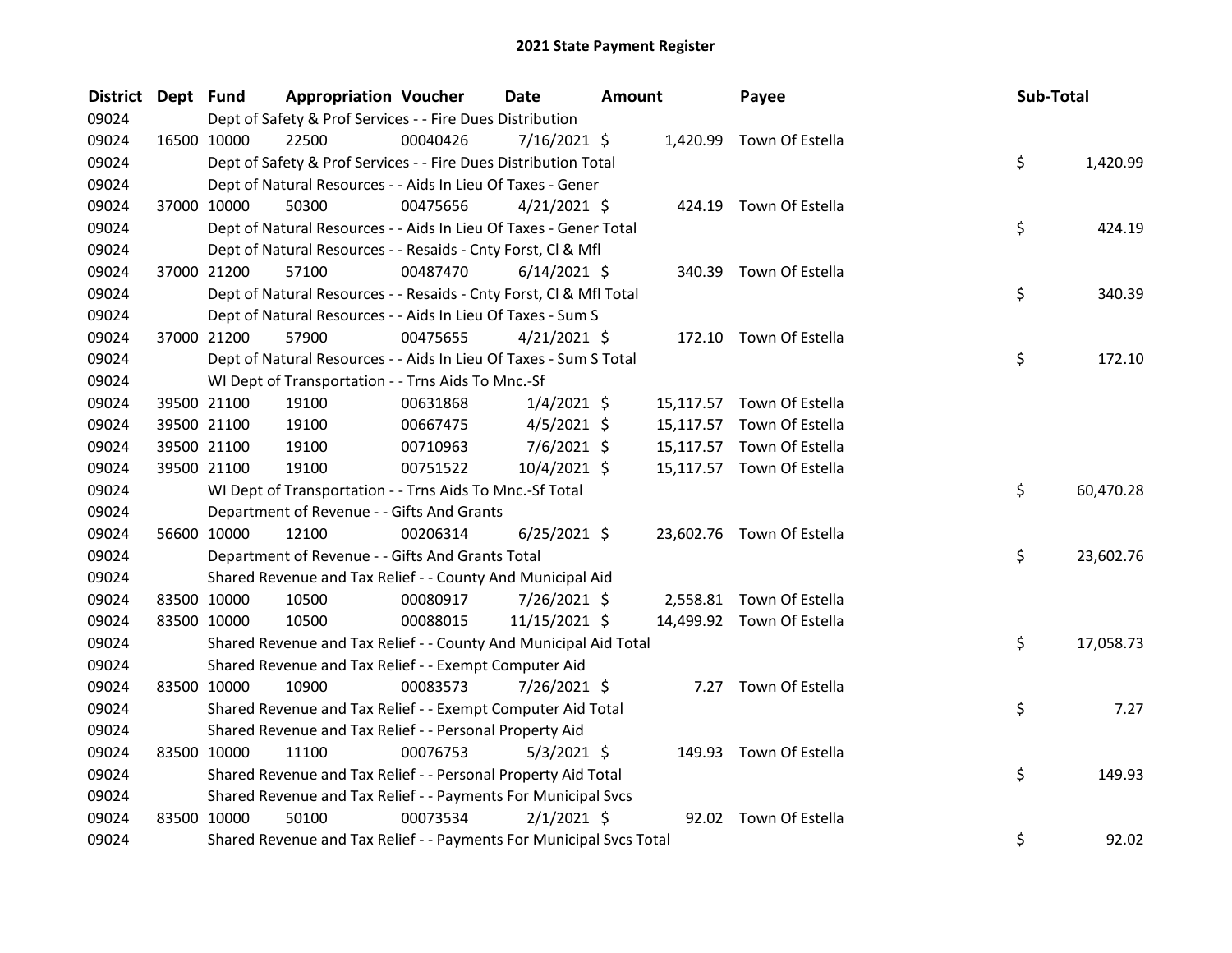# 2021 State Payment Register

| District | Dept | Fund | Appropriation | Voucher | Date | Amount | Payee | Sub-Total |
|---|---|---|---|---|---|---|---|---|
| 09024 | | Dept of Safety & Prof Services - - Fire Dues Distribution | | | | | | |
| 09024 | 16500 | 10000 | 22500 | 00040426 | 7/16/2021 | $ 1,420.99 | Town Of Estella | |
| 09024 | | Dept of Safety & Prof Services - - Fire Dues Distribution Total | | | | | | $ 1,420.99 |
| 09024 | | Dept of Natural Resources - - Aids In Lieu Of Taxes - Gener | | | | | | |
| 09024 | 37000 | 10000 | 50300 | 00475656 | 4/21/2021 | $ 424.19 | Town Of Estella | |
| 09024 | | Dept of Natural Resources - - Aids In Lieu Of Taxes - Gener Total | | | | | | $ 424.19 |
| 09024 | | Dept of Natural Resources - - Resaids - Cnty Forst, Cl & Mfl | | | | | | |
| 09024 | 37000 | 21200 | 57100 | 00487470 | 6/14/2021 | $ 340.39 | Town Of Estella | |
| 09024 | | Dept of Natural Resources - - Resaids - Cnty Forst, Cl & Mfl Total | | | | | | $ 340.39 |
| 09024 | | Dept of Natural Resources - - Aids In Lieu Of Taxes - Sum S | | | | | | |
| 09024 | 37000 | 21200 | 57900 | 00475655 | 4/21/2021 | $ 172.10 | Town Of Estella | |
| 09024 | | Dept of Natural Resources - - Aids In Lieu Of Taxes - Sum S Total | | | | | | $ 172.10 |
| 09024 | | WI Dept of Transportation - - Trns Aids To Mnc.-Sf | | | | | | |
| 09024 | 39500 | 21100 | 19100 | 00631868 | 1/4/2021 | $ 15,117.57 | Town Of Estella | |
| 09024 | 39500 | 21100 | 19100 | 00667475 | 4/5/2021 | $ 15,117.57 | Town Of Estella | |
| 09024 | 39500 | 21100 | 19100 | 00710963 | 7/6/2021 | $ 15,117.57 | Town Of Estella | |
| 09024 | 39500 | 21100 | 19100 | 00751522 | 10/4/2021 | $ 15,117.57 | Town Of Estella | |
| 09024 | | WI Dept of Transportation - - Trns Aids To Mnc.-Sf Total | | | | | | $ 60,470.28 |
| 09024 | | Department of Revenue - - Gifts And Grants | | | | | | |
| 09024 | 56600 | 10000 | 12100 | 00206314 | 6/25/2021 | $ 23,602.76 | Town Of Estella | |
| 09024 | | Department of Revenue - - Gifts And Grants Total | | | | | | $ 23,602.76 |
| 09024 | | Shared Revenue and Tax Relief - - County And Municipal Aid | | | | | | |
| 09024 | 83500 | 10000 | 10500 | 00080917 | 7/26/2021 | $ 2,558.81 | Town Of Estella | |
| 09024 | 83500 | 10000 | 10500 | 00088015 | 11/15/2021 | $ 14,499.92 | Town Of Estella | |
| 09024 | | Shared Revenue and Tax Relief - - County And Municipal Aid Total | | | | | | $ 17,058.73 |
| 09024 | | Shared Revenue and Tax Relief - - Exempt Computer Aid | | | | | | |
| 09024 | 83500 | 10000 | 10900 | 00083573 | 7/26/2021 | $ 7.27 | Town Of Estella | |
| 09024 | | Shared Revenue and Tax Relief - - Exempt Computer Aid Total | | | | | | $ 7.27 |
| 09024 | | Shared Revenue and Tax Relief - - Personal Property Aid | | | | | | |
| 09024 | 83500 | 10000 | 11100 | 00076753 | 5/3/2021 | $ 149.93 | Town Of Estella | |
| 09024 | | Shared Revenue and Tax Relief - - Personal Property Aid Total | | | | | | $ 149.93 |
| 09024 | | Shared Revenue and Tax Relief - - Payments For Municipal Svcs | | | | | | |
| 09024 | 83500 | 10000 | 50100 | 00073534 | 2/1/2021 | $ 92.02 | Town Of Estella | |
| 09024 | | Shared Revenue and Tax Relief - - Payments For Municipal Svcs Total | | | | | | $ 92.02 |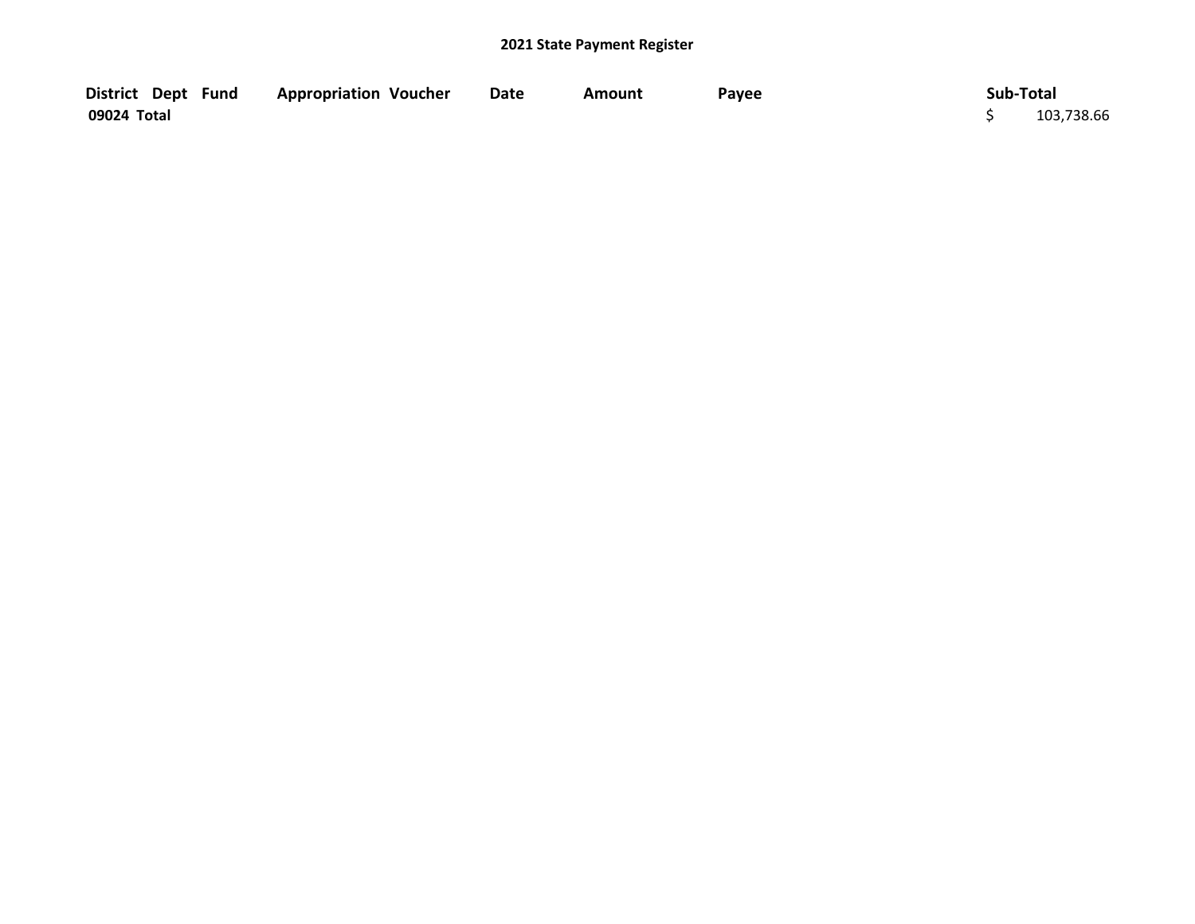## 2021 State Payment Register

| District | Dept | Fund | Appropriation | Voucher | Date | Amount | Payee | Sub-Total |
|---|---|---|---|---|---|---|---|---|
| 09024 Total | | | | | | | | $ 103,738.66 |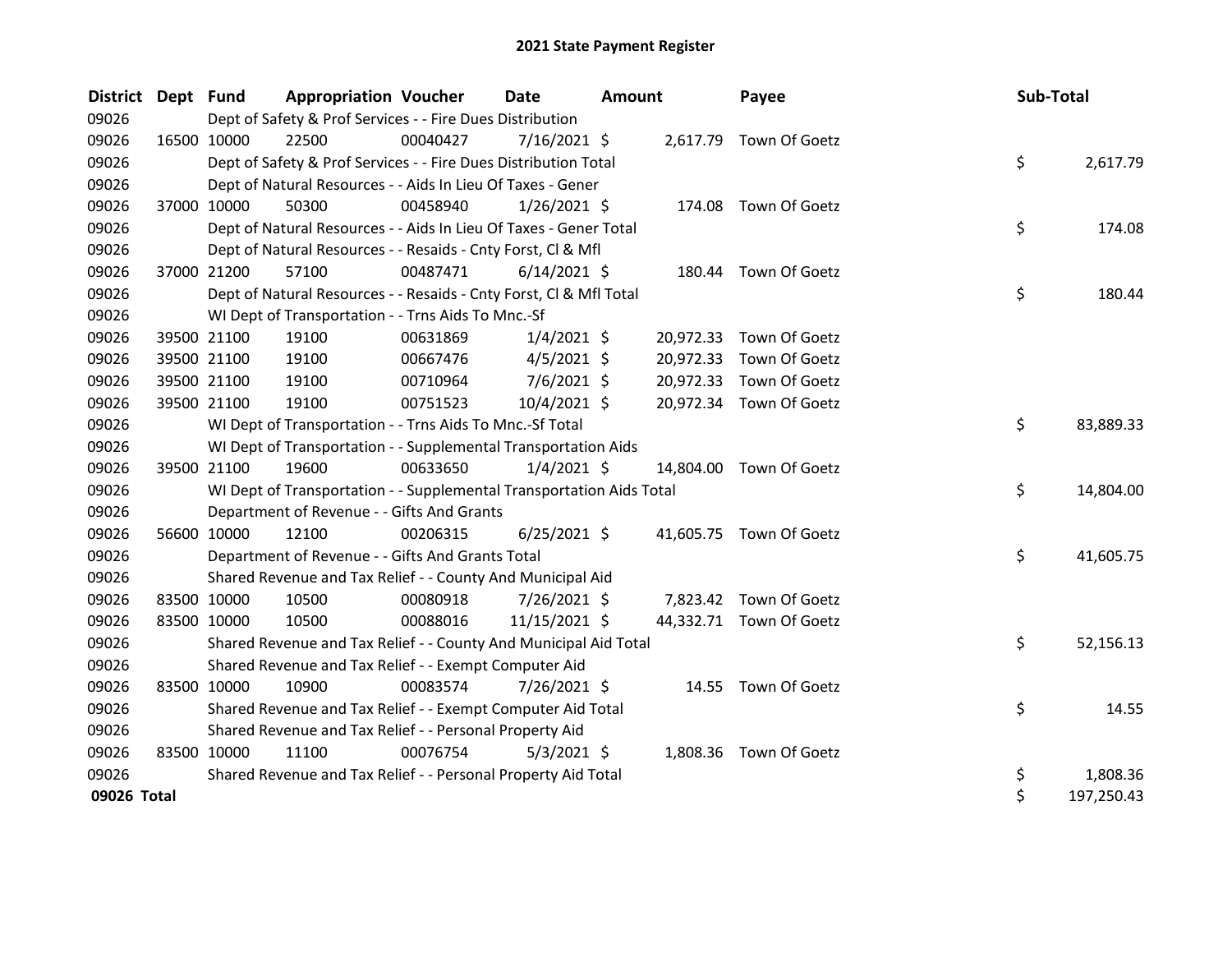# 2021 State Payment Register

| District | Dept | Fund | Appropriation | Voucher | Date | Amount | Payee | Sub-Total |
|---|---|---|---|---|---|---|---|---|
| 09026 | | Dept of Safety & Prof Services - - Fire Dues Distribution | | | | | | |
| 09026 | 16500 | 10000 | 22500 | 00040427 | 7/16/2021 | $ 2,617.79 | Town Of Goetz | |
| 09026 | | Dept of Safety & Prof Services - - Fire Dues Distribution Total | | | | | | $ 2,617.79 |
| 09026 | | Dept of Natural Resources - - Aids In Lieu Of Taxes - Gener | | | | | | |
| 09026 | 37000 | 10000 | 50300 | 00458940 | 1/26/2021 | $ 174.08 | Town Of Goetz | |
| 09026 | | Dept of Natural Resources - - Aids In Lieu Of Taxes - Gener Total | | | | | | $ 174.08 |
| 09026 | | Dept of Natural Resources - - Resaids - Cnty Forst, Cl & Mfl | | | | | | |
| 09026 | 37000 | 21200 | 57100 | 00487471 | 6/14/2021 | $ 180.44 | Town Of Goetz | |
| 09026 | | Dept of Natural Resources - - Resaids - Cnty Forst, Cl & Mfl Total | | | | | | $ 180.44 |
| 09026 | | WI Dept of Transportation - - Trns Aids To Mnc.-Sf | | | | | | |
| 09026 | 39500 | 21100 | 19100 | 00631869 | 1/4/2021 | $ 20,972.33 | Town Of Goetz | |
| 09026 | 39500 | 21100 | 19100 | 00667476 | 4/5/2021 | $ 20,972.33 | Town Of Goetz | |
| 09026 | 39500 | 21100 | 19100 | 00710964 | 7/6/2021 | $ 20,972.33 | Town Of Goetz | |
| 09026 | 39500 | 21100 | 19100 | 00751523 | 10/4/2021 | $ 20,972.34 | Town Of Goetz | |
| 09026 | | WI Dept of Transportation - - Trns Aids To Mnc.-Sf Total | | | | | | $ 83,889.33 |
| 09026 | | WI Dept of Transportation - - Supplemental Transportation Aids | | | | | | |
| 09026 | 39500 | 21100 | 19600 | 00633650 | 1/4/2021 | $ 14,804.00 | Town Of Goetz | |
| 09026 | | WI Dept of Transportation - - Supplemental Transportation Aids Total | | | | | | $ 14,804.00 |
| 09026 | | Department of Revenue - - Gifts And Grants | | | | | | |
| 09026 | 56600 | 10000 | 12100 | 00206315 | 6/25/2021 | $ 41,605.75 | Town Of Goetz | |
| 09026 | | Department of Revenue - - Gifts And Grants Total | | | | | | $ 41,605.75 |
| 09026 | | Shared Revenue and Tax Relief - - County And Municipal Aid | | | | | | |
| 09026 | 83500 | 10000 | 10500 | 00080918 | 7/26/2021 | $ 7,823.42 | Town Of Goetz | |
| 09026 | 83500 | 10000 | 10500 | 00088016 | 11/15/2021 | $ 44,332.71 | Town Of Goetz | |
| 09026 | | Shared Revenue and Tax Relief - - County And Municipal Aid Total | | | | | | $ 52,156.13 |
| 09026 | | Shared Revenue and Tax Relief - - Exempt Computer Aid | | | | | | |
| 09026 | 83500 | 10000 | 10900 | 00083574 | 7/26/2021 | $ 14.55 | Town Of Goetz | |
| 09026 | | Shared Revenue and Tax Relief - - Exempt Computer Aid Total | | | | | | $ 14.55 |
| 09026 | | Shared Revenue and Tax Relief - - Personal Property Aid | | | | | | |
| 09026 | 83500 | 10000 | 11100 | 00076754 | 5/3/2021 | $ 1,808.36 | Town Of Goetz | |
| 09026 | | Shared Revenue and Tax Relief - - Personal Property Aid Total | | | | | | $ 1,808.36 |
| **09026 Total** | | | | | | | | $ 197,250.43 |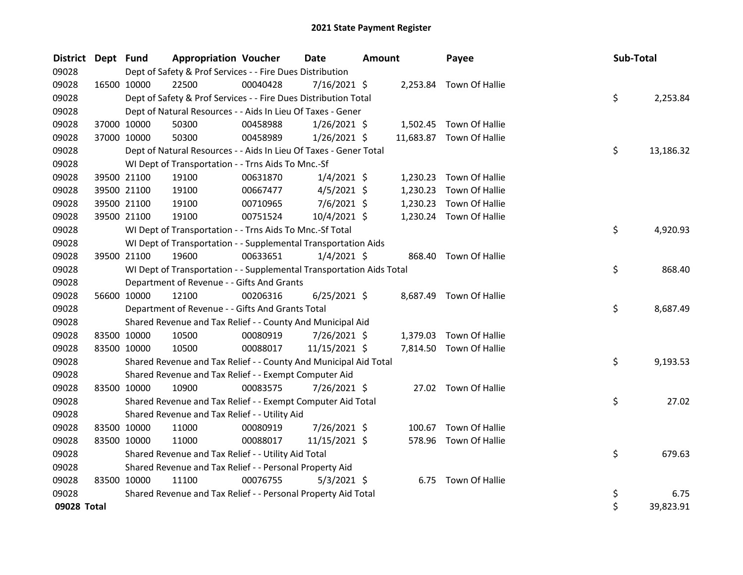# 2021 State Payment Register

| District | Dept | Fund | Appropriation | Voucher | Date | Amount | Payee | Sub-Total |
|---|---|---|---|---|---|---|---|---|
| 09028 | | Dept of Safety & Prof Services - - Fire Dues Distribution | | | | | | |
| 09028 | 16500 | 10000 | 22500 | 00040428 | 7/16/2021 | $ 2,253.84 | Town Of Hallie | |
| 09028 | | Dept of Safety & Prof Services - - Fire Dues Distribution Total | | | | | | $ 2,253.84 |
| 09028 | | Dept of Natural Resources - - Aids In Lieu Of Taxes - Gener | | | | | | |
| 09028 | 37000 | 10000 | 50300 | 00458988 | 1/26/2021 | $ 1,502.45 | Town Of Hallie | |
| 09028 | 37000 | 10000 | 50300 | 00458989 | 1/26/2021 | $ 11,683.87 | Town Of Hallie | |
| 09028 | | Dept of Natural Resources - - Aids In Lieu Of Taxes - Gener Total | | | | | | $ 13,186.32 |
| 09028 | | WI Dept of Transportation - - Trns Aids To Mnc.-Sf | | | | | | |
| 09028 | 39500 | 21100 | 19100 | 00631870 | 1/4/2021 | $ 1,230.23 | Town Of Hallie | |
| 09028 | 39500 | 21100 | 19100 | 00667477 | 4/5/2021 | $ 1,230.23 | Town Of Hallie | |
| 09028 | 39500 | 21100 | 19100 | 00710965 | 7/6/2021 | $ 1,230.23 | Town Of Hallie | |
| 09028 | 39500 | 21100 | 19100 | 00751524 | 10/4/2021 | $ 1,230.24 | Town Of Hallie | |
| 09028 | | WI Dept of Transportation - - Trns Aids To Mnc.-Sf Total | | | | | | $ 4,920.93 |
| 09028 | | WI Dept of Transportation - - Supplemental Transportation Aids | | | | | | |
| 09028 | 39500 | 21100 | 19600 | 00633651 | 1/4/2021 | $ 868.40 | Town Of Hallie | |
| 09028 | | WI Dept of Transportation - - Supplemental Transportation Aids Total | | | | | | $ 868.40 |
| 09028 | | Department of Revenue - - Gifts And Grants | | | | | | |
| 09028 | 56600 | 10000 | 12100 | 00206316 | 6/25/2021 | $ 8,687.49 | Town Of Hallie | |
| 09028 | | Department of Revenue - - Gifts And Grants Total | | | | | | $ 8,687.49 |
| 09028 | | Shared Revenue and Tax Relief - - County And Municipal Aid | | | | | | |
| 09028 | 83500 | 10000 | 10500 | 00080919 | 7/26/2021 | $ 1,379.03 | Town Of Hallie | |
| 09028 | 83500 | 10000 | 10500 | 00088017 | 11/15/2021 | $ 7,814.50 | Town Of Hallie | |
| 09028 | | Shared Revenue and Tax Relief - - County And Municipal Aid Total | | | | | | $ 9,193.53 |
| 09028 | | Shared Revenue and Tax Relief - - Exempt Computer Aid | | | | | | |
| 09028 | 83500 | 10000 | 10900 | 00083575 | 7/26/2021 | $ 27.02 | Town Of Hallie | |
| 09028 | | Shared Revenue and Tax Relief - - Exempt Computer Aid Total | | | | | | $ 27.02 |
| 09028 | | Shared Revenue and Tax Relief - - Utility Aid | | | | | | |
| 09028 | 83500 | 10000 | 11000 | 00080919 | 7/26/2021 | $ 100.67 | Town Of Hallie | |
| 09028 | 83500 | 10000 | 11000 | 00088017 | 11/15/2021 | $ 578.96 | Town Of Hallie | |
| 09028 | | Shared Revenue and Tax Relief - - Utility Aid Total | | | | | | $ 679.63 |
| 09028 | | Shared Revenue and Tax Relief - - Personal Property Aid | | | | | | |
| 09028 | 83500 | 10000 | 11100 | 00076755 | 5/3/2021 | $ 6.75 | Town Of Hallie | |
| 09028 | | Shared Revenue and Tax Relief - - Personal Property Aid Total | | | | | | $ 6.75 |
| **09028 Total** | | | | | | | | $ 39,823.91 |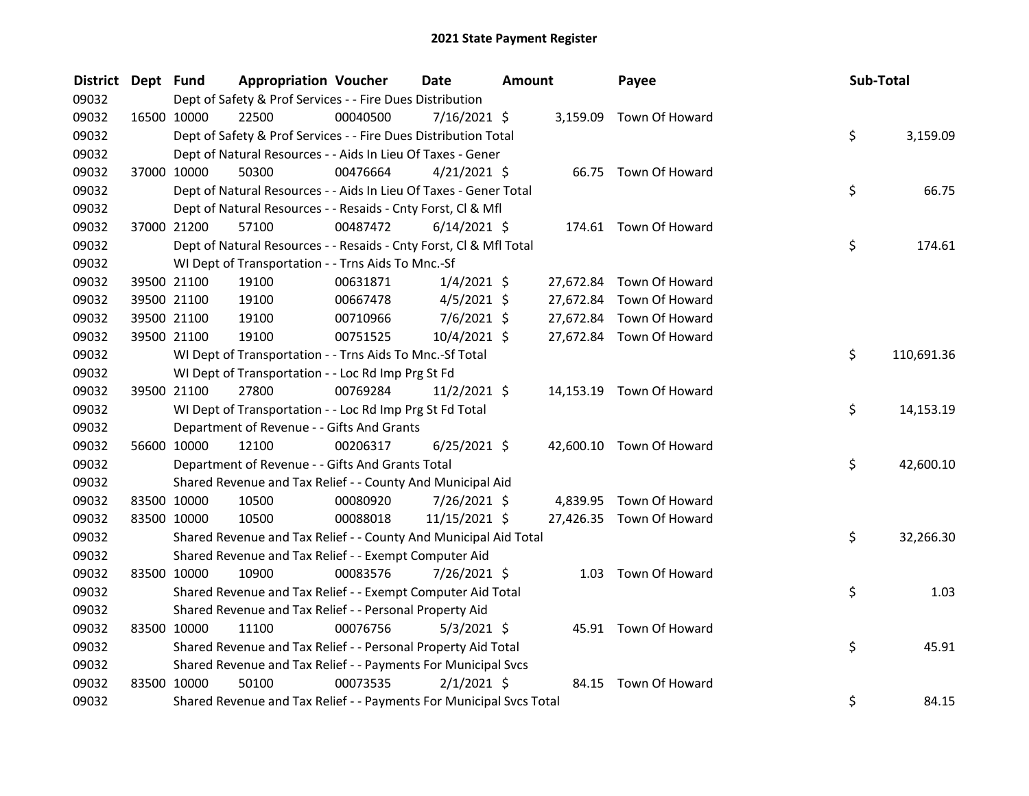# 2021 State Payment Register

| District | Dept | Fund | Appropriation | Voucher | Date | Amount | Payee | Sub-Total |
|---|---|---|---|---|---|---|---|---|
| 09032 | | Dept of Safety & Prof Services - - Fire Dues Distribution | | | | | | |
| 09032 | 16500 | 10000 | 22500 | 00040500 | 7/16/2021 | $ 3,159.09 | Town Of Howard | |
| 09032 | | Dept of Safety & Prof Services - - Fire Dues Distribution Total | | | | | | $ 3,159.09 |
| 09032 | | Dept of Natural Resources - - Aids In Lieu Of Taxes - Gener | | | | | | |
| 09032 | 37000 | 10000 | 50300 | 00476664 | 4/21/2021 | $ 66.75 | Town Of Howard | |
| 09032 | | Dept of Natural Resources - - Aids In Lieu Of Taxes - Gener Total | | | | | | $ 66.75 |
| 09032 | | Dept of Natural Resources - - Resaids - Cnty Forst, Cl & Mfl | | | | | | |
| 09032 | 37000 | 21200 | 57100 | 00487472 | 6/14/2021 | $ 174.61 | Town Of Howard | |
| 09032 | | Dept of Natural Resources - - Resaids - Cnty Forst, Cl & Mfl Total | | | | | | $ 174.61 |
| 09032 | | WI Dept of Transportation - - Trns Aids To Mnc.-Sf | | | | | | |
| 09032 | 39500 | 21100 | 19100 | 00631871 | 1/4/2021 | $ 27,672.84 | Town Of Howard | |
| 09032 | 39500 | 21100 | 19100 | 00667478 | 4/5/2021 | $ 27,672.84 | Town Of Howard | |
| 09032 | 39500 | 21100 | 19100 | 00710966 | 7/6/2021 | $ 27,672.84 | Town Of Howard | |
| 09032 | 39500 | 21100 | 19100 | 00751525 | 10/4/2021 | $ 27,672.84 | Town Of Howard | |
| 09032 | | WI Dept of Transportation - - Trns Aids To Mnc.-Sf Total | | | | | | $ 110,691.36 |
| 09032 | | WI Dept of Transportation - - Loc Rd Imp Prg St Fd | | | | | | |
| 09032 | 39500 | 21100 | 27800 | 00769284 | 11/2/2021 | $ 14,153.19 | Town Of Howard | |
| 09032 | | WI Dept of Transportation - - Loc Rd Imp Prg St Fd Total | | | | | | $ 14,153.19 |
| 09032 | | Department of Revenue - - Gifts And Grants | | | | | | |
| 09032 | 56600 | 10000 | 12100 | 00206317 | 6/25/2021 | $ 42,600.10 | Town Of Howard | |
| 09032 | | Department of Revenue - - Gifts And Grants Total | | | | | | $ 42,600.10 |
| 09032 | | Shared Revenue and Tax Relief - - County And Municipal Aid | | | | | | |
| 09032 | 83500 | 10000 | 10500 | 00080920 | 7/26/2021 | $ 4,839.95 | Town Of Howard | |
| 09032 | 83500 | 10000 | 10500 | 00088018 | 11/15/2021 | $ 27,426.35 | Town Of Howard | |
| 09032 | | Shared Revenue and Tax Relief - - County And Municipal Aid Total | | | | | | $ 32,266.30 |
| 09032 | | Shared Revenue and Tax Relief - - Exempt Computer Aid | | | | | | |
| 09032 | 83500 | 10000 | 10900 | 00083576 | 7/26/2021 | $ 1.03 | Town Of Howard | |
| 09032 | | Shared Revenue and Tax Relief - - Exempt Computer Aid Total | | | | | | $ 1.03 |
| 09032 | | Shared Revenue and Tax Relief - - Personal Property Aid | | | | | | |
| 09032 | 83500 | 10000 | 11100 | 00076756 | 5/3/2021 | $ 45.91 | Town Of Howard | |
| 09032 | | Shared Revenue and Tax Relief - - Personal Property Aid Total | | | | | | $ 45.91 |
| 09032 | | Shared Revenue and Tax Relief - - Payments For Municipal Svcs | | | | | | |
| 09032 | 83500 | 10000 | 50100 | 00073535 | 2/1/2021 | $ 84.15 | Town Of Howard | |
| 09032 | | Shared Revenue and Tax Relief - - Payments For Municipal Svcs Total | | | | | | $ 84.15 |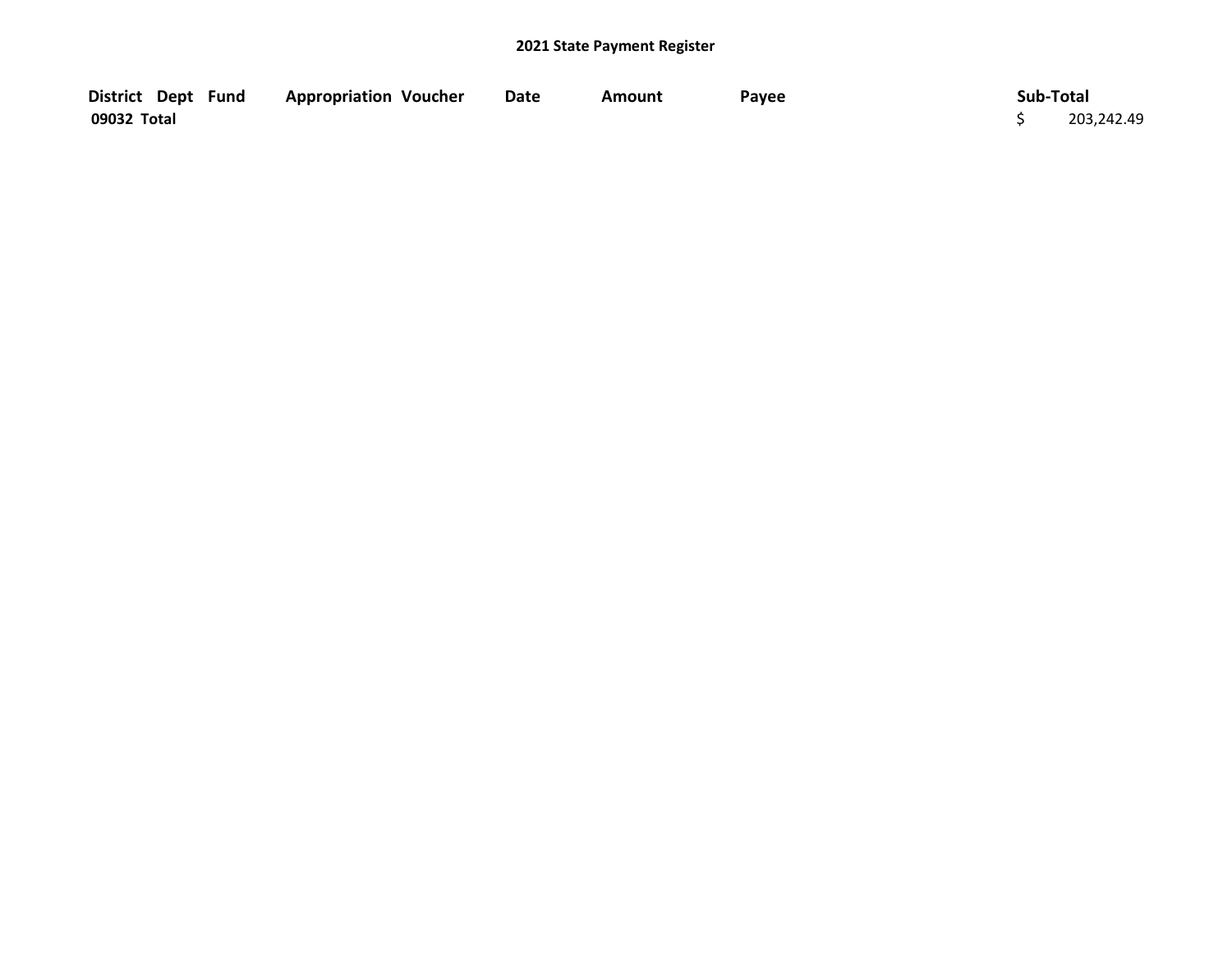## 2021 State Payment Register

| District | Dept | Fund | Appropriation | Voucher | Date | Amount | Payee | Sub-Total |
|---|---|---|---|---|---|---|---|---|
| 09032 Total | | | | | | | | $ 203,242.49 |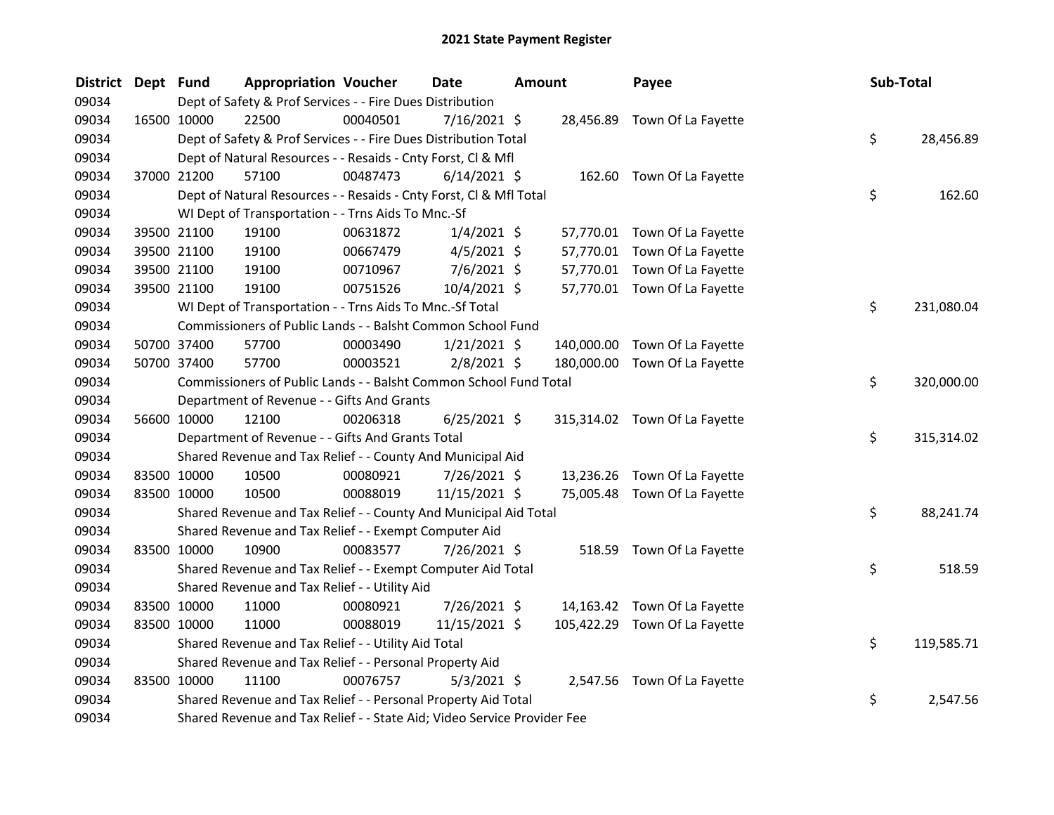# 2021 State Payment Register

| District | Dept | Fund | Appropriation | Voucher | Date | Amount | Payee | Sub-Total |
|---|---|---|---|---|---|---|---|---|
| 09034 | | Dept of Safety & Prof Services - - Fire Dues Distribution | | | | | | |
| 09034 | 16500 | 10000 | 22500 | 00040501 | 7/16/2021 | $ 28,456.89 | Town Of La Fayette | |
| 09034 | | Dept of Safety & Prof Services - - Fire Dues Distribution Total | | | | | | $ 28,456.89 |
| 09034 | | Dept of Natural Resources - - Resaids - Cnty Forst, Cl & Mfl | | | | | | |
| 09034 | 37000 | 21200 | 57100 | 00487473 | 6/14/2021 | $ 162.60 | Town Of La Fayette | |
| 09034 | | Dept of Natural Resources - - Resaids - Cnty Forst, Cl & Mfl Total | | | | | | $ 162.60 |
| 09034 | | WI Dept of Transportation - - Trns Aids To Mnc.-Sf | | | | | | |
| 09034 | 39500 | 21100 | 19100 | 00631872 | 1/4/2021 | $ 57,770.01 | Town Of La Fayette | |
| 09034 | 39500 | 21100 | 19100 | 00667479 | 4/5/2021 | $ 57,770.01 | Town Of La Fayette | |
| 09034 | 39500 | 21100 | 19100 | 00710967 | 7/6/2021 | $ 57,770.01 | Town Of La Fayette | |
| 09034 | 39500 | 21100 | 19100 | 00751526 | 10/4/2021 | $ 57,770.01 | Town Of La Fayette | |
| 09034 | | WI Dept of Transportation - - Trns Aids To Mnc.-Sf Total | | | | | | $ 231,080.04 |
| 09034 | | Commissioners of Public Lands - - Balsht Common School Fund | | | | | | |
| 09034 | 50700 | 37400 | 57700 | 00003490 | 1/21/2021 | $ 140,000.00 | Town Of La Fayette | |
| 09034 | 50700 | 37400 | 57700 | 00003521 | 2/8/2021 | $ 180,000.00 | Town Of La Fayette | |
| 09034 | | Commissioners of Public Lands - - Balsht Common School Fund Total | | | | | | $ 320,000.00 |
| 09034 | | Department of Revenue - - Gifts And Grants | | | | | | |
| 09034 | 56600 | 10000 | 12100 | 00206318 | 6/25/2021 | $ 315,314.02 | Town Of La Fayette | |
| 09034 | | Department of Revenue - - Gifts And Grants Total | | | | | | $ 315,314.02 |
| 09034 | | Shared Revenue and Tax Relief - - County And Municipal Aid | | | | | | |
| 09034 | 83500 | 10000 | 10500 | 00080921 | 7/26/2021 | $ 13,236.26 | Town Of La Fayette | |
| 09034 | 83500 | 10000 | 10500 | 00088019 | 11/15/2021 | $ 75,005.48 | Town Of La Fayette | |
| 09034 | | Shared Revenue and Tax Relief - - County And Municipal Aid Total | | | | | | $ 88,241.74 |
| 09034 | | Shared Revenue and Tax Relief - - Exempt Computer Aid | | | | | | |
| 09034 | 83500 | 10000 | 10900 | 00083577 | 7/26/2021 | $ 518.59 | Town Of La Fayette | |
| 09034 | | Shared Revenue and Tax Relief - - Exempt Computer Aid Total | | | | | | $ 518.59 |
| 09034 | | Shared Revenue and Tax Relief - - Utility Aid | | | | | | |
| 09034 | 83500 | 10000 | 11000 | 00080921 | 7/26/2021 | $ 14,163.42 | Town Of La Fayette | |
| 09034 | 83500 | 10000 | 11000 | 00088019 | 11/15/2021 | $ 105,422.29 | Town Of La Fayette | |
| 09034 | | Shared Revenue and Tax Relief - - Utility Aid Total | | | | | | $ 119,585.71 |
| 09034 | | Shared Revenue and Tax Relief - - Personal Property Aid | | | | | | |
| 09034 | 83500 | 10000 | 11100 | 00076757 | 5/3/2021 | $ 2,547.56 | Town Of La Fayette | |
| 09034 | | Shared Revenue and Tax Relief - - Personal Property Aid Total | | | | | | $ 2,547.56 |
| 09034 | | Shared Revenue and Tax Relief - - State Aid; Video Service Provider Fee | | | | | | |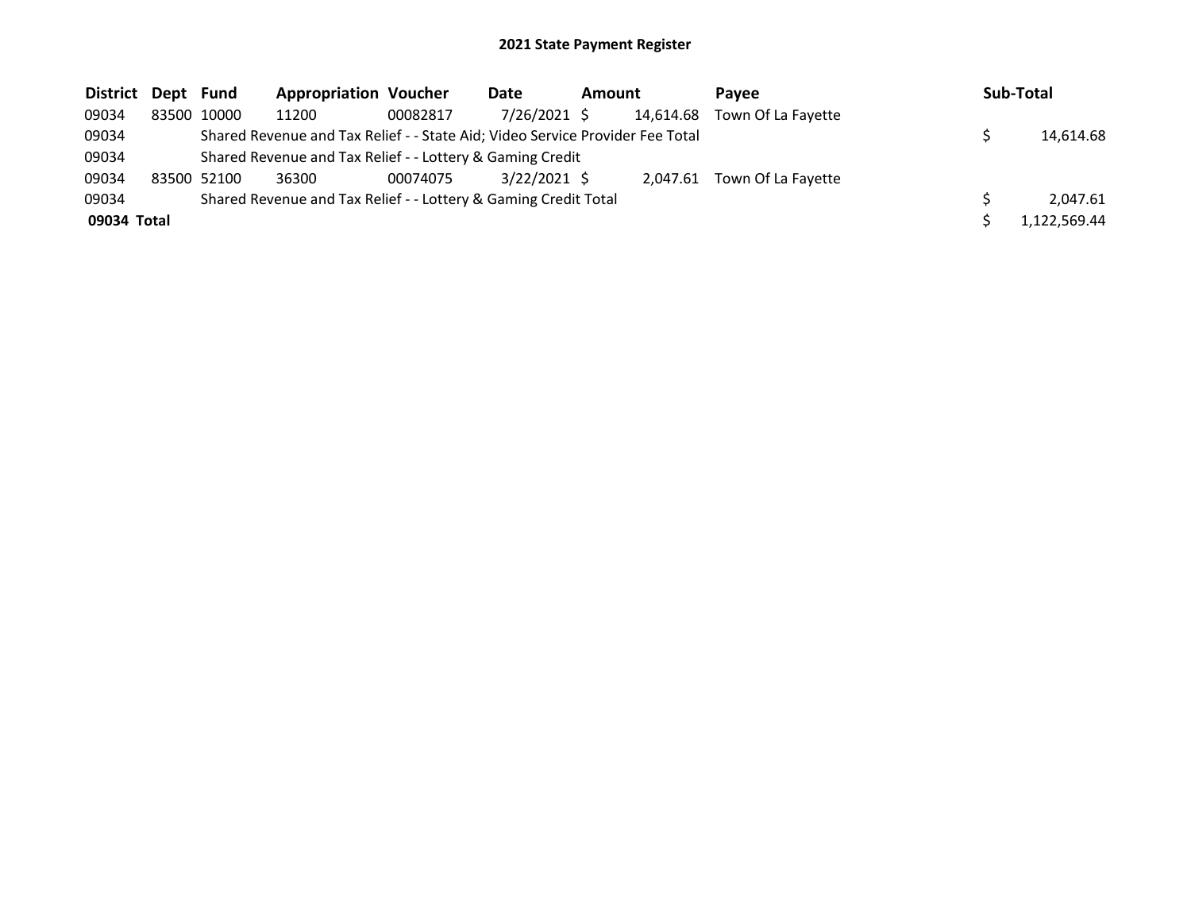# 2021 State Payment Register

| District | Dept | Fund | Appropriation | Voucher | Date | Amount | Payee | Sub-Total |
|---|---|---|---|---|---|---|---|---|
| 09034 | 83500 | 10000 | 11200 | 00082817 | 7/26/2021 | $ 14,614.68 | Town Of La Fayette | |
| 09034 | | Shared Revenue and Tax Relief - - State Aid; Video Service Provider Fee Total | | | | | | $ 14,614.68 |
| 09034 | | Shared Revenue and Tax Relief - - Lottery & Gaming Credit | | | | | | |
| 09034 | 83500 | 52100 | 36300 | 00074075 | 3/22/2021 | $ 2,047.61 | Town Of La Fayette | |
| 09034 | | Shared Revenue and Tax Relief - - Lottery & Gaming Credit Total | | | | | | $ 2,047.61 |
| **09034 Total** | | | | | | | | $ 1,122,569.44 |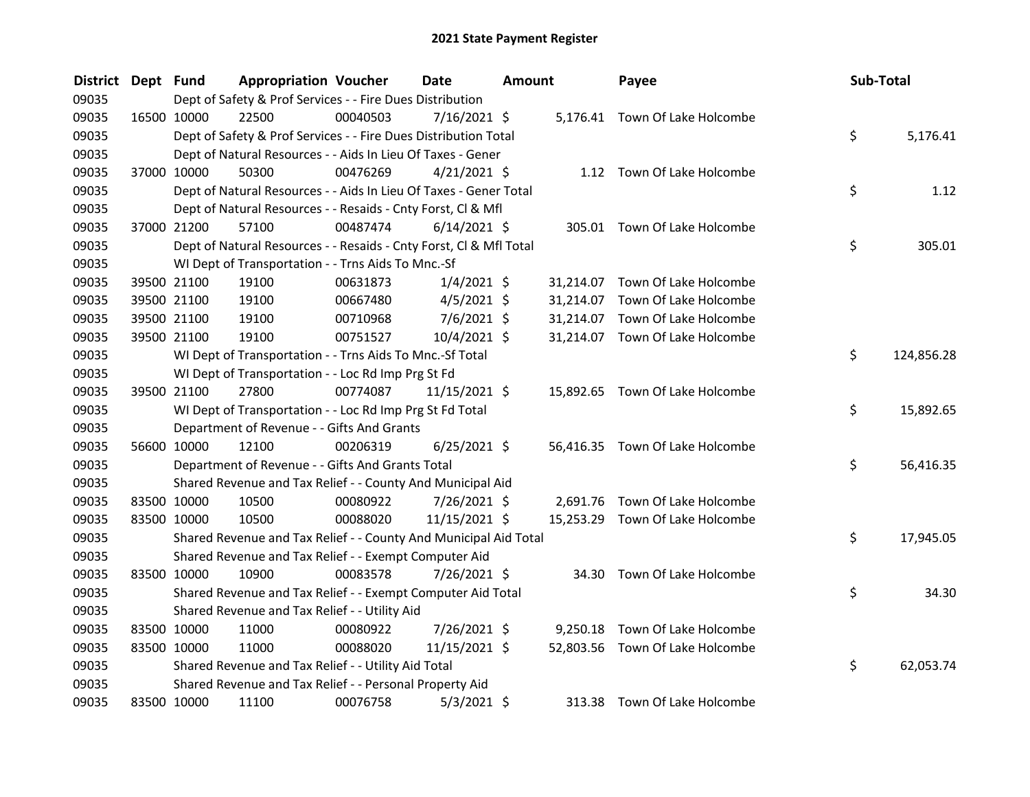# 2021 State Payment Register

| District | Dept | Fund | Appropriation | Voucher | Date | Amount | Payee | Sub-Total |
|---|---|---|---|---|---|---|---|---|
| 09035 | | Dept of Safety & Prof Services - - Fire Dues Distribution | | | | | | |
| 09035 | 16500 | 10000 | 22500 | 00040503 | 7/16/2021 | $ 5,176.41 | Town Of Lake Holcombe | |
| 09035 | | Dept of Safety & Prof Services - - Fire Dues Distribution Total | | | | | | $ 5,176.41 |
| 09035 | | Dept of Natural Resources - - Aids In Lieu Of Taxes - Gener | | | | | | |
| 09035 | 37000 | 10000 | 50300 | 00476269 | 4/21/2021 | $ 1.12 | Town Of Lake Holcombe | |
| 09035 | | Dept of Natural Resources - - Aids In Lieu Of Taxes - Gener Total | | | | | | $ 1.12 |
| 09035 | | Dept of Natural Resources - - Resaids - Cnty Forst, Cl & Mfl | | | | | | |
| 09035 | 37000 | 21200 | 57100 | 00487474 | 6/14/2021 | $ 305.01 | Town Of Lake Holcombe | |
| 09035 | | Dept of Natural Resources - - Resaids - Cnty Forst, Cl & Mfl Total | | | | | | $ 305.01 |
| 09035 | | WI Dept of Transportation - - Trns Aids To Mnc.-Sf | | | | | | |
| 09035 | 39500 | 21100 | 19100 | 00631873 | 1/4/2021 | $ 31,214.07 | Town Of Lake Holcombe | |
| 09035 | 39500 | 21100 | 19100 | 00667480 | 4/5/2021 | $ 31,214.07 | Town Of Lake Holcombe | |
| 09035 | 39500 | 21100 | 19100 | 00710968 | 7/6/2021 | $ 31,214.07 | Town Of Lake Holcombe | |
| 09035 | 39500 | 21100 | 19100 | 00751527 | 10/4/2021 | $ 31,214.07 | Town Of Lake Holcombe | |
| 09035 | | WI Dept of Transportation - - Trns Aids To Mnc.-Sf Total | | | | | | $ 124,856.28 |
| 09035 | | WI Dept of Transportation - - Loc Rd Imp Prg St Fd | | | | | | |
| 09035 | 39500 | 21100 | 27800 | 00774087 | 11/15/2021 | $ 15,892.65 | Town Of Lake Holcombe | |
| 09035 | | WI Dept of Transportation - - Loc Rd Imp Prg St Fd Total | | | | | | $ 15,892.65 |
| 09035 | | Department of Revenue - - Gifts And Grants | | | | | | |
| 09035 | 56600 | 10000 | 12100 | 00206319 | 6/25/2021 | $ 56,416.35 | Town Of Lake Holcombe | |
| 09035 | | Department of Revenue - - Gifts And Grants Total | | | | | | $ 56,416.35 |
| 09035 | | Shared Revenue and Tax Relief - - County And Municipal Aid | | | | | | |
| 09035 | 83500 | 10000 | 10500 | 00080922 | 7/26/2021 | $ 2,691.76 | Town Of Lake Holcombe | |
| 09035 | 83500 | 10000 | 10500 | 00088020 | 11/15/2021 | $ 15,253.29 | Town Of Lake Holcombe | |
| 09035 | | Shared Revenue and Tax Relief - - County And Municipal Aid Total | | | | | | $ 17,945.05 |
| 09035 | | Shared Revenue and Tax Relief - - Exempt Computer Aid | | | | | | |
| 09035 | 83500 | 10000 | 10900 | 00083578 | 7/26/2021 | $ 34.30 | Town Of Lake Holcombe | |
| 09035 | | Shared Revenue and Tax Relief - - Exempt Computer Aid Total | | | | | | $ 34.30 |
| 09035 | | Shared Revenue and Tax Relief - - Utility Aid | | | | | | |
| 09035 | 83500 | 10000 | 11000 | 00080922 | 7/26/2021 | $ 9,250.18 | Town Of Lake Holcombe | |
| 09035 | 83500 | 10000 | 11000 | 00088020 | 11/15/2021 | $ 52,803.56 | Town Of Lake Holcombe | |
| 09035 | | Shared Revenue and Tax Relief - - Utility Aid Total | | | | | | $ 62,053.74 |
| 09035 | | Shared Revenue and Tax Relief - - Personal Property Aid | | | | | | |
| 09035 | 83500 | 10000 | 11100 | 00076758 | 5/3/2021 | $ 313.38 | Town Of Lake Holcombe | |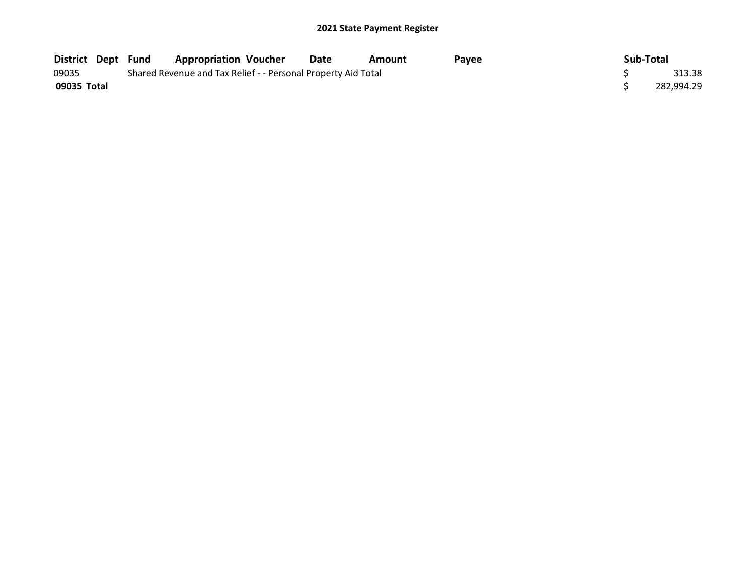## 2021 State Payment Register

| District | Dept | Fund | Appropriation | Voucher | Date | Amount | Payee | Sub-Total |
|---|---|---|---|---|---|---|---|---|
| 09035 | | Shared Revenue and Tax Relief - - Personal Property Aid Total | | | | | | $ 313.38 |
| **09035 Total** | | | | | | | | $ 282,994.29 |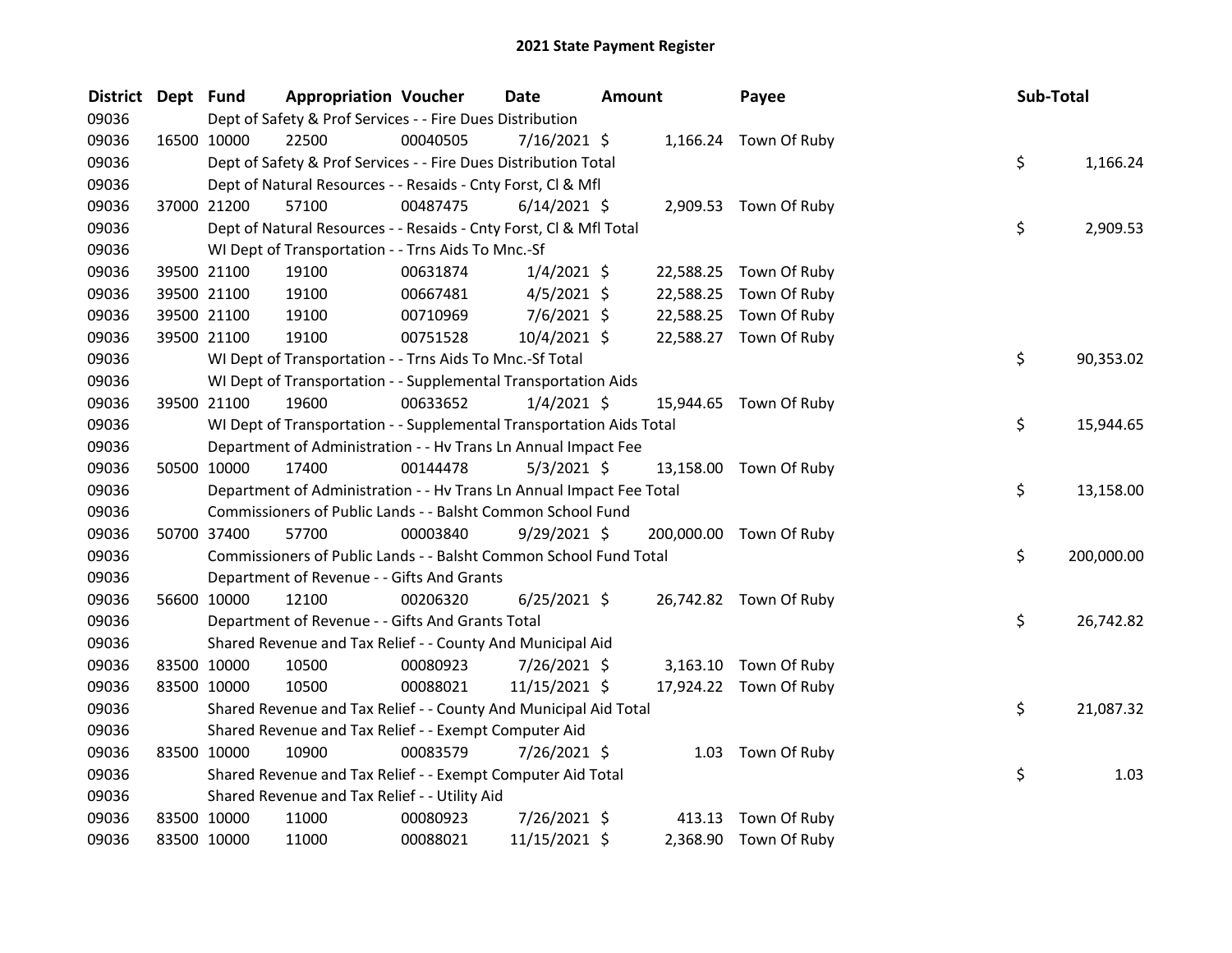# 2021 State Payment Register

| District | Dept | Fund | Appropriation | Voucher | Date | Amount | Payee | Sub-Total |
|---|---|---|---|---|---|---|---|---|
| 09036 | | Dept of Safety & Prof Services - - Fire Dues Distribution | | | | | | |
| 09036 | 16500 | 10000 | 22500 | 00040505 | 7/16/2021 | $ 1,166.24 | Town Of Ruby | |
| 09036 | | Dept of Safety & Prof Services - - Fire Dues Distribution Total | | | | | | $ 1,166.24 |
| 09036 | | Dept of Natural Resources - - Resaids - Cnty Forst, Cl & Mfl | | | | | | |
| 09036 | 37000 | 21200 | 57100 | 00487475 | 6/14/2021 | $ 2,909.53 | Town Of Ruby | |
| 09036 | | Dept of Natural Resources - - Resaids - Cnty Forst, Cl & Mfl Total | | | | | | $ 2,909.53 |
| 09036 | | WI Dept of Transportation - - Trns Aids To Mnc.-Sf | | | | | | |
| 09036 | 39500 | 21100 | 19100 | 00631874 | 1/4/2021 | $ 22,588.25 | Town Of Ruby | |
| 09036 | 39500 | 21100 | 19100 | 00667481 | 4/5/2021 | $ 22,588.25 | Town Of Ruby | |
| 09036 | 39500 | 21100 | 19100 | 00710969 | 7/6/2021 | $ 22,588.25 | Town Of Ruby | |
| 09036 | 39500 | 21100 | 19100 | 00751528 | 10/4/2021 | $ 22,588.27 | Town Of Ruby | |
| 09036 | | WI Dept of Transportation - - Trns Aids To Mnc.-Sf Total | | | | | | $ 90,353.02 |
| 09036 | | WI Dept of Transportation - - Supplemental Transportation Aids | | | | | | |
| 09036 | 39500 | 21100 | 19600 | 00633652 | 1/4/2021 | $ 15,944.65 | Town Of Ruby | |
| 09036 | | WI Dept of Transportation - - Supplemental Transportation Aids Total | | | | | | $ 15,944.65 |
| 09036 | | Department of Administration - - Hv Trans Ln Annual Impact Fee | | | | | | |
| 09036 | 50500 | 10000 | 17400 | 00144478 | 5/3/2021 | $ 13,158.00 | Town Of Ruby | |
| 09036 | | Department of Administration - - Hv Trans Ln Annual Impact Fee Total | | | | | | $ 13,158.00 |
| 09036 | | Commissioners of Public Lands - - Balsht Common School Fund | | | | | | |
| 09036 | 50700 | 37400 | 57700 | 00003840 | 9/29/2021 | $ 200,000.00 | Town Of Ruby | |
| 09036 | | Commissioners of Public Lands - - Balsht Common School Fund Total | | | | | | $ 200,000.00 |
| 09036 | | Department of Revenue - - Gifts And Grants | | | | | | |
| 09036 | 56600 | 10000 | 12100 | 00206320 | 6/25/2021 | $ 26,742.82 | Town Of Ruby | |
| 09036 | | Department of Revenue - - Gifts And Grants Total | | | | | | $ 26,742.82 |
| 09036 | | Shared Revenue and Tax Relief - - County And Municipal Aid | | | | | | |
| 09036 | 83500 | 10000 | 10500 | 00080923 | 7/26/2021 | $ 3,163.10 | Town Of Ruby | |
| 09036 | 83500 | 10000 | 10500 | 00088021 | 11/15/2021 | $ 17,924.22 | Town Of Ruby | |
| 09036 | | Shared Revenue and Tax Relief - - County And Municipal Aid Total | | | | | | $ 21,087.32 |
| 09036 | | Shared Revenue and Tax Relief - - Exempt Computer Aid | | | | | | |
| 09036 | 83500 | 10000 | 10900 | 00083579 | 7/26/2021 | $ 1.03 | Town Of Ruby | |
| 09036 | | Shared Revenue and Tax Relief - - Exempt Computer Aid Total | | | | | | $ 1.03 |
| 09036 | | Shared Revenue and Tax Relief - - Utility Aid | | | | | | |
| 09036 | 83500 | 10000 | 11000 | 00080923 | 7/26/2021 | $ 413.13 | Town Of Ruby | |
| 09036 | 83500 | 10000 | 11000 | 00088021 | 11/15/2021 | $ 2,368.90 | Town Of Ruby | |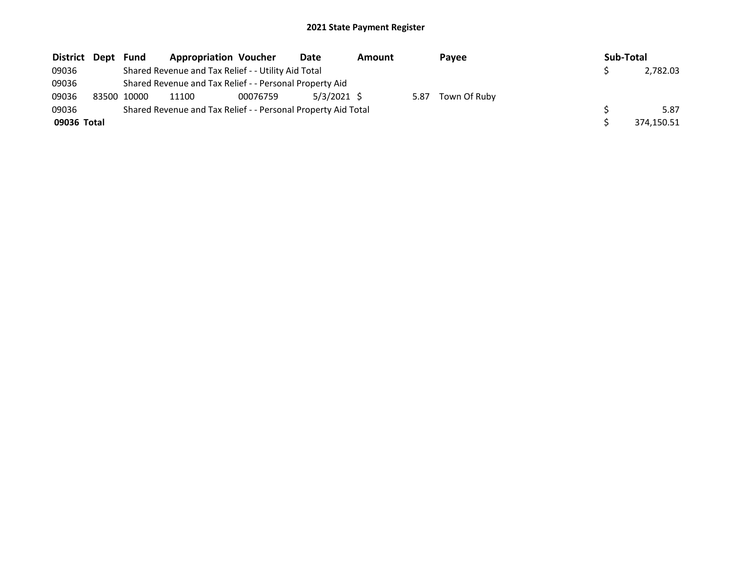# 2021 State Payment Register

| District | Dept | Fund | Appropriation | Voucher | Date | Amount | Payee | Sub-Total |
|---|---|---|---|---|---|---|---|---|
| 09036 | | Shared Revenue and Tax Relief - - Utility Aid Total | | | | | | $ 2,782.03 |
| 09036 | | Shared Revenue and Tax Relief - - Personal Property Aid | | | | | | |
| 09036 | 83500 | 10000 | 11100 | 00076759 | 5/3/2021 | $ 5.87 | Town Of Ruby | |
| 09036 | | Shared Revenue and Tax Relief - - Personal Property Aid Total | | | | | | $ 5.87 |
| **09036 Total** | | | | | | | | $ 374,150.51 |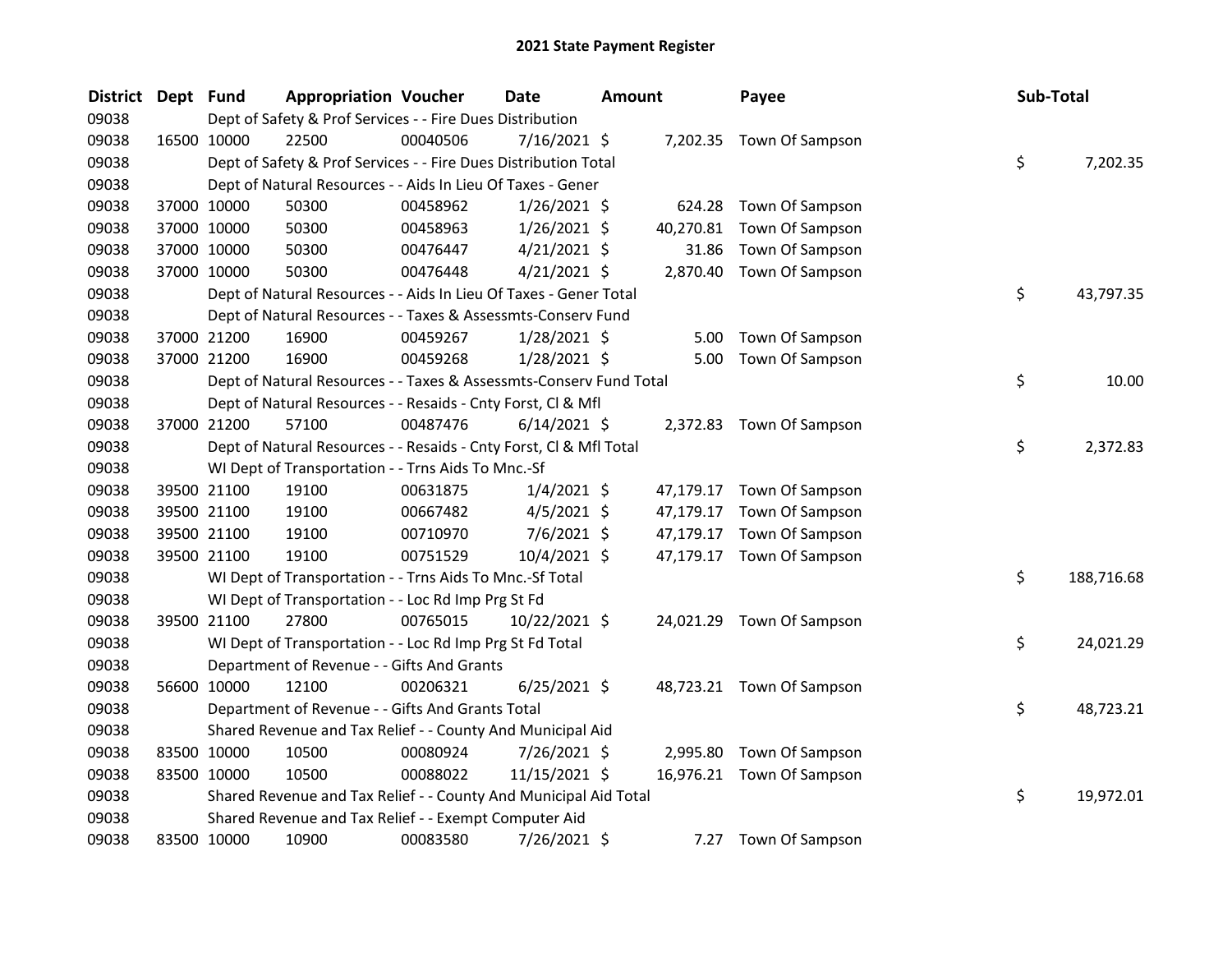## 2021 State Payment Register

| District | Dept | Fund | Appropriation | Voucher | Date | Amount | Payee | Sub-Total |
|---|---|---|---|---|---|---|---|---|
| 09038 | | Dept of Safety & Prof Services - - Fire Dues Distribution | | | | | | |
| 09038 | 16500 | 10000 | 22500 | 00040506 | 7/16/2021 | $ 7,202.35 | Town Of Sampson | |
| 09038 | | Dept of Safety & Prof Services - - Fire Dues Distribution Total | | | | | | $ 7,202.35 |
| 09038 | | Dept of Natural Resources - - Aids In Lieu Of Taxes - Gener | | | | | | |
| 09038 | 37000 | 10000 | 50300 | 00458962 | 1/26/2021 | $ 624.28 | Town Of Sampson | |
| 09038 | 37000 | 10000 | 50300 | 00458963 | 1/26/2021 | $ 40,270.81 | Town Of Sampson | |
| 09038 | 37000 | 10000 | 50300 | 00476447 | 4/21/2021 | $ 31.86 | Town Of Sampson | |
| 09038 | 37000 | 10000 | 50300 | 00476448 | 4/21/2021 | $ 2,870.40 | Town Of Sampson | |
| 09038 | | Dept of Natural Resources - - Aids In Lieu Of Taxes - Gener Total | | | | | | $ 43,797.35 |
| 09038 | | Dept of Natural Resources - - Taxes & Assessmts-Conserv Fund | | | | | | |
| 09038 | 37000 | 21200 | 16900 | 00459267 | 1/28/2021 | $ 5.00 | Town Of Sampson | |
| 09038 | 37000 | 21200 | 16900 | 00459268 | 1/28/2021 | $ 5.00 | Town Of Sampson | |
| 09038 | | Dept of Natural Resources - - Taxes & Assessmts-Conserv Fund Total | | | | | | $ 10.00 |
| 09038 | | Dept of Natural Resources - - Resaids - Cnty Forst, Cl & Mfl | | | | | | |
| 09038 | 37000 | 21200 | 57100 | 00487476 | 6/14/2021 | $ 2,372.83 | Town Of Sampson | |
| 09038 | | Dept of Natural Resources - - Resaids - Cnty Forst, Cl & Mfl Total | | | | | | $ 2,372.83 |
| 09038 | | WI Dept of Transportation - - Trns Aids To Mnc.-Sf | | | | | | |
| 09038 | 39500 | 21100 | 19100 | 00631875 | 1/4/2021 | $ 47,179.17 | Town Of Sampson | |
| 09038 | 39500 | 21100 | 19100 | 00667482 | 4/5/2021 | $ 47,179.17 | Town Of Sampson | |
| 09038 | 39500 | 21100 | 19100 | 00710970 | 7/6/2021 | $ 47,179.17 | Town Of Sampson | |
| 09038 | 39500 | 21100 | 19100 | 00751529 | 10/4/2021 | $ 47,179.17 | Town Of Sampson | |
| 09038 | | WI Dept of Transportation - - Trns Aids To Mnc.-Sf Total | | | | | | $ 188,716.68 |
| 09038 | | WI Dept of Transportation - - Loc Rd Imp Prg St Fd | | | | | | |
| 09038 | 39500 | 21100 | 27800 | 00765015 | 10/22/2021 | $ 24,021.29 | Town Of Sampson | |
| 09038 | | WI Dept of Transportation - - Loc Rd Imp Prg St Fd Total | | | | | | $ 24,021.29 |
| 09038 | | Department of Revenue - - Gifts And Grants | | | | | | |
| 09038 | 56600 | 10000 | 12100 | 00206321 | 6/25/2021 | $ 48,723.21 | Town Of Sampson | |
| 09038 | | Department of Revenue - - Gifts And Grants Total | | | | | | $ 48,723.21 |
| 09038 | | Shared Revenue and Tax Relief - - County And Municipal Aid | | | | | | |
| 09038 | 83500 | 10000 | 10500 | 00080924 | 7/26/2021 | $ 2,995.80 | Town Of Sampson | |
| 09038 | 83500 | 10000 | 10500 | 00088022 | 11/15/2021 | $ 16,976.21 | Town Of Sampson | |
| 09038 | | Shared Revenue and Tax Relief - - County And Municipal Aid Total | | | | | | $ 19,972.01 |
| 09038 | | Shared Revenue and Tax Relief - - Exempt Computer Aid | | | | | | |
| 09038 | 83500 | 10000 | 10900 | 00083580 | 7/26/2021 | $ 7.27 | Town Of Sampson | |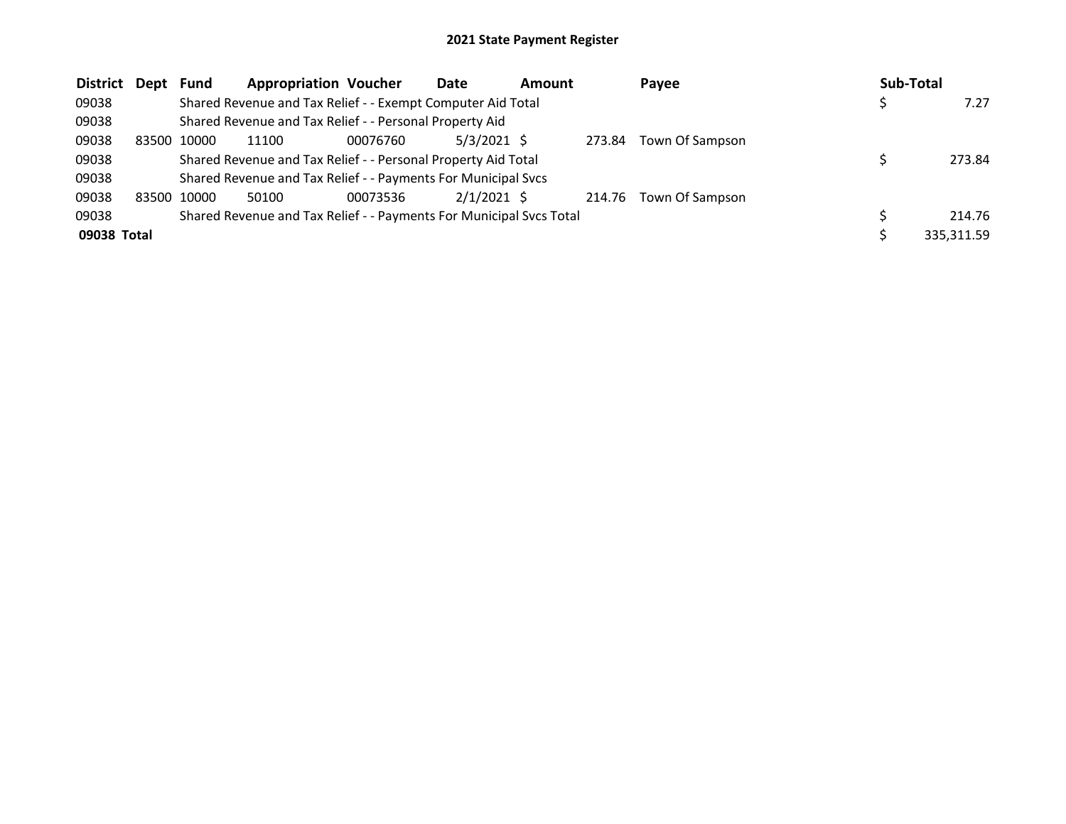# 2021 State Payment Register

| District | Dept | Fund | Appropriation | Voucher | Date | Amount | Payee | Sub-Total |
|---|---|---|---|---|---|---|---|---|
| 09038 | | Shared Revenue and Tax Relief - - Exempt Computer Aid Total | | | | | | $ 7.27 |
| 09038 | | Shared Revenue and Tax Relief - - Personal Property Aid | | | | | | |
| 09038 | 83500 | 10000 | 11100 | 00076760 | 5/3/2021 | $ 273.84 | Town Of Sampson | |
| 09038 | | Shared Revenue and Tax Relief - - Personal Property Aid Total | | | | | | $ 273.84 |
| 09038 | | Shared Revenue and Tax Relief - - Payments For Municipal Svcs | | | | | | |
| 09038 | 83500 | 10000 | 50100 | 00073536 | 2/1/2021 | $ 214.76 | Town Of Sampson | |
| 09038 | | Shared Revenue and Tax Relief - - Payments For Municipal Svcs Total | | | | | | $ 214.76 |
| **09038 Total** | | | | | | | | $ 335,311.59 |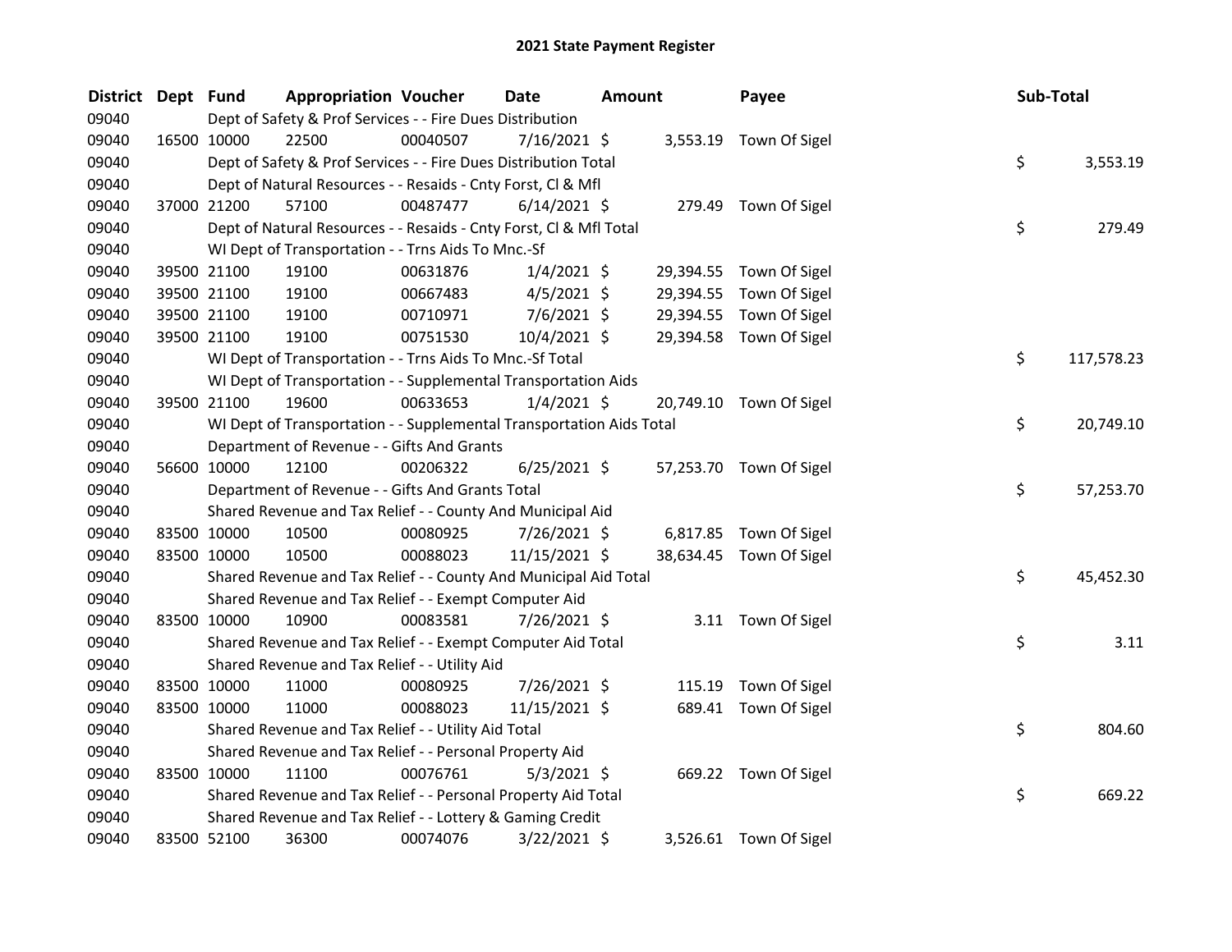# 2021 State Payment Register

| District | Dept | Fund | Appropriation | Voucher | Date | Amount | Payee | Sub-Total |
|---|---|---|---|---|---|---|---|---|
| 09040 | | Dept of Safety & Prof Services - - Fire Dues Distribution | | | | | | |
| 09040 | 16500 | 10000 | 22500 | 00040507 | 7/16/2021 | $ 3,553.19 | Town Of Sigel | |
| 09040 | | Dept of Safety & Prof Services - - Fire Dues Distribution Total | | | | | | $ 3,553.19 |
| 09040 | | Dept of Natural Resources - - Resaids - Cnty Forst, Cl & Mfl | | | | | | |
| 09040 | 37000 | 21200 | 57100 | 00487477 | 6/14/2021 | $ 279.49 | Town Of Sigel | |
| 09040 | | Dept of Natural Resources - - Resaids - Cnty Forst, Cl & Mfl Total | | | | | | $ 279.49 |
| 09040 | | WI Dept of Transportation - - Trns Aids To Mnc.-Sf | | | | | | |
| 09040 | 39500 | 21100 | 19100 | 00631876 | 1/4/2021 | $ 29,394.55 | Town Of Sigel | |
| 09040 | 39500 | 21100 | 19100 | 00667483 | 4/5/2021 | $ 29,394.55 | Town Of Sigel | |
| 09040 | 39500 | 21100 | 19100 | 00710971 | 7/6/2021 | $ 29,394.55 | Town Of Sigel | |
| 09040 | 39500 | 21100 | 19100 | 00751530 | 10/4/2021 | $ 29,394.58 | Town Of Sigel | |
| 09040 | | WI Dept of Transportation - - Trns Aids To Mnc.-Sf Total | | | | | | $ 117,578.23 |
| 09040 | | WI Dept of Transportation - - Supplemental Transportation Aids | | | | | | |
| 09040 | 39500 | 21100 | 19600 | 00633653 | 1/4/2021 | $ 20,749.10 | Town Of Sigel | |
| 09040 | | WI Dept of Transportation - - Supplemental Transportation Aids Total | | | | | | $ 20,749.10 |
| 09040 | | Department of Revenue - - Gifts And Grants | | | | | | |
| 09040 | 56600 | 10000 | 12100 | 00206322 | 6/25/2021 | $ 57,253.70 | Town Of Sigel | |
| 09040 | | Department of Revenue - - Gifts And Grants Total | | | | | | $ 57,253.70 |
| 09040 | | Shared Revenue and Tax Relief - - County And Municipal Aid | | | | | | |
| 09040 | 83500 | 10000 | 10500 | 00080925 | 7/26/2021 | $ 6,817.85 | Town Of Sigel | |
| 09040 | 83500 | 10000 | 10500 | 00088023 | 11/15/2021 | $ 38,634.45 | Town Of Sigel | |
| 09040 | | Shared Revenue and Tax Relief - - County And Municipal Aid Total | | | | | | $ 45,452.30 |
| 09040 | | Shared Revenue and Tax Relief - - Exempt Computer Aid | | | | | | |
| 09040 | 83500 | 10000 | 10900 | 00083581 | 7/26/2021 | $ 3.11 | Town Of Sigel | |
| 09040 | | Shared Revenue and Tax Relief - - Exempt Computer Aid Total | | | | | | $ 3.11 |
| 09040 | | Shared Revenue and Tax Relief - - Utility Aid | | | | | | |
| 09040 | 83500 | 10000 | 11000 | 00080925 | 7/26/2021 | $ 115.19 | Town Of Sigel | |
| 09040 | 83500 | 10000 | 11000 | 00088023 | 11/15/2021 | $ 689.41 | Town Of Sigel | |
| 09040 | | Shared Revenue and Tax Relief - - Utility Aid Total | | | | | | $ 804.60 |
| 09040 | | Shared Revenue and Tax Relief - - Personal Property Aid | | | | | | |
| 09040 | 83500 | 10000 | 11100 | 00076761 | 5/3/2021 | $ 669.22 | Town Of Sigel | |
| 09040 | | Shared Revenue and Tax Relief - - Personal Property Aid Total | | | | | | $ 669.22 |
| 09040 | | Shared Revenue and Tax Relief - - Lottery & Gaming Credit | | | | | | |
| 09040 | 83500 | 52100 | 36300 | 00074076 | 3/22/2021 | $ 3,526.61 | Town Of Sigel | |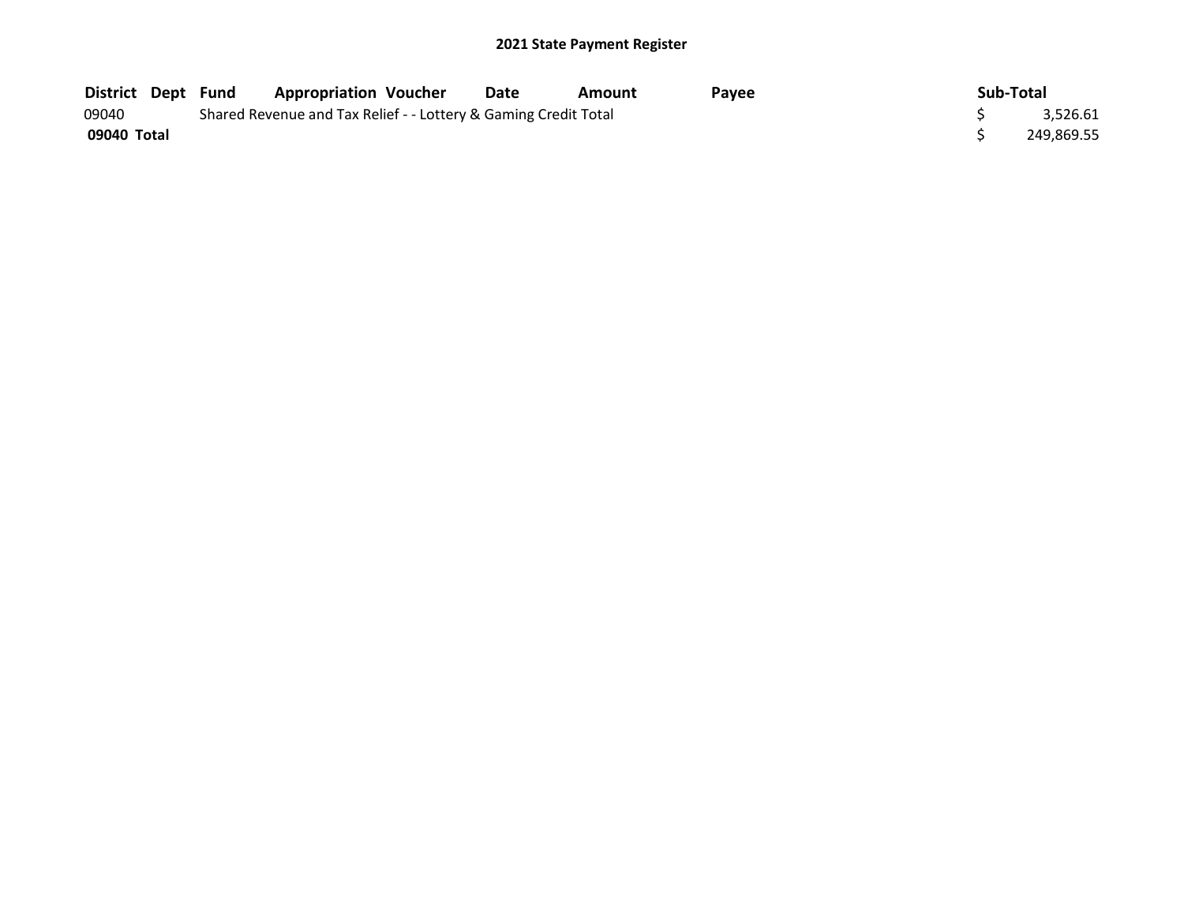# 2021 State Payment Register

| District | Dept | Fund | Appropriation | Voucher | Date | Amount | Payee | Sub-Total |
|---|---|---|---|---|---|---|---|---|
| 09040 | | Shared Revenue and Tax Relief - - Lottery & Gaming Credit Total | | | | | | $ 3,526.61 |
| **09040 Total** | | | | | | | | $ 249,869.55 |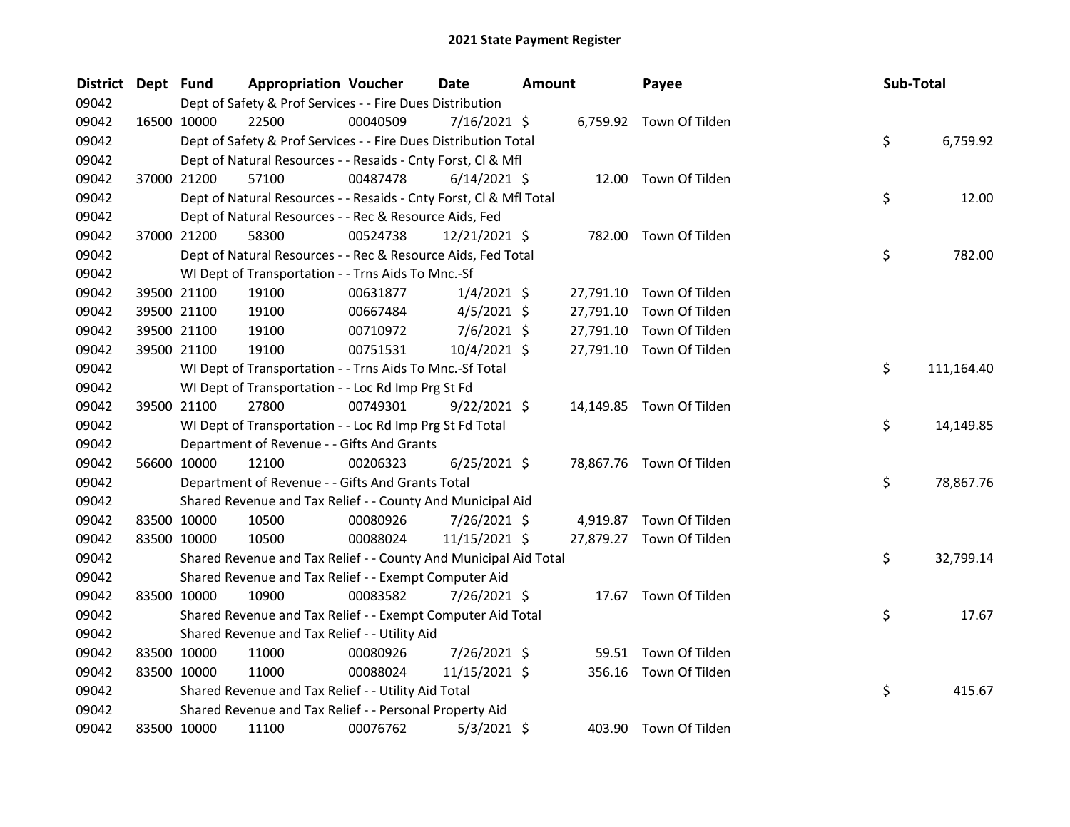# 2021 State Payment Register

| District | Dept | Fund | Appropriation | Voucher | Date | Amount | Payee | Sub-Total |
|---|---|---|---|---|---|---|---|---|
| 09042 | | | Dept of Safety & Prof Services - - Fire Dues Distribution | | | | | |
| 09042 | 16500 | 10000 | 22500 | 00040509 | 7/16/2021 | $ 6,759.92 | Town Of Tilden | |
| 09042 | | | Dept of Safety & Prof Services - - Fire Dues Distribution Total | | | | | $ 6,759.92 |
| 09042 | | | Dept of Natural Resources - - Resaids - Cnty Forst, Cl & Mfl | | | | | |
| 09042 | 37000 | 21200 | 57100 | 00487478 | 6/14/2021 | $ 12.00 | Town Of Tilden | |
| 09042 | | | Dept of Natural Resources - - Resaids - Cnty Forst, Cl & Mfl Total | | | | | $ 12.00 |
| 09042 | | | Dept of Natural Resources - - Rec & Resource Aids, Fed | | | | | |
| 09042 | 37000 | 21200 | 58300 | 00524738 | 12/21/2021 | $ 782.00 | Town Of Tilden | |
| 09042 | | | Dept of Natural Resources - - Rec & Resource Aids, Fed Total | | | | | $ 782.00 |
| 09042 | | | WI Dept of Transportation - - Trns Aids To Mnc.-Sf | | | | | |
| 09042 | 39500 | 21100 | 19100 | 00631877 | 1/4/2021 | $ 27,791.10 | Town Of Tilden | |
| 09042 | 39500 | 21100 | 19100 | 00667484 | 4/5/2021 | $ 27,791.10 | Town Of Tilden | |
| 09042 | 39500 | 21100 | 19100 | 00710972 | 7/6/2021 | $ 27,791.10 | Town Of Tilden | |
| 09042 | 39500 | 21100 | 19100 | 00751531 | 10/4/2021 | $ 27,791.10 | Town Of Tilden | |
| 09042 | | | WI Dept of Transportation - - Trns Aids To Mnc.-Sf Total | | | | | $ 111,164.40 |
| 09042 | | | WI Dept of Transportation - - Loc Rd Imp Prg St Fd | | | | | |
| 09042 | 39500 | 21100 | 27800 | 00749301 | 9/22/2021 | $ 14,149.85 | Town Of Tilden | |
| 09042 | | | WI Dept of Transportation - - Loc Rd Imp Prg St Fd Total | | | | | $ 14,149.85 |
| 09042 | | | Department of Revenue - - Gifts And Grants | | | | | |
| 09042 | 56600 | 10000 | 12100 | 00206323 | 6/25/2021 | $ 78,867.76 | Town Of Tilden | |
| 09042 | | | Department of Revenue - - Gifts And Grants Total | | | | | $ 78,867.76 |
| 09042 | | | Shared Revenue and Tax Relief - - County And Municipal Aid | | | | | |
| 09042 | 83500 | 10000 | 10500 | 00080926 | 7/26/2021 | $ 4,919.87 | Town Of Tilden | |
| 09042 | 83500 | 10000 | 10500 | 00088024 | 11/15/2021 | $ 27,879.27 | Town Of Tilden | |
| 09042 | | | Shared Revenue and Tax Relief - - County And Municipal Aid Total | | | | | $ 32,799.14 |
| 09042 | | | Shared Revenue and Tax Relief - - Exempt Computer Aid | | | | | |
| 09042 | 83500 | 10000 | 10900 | 00083582 | 7/26/2021 | $ 17.67 | Town Of Tilden | |
| 09042 | | | Shared Revenue and Tax Relief - - Exempt Computer Aid Total | | | | | $ 17.67 |
| 09042 | | | Shared Revenue and Tax Relief - - Utility Aid | | | | | |
| 09042 | 83500 | 10000 | 11000 | 00080926 | 7/26/2021 | $ 59.51 | Town Of Tilden | |
| 09042 | 83500 | 10000 | 11000 | 00088024 | 11/15/2021 | $ 356.16 | Town Of Tilden | |
| 09042 | | | Shared Revenue and Tax Relief - - Utility Aid Total | | | | | $ 415.67 |
| 09042 | | | Shared Revenue and Tax Relief - - Personal Property Aid | | | | | |
| 09042 | 83500 | 10000 | 11100 | 00076762 | 5/3/2021 | $ 403.90 | Town Of Tilden | |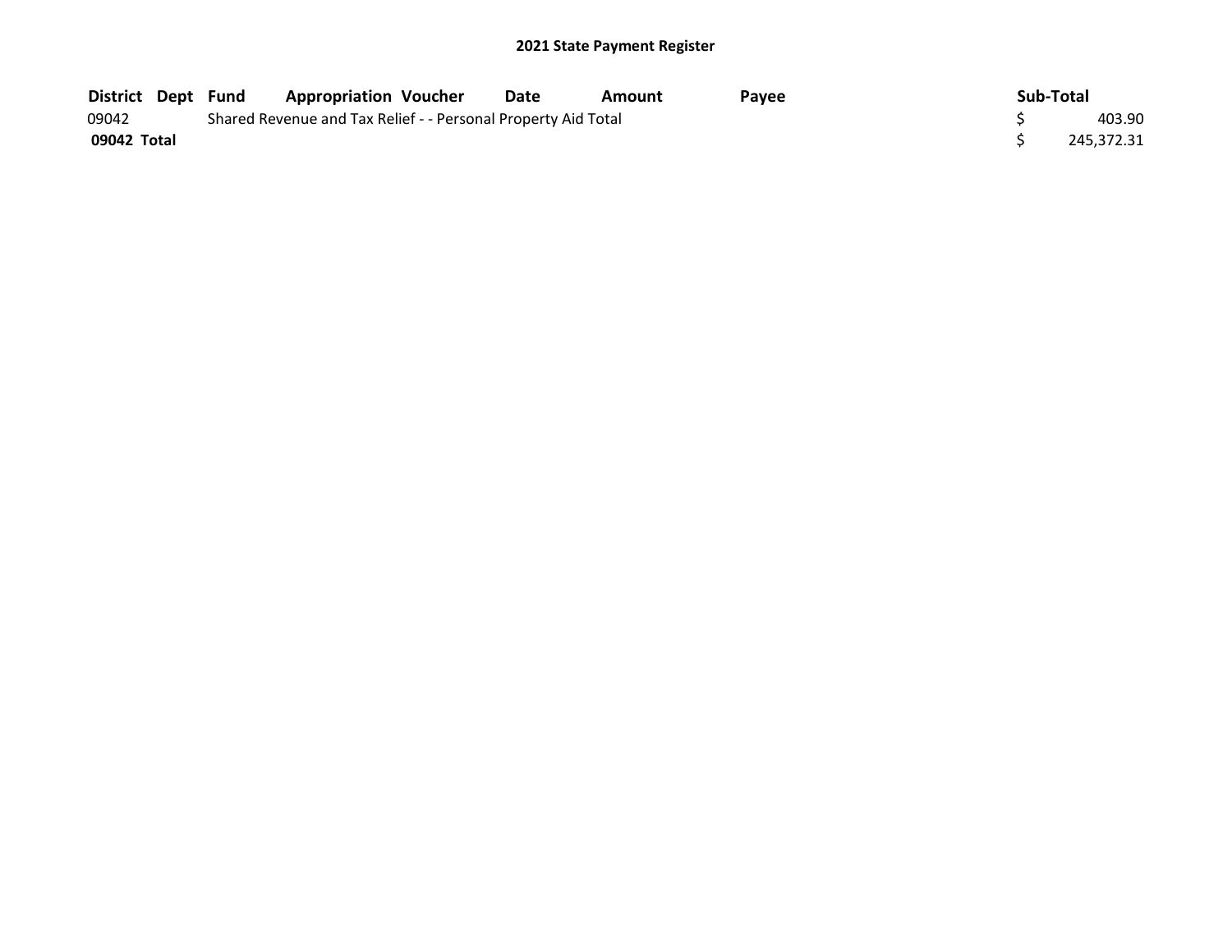## 2021 State Payment Register

| District | Dept | Fund | Appropriation | Voucher | Date | Amount | Payee | Sub-Total |
|---|---|---|---|---|---|---|---|---|
| 09042 | | Shared Revenue and Tax Relief - - Personal Property Aid Total | | | | | | $ 403.90 |
| **09042 Total** | | | | | | | | $ 245,372.31 |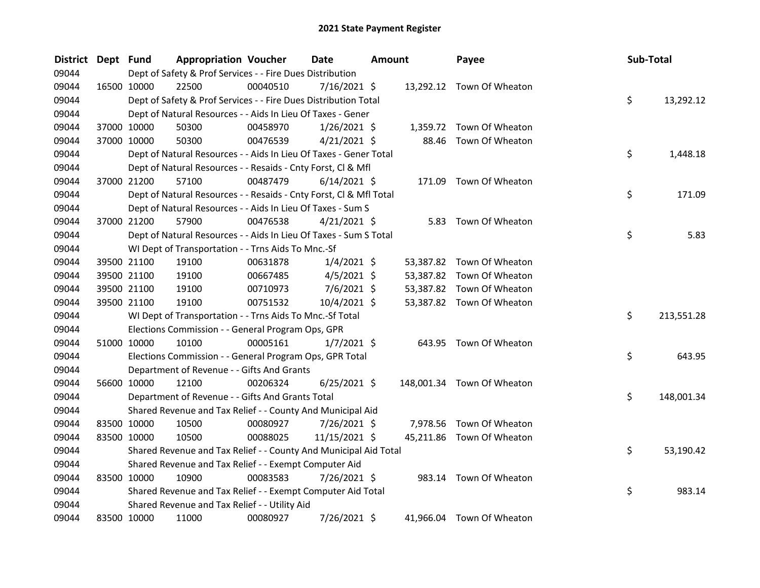# 2021 State Payment Register

| District | Dept | Fund | Appropriation | Voucher | Date | Amount | Payee | Sub-Total |
|---|---|---|---|---|---|---|---|---|
| 09044 | | Dept of Safety & Prof Services - - Fire Dues Distribution | | | | | | |
| 09044 | 16500 | 10000 | 22500 | 00040510 | 7/16/2021 | $ 13,292.12 | Town Of Wheaton | |
| 09044 | | Dept of Safety & Prof Services - - Fire Dues Distribution Total | | | | | | $ 13,292.12 |
| 09044 | | Dept of Natural Resources - - Aids In Lieu Of Taxes - Gener | | | | | | |
| 09044 | 37000 | 10000 | 50300 | 00458970 | 1/26/2021 | $ 1,359.72 | Town Of Wheaton | |
| 09044 | 37000 | 10000 | 50300 | 00476539 | 4/21/2021 | $ 88.46 | Town Of Wheaton | |
| 09044 | | Dept of Natural Resources - - Aids In Lieu Of Taxes - Gener Total | | | | | | $ 1,448.18 |
| 09044 | | Dept of Natural Resources - - Resaids - Cnty Forst, Cl & Mfl | | | | | | |
| 09044 | 37000 | 21200 | 57100 | 00487479 | 6/14/2021 | $ 171.09 | Town Of Wheaton | |
| 09044 | | Dept of Natural Resources - - Resaids - Cnty Forst, Cl & Mfl Total | | | | | | $ 171.09 |
| 09044 | | Dept of Natural Resources - - Aids In Lieu Of Taxes - Sum S | | | | | | |
| 09044 | 37000 | 21200 | 57900 | 00476538 | 4/21/2021 | $ 5.83 | Town Of Wheaton | |
| 09044 | | Dept of Natural Resources - - Aids In Lieu Of Taxes - Sum S Total | | | | | | $ 5.83 |
| 09044 | | WI Dept of Transportation - - Trns Aids To Mnc.-Sf | | | | | | |
| 09044 | 39500 | 21100 | 19100 | 00631878 | 1/4/2021 | $ 53,387.82 | Town Of Wheaton | |
| 09044 | 39500 | 21100 | 19100 | 00667485 | 4/5/2021 | $ 53,387.82 | Town Of Wheaton | |
| 09044 | 39500 | 21100 | 19100 | 00710973 | 7/6/2021 | $ 53,387.82 | Town Of Wheaton | |
| 09044 | 39500 | 21100 | 19100 | 00751532 | 10/4/2021 | $ 53,387.82 | Town Of Wheaton | |
| 09044 | | WI Dept of Transportation - - Trns Aids To Mnc.-Sf Total | | | | | | $ 213,551.28 |
| 09044 | | Elections Commission - - General Program Ops, GPR | | | | | | |
| 09044 | 51000 | 10000 | 10100 | 00005161 | 1/7/2021 | $ 643.95 | Town Of Wheaton | |
| 09044 | | Elections Commission - - General Program Ops, GPR Total | | | | | | $ 643.95 |
| 09044 | | Department of Revenue - - Gifts And Grants | | | | | | |
| 09044 | 56600 | 10000 | 12100 | 00206324 | 6/25/2021 | $ 148,001.34 | Town Of Wheaton | |
| 09044 | | Department of Revenue - - Gifts And Grants Total | | | | | | $ 148,001.34 |
| 09044 | | Shared Revenue and Tax Relief - - County And Municipal Aid | | | | | | |
| 09044 | 83500 | 10000 | 10500 | 00080927 | 7/26/2021 | $ 7,978.56 | Town Of Wheaton | |
| 09044 | 83500 | 10000 | 10500 | 00088025 | 11/15/2021 | $ 45,211.86 | Town Of Wheaton | |
| 09044 | | Shared Revenue and Tax Relief - - County And Municipal Aid Total | | | | | | $ 53,190.42 |
| 09044 | | Shared Revenue and Tax Relief - - Exempt Computer Aid | | | | | | |
| 09044 | 83500 | 10000 | 10900 | 00083583 | 7/26/2021 | $ 983.14 | Town Of Wheaton | |
| 09044 | | Shared Revenue and Tax Relief - - Exempt Computer Aid Total | | | | | | $ 983.14 |
| 09044 | | Shared Revenue and Tax Relief - - Utility Aid | | | | | | |
| 09044 | 83500 | 10000 | 11000 | 00080927 | 7/26/2021 | $ 41,966.04 | Town Of Wheaton | |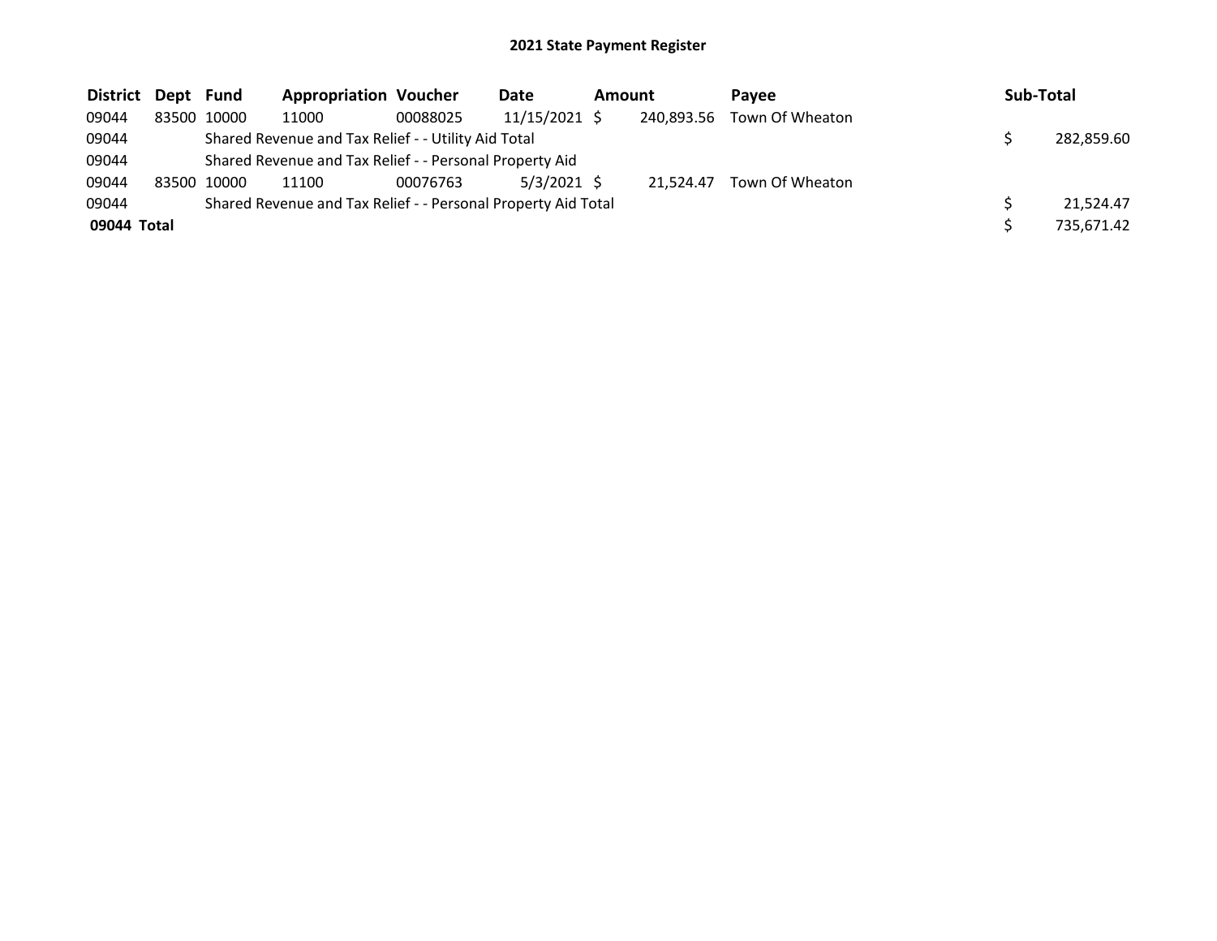## 2021 State Payment Register

| District | Dept | Fund | Appropriation | Voucher | Date | Amount | Payee | Sub-Total |
|---|---|---|---|---|---|---|---|---|
| 09044 | 83500 | 10000 | 11000 | 00088025 | 11/15/2021 | $ 240,893.56 | Town Of Wheaton | |
| 09044 | | Shared Revenue and Tax Relief - - Utility Aid Total | | | | | | $ 282,859.60 |
| 09044 | | Shared Revenue and Tax Relief - - Personal Property Aid | | | | | | |
| 09044 | 83500 | 10000 | 11100 | 00076763 | 5/3/2021 | $ 21,524.47 | Town Of Wheaton | |
| 09044 | | Shared Revenue and Tax Relief - - Personal Property Aid Total | | | | | | $ 21,524.47 |
| **09044 Total** | | | | | | | | $ 735,671.42 |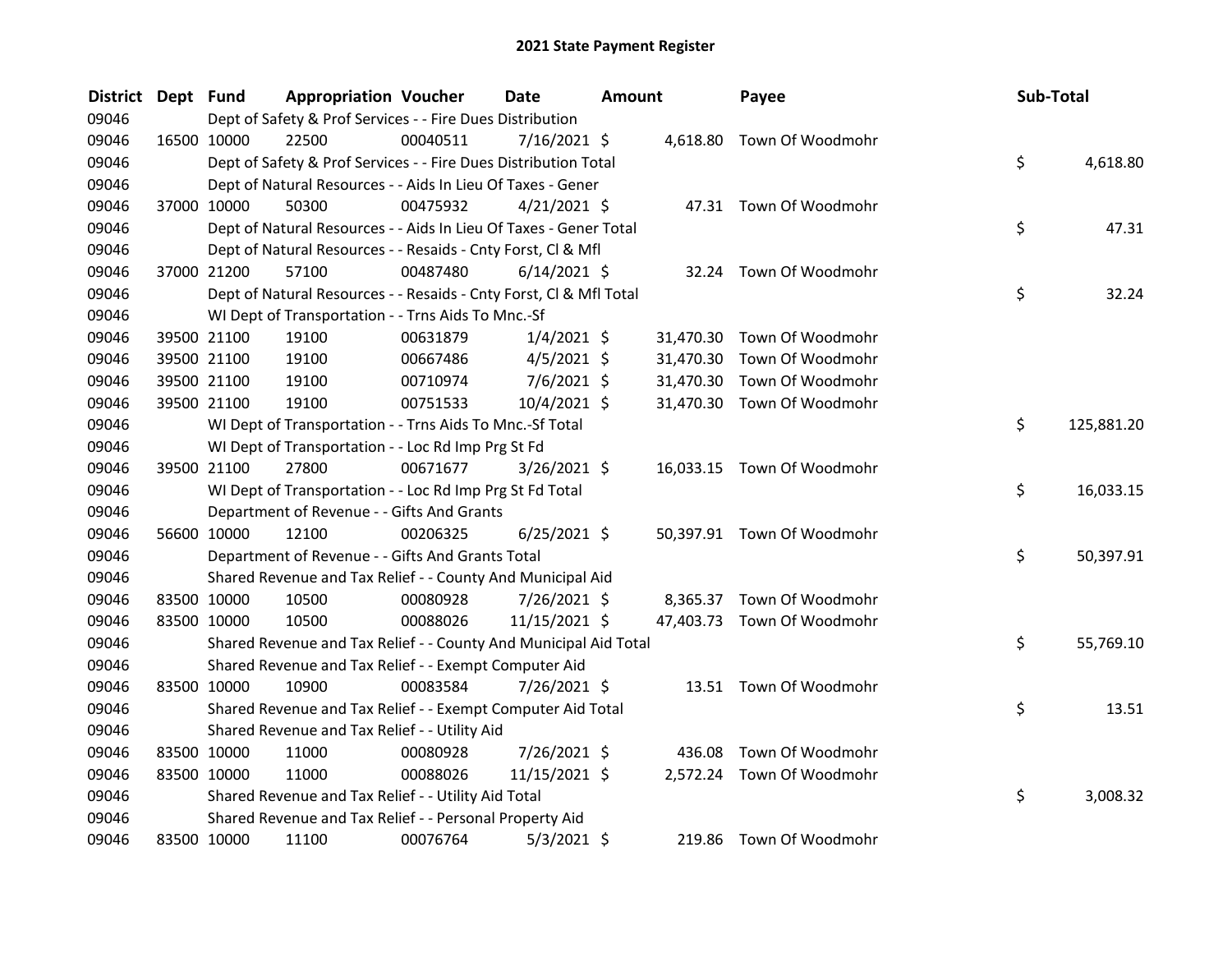# 2021 State Payment Register

| District | Dept | Fund | Appropriation | Voucher | Date | Amount | Payee | Sub-Total |
|---|---|---|---|---|---|---|---|---|
| 09046 | | | Dept of Safety & Prof Services - - Fire Dues Distribution | | | | | |
| 09046 | 16500 | 10000 | 22500 | 00040511 | 7/16/2021 | $ 4,618.80 | Town Of Woodmohr | |
| 09046 | | | Dept of Safety & Prof Services - - Fire Dues Distribution Total | | | | | $ 4,618.80 |
| 09046 | | | Dept of Natural Resources - - Aids In Lieu Of Taxes - Gener | | | | | |
| 09046 | 37000 | 10000 | 50300 | 00475932 | 4/21/2021 | $ 47.31 | Town Of Woodmohr | |
| 09046 | | | Dept of Natural Resources - - Aids In Lieu Of Taxes - Gener Total | | | | | $ 47.31 |
| 09046 | | | Dept of Natural Resources - - Resaids - Cnty Forst, Cl & Mfl | | | | | |
| 09046 | 37000 | 21200 | 57100 | 00487480 | 6/14/2021 | $ 32.24 | Town Of Woodmohr | |
| 09046 | | | Dept of Natural Resources - - Resaids - Cnty Forst, Cl & Mfl Total | | | | | $ 32.24 |
| 09046 | | | WI Dept of Transportation - - Trns Aids To Mnc.-Sf | | | | | |
| 09046 | 39500 | 21100 | 19100 | 00631879 | 1/4/2021 | $ 31,470.30 | Town Of Woodmohr | |
| 09046 | 39500 | 21100 | 19100 | 00667486 | 4/5/2021 | $ 31,470.30 | Town Of Woodmohr | |
| 09046 | 39500 | 21100 | 19100 | 00710974 | 7/6/2021 | $ 31,470.30 | Town Of Woodmohr | |
| 09046 | 39500 | 21100 | 19100 | 00751533 | 10/4/2021 | $ 31,470.30 | Town Of Woodmohr | |
| 09046 | | | WI Dept of Transportation - - Trns Aids To Mnc.-Sf Total | | | | | $ 125,881.20 |
| 09046 | | | WI Dept of Transportation - - Loc Rd Imp Prg St Fd | | | | | |
| 09046 | 39500 | 21100 | 27800 | 00671677 | 3/26/2021 | $ 16,033.15 | Town Of Woodmohr | |
| 09046 | | | WI Dept of Transportation - - Loc Rd Imp Prg St Fd Total | | | | | $ 16,033.15 |
| 09046 | | | Department of Revenue - - Gifts And Grants | | | | | |
| 09046 | 56600 | 10000 | 12100 | 00206325 | 6/25/2021 | $ 50,397.91 | Town Of Woodmohr | |
| 09046 | | | Department of Revenue - - Gifts And Grants Total | | | | | $ 50,397.91 |
| 09046 | | | Shared Revenue and Tax Relief - - County And Municipal Aid | | | | | |
| 09046 | 83500 | 10000 | 10500 | 00080928 | 7/26/2021 | $ 8,365.37 | Town Of Woodmohr | |
| 09046 | 83500 | 10000 | 10500 | 00088026 | 11/15/2021 | $ 47,403.73 | Town Of Woodmohr | |
| 09046 | | | Shared Revenue and Tax Relief - - County And Municipal Aid Total | | | | | $ 55,769.10 |
| 09046 | | | Shared Revenue and Tax Relief - - Exempt Computer Aid | | | | | |
| 09046 | 83500 | 10000 | 10900 | 00083584 | 7/26/2021 | $ 13.51 | Town Of Woodmohr | |
| 09046 | | | Shared Revenue and Tax Relief - - Exempt Computer Aid Total | | | | | $ 13.51 |
| 09046 | | | Shared Revenue and Tax Relief - - Utility Aid | | | | | |
| 09046 | 83500 | 10000 | 11000 | 00080928 | 7/26/2021 | $ 436.08 | Town Of Woodmohr | |
| 09046 | 83500 | 10000 | 11000 | 00088026 | 11/15/2021 | $ 2,572.24 | Town Of Woodmohr | |
| 09046 | | | Shared Revenue and Tax Relief - - Utility Aid Total | | | | | $ 3,008.32 |
| 09046 | | | Shared Revenue and Tax Relief - - Personal Property Aid | | | | | |
| 09046 | 83500 | 10000 | 11100 | 00076764 | 5/3/2021 | $ 219.86 | Town Of Woodmohr | |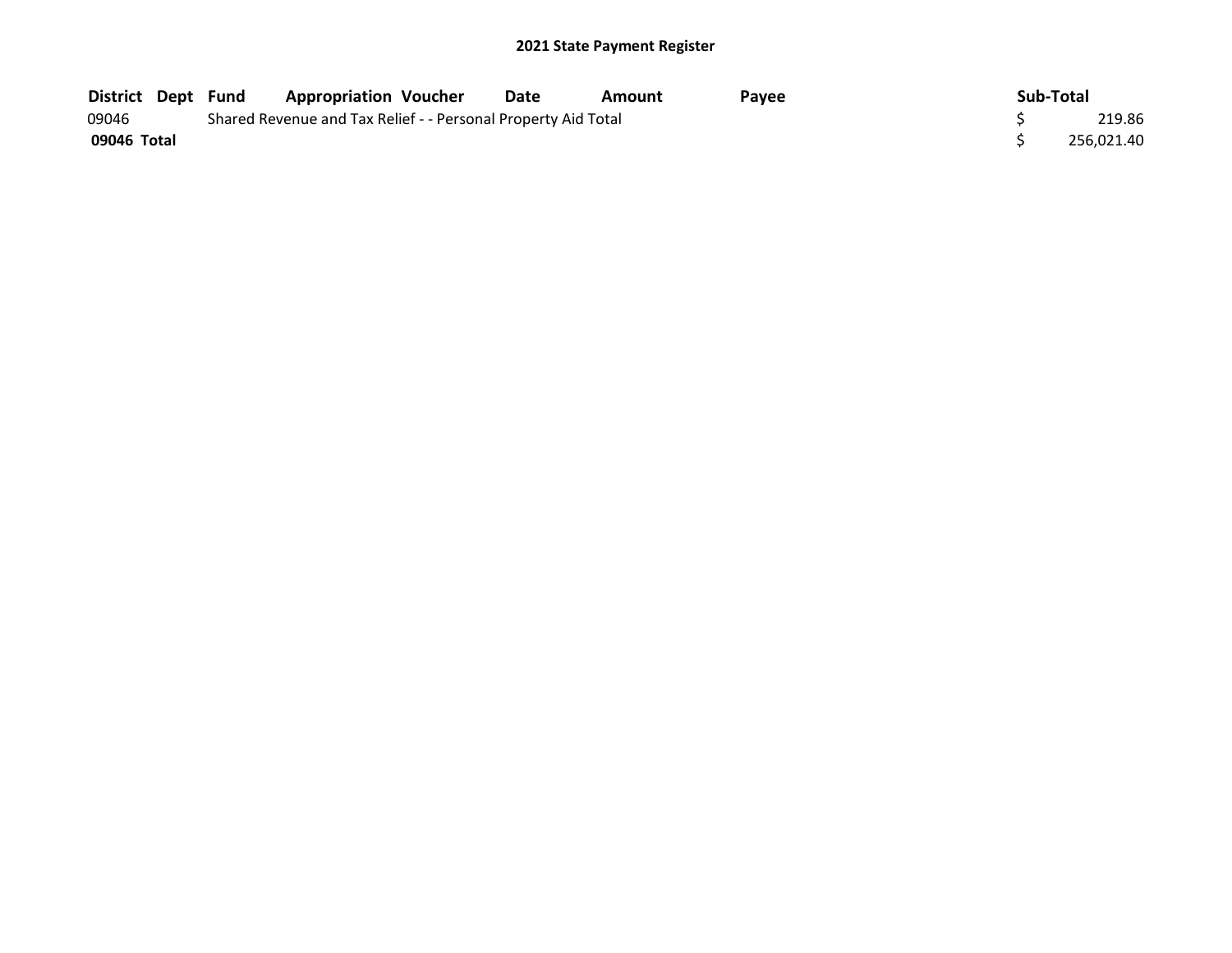## 2021 State Payment Register

| District | Dept | Fund | Appropriation | Voucher | Date | Amount | Payee | Sub-Total |
|---|---|---|---|---|---|---|---|---|
| 09046 | | Shared Revenue and Tax Relief - - Personal Property Aid Total | | | | | | $ 219.86 |
| **09046 Total** | | | | | | | | $ 256,021.40 |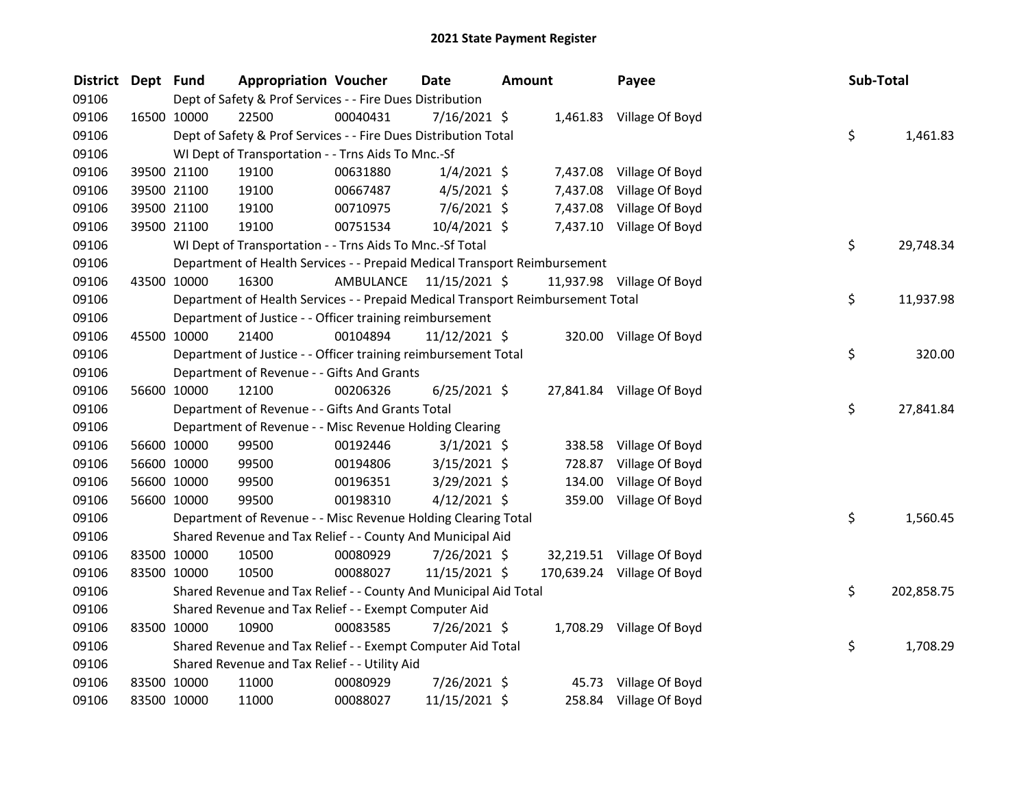# 2021 State Payment Register

| District | Dept | Fund | Appropriation | Voucher | Date | Amount | Payee | Sub-Total |
|---|---|---|---|---|---|---|---|---|
| 09106 | | | Dept of Safety & Prof Services - - Fire Dues Distribution | | | | | |
| 09106 | 16500 | 10000 | 22500 | 00040431 | 7/16/2021 | $ 1,461.83 | Village Of Boyd | |
| 09106 | | | Dept of Safety & Prof Services - - Fire Dues Distribution Total | | | | | $ 1,461.83 |
| 09106 | | | WI Dept of Transportation - - Trns Aids To Mnc.-Sf | | | | | |
| 09106 | 39500 | 21100 | 19100 | 00631880 | 1/4/2021 | $ 7,437.08 | Village Of Boyd | |
| 09106 | 39500 | 21100 | 19100 | 00667487 | 4/5/2021 | $ 7,437.08 | Village Of Boyd | |
| 09106 | 39500 | 21100 | 19100 | 00710975 | 7/6/2021 | $ 7,437.08 | Village Of Boyd | |
| 09106 | 39500 | 21100 | 19100 | 00751534 | 10/4/2021 | $ 7,437.10 | Village Of Boyd | |
| 09106 | | | WI Dept of Transportation - - Trns Aids To Mnc.-Sf Total | | | | | $ 29,748.34 |
| 09106 | | | Department of Health Services - - Prepaid Medical Transport Reimbursement | | | | | |
| 09106 | 43500 | 10000 | 16300 | AMBULANCE | 11/15/2021 | $ 11,937.98 | Village Of Boyd | |
| 09106 | | | Department of Health Services - - Prepaid Medical Transport Reimbursement Total | | | | | $ 11,937.98 |
| 09106 | | | Department of Justice - - Officer training reimbursement | | | | | |
| 09106 | 45500 | 10000 | 21400 | 00104894 | 11/12/2021 | $ 320.00 | Village Of Boyd | |
| 09106 | | | Department of Justice - - Officer training reimbursement Total | | | | | $ 320.00 |
| 09106 | | | Department of Revenue - - Gifts And Grants | | | | | |
| 09106 | 56600 | 10000 | 12100 | 00206326 | 6/25/2021 | $ 27,841.84 | Village Of Boyd | |
| 09106 | | | Department of Revenue - - Gifts And Grants Total | | | | | $ 27,841.84 |
| 09106 | | | Department of Revenue - - Misc Revenue Holding Clearing | | | | | |
| 09106 | 56600 | 10000 | 99500 | 00192446 | 3/1/2021 | $ 338.58 | Village Of Boyd | |
| 09106 | 56600 | 10000 | 99500 | 00194806 | 3/15/2021 | $ 728.87 | Village Of Boyd | |
| 09106 | 56600 | 10000 | 99500 | 00196351 | 3/29/2021 | $ 134.00 | Village Of Boyd | |
| 09106 | 56600 | 10000 | 99500 | 00198310 | 4/12/2021 | $ 359.00 | Village Of Boyd | |
| 09106 | | | Department of Revenue - - Misc Revenue Holding Clearing Total | | | | | $ 1,560.45 |
| 09106 | | | Shared Revenue and Tax Relief - - County And Municipal Aid | | | | | |
| 09106 | 83500 | 10000 | 10500 | 00080929 | 7/26/2021 | $ 32,219.51 | Village Of Boyd | |
| 09106 | 83500 | 10000 | 10500 | 00088027 | 11/15/2021 | $ 170,639.24 | Village Of Boyd | |
| 09106 | | | Shared Revenue and Tax Relief - - County And Municipal Aid Total | | | | | $ 202,858.75 |
| 09106 | | | Shared Revenue and Tax Relief - - Exempt Computer Aid | | | | | |
| 09106 | 83500 | 10000 | 10900 | 00083585 | 7/26/2021 | $ 1,708.29 | Village Of Boyd | |
| 09106 | | | Shared Revenue and Tax Relief - - Exempt Computer Aid Total | | | | | $ 1,708.29 |
| 09106 | | | Shared Revenue and Tax Relief - - Utility Aid | | | | | |
| 09106 | 83500 | 10000 | 11000 | 00080929 | 7/26/2021 | $ 45.73 | Village Of Boyd | |
| 09106 | 83500 | 10000 | 11000 | 00088027 | 11/15/2021 | $ 258.84 | Village Of Boyd | |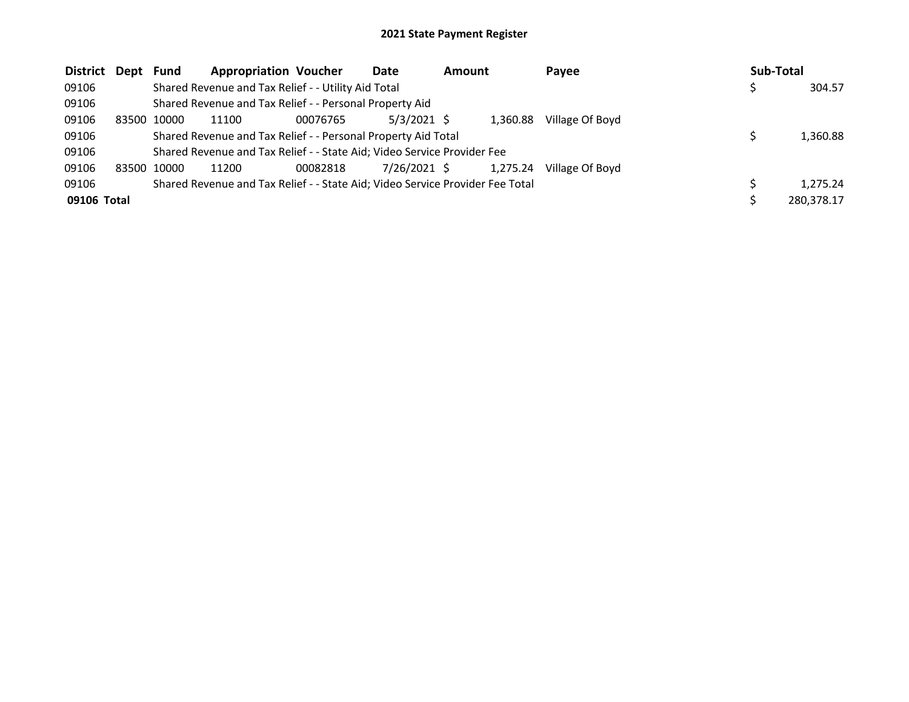**2021 State Payment Register**

| District | Dept | Fund | Appropriation | Voucher | Date | Amount | Payee | Sub-Total |
|---|---|---|---|---|---|---|---|---|
| 09106 | Shared Revenue and Tax Relief - - Utility Aid Total | | | | | | | $ 304.57 |
| 09106 | Shared Revenue and Tax Relief - - Personal Property Aid | | | | | | | |
| 09106 | 83500 | 10000 | 11100 | 00076765 | 5/3/2021 | $ 1,360.88 | Village Of Boyd | |
| 09106 | Shared Revenue and Tax Relief - - Personal Property Aid Total | | | | | | | $ 1,360.88 |
| 09106 | Shared Revenue and Tax Relief - - State Aid; Video Service Provider Fee | | | | | | | |
| 09106 | 83500 | 10000 | 11200 | 00082818 | 7/26/2021 | $ 1,275.24 | Village Of Boyd | |
| 09106 | Shared Revenue and Tax Relief - - State Aid; Video Service Provider Fee Total | | | | | | | $ 1,275.24 |
| **09106 Total** | | | | | | | | $ 280,378.17 |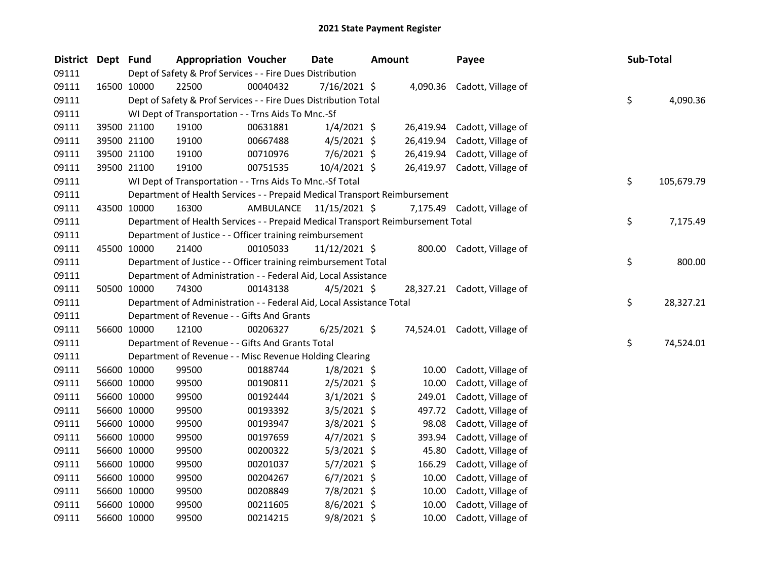## 2021 State Payment Register

| District | Dept | Fund | Appropriation | Voucher | Date | Amount | Payee | Sub-Total |
|---|---|---|---|---|---|---|---|---|
| 09111 | | Dept of Safety & Prof Services - - Fire Dues Distribution | | | | | | |
| 09111 | 16500 | 10000 | 22500 | 00040432 | 7/16/2021 | $ 4,090.36 | Cadott, Village of | |
| 09111 | | Dept of Safety & Prof Services - - Fire Dues Distribution Total | | | | | | $ 4,090.36 |
| 09111 | | WI Dept of Transportation - - Trns Aids To Mnc.-Sf | | | | | | |
| 09111 | 39500 | 21100 | 19100 | 00631881 | 1/4/2021 | $ 26,419.94 | Cadott, Village of | |
| 09111 | 39500 | 21100 | 19100 | 00667488 | 4/5/2021 | $ 26,419.94 | Cadott, Village of | |
| 09111 | 39500 | 21100 | 19100 | 00710976 | 7/6/2021 | $ 26,419.94 | Cadott, Village of | |
| 09111 | 39500 | 21100 | 19100 | 00751535 | 10/4/2021 | $ 26,419.97 | Cadott, Village of | |
| 09111 | | WI Dept of Transportation - - Trns Aids To Mnc.-Sf Total | | | | | | $ 105,679.79 |
| 09111 | | Department of Health Services - - Prepaid Medical Transport Reimbursement | | | | | | |
| 09111 | 43500 | 10000 | 16300 | AMBULANCE | 11/15/2021 | $ 7,175.49 | Cadott, Village of | |
| 09111 | | Department of Health Services - - Prepaid Medical Transport Reimbursement Total | | | | | | $ 7,175.49 |
| 09111 | | Department of Justice - - Officer training reimbursement | | | | | | |
| 09111 | 45500 | 10000 | 21400 | 00105033 | 11/12/2021 | $ 800.00 | Cadott, Village of | |
| 09111 | | Department of Justice - - Officer training reimbursement Total | | | | | | $ 800.00 |
| 09111 | | Department of Administration - - Federal Aid, Local Assistance | | | | | | |
| 09111 | 50500 | 10000 | 74300 | 00143138 | 4/5/2021 | $ 28,327.21 | Cadott, Village of | |
| 09111 | | Department of Administration - - Federal Aid, Local Assistance Total | | | | | | $ 28,327.21 |
| 09111 | | Department of Revenue - - Gifts And Grants | | | | | | |
| 09111 | 56600 | 10000 | 12100 | 00206327 | 6/25/2021 | $ 74,524.01 | Cadott, Village of | |
| 09111 | | Department of Revenue - - Gifts And Grants Total | | | | | | $ 74,524.01 |
| 09111 | | Department of Revenue - - Misc Revenue Holding Clearing | | | | | | |
| 09111 | 56600 | 10000 | 99500 | 00188744 | 1/8/2021 | $ 10.00 | Cadott, Village of | |
| 09111 | 56600 | 10000 | 99500 | 00190811 | 2/5/2021 | $ 10.00 | Cadott, Village of | |
| 09111 | 56600 | 10000 | 99500 | 00192444 | 3/1/2021 | $ 249.01 | Cadott, Village of | |
| 09111 | 56600 | 10000 | 99500 | 00193392 | 3/5/2021 | $ 497.72 | Cadott, Village of | |
| 09111 | 56600 | 10000 | 99500 | 00193947 | 3/8/2021 | $ 98.08 | Cadott, Village of | |
| 09111 | 56600 | 10000 | 99500 | 00197659 | 4/7/2021 | $ 393.94 | Cadott, Village of | |
| 09111 | 56600 | 10000 | 99500 | 00200322 | 5/3/2021 | $ 45.80 | Cadott, Village of | |
| 09111 | 56600 | 10000 | 99500 | 00201037 | 5/7/2021 | $ 166.29 | Cadott, Village of | |
| 09111 | 56600 | 10000 | 99500 | 00204267 | 6/7/2021 | $ 10.00 | Cadott, Village of | |
| 09111 | 56600 | 10000 | 99500 | 00208849 | 7/8/2021 | $ 10.00 | Cadott, Village of | |
| 09111 | 56600 | 10000 | 99500 | 00211605 | 8/6/2021 | $ 10.00 | Cadott, Village of | |
| 09111 | 56600 | 10000 | 99500 | 00214215 | 9/8/2021 | $ 10.00 | Cadott, Village of | |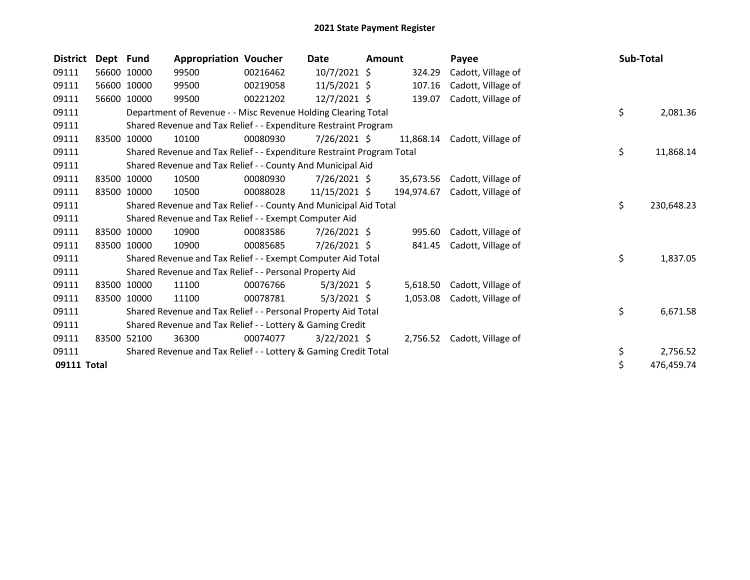# 2021 State Payment Register

| District | Dept | Fund | Appropriation | Voucher | Date | Amount | Payee | Sub-Total |
|---|---|---|---|---|---|---|---|---|
| 09111 | 56600 | 10000 | 99500 | 00216462 | 10/7/2021 | $ 324.29 | Cadott, Village of | |
| 09111 | 56600 | 10000 | 99500 | 00219058 | 11/5/2021 | $ 107.16 | Cadott, Village of | |
| 09111 | 56600 | 10000 | 99500 | 00221202 | 12/7/2021 | $ 139.07 | Cadott, Village of | |
| 09111 | Department of Revenue - - Misc Revenue Holding Clearing Total | | | | | | | $ 2,081.36 |
| 09111 | Shared Revenue and Tax Relief - - Expenditure Restraint Program | | | | | | | |
| 09111 | 83500 | 10000 | 10100 | 00080930 | 7/26/2021 | $ 11,868.14 | Cadott, Village of | |
| 09111 | Shared Revenue and Tax Relief - - Expenditure Restraint Program Total | | | | | | | $ 11,868.14 |
| 09111 | Shared Revenue and Tax Relief - - County And Municipal Aid | | | | | | | |
| 09111 | 83500 | 10000 | 10500 | 00080930 | 7/26/2021 | $ 35,673.56 | Cadott, Village of | |
| 09111 | 83500 | 10000 | 10500 | 00088028 | 11/15/2021 | $ 194,974.67 | Cadott, Village of | |
| 09111 | Shared Revenue and Tax Relief - - County And Municipal Aid Total | | | | | | | $ 230,648.23 |
| 09111 | Shared Revenue and Tax Relief - - Exempt Computer Aid | | | | | | | |
| 09111 | 83500 | 10000 | 10900 | 00083586 | 7/26/2021 | $ 995.60 | Cadott, Village of | |
| 09111 | 83500 | 10000 | 10900 | 00085685 | 7/26/2021 | $ 841.45 | Cadott, Village of | |
| 09111 | Shared Revenue and Tax Relief - - Exempt Computer Aid Total | | | | | | | $ 1,837.05 |
| 09111 | Shared Revenue and Tax Relief - - Personal Property Aid | | | | | | | |
| 09111 | 83500 | 10000 | 11100 | 00076766 | 5/3/2021 | $ 5,618.50 | Cadott, Village of | |
| 09111 | 83500 | 10000 | 11100 | 00078781 | 5/3/2021 | $ 1,053.08 | Cadott, Village of | |
| 09111 | Shared Revenue and Tax Relief - - Personal Property Aid Total | | | | | | | $ 6,671.58 |
| 09111 | Shared Revenue and Tax Relief - - Lottery & Gaming Credit | | | | | | | |
| 09111 | 83500 | 52100 | 36300 | 00074077 | 3/22/2021 | $ 2,756.52 | Cadott, Village of | |
| 09111 | Shared Revenue and Tax Relief - - Lottery & Gaming Credit Total | | | | | | | $ 2,756.52 |
| **09111 Total** | | | | | | | | $ 476,459.74 |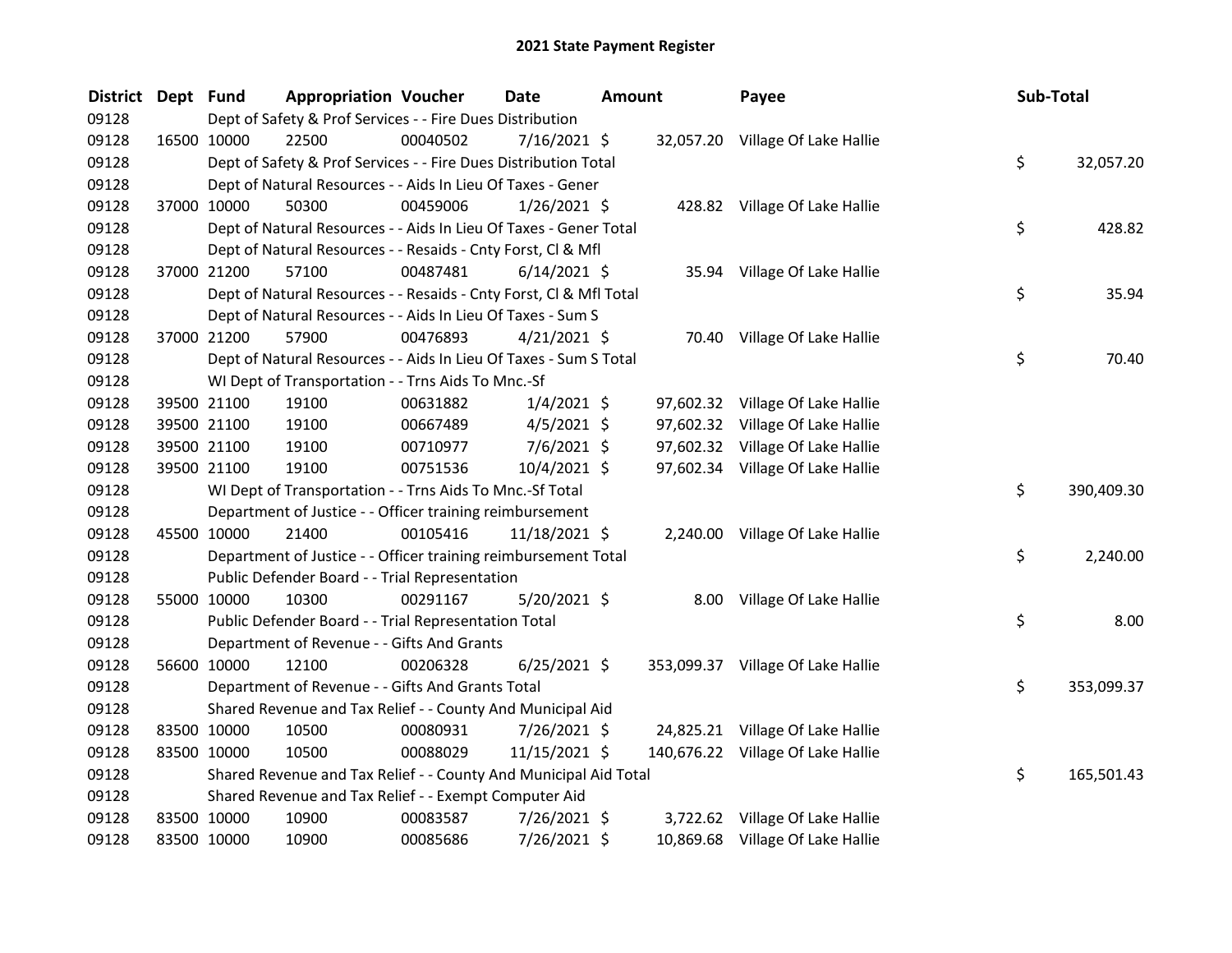# 2021 State Payment Register

| District | Dept | Fund | Appropriation | Voucher | Date | Amount | Payee | Sub-Total |
|---|---|---|---|---|---|---|---|---|
| 09128 | | Dept of Safety & Prof Services - - Fire Dues Distribution | | | | | | |
| 09128 | 16500 | 10000 | 22500 | 00040502 | 7/16/2021 | $ 32,057.20 | Village Of Lake Hallie | |
| 09128 | | Dept of Safety & Prof Services - - Fire Dues Distribution Total | | | | | | $ 32,057.20 |
| 09128 | | Dept of Natural Resources - - Aids In Lieu Of Taxes - Gener | | | | | | |
| 09128 | 37000 | 10000 | 50300 | 00459006 | 1/26/2021 | $ 428.82 | Village Of Lake Hallie | |
| 09128 | | Dept of Natural Resources - - Aids In Lieu Of Taxes - Gener Total | | | | | | $ 428.82 |
| 09128 | | Dept of Natural Resources - - Resaids - Cnty Forst, Cl & Mfl | | | | | | |
| 09128 | 37000 | 21200 | 57100 | 00487481 | 6/14/2021 | $ 35.94 | Village Of Lake Hallie | |
| 09128 | | Dept of Natural Resources - - Resaids - Cnty Forst, Cl & Mfl Total | | | | | | $ 35.94 |
| 09128 | | Dept of Natural Resources - - Aids In Lieu Of Taxes - Sum S | | | | | | |
| 09128 | 37000 | 21200 | 57900 | 00476893 | 4/21/2021 | $ 70.40 | Village Of Lake Hallie | |
| 09128 | | Dept of Natural Resources - - Aids In Lieu Of Taxes - Sum S Total | | | | | | $ 70.40 |
| 09128 | | WI Dept of Transportation - - Trns Aids To Mnc.-Sf | | | | | | |
| 09128 | 39500 | 21100 | 19100 | 00631882 | 1/4/2021 | $ 97,602.32 | Village Of Lake Hallie | |
| 09128 | 39500 | 21100 | 19100 | 00667489 | 4/5/2021 | $ 97,602.32 | Village Of Lake Hallie | |
| 09128 | 39500 | 21100 | 19100 | 00710977 | 7/6/2021 | $ 97,602.32 | Village Of Lake Hallie | |
| 09128 | 39500 | 21100 | 19100 | 00751536 | 10/4/2021 | $ 97,602.34 | Village Of Lake Hallie | |
| 09128 | | WI Dept of Transportation - - Trns Aids To Mnc.-Sf Total | | | | | | $ 390,409.30 |
| 09128 | | Department of Justice - - Officer training reimbursement | | | | | | |
| 09128 | 45500 | 10000 | 21400 | 00105416 | 11/18/2021 | $ 2,240.00 | Village Of Lake Hallie | |
| 09128 | | Department of Justice - - Officer training reimbursement Total | | | | | | $ 2,240.00 |
| 09128 | | Public Defender Board - - Trial Representation | | | | | | |
| 09128 | 55000 | 10000 | 10300 | 00291167 | 5/20/2021 | $ 8.00 | Village Of Lake Hallie | |
| 09128 | | Public Defender Board - - Trial Representation Total | | | | | | $ 8.00 |
| 09128 | | Department of Revenue - - Gifts And Grants | | | | | | |
| 09128 | 56600 | 10000 | 12100 | 00206328 | 6/25/2021 | $ 353,099.37 | Village Of Lake Hallie | |
| 09128 | | Department of Revenue - - Gifts And Grants Total | | | | | | $ 353,099.37 |
| 09128 | | Shared Revenue and Tax Relief - - County And Municipal Aid | | | | | | |
| 09128 | 83500 | 10000 | 10500 | 00080931 | 7/26/2021 | $ 24,825.21 | Village Of Lake Hallie | |
| 09128 | 83500 | 10000 | 10500 | 00088029 | 11/15/2021 | $ 140,676.22 | Village Of Lake Hallie | |
| 09128 | | Shared Revenue and Tax Relief - - County And Municipal Aid Total | | | | | | $ 165,501.43 |
| 09128 | | Shared Revenue and Tax Relief - - Exempt Computer Aid | | | | | | |
| 09128 | 83500 | 10000 | 10900 | 00083587 | 7/26/2021 | $ 3,722.62 | Village Of Lake Hallie | |
| 09128 | 83500 | 10000 | 10900 | 00085686 | 7/26/2021 | $ 10,869.68 | Village Of Lake Hallie | |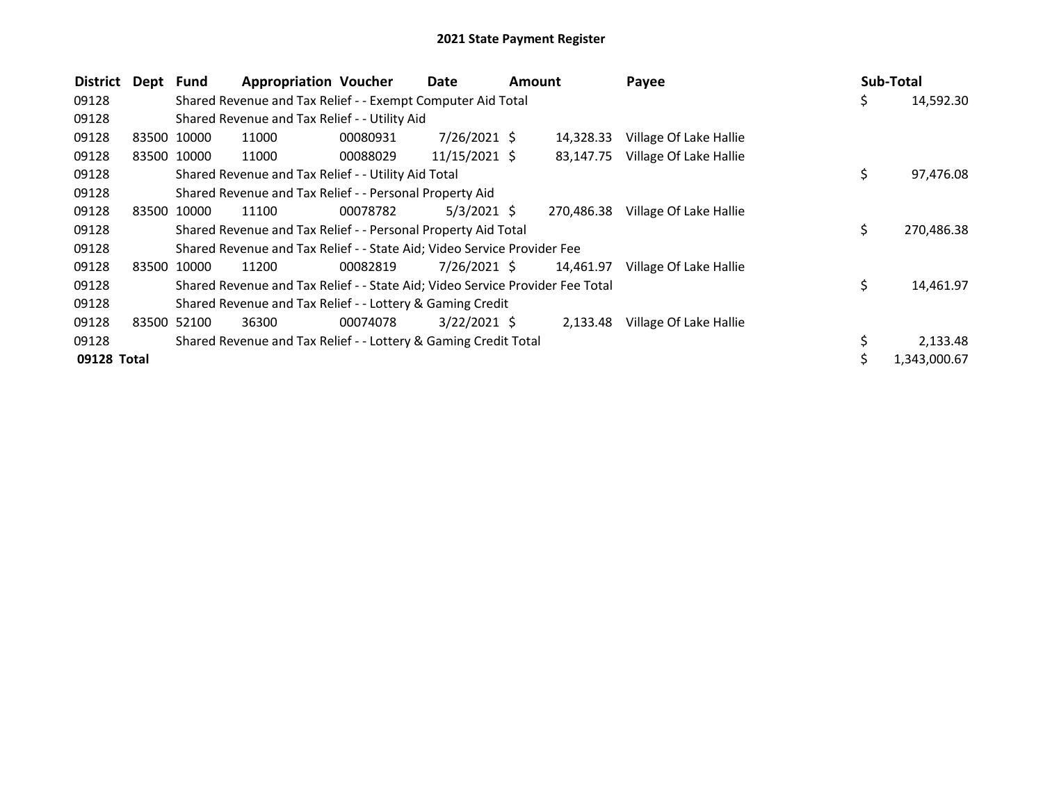# 2021 State Payment Register

| District | Dept | Fund | Appropriation | Voucher | Date | Amount | Payee | Sub-Total |
|---|---|---|---|---|---|---|---|---|
| 09128 | | Shared Revenue and Tax Relief - - Exempt Computer Aid Total | | | | | | $ 14,592.30 |
| 09128 | | Shared Revenue and Tax Relief - - Utility Aid | | | | | | |
| 09128 | 83500 | 10000 | 11000 | 00080931 | 7/26/2021 | $ 14,328.33 | Village Of Lake Hallie | |
| 09128 | 83500 | 10000 | 11000 | 00088029 | 11/15/2021 | $ 83,147.75 | Village Of Lake Hallie | |
| 09128 | | Shared Revenue and Tax Relief - - Utility Aid Total | | | | | | $ 97,476.08 |
| 09128 | | Shared Revenue and Tax Relief - - Personal Property Aid | | | | | | |
| 09128 | 83500 | 10000 | 11100 | 00078782 | 5/3/2021 | $ 270,486.38 | Village Of Lake Hallie | |
| 09128 | | Shared Revenue and Tax Relief - - Personal Property Aid Total | | | | | | $ 270,486.38 |
| 09128 | | Shared Revenue and Tax Relief - - State Aid; Video Service Provider Fee | | | | | | |
| 09128 | 83500 | 10000 | 11200 | 00082819 | 7/26/2021 | $ 14,461.97 | Village Of Lake Hallie | |
| 09128 | | Shared Revenue and Tax Relief - - State Aid; Video Service Provider Fee Total | | | | | | $ 14,461.97 |
| 09128 | | Shared Revenue and Tax Relief - - Lottery & Gaming Credit | | | | | | |
| 09128 | 83500 | 52100 | 36300 | 00074078 | 3/22/2021 | $ 2,133.48 | Village Of Lake Hallie | |
| 09128 | | Shared Revenue and Tax Relief - - Lottery & Gaming Credit Total | | | | | | $ 2,133.48 |
| **09128 Total** | | | | | | | | $ 1,343,000.67 |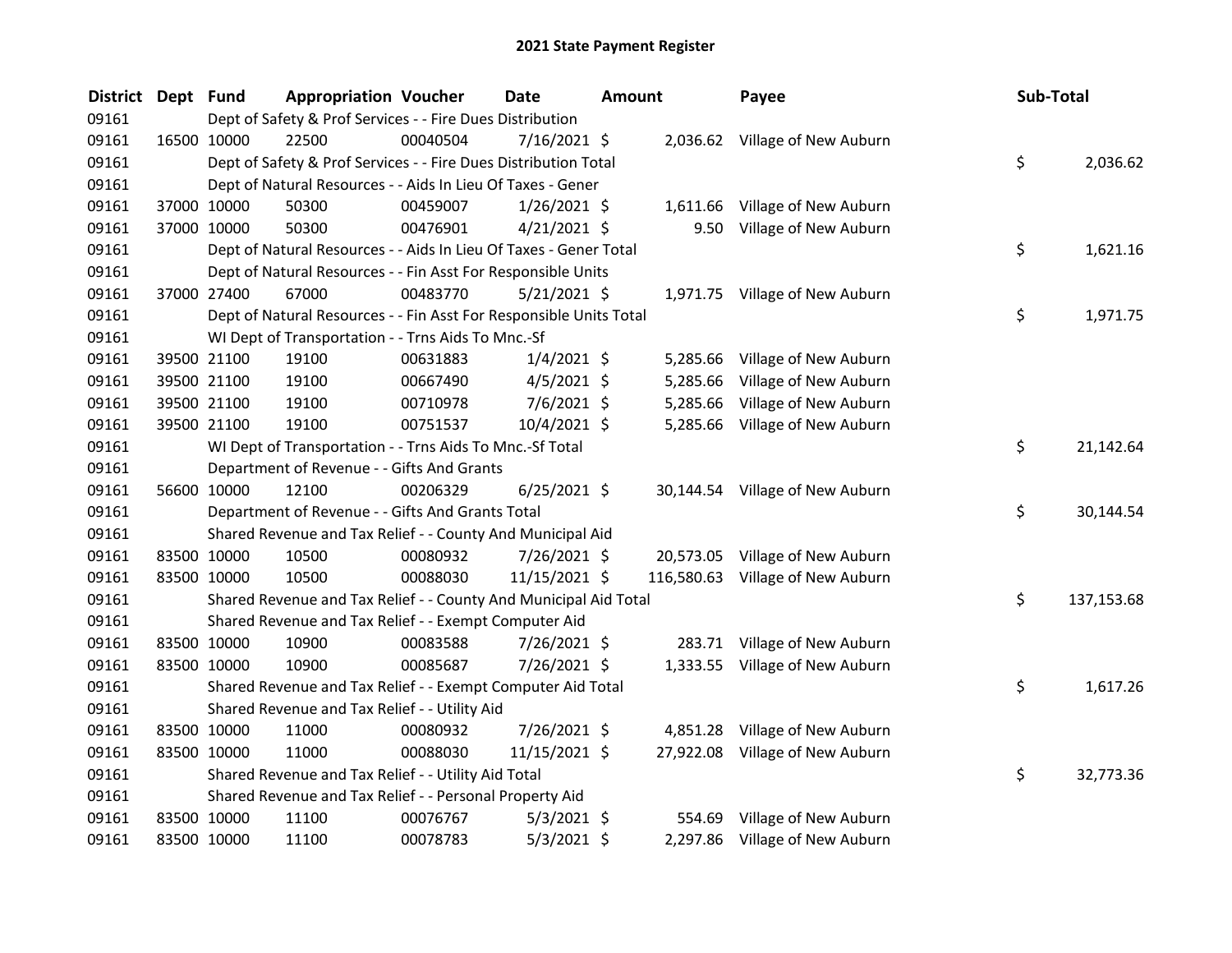# 2021 State Payment Register

| District | Dept | Fund | Appropriation | Voucher | Date | Amount | Payee | Sub-Total |
|---|---|---|---|---|---|---|---|---|
| 09161 | | Dept of Safety & Prof Services - - Fire Dues Distribution | | | | | | |
| 09161 | 16500 | 10000 | 22500 | 00040504 | 7/16/2021 | $ 2,036.62 | Village of New Auburn | |
| 09161 | | Dept of Safety & Prof Services - - Fire Dues Distribution Total | | | | | | $ 2,036.62 |
| 09161 | | Dept of Natural Resources - - Aids In Lieu Of Taxes - Gener | | | | | | |
| 09161 | 37000 | 10000 | 50300 | 00459007 | 1/26/2021 | $ 1,611.66 | Village of New Auburn | |
| 09161 | 37000 | 10000 | 50300 | 00476901 | 4/21/2021 | $ 9.50 | Village of New Auburn | |
| 09161 | | Dept of Natural Resources - - Aids In Lieu Of Taxes - Gener Total | | | | | | $ 1,621.16 |
| 09161 | | Dept of Natural Resources - - Fin Asst For Responsible Units | | | | | | |
| 09161 | 37000 | 27400 | 67000 | 00483770 | 5/21/2021 | $ 1,971.75 | Village of New Auburn | |
| 09161 | | Dept of Natural Resources - - Fin Asst For Responsible Units Total | | | | | | $ 1,971.75 |
| 09161 | | WI Dept of Transportation - - Trns Aids To Mnc.-Sf | | | | | | |
| 09161 | 39500 | 21100 | 19100 | 00631883 | 1/4/2021 | $ 5,285.66 | Village of New Auburn | |
| 09161 | 39500 | 21100 | 19100 | 00667490 | 4/5/2021 | $ 5,285.66 | Village of New Auburn | |
| 09161 | 39500 | 21100 | 19100 | 00710978 | 7/6/2021 | $ 5,285.66 | Village of New Auburn | |
| 09161 | 39500 | 21100 | 19100 | 00751537 | 10/4/2021 | $ 5,285.66 | Village of New Auburn | |
| 09161 | | WI Dept of Transportation - - Trns Aids To Mnc.-Sf Total | | | | | | $ 21,142.64 |
| 09161 | | Department of Revenue - - Gifts And Grants | | | | | | |
| 09161 | 56600 | 10000 | 12100 | 00206329 | 6/25/2021 | $ 30,144.54 | Village of New Auburn | |
| 09161 | | Department of Revenue - - Gifts And Grants Total | | | | | | $ 30,144.54 |
| 09161 | | Shared Revenue and Tax Relief - - County And Municipal Aid | | | | | | |
| 09161 | 83500 | 10000 | 10500 | 00080932 | 7/26/2021 | $ 20,573.05 | Village of New Auburn | |
| 09161 | 83500 | 10000 | 10500 | 00088030 | 11/15/2021 | $ 116,580.63 | Village of New Auburn | |
| 09161 | | Shared Revenue and Tax Relief - - County And Municipal Aid Total | | | | | | $ 137,153.68 |
| 09161 | | Shared Revenue and Tax Relief - - Exempt Computer Aid | | | | | | |
| 09161 | 83500 | 10000 | 10900 | 00083588 | 7/26/2021 | $ 283.71 | Village of New Auburn | |
| 09161 | 83500 | 10000 | 10900 | 00085687 | 7/26/2021 | $ 1,333.55 | Village of New Auburn | |
| 09161 | | Shared Revenue and Tax Relief - - Exempt Computer Aid Total | | | | | | $ 1,617.26 |
| 09161 | | Shared Revenue and Tax Relief - - Utility Aid | | | | | | |
| 09161 | 83500 | 10000 | 11000 | 00080932 | 7/26/2021 | $ 4,851.28 | Village of New Auburn | |
| 09161 | 83500 | 10000 | 11000 | 00088030 | 11/15/2021 | $ 27,922.08 | Village of New Auburn | |
| 09161 | | Shared Revenue and Tax Relief - - Utility Aid Total | | | | | | $ 32,773.36 |
| 09161 | | Shared Revenue and Tax Relief - - Personal Property Aid | | | | | | |
| 09161 | 83500 | 10000 | 11100 | 00076767 | 5/3/2021 | $ 554.69 | Village of New Auburn | |
| 09161 | 83500 | 10000 | 11100 | 00078783 | 5/3/2021 | $ 2,297.86 | Village of New Auburn | |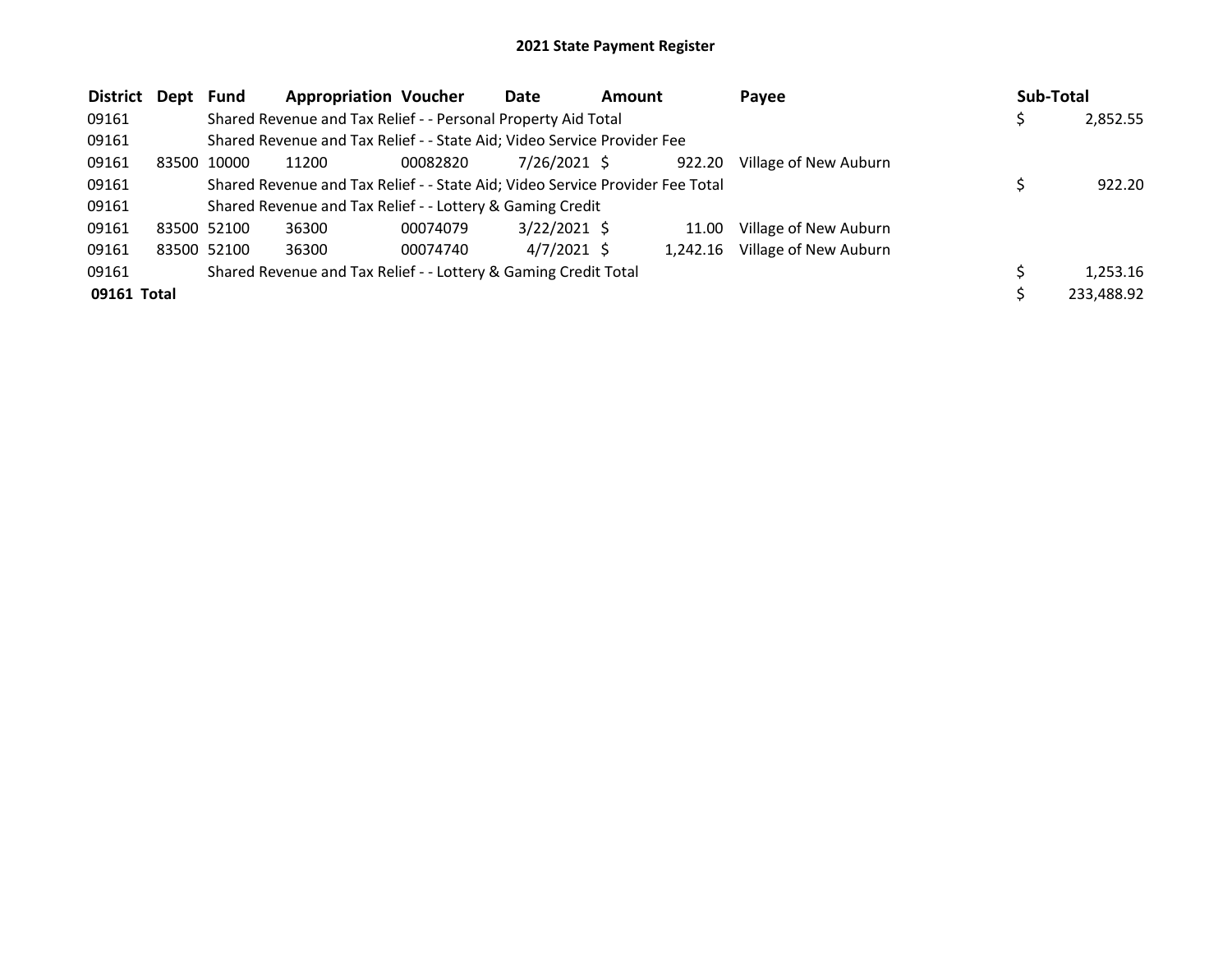# 2021 State Payment Register

| District | Dept | Fund | Appropriation | Voucher | Date | Amount | Payee | Sub-Total |
|---|---|---|---|---|---|---|---|---|
| 09161 | | Shared Revenue and Tax Relief - - Personal Property Aid Total | | | | | | $ 2,852.55 |
| 09161 | | Shared Revenue and Tax Relief - - State Aid; Video Service Provider Fee | | | | | | |
| 09161 | 83500 | 10000 | 11200 | 00082820 | 7/26/2021 | $ 922.20 | Village of New Auburn | |
| 09161 | | Shared Revenue and Tax Relief - - State Aid; Video Service Provider Fee Total | | | | | | $ 922.20 |
| 09161 | | Shared Revenue and Tax Relief - - Lottery & Gaming Credit | | | | | | |
| 09161 | 83500 | 52100 | 36300 | 00074079 | 3/22/2021 | $ 11.00 | Village of New Auburn | |
| 09161 | 83500 | 52100 | 36300 | 00074740 | 4/7/2021 | $ 1,242.16 | Village of New Auburn | |
| 09161 | | Shared Revenue and Tax Relief - - Lottery & Gaming Credit Total | | | | | | $ 1,253.16 |
| **09161 Total** | | | | | | | | $ 233,488.92 |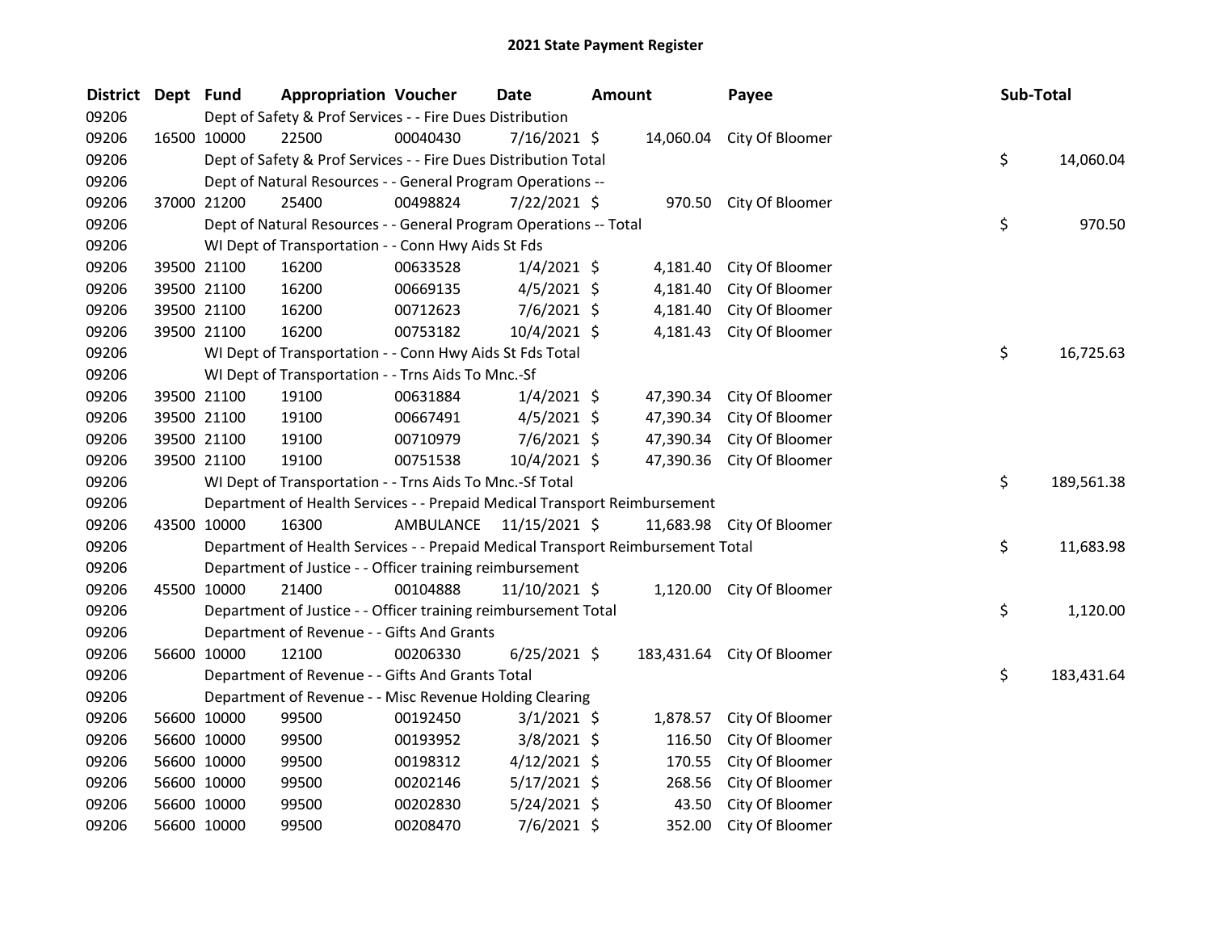# 2021 State Payment Register

| District | Dept | Fund | Appropriation | Voucher | Date | Amount | Payee | Sub-Total |
|---|---|---|---|---|---|---|---|---|
| 09206 | | Dept of Safety & Prof Services - - Fire Dues Distribution | | | | | | |
| 09206 | 16500 | 10000 | 22500 | 00040430 | 7/16/2021 | $ 14,060.04 | City Of Bloomer | |
| 09206 | | Dept of Safety & Prof Services - - Fire Dues Distribution Total | | | | | | $ 14,060.04 |
| 09206 | | Dept of Natural Resources - - General Program Operations -- | | | | | | |
| 09206 | 37000 | 21200 | 25400 | 00498824 | 7/22/2021 | $ 970.50 | City Of Bloomer | |
| 09206 | | Dept of Natural Resources - - General Program Operations -- Total | | | | | | $ 970.50 |
| 09206 | | WI Dept of Transportation - - Conn Hwy Aids St Fds | | | | | | |
| 09206 | 39500 | 21100 | 16200 | 00633528 | 1/4/2021 | $ 4,181.40 | City Of Bloomer | |
| 09206 | 39500 | 21100 | 16200 | 00669135 | 4/5/2021 | $ 4,181.40 | City Of Bloomer | |
| 09206 | 39500 | 21100 | 16200 | 00712623 | 7/6/2021 | $ 4,181.40 | City Of Bloomer | |
| 09206 | 39500 | 21100 | 16200 | 00753182 | 10/4/2021 | $ 4,181.43 | City Of Bloomer | |
| 09206 | | WI Dept of Transportation - - Conn Hwy Aids St Fds Total | | | | | | $ 16,725.63 |
| 09206 | | WI Dept of Transportation - - Trns Aids To Mnc.-Sf | | | | | | |
| 09206 | 39500 | 21100 | 19100 | 00631884 | 1/4/2021 | $ 47,390.34 | City Of Bloomer | |
| 09206 | 39500 | 21100 | 19100 | 00667491 | 4/5/2021 | $ 47,390.34 | City Of Bloomer | |
| 09206 | 39500 | 21100 | 19100 | 00710979 | 7/6/2021 | $ 47,390.34 | City Of Bloomer | |
| 09206 | 39500 | 21100 | 19100 | 00751538 | 10/4/2021 | $ 47,390.36 | City Of Bloomer | |
| 09206 | | WI Dept of Transportation - - Trns Aids To Mnc.-Sf Total | | | | | | $ 189,561.38 |
| 09206 | | Department of Health Services - - Prepaid Medical Transport Reimbursement | | | | | | |
| 09206 | 43500 | 10000 | 16300 | AMBULANCE | 11/15/2021 | $ 11,683.98 | City Of Bloomer | |
| 09206 | | Department of Health Services - - Prepaid Medical Transport Reimbursement Total | | | | | | $ 11,683.98 |
| 09206 | | Department of Justice - - Officer training reimbursement | | | | | | |
| 09206 | 45500 | 10000 | 21400 | 00104888 | 11/10/2021 | $ 1,120.00 | City Of Bloomer | |
| 09206 | | Department of Justice - - Officer training reimbursement Total | | | | | | $ 1,120.00 |
| 09206 | | Department of Revenue - - Gifts And Grants | | | | | | |
| 09206 | 56600 | 10000 | 12100 | 00206330 | 6/25/2021 | $ 183,431.64 | City Of Bloomer | |
| 09206 | | Department of Revenue - - Gifts And Grants Total | | | | | | $ 183,431.64 |
| 09206 | | Department of Revenue - - Misc Revenue Holding Clearing | | | | | | |
| 09206 | 56600 | 10000 | 99500 | 00192450 | 3/1/2021 | $ 1,878.57 | City Of Bloomer | |
| 09206 | 56600 | 10000 | 99500 | 00193952 | 3/8/2021 | $ 116.50 | City Of Bloomer | |
| 09206 | 56600 | 10000 | 99500 | 00198312 | 4/12/2021 | $ 170.55 | City Of Bloomer | |
| 09206 | 56600 | 10000 | 99500 | 00202146 | 5/17/2021 | $ 268.56 | City Of Bloomer | |
| 09206 | 56600 | 10000 | 99500 | 00202830 | 5/24/2021 | $ 43.50 | City Of Bloomer | |
| 09206 | 56600 | 10000 | 99500 | 00208470 | 7/6/2021 | $ 352.00 | City Of Bloomer | |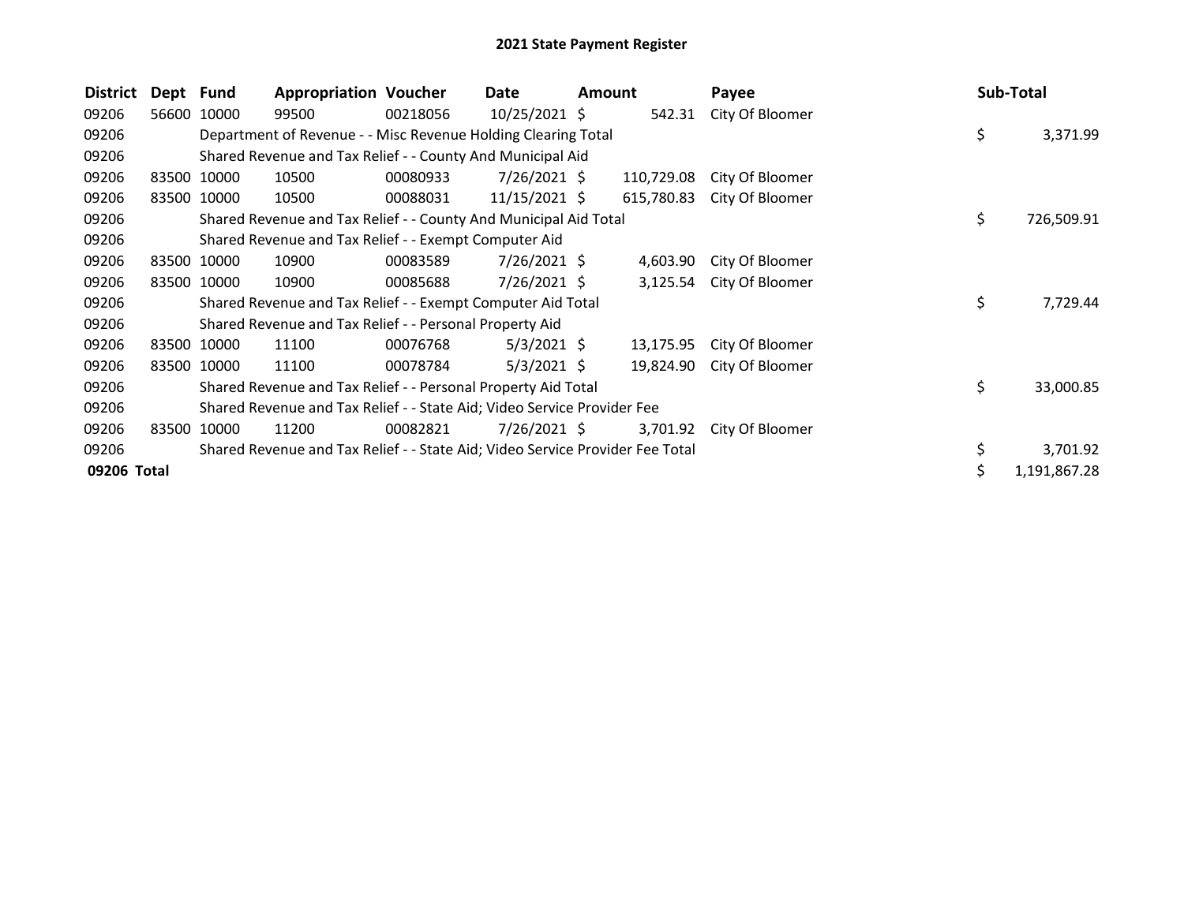# 2021 State Payment Register

| District | Dept | Fund | Appropriation | Voucher | Date | Amount | Payee | Sub-Total |
|---|---|---|---|---|---|---|---|---|
| 09206 | 56600 | 10000 | 99500 | 00218056 | 10/25/2021 | $ 542.31 | City Of Bloomer | |
| 09206 | | Department of Revenue - - Misc Revenue Holding Clearing Total | | | | | | $ 3,371.99 |
| 09206 | | Shared Revenue and Tax Relief - - County And Municipal Aid | | | | | | |
| 09206 | 83500 | 10000 | 10500 | 00080933 | 7/26/2021 | $ 110,729.08 | City Of Bloomer | |
| 09206 | 83500 | 10000 | 10500 | 00088031 | 11/15/2021 | $ 615,780.83 | City Of Bloomer | |
| 09206 | | Shared Revenue and Tax Relief - - County And Municipal Aid Total | | | | | | $ 726,509.91 |
| 09206 | | Shared Revenue and Tax Relief - - Exempt Computer Aid | | | | | | |
| 09206 | 83500 | 10000 | 10900 | 00083589 | 7/26/2021 | $ 4,603.90 | City Of Bloomer | |
| 09206 | 83500 | 10000 | 10900 | 00085688 | 7/26/2021 | $ 3,125.54 | City Of Bloomer | |
| 09206 | | Shared Revenue and Tax Relief - - Exempt Computer Aid Total | | | | | | $ 7,729.44 |
| 09206 | | Shared Revenue and Tax Relief - - Personal Property Aid | | | | | | |
| 09206 | 83500 | 10000 | 11100 | 00076768 | 5/3/2021 | $ 13,175.95 | City Of Bloomer | |
| 09206 | 83500 | 10000 | 11100 | 00078784 | 5/3/2021 | $ 19,824.90 | City Of Bloomer | |
| 09206 | | Shared Revenue and Tax Relief - - Personal Property Aid Total | | | | | | $ 33,000.85 |
| 09206 | | Shared Revenue and Tax Relief - - State Aid; Video Service Provider Fee | | | | | | |
| 09206 | 83500 | 10000 | 11200 | 00082821 | 7/26/2021 | $ 3,701.92 | City Of Bloomer | |
| 09206 | | Shared Revenue and Tax Relief - - State Aid; Video Service Provider Fee Total | | | | | | $ 3,701.92 |
| **09206 Total** | | | | | | | | $ 1,191,867.28 |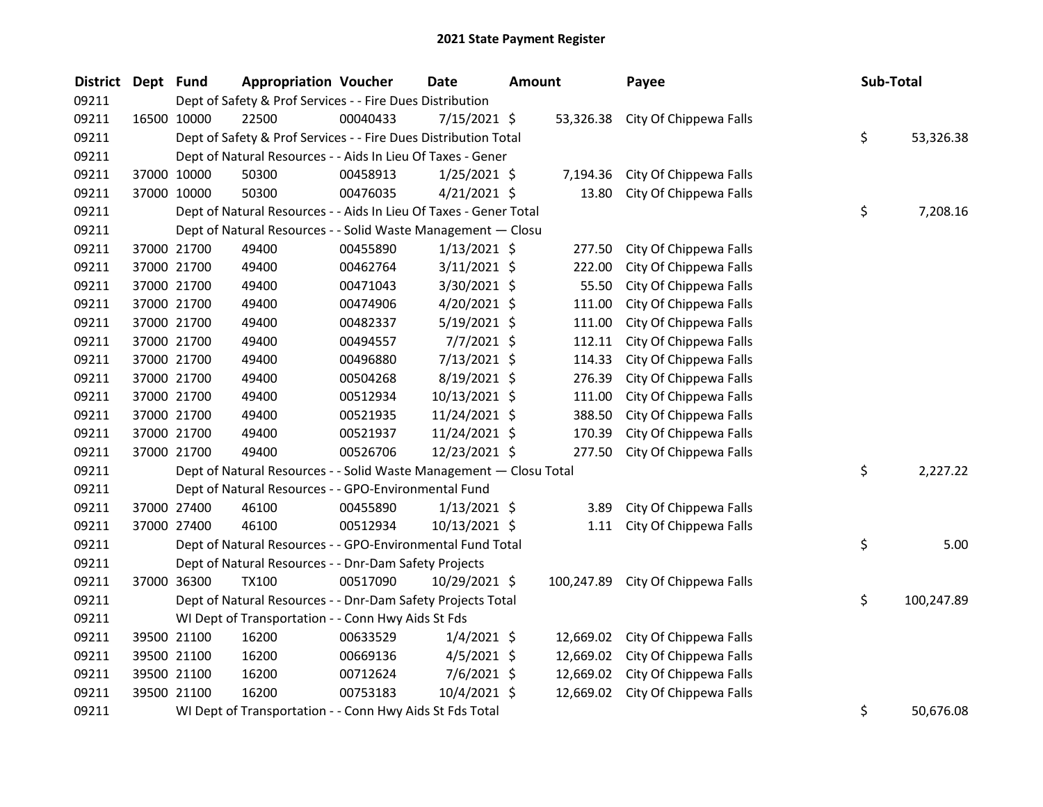# 2021 State Payment Register

| District | Dept | Fund | Appropriation | Voucher | Date | Amount | Payee | Sub-Total |
|---|---|---|---|---|---|---|---|---|
| 09211 | | Dept of Safety & Prof Services - - Fire Dues Distribution | | | | | | |
| 09211 | 16500 | 10000 | 22500 | 00040433 | 7/15/2021 | $ 53,326.38 | City Of Chippewa Falls | |
| 09211 | | Dept of Safety & Prof Services - - Fire Dues Distribution Total | | | | | | $ 53,326.38 |
| 09211 | | Dept of Natural Resources - - Aids In Lieu Of Taxes - Gener | | | | | | |
| 09211 | 37000 | 10000 | 50300 | 00458913 | 1/25/2021 | $ 7,194.36 | City Of Chippewa Falls | |
| 09211 | 37000 | 10000 | 50300 | 00476035 | 4/21/2021 | $ 13.80 | City Of Chippewa Falls | |
| 09211 | | Dept of Natural Resources - - Aids In Lieu Of Taxes - Gener Total | | | | | | $ 7,208.16 |
| 09211 | | Dept of Natural Resources - - Solid Waste Management — Closu | | | | | | |
| 09211 | 37000 | 21700 | 49400 | 00455890 | 1/13/2021 | $ 277.50 | City Of Chippewa Falls | |
| 09211 | 37000 | 21700 | 49400 | 00462764 | 3/11/2021 | $ 222.00 | City Of Chippewa Falls | |
| 09211 | 37000 | 21700 | 49400 | 00471043 | 3/30/2021 | $ 55.50 | City Of Chippewa Falls | |
| 09211 | 37000 | 21700 | 49400 | 00474906 | 4/20/2021 | $ 111.00 | City Of Chippewa Falls | |
| 09211 | 37000 | 21700 | 49400 | 00482337 | 5/19/2021 | $ 111.00 | City Of Chippewa Falls | |
| 09211 | 37000 | 21700 | 49400 | 00494557 | 7/7/2021 | $ 112.11 | City Of Chippewa Falls | |
| 09211 | 37000 | 21700 | 49400 | 00496880 | 7/13/2021 | $ 114.33 | City Of Chippewa Falls | |
| 09211 | 37000 | 21700 | 49400 | 00504268 | 8/19/2021 | $ 276.39 | City Of Chippewa Falls | |
| 09211 | 37000 | 21700 | 49400 | 00512934 | 10/13/2021 | $ 111.00 | City Of Chippewa Falls | |
| 09211 | 37000 | 21700 | 49400 | 00521935 | 11/24/2021 | $ 388.50 | City Of Chippewa Falls | |
| 09211 | 37000 | 21700 | 49400 | 00521937 | 11/24/2021 | $ 170.39 | City Of Chippewa Falls | |
| 09211 | 37000 | 21700 | 49400 | 00526706 | 12/23/2021 | $ 277.50 | City Of Chippewa Falls | |
| 09211 | | Dept of Natural Resources - - Solid Waste Management — Closu Total | | | | | | $ 2,227.22 |
| 09211 | | Dept of Natural Resources - - GPO-Environmental Fund | | | | | | |
| 09211 | 37000 | 27400 | 46100 | 00455890 | 1/13/2021 | $ 3.89 | City Of Chippewa Falls | |
| 09211 | 37000 | 27400 | 46100 | 00512934 | 10/13/2021 | $ 1.11 | City Of Chippewa Falls | |
| 09211 | | Dept of Natural Resources - - GPO-Environmental Fund Total | | | | | | $ 5.00 |
| 09211 | | Dept of Natural Resources - - Dnr-Dam Safety Projects | | | | | | |
| 09211 | 37000 | 36300 | TX100 | 00517090 | 10/29/2021 | $ 100,247.89 | City Of Chippewa Falls | |
| 09211 | | Dept of Natural Resources - - Dnr-Dam Safety Projects Total | | | | | | $ 100,247.89 |
| 09211 | | WI Dept of Transportation - - Conn Hwy Aids St Fds | | | | | | |
| 09211 | 39500 | 21100 | 16200 | 00633529 | 1/4/2021 | $ 12,669.02 | City Of Chippewa Falls | |
| 09211 | 39500 | 21100 | 16200 | 00669136 | 4/5/2021 | $ 12,669.02 | City Of Chippewa Falls | |
| 09211 | 39500 | 21100 | 16200 | 00712624 | 7/6/2021 | $ 12,669.02 | City Of Chippewa Falls | |
| 09211 | 39500 | 21100 | 16200 | 00753183 | 10/4/2021 | $ 12,669.02 | City Of Chippewa Falls | |
| 09211 | | WI Dept of Transportation - - Conn Hwy Aids St Fds Total | | | | | | $ 50,676.08 |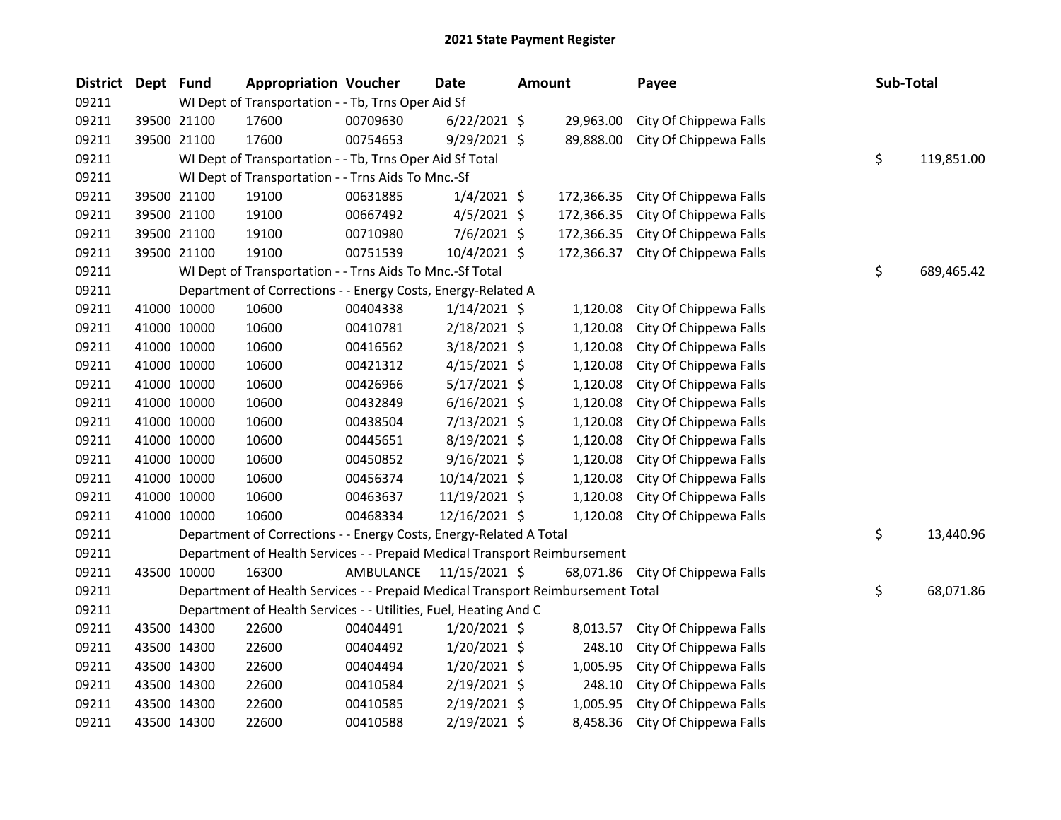# 2021 State Payment Register

| District | Dept | Fund | Appropriation | Voucher | Date | Amount | Payee | Sub-Total |
|---|---|---|---|---|---|---|---|---|
| 09211 | | WI Dept of Transportation - - Tb, Trns Oper Aid Sf | | | | | | |
| 09211 | 39500 | 21100 | 17600 | 00709630 | 6/22/2021 | $ 29,963.00 | City Of Chippewa Falls | |
| 09211 | 39500 | 21100 | 17600 | 00754653 | 9/29/2021 | $ 89,888.00 | City Of Chippewa Falls | |
| 09211 | | WI Dept of Transportation - - Tb, Trns Oper Aid Sf Total | | | | | | $ 119,851.00 |
| 09211 | | WI Dept of Transportation - - Trns Aids To Mnc.-Sf | | | | | | |
| 09211 | 39500 | 21100 | 19100 | 00631885 | 1/4/2021 | $ 172,366.35 | City Of Chippewa Falls | |
| 09211 | 39500 | 21100 | 19100 | 00667492 | 4/5/2021 | $ 172,366.35 | City Of Chippewa Falls | |
| 09211 | 39500 | 21100 | 19100 | 00710980 | 7/6/2021 | $ 172,366.35 | City Of Chippewa Falls | |
| 09211 | 39500 | 21100 | 19100 | 00751539 | 10/4/2021 | $ 172,366.37 | City Of Chippewa Falls | |
| 09211 | | WI Dept of Transportation - - Trns Aids To Mnc.-Sf Total | | | | | | $ 689,465.42 |
| 09211 | | Department of Corrections - - Energy Costs, Energy-Related A | | | | | | |
| 09211 | 41000 | 10000 | 10600 | 00404338 | 1/14/2021 | $ 1,120.08 | City Of Chippewa Falls | |
| 09211 | 41000 | 10000 | 10600 | 00410781 | 2/18/2021 | $ 1,120.08 | City Of Chippewa Falls | |
| 09211 | 41000 | 10000 | 10600 | 00416562 | 3/18/2021 | $ 1,120.08 | City Of Chippewa Falls | |
| 09211 | 41000 | 10000 | 10600 | 00421312 | 4/15/2021 | $ 1,120.08 | City Of Chippewa Falls | |
| 09211 | 41000 | 10000 | 10600 | 00426966 | 5/17/2021 | $ 1,120.08 | City Of Chippewa Falls | |
| 09211 | 41000 | 10000 | 10600 | 00432849 | 6/16/2021 | $ 1,120.08 | City Of Chippewa Falls | |
| 09211 | 41000 | 10000 | 10600 | 00438504 | 7/13/2021 | $ 1,120.08 | City Of Chippewa Falls | |
| 09211 | 41000 | 10000 | 10600 | 00445651 | 8/19/2021 | $ 1,120.08 | City Of Chippewa Falls | |
| 09211 | 41000 | 10000 | 10600 | 00450852 | 9/16/2021 | $ 1,120.08 | City Of Chippewa Falls | |
| 09211 | 41000 | 10000 | 10600 | 00456374 | 10/14/2021 | $ 1,120.08 | City Of Chippewa Falls | |
| 09211 | 41000 | 10000 | 10600 | 00463637 | 11/19/2021 | $ 1,120.08 | City Of Chippewa Falls | |
| 09211 | 41000 | 10000 | 10600 | 00468334 | 12/16/2021 | $ 1,120.08 | City Of Chippewa Falls | |
| 09211 | | Department of Corrections - - Energy Costs, Energy-Related A Total | | | | | | $ 13,440.96 |
| 09211 | | Department of Health Services - - Prepaid Medical Transport Reimbursement | | | | | | |
| 09211 | 43500 | 10000 | 16300 | AMBULANCE | 11/15/2021 | $ 68,071.86 | City Of Chippewa Falls | |
| 09211 | | Department of Health Services - - Prepaid Medical Transport Reimbursement Total | | | | | | $ 68,071.86 |
| 09211 | | Department of Health Services - - Utilities, Fuel, Heating And C | | | | | | |
| 09211 | 43500 | 14300 | 22600 | 00404491 | 1/20/2021 | $ 8,013.57 | City Of Chippewa Falls | |
| 09211 | 43500 | 14300 | 22600 | 00404492 | 1/20/2021 | $ 248.10 | City Of Chippewa Falls | |
| 09211 | 43500 | 14300 | 22600 | 00404494 | 1/20/2021 | $ 1,005.95 | City Of Chippewa Falls | |
| 09211 | 43500 | 14300 | 22600 | 00410584 | 2/19/2021 | $ 248.10 | City Of Chippewa Falls | |
| 09211 | 43500 | 14300 | 22600 | 00410585 | 2/19/2021 | $ 1,005.95 | City Of Chippewa Falls | |
| 09211 | 43500 | 14300 | 22600 | 00410588 | 2/19/2021 | $ 8,458.36 | City Of Chippewa Falls | |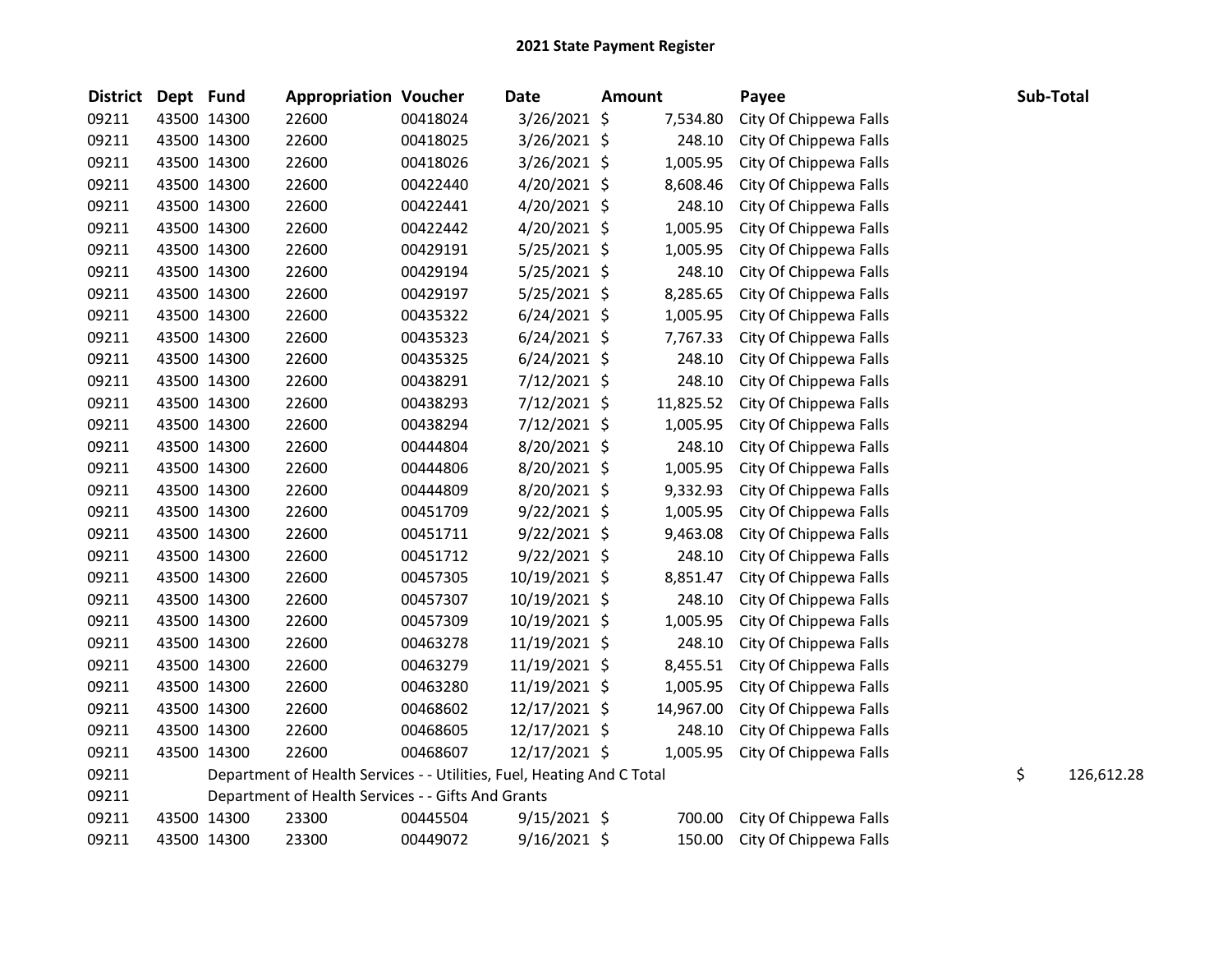# 2021 State Payment Register

| District | Dept | Fund | Appropriation | Voucher | Date | Amount | Payee | Sub-Total |
|---|---|---|---|---|---|---|---|---|
| 09211 | 43500 | 14300 | 22600 | 00418024 | 3/26/2021 | $ 7,534.80 | City Of Chippewa Falls | |
| 09211 | 43500 | 14300 | 22600 | 00418025 | 3/26/2021 | $ 248.10 | City Of Chippewa Falls | |
| 09211 | 43500 | 14300 | 22600 | 00418026 | 3/26/2021 | $ 1,005.95 | City Of Chippewa Falls | |
| 09211 | 43500 | 14300 | 22600 | 00422440 | 4/20/2021 | $ 8,608.46 | City Of Chippewa Falls | |
| 09211 | 43500 | 14300 | 22600 | 00422441 | 4/20/2021 | $ 248.10 | City Of Chippewa Falls | |
| 09211 | 43500 | 14300 | 22600 | 00422442 | 4/20/2021 | $ 1,005.95 | City Of Chippewa Falls | |
| 09211 | 43500 | 14300 | 22600 | 00429191 | 5/25/2021 | $ 1,005.95 | City Of Chippewa Falls | |
| 09211 | 43500 | 14300 | 22600 | 00429194 | 5/25/2021 | $ 248.10 | City Of Chippewa Falls | |
| 09211 | 43500 | 14300 | 22600 | 00429197 | 5/25/2021 | $ 8,285.65 | City Of Chippewa Falls | |
| 09211 | 43500 | 14300 | 22600 | 00435322 | 6/24/2021 | $ 1,005.95 | City Of Chippewa Falls | |
| 09211 | 43500 | 14300 | 22600 | 00435323 | 6/24/2021 | $ 7,767.33 | City Of Chippewa Falls | |
| 09211 | 43500 | 14300 | 22600 | 00435325 | 6/24/2021 | $ 248.10 | City Of Chippewa Falls | |
| 09211 | 43500 | 14300 | 22600 | 00438291 | 7/12/2021 | $ 248.10 | City Of Chippewa Falls | |
| 09211 | 43500 | 14300 | 22600 | 00438293 | 7/12/2021 | $ 11,825.52 | City Of Chippewa Falls | |
| 09211 | 43500 | 14300 | 22600 | 00438294 | 7/12/2021 | $ 1,005.95 | City Of Chippewa Falls | |
| 09211 | 43500 | 14300 | 22600 | 00444804 | 8/20/2021 | $ 248.10 | City Of Chippewa Falls | |
| 09211 | 43500 | 14300 | 22600 | 00444806 | 8/20/2021 | $ 1,005.95 | City Of Chippewa Falls | |
| 09211 | 43500 | 14300 | 22600 | 00444809 | 8/20/2021 | $ 9,332.93 | City Of Chippewa Falls | |
| 09211 | 43500 | 14300 | 22600 | 00451709 | 9/22/2021 | $ 1,005.95 | City Of Chippewa Falls | |
| 09211 | 43500 | 14300 | 22600 | 00451711 | 9/22/2021 | $ 9,463.08 | City Of Chippewa Falls | |
| 09211 | 43500 | 14300 | 22600 | 00451712 | 9/22/2021 | $ 248.10 | City Of Chippewa Falls | |
| 09211 | 43500 | 14300 | 22600 | 00457305 | 10/19/2021 | $ 8,851.47 | City Of Chippewa Falls | |
| 09211 | 43500 | 14300 | 22600 | 00457307 | 10/19/2021 | $ 248.10 | City Of Chippewa Falls | |
| 09211 | 43500 | 14300 | 22600 | 00457309 | 10/19/2021 | $ 1,005.95 | City Of Chippewa Falls | |
| 09211 | 43500 | 14300 | 22600 | 00463278 | 11/19/2021 | $ 248.10 | City Of Chippewa Falls | |
| 09211 | 43500 | 14300 | 22600 | 00463279 | 11/19/2021 | $ 8,455.51 | City Of Chippewa Falls | |
| 09211 | 43500 | 14300 | 22600 | 00463280 | 11/19/2021 | $ 1,005.95 | City Of Chippewa Falls | |
| 09211 | 43500 | 14300 | 22600 | 00468602 | 12/17/2021 | $ 14,967.00 | City Of Chippewa Falls | |
| 09211 | 43500 | 14300 | 22600 | 00468605 | 12/17/2021 | $ 248.10 | City Of Chippewa Falls | |
| 09211 | 43500 | 14300 | 22600 | 00468607 | 12/17/2021 | $ 1,005.95 | City Of Chippewa Falls | |
| 09211 | | | Department of Health Services - - Utilities, Fuel, Heating And C Total | | | | | $ 126,612.28 |
| 09211 | | | Department of Health Services - - Gifts And Grants | | | | | |
| 09211 | 43500 | 14300 | 23300 | 00445504 | 9/15/2021 | $ 700.00 | City Of Chippewa Falls | |
| 09211 | 43500 | 14300 | 23300 | 00449072 | 9/16/2021 | $ 150.00 | City Of Chippewa Falls | |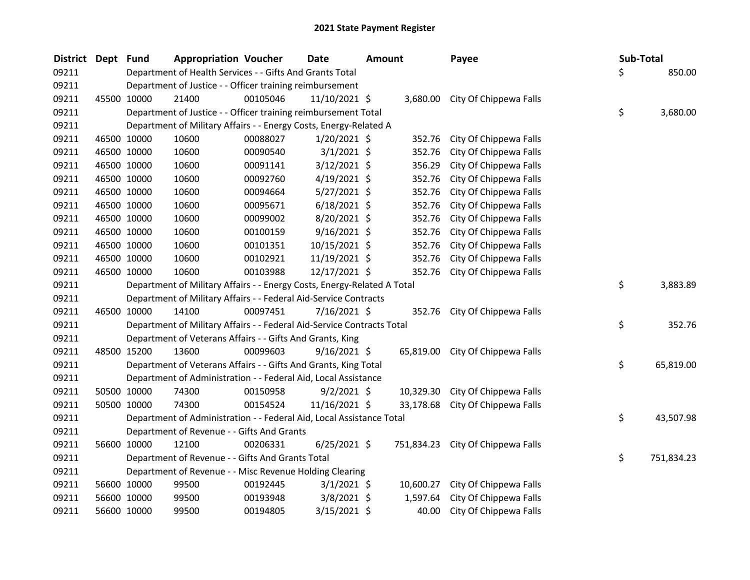# 2021 State Payment Register

| District | Dept | Fund | Appropriation | Voucher | Date | Amount | Payee | Sub-Total |
|---|---|---|---|---|---|---|---|---|
| 09211 | | Department of Health Services - - Gifts And Grants Total | | | | | | $ 850.00 |
| 09211 | | Department of Justice - - Officer training reimbursement | | | | | | |
| 09211 | 45500 | 10000 | 21400 | 00105046 | 11/10/2021 | $ 3,680.00 | City Of Chippewa Falls | |
| 09211 | | Department of Justice - - Officer training reimbursement Total | | | | | | $ 3,680.00 |
| 09211 | | Department of Military Affairs - - Energy Costs, Energy-Related A | | | | | | |
| 09211 | 46500 | 10000 | 10600 | 00088027 | 1/20/2021 | $ 352.76 | City Of Chippewa Falls | |
| 09211 | 46500 | 10000 | 10600 | 00090540 | 3/1/2021 | $ 352.76 | City Of Chippewa Falls | |
| 09211 | 46500 | 10000 | 10600 | 00091141 | 3/12/2021 | $ 356.29 | City Of Chippewa Falls | |
| 09211 | 46500 | 10000 | 10600 | 00092760 | 4/19/2021 | $ 352.76 | City Of Chippewa Falls | |
| 09211 | 46500 | 10000 | 10600 | 00094664 | 5/27/2021 | $ 352.76 | City Of Chippewa Falls | |
| 09211 | 46500 | 10000 | 10600 | 00095671 | 6/18/2021 | $ 352.76 | City Of Chippewa Falls | |
| 09211 | 46500 | 10000 | 10600 | 00099002 | 8/20/2021 | $ 352.76 | City Of Chippewa Falls | |
| 09211 | 46500 | 10000 | 10600 | 00100159 | 9/16/2021 | $ 352.76 | City Of Chippewa Falls | |
| 09211 | 46500 | 10000 | 10600 | 00101351 | 10/15/2021 | $ 352.76 | City Of Chippewa Falls | |
| 09211 | 46500 | 10000 | 10600 | 00102921 | 11/19/2021 | $ 352.76 | City Of Chippewa Falls | |
| 09211 | 46500 | 10000 | 10600 | 00103988 | 12/17/2021 | $ 352.76 | City Of Chippewa Falls | |
| 09211 | | Department of Military Affairs - - Energy Costs, Energy-Related A Total | | | | | | $ 3,883.89 |
| 09211 | | Department of Military Affairs - - Federal Aid-Service Contracts | | | | | | |
| 09211 | 46500 | 10000 | 14100 | 00097451 | 7/16/2021 | $ 352.76 | City Of Chippewa Falls | |
| 09211 | | Department of Military Affairs - - Federal Aid-Service Contracts Total | | | | | | $ 352.76 |
| 09211 | | Department of Veterans Affairs - - Gifts And Grants, King | | | | | | |
| 09211 | 48500 | 15200 | 13600 | 00099603 | 9/16/2021 | $ 65,819.00 | City Of Chippewa Falls | |
| 09211 | | Department of Veterans Affairs - - Gifts And Grants, King Total | | | | | | $ 65,819.00 |
| 09211 | | Department of Administration - - Federal Aid, Local Assistance | | | | | | |
| 09211 | 50500 | 10000 | 74300 | 00150958 | 9/2/2021 | $ 10,329.30 | City Of Chippewa Falls | |
| 09211 | 50500 | 10000 | 74300 | 00154524 | 11/16/2021 | $ 33,178.68 | City Of Chippewa Falls | |
| 09211 | | Department of Administration - - Federal Aid, Local Assistance Total | | | | | | $ 43,507.98 |
| 09211 | | Department of Revenue - - Gifts And Grants | | | | | | |
| 09211 | 56600 | 10000 | 12100 | 00206331 | 6/25/2021 | $ 751,834.23 | City Of Chippewa Falls | |
| 09211 | | Department of Revenue - - Gifts And Grants Total | | | | | | $ 751,834.23 |
| 09211 | | Department of Revenue - - Misc Revenue Holding Clearing | | | | | | |
| 09211 | 56600 | 10000 | 99500 | 00192445 | 3/1/2021 | $ 10,600.27 | City Of Chippewa Falls | |
| 09211 | 56600 | 10000 | 99500 | 00193948 | 3/8/2021 | $ 1,597.64 | City Of Chippewa Falls | |
| 09211 | 56600 | 10000 | 99500 | 00194805 | 3/15/2021 | $ 40.00 | City Of Chippewa Falls | |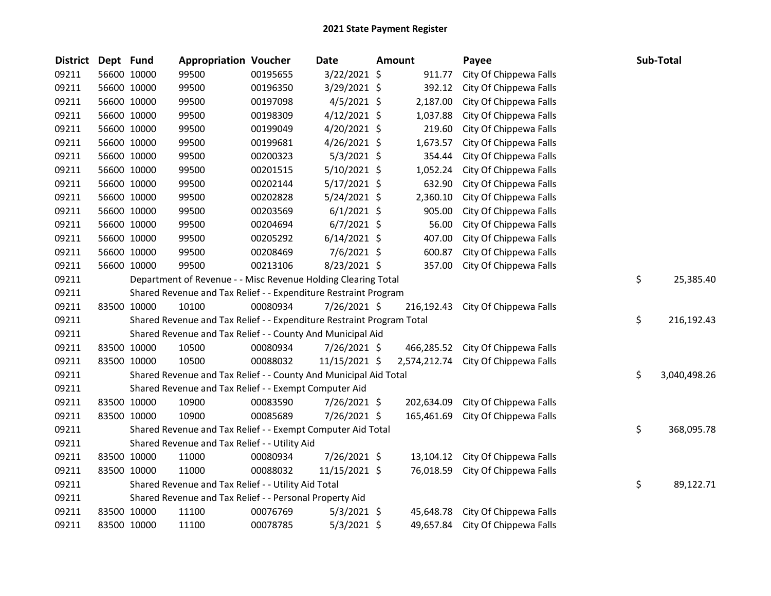# 2021 State Payment Register

| District | Dept | Fund | Appropriation | Voucher | Date | Amount | Payee | Sub-Total |
|---|---|---|---|---|---|---|---|---|
| 09211 | 56600 | 10000 | 99500 | 00195655 | 3/22/2021 | $ 911.77 | City Of Chippewa Falls | |
| 09211 | 56600 | 10000 | 99500 | 00196350 | 3/29/2021 | $ 392.12 | City Of Chippewa Falls | |
| 09211 | 56600 | 10000 | 99500 | 00197098 | 4/5/2021 | $ 2,187.00 | City Of Chippewa Falls | |
| 09211 | 56600 | 10000 | 99500 | 00198309 | 4/12/2021 | $ 1,037.88 | City Of Chippewa Falls | |
| 09211 | 56600 | 10000 | 99500 | 00199049 | 4/20/2021 | $ 219.60 | City Of Chippewa Falls | |
| 09211 | 56600 | 10000 | 99500 | 00199681 | 4/26/2021 | $ 1,673.57 | City Of Chippewa Falls | |
| 09211 | 56600 | 10000 | 99500 | 00200323 | 5/3/2021 | $ 354.44 | City Of Chippewa Falls | |
| 09211 | 56600 | 10000 | 99500 | 00201515 | 5/10/2021 | $ 1,052.24 | City Of Chippewa Falls | |
| 09211 | 56600 | 10000 | 99500 | 00202144 | 5/17/2021 | $ 632.90 | City Of Chippewa Falls | |
| 09211 | 56600 | 10000 | 99500 | 00202828 | 5/24/2021 | $ 2,360.10 | City Of Chippewa Falls | |
| 09211 | 56600 | 10000 | 99500 | 00203569 | 6/1/2021 | $ 905.00 | City Of Chippewa Falls | |
| 09211 | 56600 | 10000 | 99500 | 00204694 | 6/7/2021 | $ 56.00 | City Of Chippewa Falls | |
| 09211 | 56600 | 10000 | 99500 | 00205292 | 6/14/2021 | $ 407.00 | City Of Chippewa Falls | |
| 09211 | 56600 | 10000 | 99500 | 00208469 | 7/6/2021 | $ 600.87 | City Of Chippewa Falls | |
| 09211 | 56600 | 10000 | 99500 | 00213106 | 8/23/2021 | $ 357.00 | City Of Chippewa Falls | |
| 09211 | | | Department of Revenue - - Misc Revenue Holding Clearing Total | | | | | $ 25,385.40 |
| 09211 | | | Shared Revenue and Tax Relief - - Expenditure Restraint Program | | | | | |
| 09211 | 83500 | 10000 | 10100 | 00080934 | 7/26/2021 | $ 216,192.43 | City Of Chippewa Falls | |
| 09211 | | | Shared Revenue and Tax Relief - - Expenditure Restraint Program Total | | | | | $ 216,192.43 |
| 09211 | | | Shared Revenue and Tax Relief - - County And Municipal Aid | | | | | |
| 09211 | 83500 | 10000 | 10500 | 00080934 | 7/26/2021 | $ 466,285.52 | City Of Chippewa Falls | |
| 09211 | 83500 | 10000 | 10500 | 00088032 | 11/15/2021 | $ 2,574,212.74 | City Of Chippewa Falls | |
| 09211 | | | Shared Revenue and Tax Relief - - County And Municipal Aid Total | | | | | $ 3,040,498.26 |
| 09211 | | | Shared Revenue and Tax Relief - - Exempt Computer Aid | | | | | |
| 09211 | 83500 | 10000 | 10900 | 00083590 | 7/26/2021 | $ 202,634.09 | City Of Chippewa Falls | |
| 09211 | 83500 | 10000 | 10900 | 00085689 | 7/26/2021 | $ 165,461.69 | City Of Chippewa Falls | |
| 09211 | | | Shared Revenue and Tax Relief - - Exempt Computer Aid Total | | | | | $ 368,095.78 |
| 09211 | | | Shared Revenue and Tax Relief - - Utility Aid | | | | | |
| 09211 | 83500 | 10000 | 11000 | 00080934 | 7/26/2021 | $ 13,104.12 | City Of Chippewa Falls | |
| 09211 | 83500 | 10000 | 11000 | 00088032 | 11/15/2021 | $ 76,018.59 | City Of Chippewa Falls | |
| 09211 | | | Shared Revenue and Tax Relief - - Utility Aid Total | | | | | $ 89,122.71 |
| 09211 | | | Shared Revenue and Tax Relief - - Personal Property Aid | | | | | |
| 09211 | 83500 | 10000 | 11100 | 00076769 | 5/3/2021 | $ 45,648.78 | City Of Chippewa Falls | |
| 09211 | 83500 | 10000 | 11100 | 00078785 | 5/3/2021 | $ 49,657.84 | City Of Chippewa Falls | |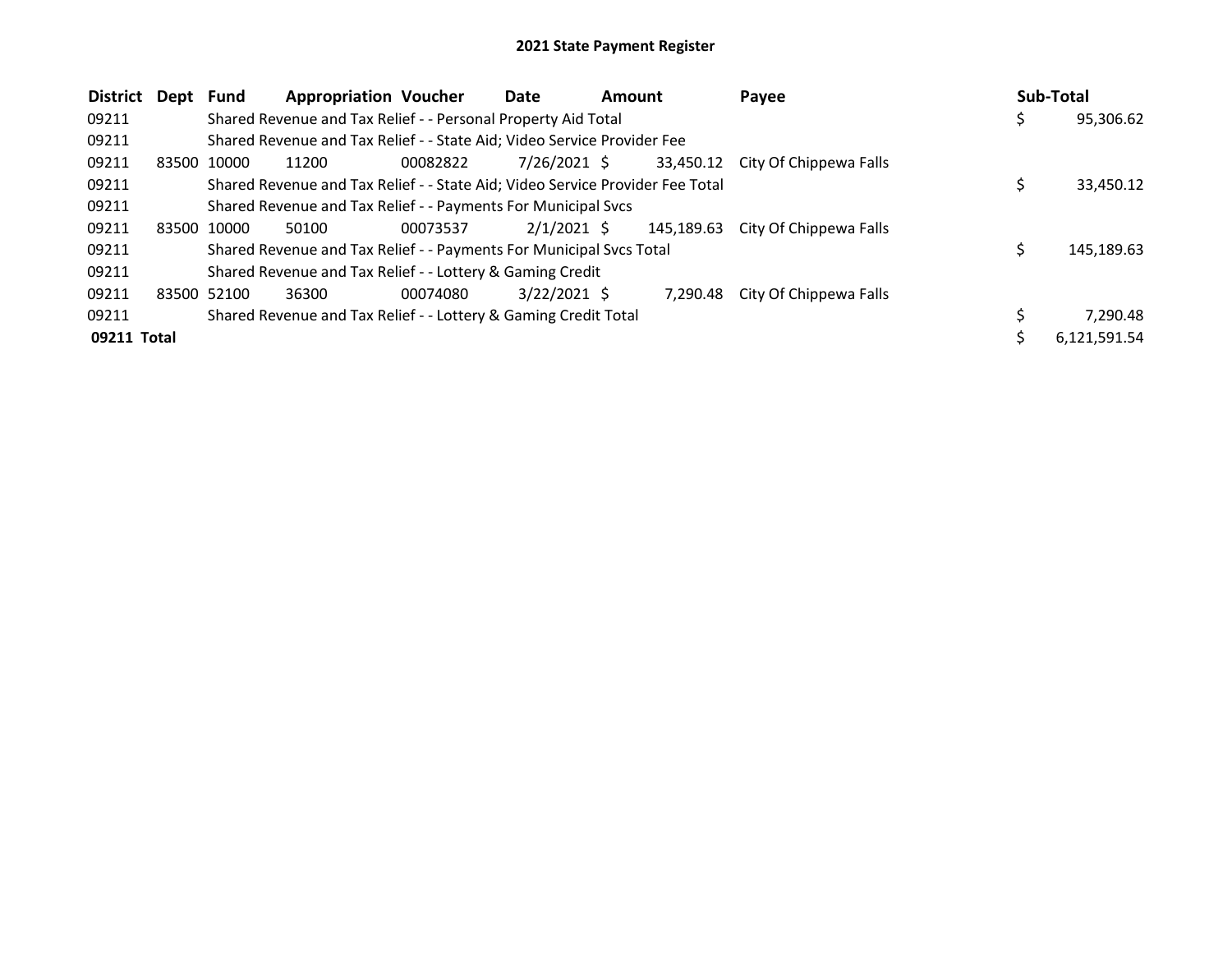# 2021 State Payment Register

| District | Dept | Fund | Appropriation | Voucher | Date | Amount | Payee | Sub-Total |
|---|---|---|---|---|---|---|---|---|
| 09211 | | Shared Revenue and Tax Relief - - Personal Property Aid Total | | | | | | $ 95,306.62 |
| 09211 | | Shared Revenue and Tax Relief - - State Aid; Video Service Provider Fee | | | | | | |
| 09211 | 83500 | 10000 | 11200 | 00082822 | 7/26/2021 | $ 33,450.12 | City Of Chippewa Falls | |
| 09211 | | Shared Revenue and Tax Relief - - State Aid; Video Service Provider Fee Total | | | | | | $ 33,450.12 |
| 09211 | | Shared Revenue and Tax Relief - - Payments For Municipal Svcs | | | | | | |
| 09211 | 83500 | 10000 | 50100 | 00073537 | 2/1/2021 | $ 145,189.63 | City Of Chippewa Falls | |
| 09211 | | Shared Revenue and Tax Relief - - Payments For Municipal Svcs Total | | | | | | $ 145,189.63 |
| 09211 | | Shared Revenue and Tax Relief - - Lottery & Gaming Credit | | | | | | |
| 09211 | 83500 | 52100 | 36300 | 00074080 | 3/22/2021 | $ 7,290.48 | City Of Chippewa Falls | |
| 09211 | | Shared Revenue and Tax Relief - - Lottery & Gaming Credit Total | | | | | | $ 7,290.48 |
| **09211 Total** | | | | | | | | $ 6,121,591.54 |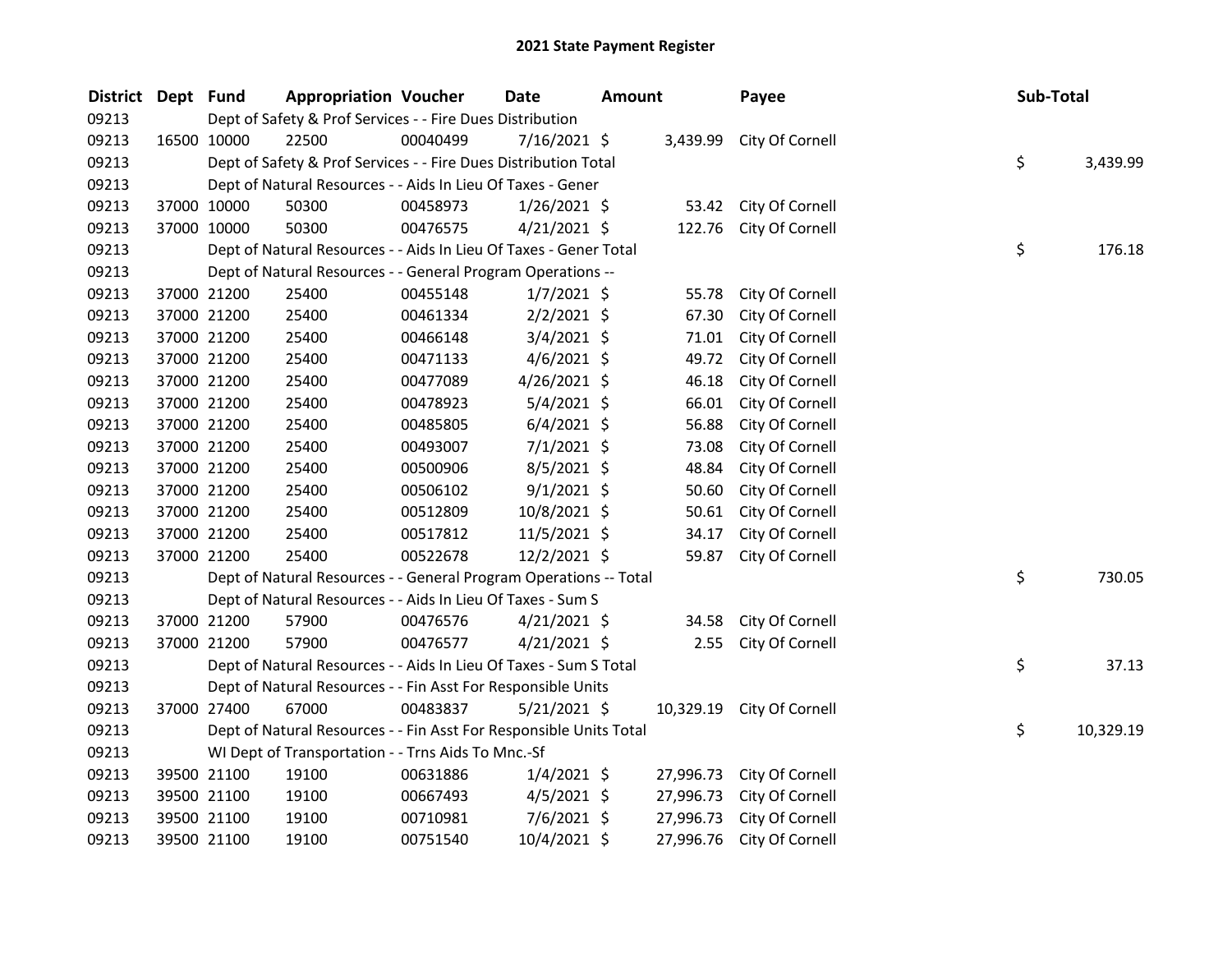# 2021 State Payment Register

| District | Dept | Fund | Appropriation | Voucher | Date | Amount | Payee | Sub-Total |
|---|---|---|---|---|---|---|---|---|
| 09213 | | Dept of Safety & Prof Services - - Fire Dues Distribution | | | | | | |
| 09213 | 16500 | 10000 | 22500 | 00040499 | 7/16/2021 | $ 3,439.99 | City Of Cornell | |
| 09213 | | Dept of Safety & Prof Services - - Fire Dues Distribution Total | | | | | | $ 3,439.99 |
| 09213 | | Dept of Natural Resources - - Aids In Lieu Of Taxes - Gener | | | | | | |
| 09213 | 37000 | 10000 | 50300 | 00458973 | 1/26/2021 | $ 53.42 | City Of Cornell | |
| 09213 | 37000 | 10000 | 50300 | 00476575 | 4/21/2021 | $ 122.76 | City Of Cornell | |
| 09213 | | Dept of Natural Resources - - Aids In Lieu Of Taxes - Gener Total | | | | | | $ 176.18 |
| 09213 | | Dept of Natural Resources - - General Program Operations -- | | | | | | |
| 09213 | 37000 | 21200 | 25400 | 00455148 | 1/7/2021 | $ 55.78 | City Of Cornell | |
| 09213 | 37000 | 21200 | 25400 | 00461334 | 2/2/2021 | $ 67.30 | City Of Cornell | |
| 09213 | 37000 | 21200 | 25400 | 00466148 | 3/4/2021 | $ 71.01 | City Of Cornell | |
| 09213 | 37000 | 21200 | 25400 | 00471133 | 4/6/2021 | $ 49.72 | City Of Cornell | |
| 09213 | 37000 | 21200 | 25400 | 00477089 | 4/26/2021 | $ 46.18 | City Of Cornell | |
| 09213 | 37000 | 21200 | 25400 | 00478923 | 5/4/2021 | $ 66.01 | City Of Cornell | |
| 09213 | 37000 | 21200 | 25400 | 00485805 | 6/4/2021 | $ 56.88 | City Of Cornell | |
| 09213 | 37000 | 21200 | 25400 | 00493007 | 7/1/2021 | $ 73.08 | City Of Cornell | |
| 09213 | 37000 | 21200 | 25400 | 00500906 | 8/5/2021 | $ 48.84 | City Of Cornell | |
| 09213 | 37000 | 21200 | 25400 | 00506102 | 9/1/2021 | $ 50.60 | City Of Cornell | |
| 09213 | 37000 | 21200 | 25400 | 00512809 | 10/8/2021 | $ 50.61 | City Of Cornell | |
| 09213 | 37000 | 21200 | 25400 | 00517812 | 11/5/2021 | $ 34.17 | City Of Cornell | |
| 09213 | 37000 | 21200 | 25400 | 00522678 | 12/2/2021 | $ 59.87 | City Of Cornell | |
| 09213 | | Dept of Natural Resources - - General Program Operations -- Total | | | | | | $ 730.05 |
| 09213 | | Dept of Natural Resources - - Aids In Lieu Of Taxes - Sum S | | | | | | |
| 09213 | 37000 | 21200 | 57900 | 00476576 | 4/21/2021 | $ 34.58 | City Of Cornell | |
| 09213 | 37000 | 21200 | 57900 | 00476577 | 4/21/2021 | $ 2.55 | City Of Cornell | |
| 09213 | | Dept of Natural Resources - - Aids In Lieu Of Taxes - Sum S Total | | | | | | $ 37.13 |
| 09213 | | Dept of Natural Resources - - Fin Asst For Responsible Units | | | | | | |
| 09213 | 37000 | 27400 | 67000 | 00483837 | 5/21/2021 | $ 10,329.19 | City Of Cornell | |
| 09213 | | Dept of Natural Resources - - Fin Asst For Responsible Units Total | | | | | | $ 10,329.19 |
| 09213 | | WI Dept of Transportation - - Trns Aids To Mnc.-Sf | | | | | | |
| 09213 | 39500 | 21100 | 19100 | 00631886 | 1/4/2021 | $ 27,996.73 | City Of Cornell | |
| 09213 | 39500 | 21100 | 19100 | 00667493 | 4/5/2021 | $ 27,996.73 | City Of Cornell | |
| 09213 | 39500 | 21100 | 19100 | 00710981 | 7/6/2021 | $ 27,996.73 | City Of Cornell | |
| 09213 | 39500 | 21100 | 19100 | 00751540 | 10/4/2021 | $ 27,996.76 | City Of Cornell | |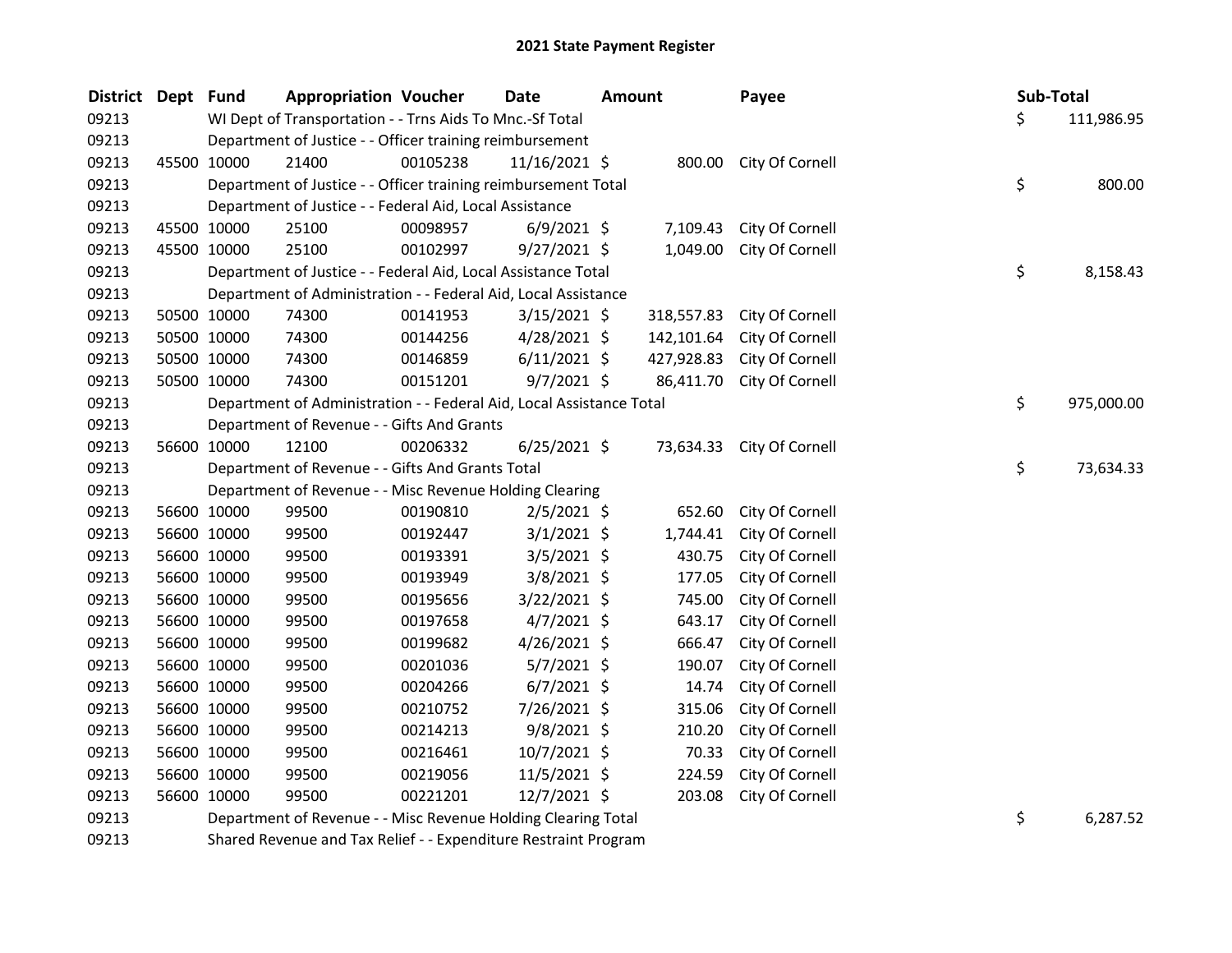# 2021 State Payment Register

| District | Dept | Fund | Appropriation | Voucher | Date | Amount | Payee | Sub-Total |
|---|---|---|---|---|---|---|---|---|
| 09213 | | | WI Dept of Transportation - - Trns Aids To Mnc.-Sf Total | | | | | $ 111,986.95 |
| 09213 | | | Department of Justice - - Officer training reimbursement | | | | | |
| 09213 | 45500 | 10000 | 21400 | 00105238 | 11/16/2021 | $ 800.00 | City Of Cornell | |
| 09213 | | | Department of Justice - - Officer training reimbursement Total | | | | | $ 800.00 |
| 09213 | | | Department of Justice - - Federal Aid, Local Assistance | | | | | |
| 09213 | 45500 | 10000 | 25100 | 00098957 | 6/9/2021 | $ 7,109.43 | City Of Cornell | |
| 09213 | 45500 | 10000 | 25100 | 00102997 | 9/27/2021 | $ 1,049.00 | City Of Cornell | |
| 09213 | | | Department of Justice - - Federal Aid, Local Assistance Total | | | | | $ 8,158.43 |
| 09213 | | | Department of Administration - - Federal Aid, Local Assistance | | | | | |
| 09213 | 50500 | 10000 | 74300 | 00141953 | 3/15/2021 | $ 318,557.83 | City Of Cornell | |
| 09213 | 50500 | 10000 | 74300 | 00144256 | 4/28/2021 | $ 142,101.64 | City Of Cornell | |
| 09213 | 50500 | 10000 | 74300 | 00146859 | 6/11/2021 | $ 427,928.83 | City Of Cornell | |
| 09213 | 50500 | 10000 | 74300 | 00151201 | 9/7/2021 | $ 86,411.70 | City Of Cornell | |
| 09213 | | | Department of Administration - - Federal Aid, Local Assistance Total | | | | | $ 975,000.00 |
| 09213 | | | Department of Revenue - - Gifts And Grants | | | | | |
| 09213 | 56600 | 10000 | 12100 | 00206332 | 6/25/2021 | $ 73,634.33 | City Of Cornell | |
| 09213 | | | Department of Revenue - - Gifts And Grants Total | | | | | $ 73,634.33 |
| 09213 | | | Department of Revenue - - Misc Revenue Holding Clearing | | | | | |
| 09213 | 56600 | 10000 | 99500 | 00190810 | 2/5/2021 | $ 652.60 | City Of Cornell | |
| 09213 | 56600 | 10000 | 99500 | 00192447 | 3/1/2021 | $ 1,744.41 | City Of Cornell | |
| 09213 | 56600 | 10000 | 99500 | 00193391 | 3/5/2021 | $ 430.75 | City Of Cornell | |
| 09213 | 56600 | 10000 | 99500 | 00193949 | 3/8/2021 | $ 177.05 | City Of Cornell | |
| 09213 | 56600 | 10000 | 99500 | 00195656 | 3/22/2021 | $ 745.00 | City Of Cornell | |
| 09213 | 56600 | 10000 | 99500 | 00197658 | 4/7/2021 | $ 643.17 | City Of Cornell | |
| 09213 | 56600 | 10000 | 99500 | 00199682 | 4/26/2021 | $ 666.47 | City Of Cornell | |
| 09213 | 56600 | 10000 | 99500 | 00201036 | 5/7/2021 | $ 190.07 | City Of Cornell | |
| 09213 | 56600 | 10000 | 99500 | 00204266 | 6/7/2021 | $ 14.74 | City Of Cornell | |
| 09213 | 56600 | 10000 | 99500 | 00210752 | 7/26/2021 | $ 315.06 | City Of Cornell | |
| 09213 | 56600 | 10000 | 99500 | 00214213 | 9/8/2021 | $ 210.20 | City Of Cornell | |
| 09213 | 56600 | 10000 | 99500 | 00216461 | 10/7/2021 | $ 70.33 | City Of Cornell | |
| 09213 | 56600 | 10000 | 99500 | 00219056 | 11/5/2021 | $ 224.59 | City Of Cornell | |
| 09213 | 56600 | 10000 | 99500 | 00221201 | 12/7/2021 | $ 203.08 | City Of Cornell | |
| 09213 | | | Department of Revenue - - Misc Revenue Holding Clearing Total | | | | | $ 6,287.52 |
| 09213 | | | Shared Revenue and Tax Relief - - Expenditure Restraint Program | | | | | |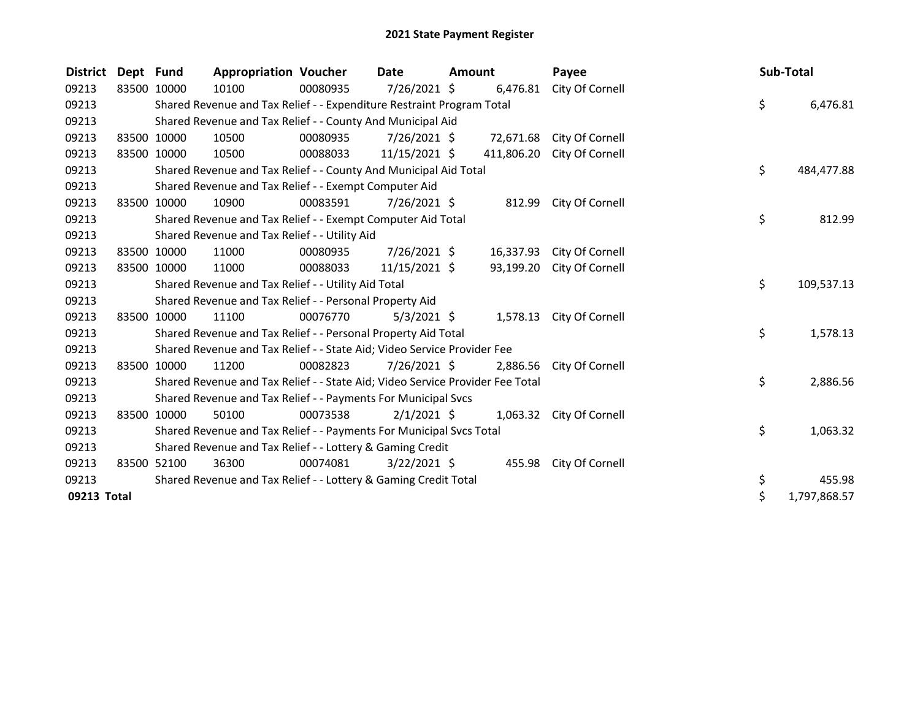# 2021 State Payment Register

| District | Dept | Fund | Appropriation | Voucher | Date | Amount | Payee | Sub-Total |
|---|---|---|---|---|---|---|---|---|
| 09213 | 83500 | 10000 | 10100 | 00080935 | 7/26/2021 | $ 6,476.81 | City Of Cornell | |
| 09213 | | Shared Revenue and Tax Relief - - Expenditure Restraint Program Total | | | | | | $ 6,476.81 |
| 09213 | | Shared Revenue and Tax Relief - - County And Municipal Aid | | | | | | |
| 09213 | 83500 | 10000 | 10500 | 00080935 | 7/26/2021 | $ 72,671.68 | City Of Cornell | |
| 09213 | 83500 | 10000 | 10500 | 00088033 | 11/15/2021 | $ 411,806.20 | City Of Cornell | |
| 09213 | | Shared Revenue and Tax Relief - - County And Municipal Aid Total | | | | | | $ 484,477.88 |
| 09213 | | Shared Revenue and Tax Relief - - Exempt Computer Aid | | | | | | |
| 09213 | 83500 | 10000 | 10900 | 00083591 | 7/26/2021 | $ 812.99 | City Of Cornell | |
| 09213 | | Shared Revenue and Tax Relief - - Exempt Computer Aid Total | | | | | | $ 812.99 |
| 09213 | | Shared Revenue and Tax Relief - - Utility Aid | | | | | | |
| 09213 | 83500 | 10000 | 11000 | 00080935 | 7/26/2021 | $ 16,337.93 | City Of Cornell | |
| 09213 | 83500 | 10000 | 11000 | 00088033 | 11/15/2021 | $ 93,199.20 | City Of Cornell | |
| 09213 | | Shared Revenue and Tax Relief - - Utility Aid Total | | | | | | $ 109,537.13 |
| 09213 | | Shared Revenue and Tax Relief - - Personal Property Aid | | | | | | |
| 09213 | 83500 | 10000 | 11100 | 00076770 | 5/3/2021 | $ 1,578.13 | City Of Cornell | |
| 09213 | | Shared Revenue and Tax Relief - - Personal Property Aid Total | | | | | | $ 1,578.13 |
| 09213 | | Shared Revenue and Tax Relief - - State Aid; Video Service Provider Fee | | | | | | |
| 09213 | 83500 | 10000 | 11200 | 00082823 | 7/26/2021 | $ 2,886.56 | City Of Cornell | |
| 09213 | | Shared Revenue and Tax Relief - - State Aid; Video Service Provider Fee Total | | | | | | $ 2,886.56 |
| 09213 | | Shared Revenue and Tax Relief - - Payments For Municipal Svcs | | | | | | |
| 09213 | 83500 | 10000 | 50100 | 00073538 | 2/1/2021 | $ 1,063.32 | City Of Cornell | |
| 09213 | | Shared Revenue and Tax Relief - - Payments For Municipal Svcs Total | | | | | | $ 1,063.32 |
| 09213 | | Shared Revenue and Tax Relief - - Lottery & Gaming Credit | | | | | | |
| 09213 | 83500 | 52100 | 36300 | 00074081 | 3/22/2021 | $ 455.98 | City Of Cornell | |
| 09213 | | Shared Revenue and Tax Relief - - Lottery & Gaming Credit Total | | | | | | $ 455.98 |
| **09213 Total** | | | | | | | | $ 1,797,868.57 |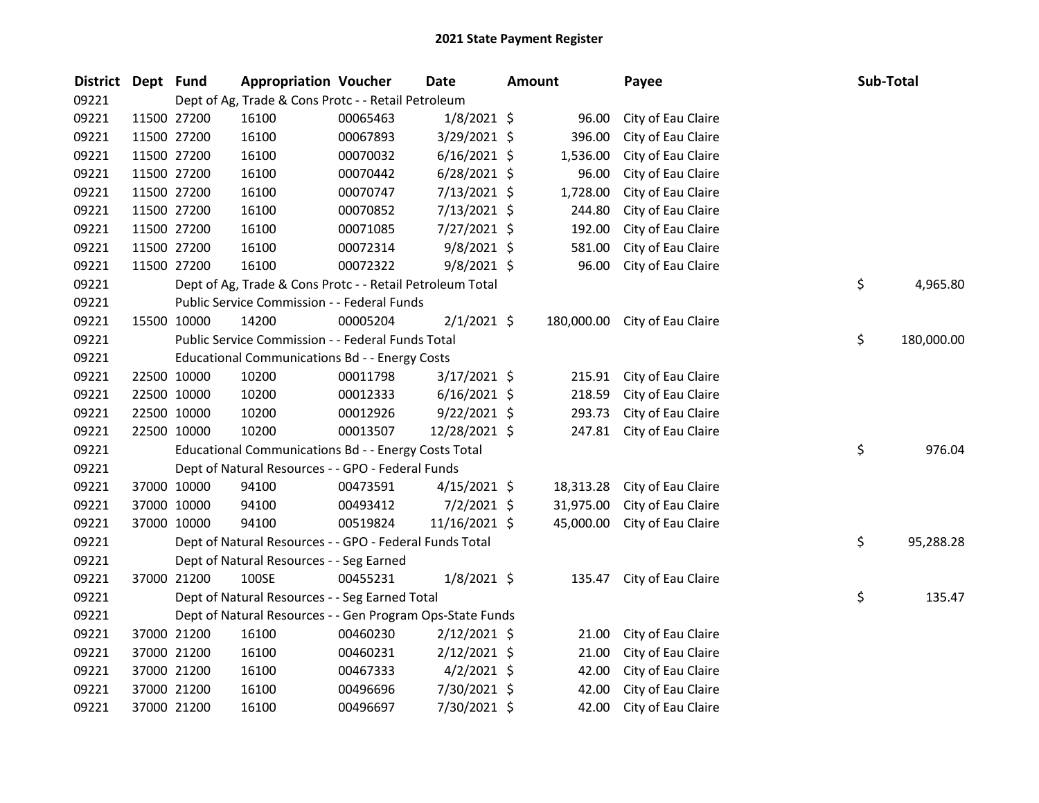# 2021 State Payment Register

| District | Dept | Fund | Appropriation | Voucher | Date | Amount | Payee | Sub-Total |
|---|---|---|---|---|---|---|---|---|
| 09221 | | Dept of Ag, Trade & Cons Protc - - Retail Petroleum | | | | | | |
| 09221 | 11500 | 27200 | 16100 | 00065463 | 1/8/2021 | $ 96.00 | City of Eau Claire | |
| 09221 | 11500 | 27200 | 16100 | 00067893 | 3/29/2021 | $ 396.00 | City of Eau Claire | |
| 09221 | 11500 | 27200 | 16100 | 00070032 | 6/16/2021 | $ 1,536.00 | City of Eau Claire | |
| 09221 | 11500 | 27200 | 16100 | 00070442 | 6/28/2021 | $ 96.00 | City of Eau Claire | |
| 09221 | 11500 | 27200 | 16100 | 00070747 | 7/13/2021 | $ 1,728.00 | City of Eau Claire | |
| 09221 | 11500 | 27200 | 16100 | 00070852 | 7/13/2021 | $ 244.80 | City of Eau Claire | |
| 09221 | 11500 | 27200 | 16100 | 00071085 | 7/27/2021 | $ 192.00 | City of Eau Claire | |
| 09221 | 11500 | 27200 | 16100 | 00072314 | 9/8/2021 | $ 581.00 | City of Eau Claire | |
| 09221 | 11500 | 27200 | 16100 | 00072322 | 9/8/2021 | $ 96.00 | City of Eau Claire | |
| 09221 | | Dept of Ag, Trade & Cons Protc - - Retail Petroleum Total | | | | | | $ 4,965.80 |
| 09221 | | Public Service Commission - - Federal Funds | | | | | | |
| 09221 | 15500 | 10000 | 14200 | 00005204 | 2/1/2021 | $ 180,000.00 | City of Eau Claire | |
| 09221 | | Public Service Commission - - Federal Funds Total | | | | | | $ 180,000.00 |
| 09221 | | Educational Communications Bd - - Energy Costs | | | | | | |
| 09221 | 22500 | 10000 | 10200 | 00011798 | 3/17/2021 | $ 215.91 | City of Eau Claire | |
| 09221 | 22500 | 10000 | 10200 | 00012333 | 6/16/2021 | $ 218.59 | City of Eau Claire | |
| 09221 | 22500 | 10000 | 10200 | 00012926 | 9/22/2021 | $ 293.73 | City of Eau Claire | |
| 09221 | 22500 | 10000 | 10200 | 00013507 | 12/28/2021 | $ 247.81 | City of Eau Claire | |
| 09221 | | Educational Communications Bd - - Energy Costs Total | | | | | | $ 976.04 |
| 09221 | | Dept of Natural Resources - - GPO - Federal Funds | | | | | | |
| 09221 | 37000 | 10000 | 94100 | 00473591 | 4/15/2021 | $ 18,313.28 | City of Eau Claire | |
| 09221 | 37000 | 10000 | 94100 | 00493412 | 7/2/2021 | $ 31,975.00 | City of Eau Claire | |
| 09221 | 37000 | 10000 | 94100 | 00519824 | 11/16/2021 | $ 45,000.00 | City of Eau Claire | |
| 09221 | | Dept of Natural Resources - - GPO - Federal Funds Total | | | | | | $ 95,288.28 |
| 09221 | | Dept of Natural Resources - - Seg Earned | | | | | | |
| 09221 | 37000 | 21200 | 100SE | 00455231 | 1/8/2021 | $ 135.47 | City of Eau Claire | |
| 09221 | | Dept of Natural Resources - - Seg Earned Total | | | | | | $ 135.47 |
| 09221 | | Dept of Natural Resources - - Gen Program Ops-State Funds | | | | | | |
| 09221 | 37000 | 21200 | 16100 | 00460230 | 2/12/2021 | $ 21.00 | City of Eau Claire | |
| 09221 | 37000 | 21200 | 16100 | 00460231 | 2/12/2021 | $ 21.00 | City of Eau Claire | |
| 09221 | 37000 | 21200 | 16100 | 00467333 | 4/2/2021 | $ 42.00 | City of Eau Claire | |
| 09221 | 37000 | 21200 | 16100 | 00496696 | 7/30/2021 | $ 42.00 | City of Eau Claire | |
| 09221 | 37000 | 21200 | 16100 | 00496697 | 7/30/2021 | $ 42.00 | City of Eau Claire | |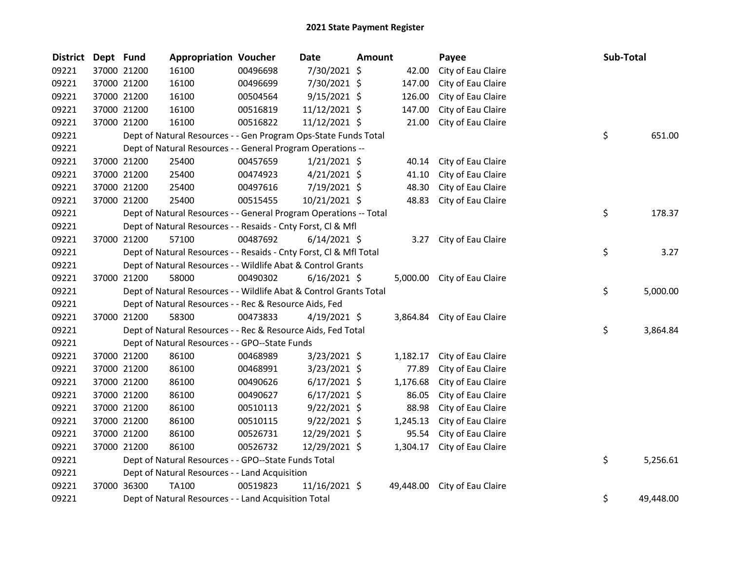# 2021 State Payment Register

| District | Dept | Fund | Appropriation | Voucher | Date | Amount | Payee | Sub-Total |
|---|---|---|---|---|---|---|---|---|
| 09221 | 37000 | 21200 | 16100 | 00496698 | 7/30/2021 | $ 42.00 | City of Eau Claire | |
| 09221 | 37000 | 21200 | 16100 | 00496699 | 7/30/2021 | $ 147.00 | City of Eau Claire | |
| 09221 | 37000 | 21200 | 16100 | 00504564 | 9/15/2021 | $ 126.00 | City of Eau Claire | |
| 09221 | 37000 | 21200 | 16100 | 00516819 | 11/12/2021 | $ 147.00 | City of Eau Claire | |
| 09221 | 37000 | 21200 | 16100 | 00516822 | 11/12/2021 | $ 21.00 | City of Eau Claire | |
| 09221 | | Dept of Natural Resources - - Gen Program Ops-State Funds Total | | | | | | $ 651.00 |
| 09221 | | Dept of Natural Resources - - General Program Operations -- | | | | | | |
| 09221 | 37000 | 21200 | 25400 | 00457659 | 1/21/2021 | $ 40.14 | City of Eau Claire | |
| 09221 | 37000 | 21200 | 25400 | 00474923 | 4/21/2021 | $ 41.10 | City of Eau Claire | |
| 09221 | 37000 | 21200 | 25400 | 00497616 | 7/19/2021 | $ 48.30 | City of Eau Claire | |
| 09221 | 37000 | 21200 | 25400 | 00515455 | 10/21/2021 | $ 48.83 | City of Eau Claire | |
| 09221 | | Dept of Natural Resources - - General Program Operations -- Total | | | | | | $ 178.37 |
| 09221 | | Dept of Natural Resources - - Resaids - Cnty Forst, Cl & Mfl | | | | | | |
| 09221 | 37000 | 21200 | 57100 | 00487692 | 6/14/2021 | $ 3.27 | City of Eau Claire | |
| 09221 | | Dept of Natural Resources - - Resaids - Cnty Forst, Cl & Mfl Total | | | | | | $ 3.27 |
| 09221 | | Dept of Natural Resources - - Wildlife Abat & Control Grants | | | | | | |
| 09221 | 37000 | 21200 | 58000 | 00490302 | 6/16/2021 | $ 5,000.00 | City of Eau Claire | |
| 09221 | | Dept of Natural Resources - - Wildlife Abat & Control Grants Total | | | | | | $ 5,000.00 |
| 09221 | | Dept of Natural Resources - - Rec & Resource Aids, Fed | | | | | | |
| 09221 | 37000 | 21200 | 58300 | 00473833 | 4/19/2021 | $ 3,864.84 | City of Eau Claire | |
| 09221 | | Dept of Natural Resources - - Rec & Resource Aids, Fed Total | | | | | | $ 3,864.84 |
| 09221 | | Dept of Natural Resources - - GPO--State Funds | | | | | | |
| 09221 | 37000 | 21200 | 86100 | 00468989 | 3/23/2021 | $ 1,182.17 | City of Eau Claire | |
| 09221 | 37000 | 21200 | 86100 | 00468991 | 3/23/2021 | $ 77.89 | City of Eau Claire | |
| 09221 | 37000 | 21200 | 86100 | 00490626 | 6/17/2021 | $ 1,176.68 | City of Eau Claire | |
| 09221 | 37000 | 21200 | 86100 | 00490627 | 6/17/2021 | $ 86.05 | City of Eau Claire | |
| 09221 | 37000 | 21200 | 86100 | 00510113 | 9/22/2021 | $ 88.98 | City of Eau Claire | |
| 09221 | 37000 | 21200 | 86100 | 00510115 | 9/22/2021 | $ 1,245.13 | City of Eau Claire | |
| 09221 | 37000 | 21200 | 86100 | 00526731 | 12/29/2021 | $ 95.54 | City of Eau Claire | |
| 09221 | 37000 | 21200 | 86100 | 00526732 | 12/29/2021 | $ 1,304.17 | City of Eau Claire | |
| 09221 | | Dept of Natural Resources - - GPO--State Funds Total | | | | | | $ 5,256.61 |
| 09221 | | Dept of Natural Resources - - Land Acquisition | | | | | | |
| 09221 | 37000 | 36300 | TA100 | 00519823 | 11/16/2021 | $ 49,448.00 | City of Eau Claire | |
| 09221 | | Dept of Natural Resources - - Land Acquisition Total | | | | | | $ 49,448.00 |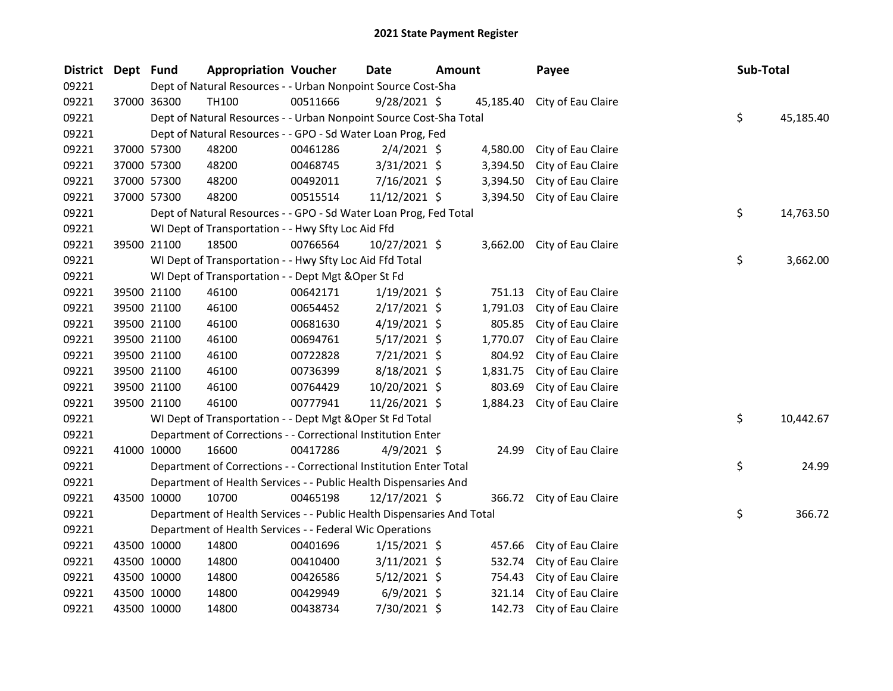# 2021 State Payment Register

| District | Dept | Fund | Appropriation | Voucher | Date | Amount | Payee | Sub-Total |
|---|---|---|---|---|---|---|---|---|
| 09221 | | | Dept of Natural Resources - - Urban Nonpoint Source Cost-Sha | | | | | |
| 09221 | 37000 | 36300 | TH100 | 00511666 | 9/28/2021 | $ 45,185.40 | City of Eau Claire | |
| 09221 | | | Dept of Natural Resources - - Urban Nonpoint Source Cost-Sha Total | | | | | $ 45,185.40 |
| 09221 | | | Dept of Natural Resources - - GPO - Sd Water Loan Prog, Fed | | | | | |
| 09221 | 37000 | 57300 | 48200 | 00461286 | 2/4/2021 | $ 4,580.00 | City of Eau Claire | |
| 09221 | 37000 | 57300 | 48200 | 00468745 | 3/31/2021 | $ 3,394.50 | City of Eau Claire | |
| 09221 | 37000 | 57300 | 48200 | 00492011 | 7/16/2021 | $ 3,394.50 | City of Eau Claire | |
| 09221 | 37000 | 57300 | 48200 | 00515514 | 11/12/2021 | $ 3,394.50 | City of Eau Claire | |
| 09221 | | | Dept of Natural Resources - - GPO - Sd Water Loan Prog, Fed Total | | | | | $ 14,763.50 |
| 09221 | | | WI Dept of Transportation - - Hwy Sfty Loc Aid Ffd | | | | | |
| 09221 | 39500 | 21100 | 18500 | 00766564 | 10/27/2021 | $ 3,662.00 | City of Eau Claire | |
| 09221 | | | WI Dept of Transportation - - Hwy Sfty Loc Aid Ffd Total | | | | | $ 3,662.00 |
| 09221 | | | WI Dept of Transportation - - Dept Mgt &Oper St Fd | | | | | |
| 09221 | 39500 | 21100 | 46100 | 00642171 | 1/19/2021 | $ 751.13 | City of Eau Claire | |
| 09221 | 39500 | 21100 | 46100 | 00654452 | 2/17/2021 | $ 1,791.03 | City of Eau Claire | |
| 09221 | 39500 | 21100 | 46100 | 00681630 | 4/19/2021 | $ 805.85 | City of Eau Claire | |
| 09221 | 39500 | 21100 | 46100 | 00694761 | 5/17/2021 | $ 1,770.07 | City of Eau Claire | |
| 09221 | 39500 | 21100 | 46100 | 00722828 | 7/21/2021 | $ 804.92 | City of Eau Claire | |
| 09221 | 39500 | 21100 | 46100 | 00736399 | 8/18/2021 | $ 1,831.75 | City of Eau Claire | |
| 09221 | 39500 | 21100 | 46100 | 00764429 | 10/20/2021 | $ 803.69 | City of Eau Claire | |
| 09221 | 39500 | 21100 | 46100 | 00777941 | 11/26/2021 | $ 1,884.23 | City of Eau Claire | |
| 09221 | | | WI Dept of Transportation - - Dept Mgt &Oper St Fd Total | | | | | $ 10,442.67 |
| 09221 | | | Department of Corrections - - Correctional Institution Enter | | | | | |
| 09221 | 41000 | 10000 | 16600 | 00417286 | 4/9/2021 | $ 24.99 | City of Eau Claire | |
| 09221 | | | Department of Corrections - - Correctional Institution Enter Total | | | | | $ 24.99 |
| 09221 | | | Department of Health Services - - Public Health Dispensaries And | | | | | |
| 09221 | 43500 | 10000 | 10700 | 00465198 | 12/17/2021 | $ 366.72 | City of Eau Claire | |
| 09221 | | | Department of Health Services - - Public Health Dispensaries And Total | | | | | $ 366.72 |
| 09221 | | | Department of Health Services - - Federal Wic Operations | | | | | |
| 09221 | 43500 | 10000 | 14800 | 00401696 | 1/15/2021 | $ 457.66 | City of Eau Claire | |
| 09221 | 43500 | 10000 | 14800 | 00410400 | 3/11/2021 | $ 532.74 | City of Eau Claire | |
| 09221 | 43500 | 10000 | 14800 | 00426586 | 5/12/2021 | $ 754.43 | City of Eau Claire | |
| 09221 | 43500 | 10000 | 14800 | 00429949 | 6/9/2021 | $ 321.14 | City of Eau Claire | |
| 09221 | 43500 | 10000 | 14800 | 00438734 | 7/30/2021 | $ 142.73 | City of Eau Claire | |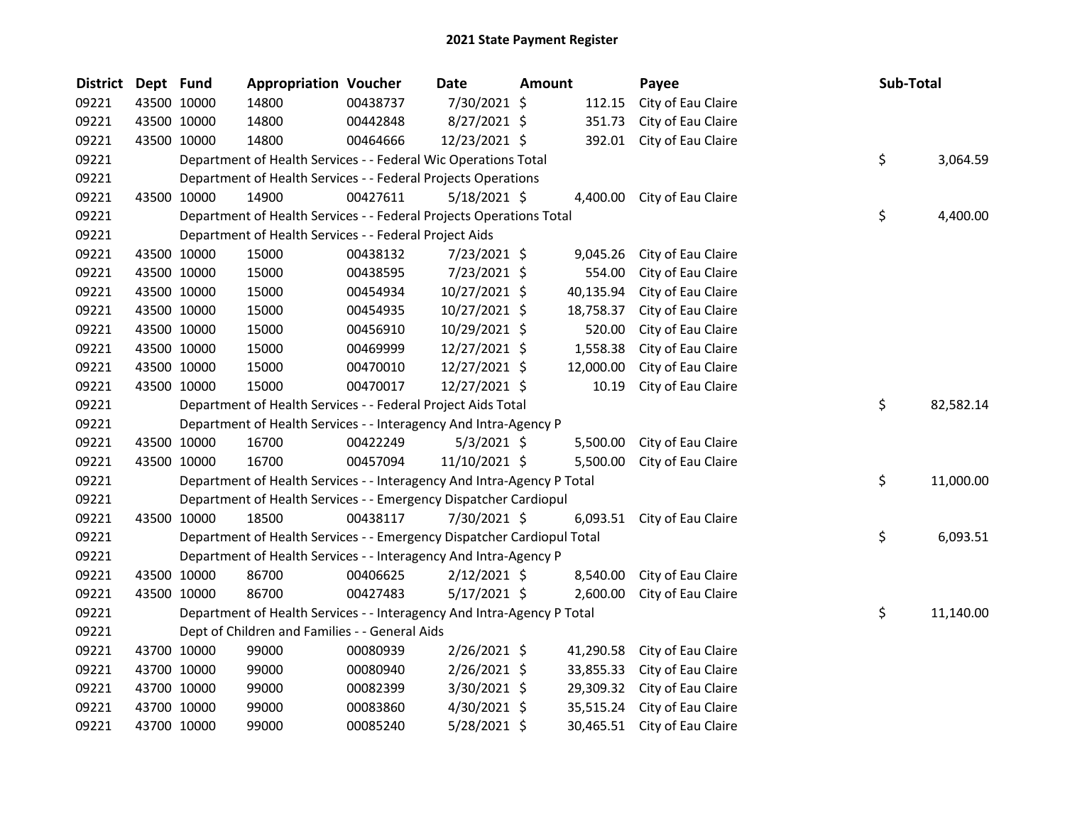## 2021 State Payment Register

| District | Dept | Fund | Appropriation | Voucher | Date | Amount | Payee | Sub-Total |
|---|---|---|---|---|---|---|---|---|
| 09221 | 43500 | 10000 | 14800 | 00438737 | 7/30/2021 | $ 112.15 | City of Eau Claire | |
| 09221 | 43500 | 10000 | 14800 | 00442848 | 8/27/2021 | $ 351.73 | City of Eau Claire | |
| 09221 | 43500 | 10000 | 14800 | 00464666 | 12/23/2021 | $ 392.01 | City of Eau Claire | |
| 09221 | | Department of Health Services - - Federal Wic Operations Total | | | | | | $ 3,064.59 |
| 09221 | | Department of Health Services - - Federal Projects Operations | | | | | | |
| 09221 | 43500 | 10000 | 14900 | 00427611 | 5/18/2021 | $ 4,400.00 | City of Eau Claire | |
| 09221 | | Department of Health Services - - Federal Projects Operations Total | | | | | | $ 4,400.00 |
| 09221 | | Department of Health Services - - Federal Project Aids | | | | | | |
| 09221 | 43500 | 10000 | 15000 | 00438132 | 7/23/2021 | $ 9,045.26 | City of Eau Claire | |
| 09221 | 43500 | 10000 | 15000 | 00438595 | 7/23/2021 | $ 554.00 | City of Eau Claire | |
| 09221 | 43500 | 10000 | 15000 | 00454934 | 10/27/2021 | $ 40,135.94 | City of Eau Claire | |
| 09221 | 43500 | 10000 | 15000 | 00454935 | 10/27/2021 | $ 18,758.37 | City of Eau Claire | |
| 09221 | 43500 | 10000 | 15000 | 00456910 | 10/29/2021 | $ 520.00 | City of Eau Claire | |
| 09221 | 43500 | 10000 | 15000 | 00469999 | 12/27/2021 | $ 1,558.38 | City of Eau Claire | |
| 09221 | 43500 | 10000 | 15000 | 00470010 | 12/27/2021 | $ 12,000.00 | City of Eau Claire | |
| 09221 | 43500 | 10000 | 15000 | 00470017 | 12/27/2021 | $ 10.19 | City of Eau Claire | |
| 09221 | | Department of Health Services - - Federal Project Aids Total | | | | | | $ 82,582.14 |
| 09221 | | Department of Health Services - - Interagency And Intra-Agency P | | | | | | |
| 09221 | 43500 | 10000 | 16700 | 00422249 | 5/3/2021 | $ 5,500.00 | City of Eau Claire | |
| 09221 | 43500 | 10000 | 16700 | 00457094 | 11/10/2021 | $ 5,500.00 | City of Eau Claire | |
| 09221 | | Department of Health Services - - Interagency And Intra-Agency P Total | | | | | | $ 11,000.00 |
| 09221 | | Department of Health Services - - Emergency Dispatcher Cardiopul | | | | | | |
| 09221 | 43500 | 10000 | 18500 | 00438117 | 7/30/2021 | $ 6,093.51 | City of Eau Claire | |
| 09221 | | Department of Health Services - - Emergency Dispatcher Cardiopul Total | | | | | | $ 6,093.51 |
| 09221 | | Department of Health Services - - Interagency And Intra-Agency P | | | | | | |
| 09221 | 43500 | 10000 | 86700 | 00406625 | 2/12/2021 | $ 8,540.00 | City of Eau Claire | |
| 09221 | 43500 | 10000 | 86700 | 00427483 | 5/17/2021 | $ 2,600.00 | City of Eau Claire | |
| 09221 | | Department of Health Services - - Interagency And Intra-Agency P Total | | | | | | $ 11,140.00 |
| 09221 | | Dept of Children and Families - - General Aids | | | | | | |
| 09221 | 43700 | 10000 | 99000 | 00080939 | 2/26/2021 | $ 41,290.58 | City of Eau Claire | |
| 09221 | 43700 | 10000 | 99000 | 00080940 | 2/26/2021 | $ 33,855.33 | City of Eau Claire | |
| 09221 | 43700 | 10000 | 99000 | 00082399 | 3/30/2021 | $ 29,309.32 | City of Eau Claire | |
| 09221 | 43700 | 10000 | 99000 | 00083860 | 4/30/2021 | $ 35,515.24 | City of Eau Claire | |
| 09221 | 43700 | 10000 | 99000 | 00085240 | 5/28/2021 | $ 30,465.51 | City of Eau Claire | |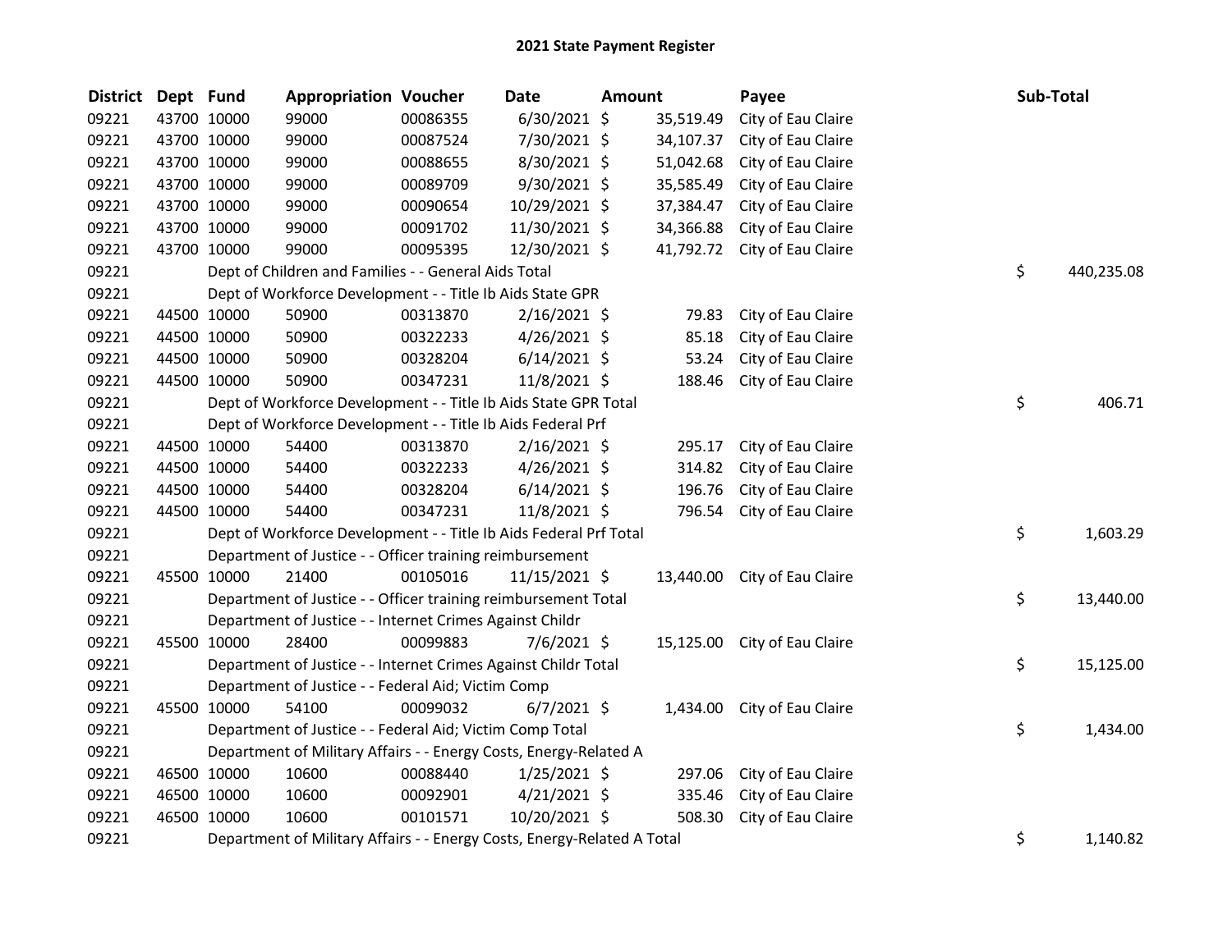# 2021 State Payment Register

| District | Dept | Fund | Appropriation | Voucher | Date | Amount | Payee | Sub-Total |
|---|---|---|---|---|---|---|---|---|
| 09221 | 43700 | 10000 | 99000 | 00086355 | 6/30/2021 | $ 35,519.49 | City of Eau Claire | |
| 09221 | 43700 | 10000 | 99000 | 00087524 | 7/30/2021 | $ 34,107.37 | City of Eau Claire | |
| 09221 | 43700 | 10000 | 99000 | 00088655 | 8/30/2021 | $ 51,042.68 | City of Eau Claire | |
| 09221 | 43700 | 10000 | 99000 | 00089709 | 9/30/2021 | $ 35,585.49 | City of Eau Claire | |
| 09221 | 43700 | 10000 | 99000 | 00090654 | 10/29/2021 | $ 37,384.47 | City of Eau Claire | |
| 09221 | 43700 | 10000 | 99000 | 00091702 | 11/30/2021 | $ 34,366.88 | City of Eau Claire | |
| 09221 | 43700 | 10000 | 99000 | 00095395 | 12/30/2021 | $ 41,792.72 | City of Eau Claire | |
| 09221 | | Dept of Children and Families - - General Aids Total | | | | | | $ 440,235.08 |
| 09221 | | Dept of Workforce Development - - Title Ib Aids State GPR | | | | | | |
| 09221 | 44500 | 10000 | 50900 | 00313870 | 2/16/2021 | $ 79.83 | City of Eau Claire | |
| 09221 | 44500 | 10000 | 50900 | 00322233 | 4/26/2021 | $ 85.18 | City of Eau Claire | |
| 09221 | 44500 | 10000 | 50900 | 00328204 | 6/14/2021 | $ 53.24 | City of Eau Claire | |
| 09221 | 44500 | 10000 | 50900 | 00347231 | 11/8/2021 | $ 188.46 | City of Eau Claire | |
| 09221 | | Dept of Workforce Development - - Title Ib Aids State GPR Total | | | | | | $ 406.71 |
| 09221 | | Dept of Workforce Development - - Title Ib Aids Federal Prf | | | | | | |
| 09221 | 44500 | 10000 | 54400 | 00313870 | 2/16/2021 | $ 295.17 | City of Eau Claire | |
| 09221 | 44500 | 10000 | 54400 | 00322233 | 4/26/2021 | $ 314.82 | City of Eau Claire | |
| 09221 | 44500 | 10000 | 54400 | 00328204 | 6/14/2021 | $ 196.76 | City of Eau Claire | |
| 09221 | 44500 | 10000 | 54400 | 00347231 | 11/8/2021 | $ 796.54 | City of Eau Claire | |
| 09221 | | Dept of Workforce Development - - Title Ib Aids Federal Prf Total | | | | | | $ 1,603.29 |
| 09221 | | Department of Justice - - Officer training reimbursement | | | | | | |
| 09221 | 45500 | 10000 | 21400 | 00105016 | 11/15/2021 | $ 13,440.00 | City of Eau Claire | |
| 09221 | | Department of Justice - - Officer training reimbursement Total | | | | | | $ 13,440.00 |
| 09221 | | Department of Justice - - Internet Crimes Against Childr | | | | | | |
| 09221 | 45500 | 10000 | 28400 | 00099883 | 7/6/2021 | $ 15,125.00 | City of Eau Claire | |
| 09221 | | Department of Justice - - Internet Crimes Against Childr Total | | | | | | $ 15,125.00 |
| 09221 | | Department of Justice - - Federal Aid; Victim Comp | | | | | | |
| 09221 | 45500 | 10000 | 54100 | 00099032 | 6/7/2021 | $ 1,434.00 | City of Eau Claire | |
| 09221 | | Department of Justice - - Federal Aid; Victim Comp Total | | | | | | $ 1,434.00 |
| 09221 | | Department of Military Affairs - - Energy Costs, Energy-Related A | | | | | | |
| 09221 | 46500 | 10000 | 10600 | 00088440 | 1/25/2021 | $ 297.06 | City of Eau Claire | |
| 09221 | 46500 | 10000 | 10600 | 00092901 | 4/21/2021 | $ 335.46 | City of Eau Claire | |
| 09221 | 46500 | 10000 | 10600 | 00101571 | 10/20/2021 | $ 508.30 | City of Eau Claire | |
| 09221 | | Department of Military Affairs - - Energy Costs, Energy-Related A Total | | | | | | $ 1,140.82 |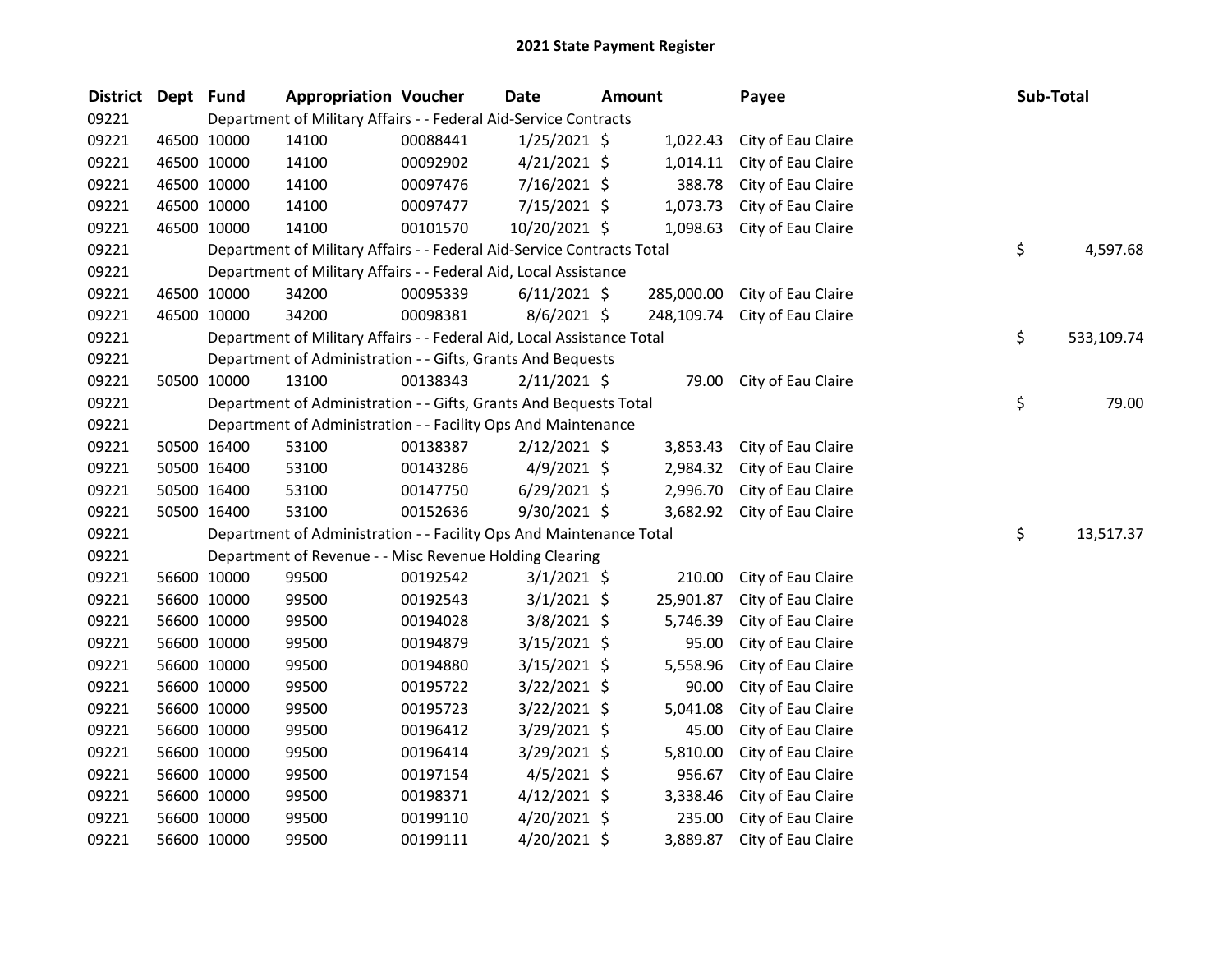# 2021 State Payment Register

| District | Dept | Fund | Appropriation | Voucher | Date | Amount | Payee | Sub-Total |
|---|---|---|---|---|---|---|---|---|
| 09221 | | | Department of Military Affairs - - Federal Aid-Service Contracts | | | | | |
| 09221 | 46500 | 10000 | 14100 | 00088441 | 1/25/2021 | $ 1,022.43 | City of Eau Claire | |
| 09221 | 46500 | 10000 | 14100 | 00092902 | 4/21/2021 | $ 1,014.11 | City of Eau Claire | |
| 09221 | 46500 | 10000 | 14100 | 00097476 | 7/16/2021 | $ 388.78 | City of Eau Claire | |
| 09221 | 46500 | 10000 | 14100 | 00097477 | 7/15/2021 | $ 1,073.73 | City of Eau Claire | |
| 09221 | 46500 | 10000 | 14100 | 00101570 | 10/20/2021 | $ 1,098.63 | City of Eau Claire | |
| 09221 | | | Department of Military Affairs - - Federal Aid-Service Contracts Total | | | | | $ 4,597.68 |
| 09221 | | | Department of Military Affairs - - Federal Aid, Local Assistance | | | | | |
| 09221 | 46500 | 10000 | 34200 | 00095339 | 6/11/2021 | $ 285,000.00 | City of Eau Claire | |
| 09221 | 46500 | 10000 | 34200 | 00098381 | 8/6/2021 | $ 248,109.74 | City of Eau Claire | |
| 09221 | | | Department of Military Affairs - - Federal Aid, Local Assistance Total | | | | | $ 533,109.74 |
| 09221 | | | Department of Administration - - Gifts, Grants And Bequests | | | | | |
| 09221 | 50500 | 10000 | 13100 | 00138343 | 2/11/2021 | $ 79.00 | City of Eau Claire | |
| 09221 | | | Department of Administration - - Gifts, Grants And Bequests Total | | | | | $ 79.00 |
| 09221 | | | Department of Administration - - Facility Ops And Maintenance | | | | | |
| 09221 | 50500 | 16400 | 53100 | 00138387 | 2/12/2021 | $ 3,853.43 | City of Eau Claire | |
| 09221 | 50500 | 16400 | 53100 | 00143286 | 4/9/2021 | $ 2,984.32 | City of Eau Claire | |
| 09221 | 50500 | 16400 | 53100 | 00147750 | 6/29/2021 | $ 2,996.70 | City of Eau Claire | |
| 09221 | 50500 | 16400 | 53100 | 00152636 | 9/30/2021 | $ 3,682.92 | City of Eau Claire | |
| 09221 | | | Department of Administration - - Facility Ops And Maintenance Total | | | | | $ 13,517.37 |
| 09221 | | | Department of Revenue - - Misc Revenue Holding Clearing | | | | | |
| 09221 | 56600 | 10000 | 99500 | 00192542 | 3/1/2021 | $ 210.00 | City of Eau Claire | |
| 09221 | 56600 | 10000 | 99500 | 00192543 | 3/1/2021 | $ 25,901.87 | City of Eau Claire | |
| 09221 | 56600 | 10000 | 99500 | 00194028 | 3/8/2021 | $ 5,746.39 | City of Eau Claire | |
| 09221 | 56600 | 10000 | 99500 | 00194879 | 3/15/2021 | $ 95.00 | City of Eau Claire | |
| 09221 | 56600 | 10000 | 99500 | 00194880 | 3/15/2021 | $ 5,558.96 | City of Eau Claire | |
| 09221 | 56600 | 10000 | 99500 | 00195722 | 3/22/2021 | $ 90.00 | City of Eau Claire | |
| 09221 | 56600 | 10000 | 99500 | 00195723 | 3/22/2021 | $ 5,041.08 | City of Eau Claire | |
| 09221 | 56600 | 10000 | 99500 | 00196412 | 3/29/2021 | $ 45.00 | City of Eau Claire | |
| 09221 | 56600 | 10000 | 99500 | 00196414 | 3/29/2021 | $ 5,810.00 | City of Eau Claire | |
| 09221 | 56600 | 10000 | 99500 | 00197154 | 4/5/2021 | $ 956.67 | City of Eau Claire | |
| 09221 | 56600 | 10000 | 99500 | 00198371 | 4/12/2021 | $ 3,338.46 | City of Eau Claire | |
| 09221 | 56600 | 10000 | 99500 | 00199110 | 4/20/2021 | $ 235.00 | City of Eau Claire | |
| 09221 | 56600 | 10000 | 99500 | 00199111 | 4/20/2021 | $ 3,889.87 | City of Eau Claire | |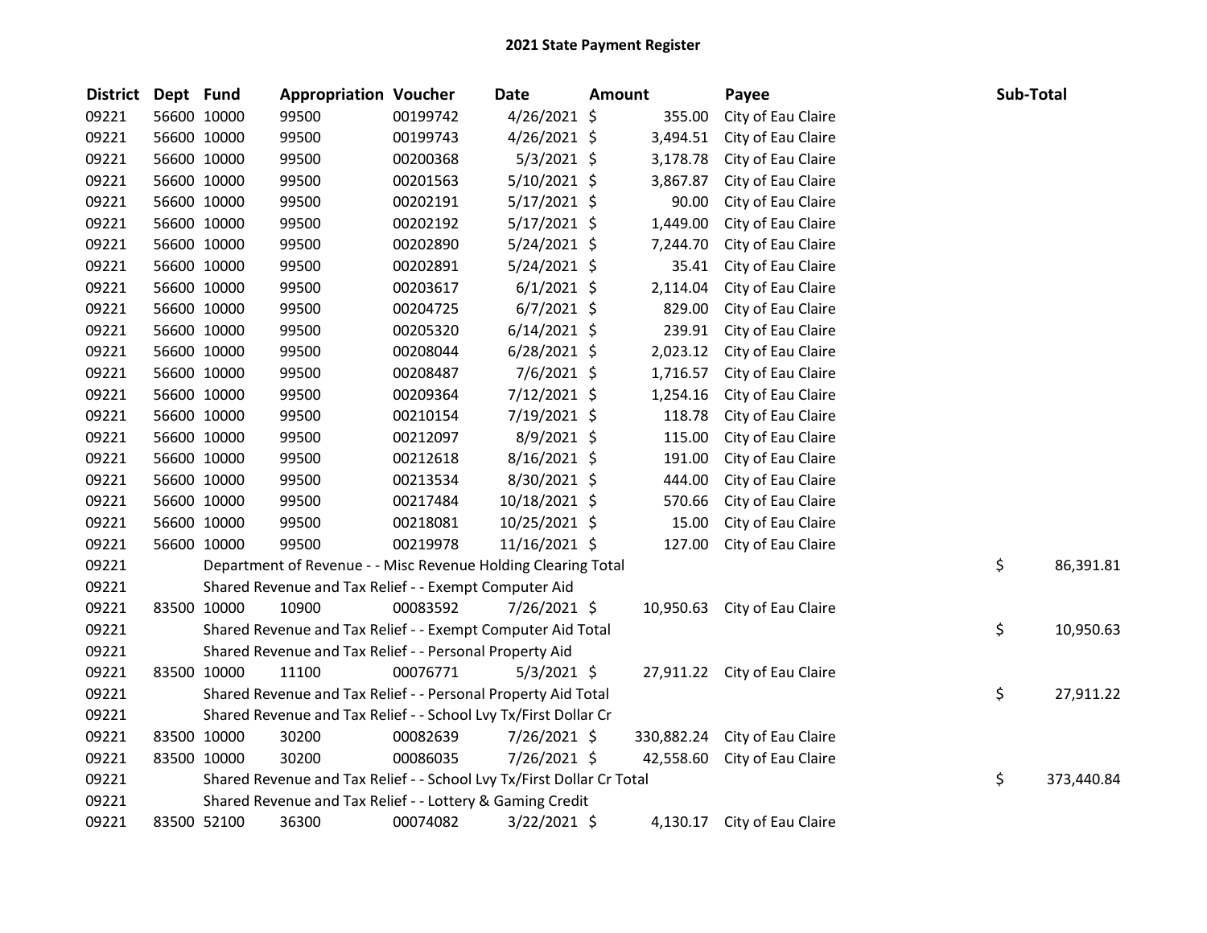# 2021 State Payment Register

| District | Dept | Fund | Appropriation | Voucher | Date | Amount | Payee | Sub-Total |
|---|---|---|---|---|---|---|---|---|
| 09221 | 56600 | 10000 | 99500 | 00199742 | 4/26/2021 | $ 355.00 | City of Eau Claire | |
| 09221 | 56600 | 10000 | 99500 | 00199743 | 4/26/2021 | $ 3,494.51 | City of Eau Claire | |
| 09221 | 56600 | 10000 | 99500 | 00200368 | 5/3/2021 | $ 3,178.78 | City of Eau Claire | |
| 09221 | 56600 | 10000 | 99500 | 00201563 | 5/10/2021 | $ 3,867.87 | City of Eau Claire | |
| 09221 | 56600 | 10000 | 99500 | 00202191 | 5/17/2021 | $ 90.00 | City of Eau Claire | |
| 09221 | 56600 | 10000 | 99500 | 00202192 | 5/17/2021 | $ 1,449.00 | City of Eau Claire | |
| 09221 | 56600 | 10000 | 99500 | 00202890 | 5/24/2021 | $ 7,244.70 | City of Eau Claire | |
| 09221 | 56600 | 10000 | 99500 | 00202891 | 5/24/2021 | $ 35.41 | City of Eau Claire | |
| 09221 | 56600 | 10000 | 99500 | 00203617 | 6/1/2021 | $ 2,114.04 | City of Eau Claire | |
| 09221 | 56600 | 10000 | 99500 | 00204725 | 6/7/2021 | $ 829.00 | City of Eau Claire | |
| 09221 | 56600 | 10000 | 99500 | 00205320 | 6/14/2021 | $ 239.91 | City of Eau Claire | |
| 09221 | 56600 | 10000 | 99500 | 00208044 | 6/28/2021 | $ 2,023.12 | City of Eau Claire | |
| 09221 | 56600 | 10000 | 99500 | 00208487 | 7/6/2021 | $ 1,716.57 | City of Eau Claire | |
| 09221 | 56600 | 10000 | 99500 | 00209364 | 7/12/2021 | $ 1,254.16 | City of Eau Claire | |
| 09221 | 56600 | 10000 | 99500 | 00210154 | 7/19/2021 | $ 118.78 | City of Eau Claire | |
| 09221 | 56600 | 10000 | 99500 | 00212097 | 8/9/2021 | $ 115.00 | City of Eau Claire | |
| 09221 | 56600 | 10000 | 99500 | 00212618 | 8/16/2021 | $ 191.00 | City of Eau Claire | |
| 09221 | 56600 | 10000 | 99500 | 00213534 | 8/30/2021 | $ 444.00 | City of Eau Claire | |
| 09221 | 56600 | 10000 | 99500 | 00217484 | 10/18/2021 | $ 570.66 | City of Eau Claire | |
| 09221 | 56600 | 10000 | 99500 | 00218081 | 10/25/2021 | $ 15.00 | City of Eau Claire | |
| 09221 | 56600 | 10000 | 99500 | 00219978 | 11/16/2021 | $ 127.00 | City of Eau Claire | |
| 09221 | | Department of Revenue - - Misc Revenue Holding Clearing Total | | | | | | $ 86,391.81 |
| 09221 | | Shared Revenue and Tax Relief - - Exempt Computer Aid | | | | | | |
| 09221 | 83500 | 10000 | 10900 | 00083592 | 7/26/2021 | $ 10,950.63 | City of Eau Claire | |
| 09221 | | Shared Revenue and Tax Relief - - Exempt Computer Aid Total | | | | | | $ 10,950.63 |
| 09221 | | Shared Revenue and Tax Relief - - Personal Property Aid | | | | | | |
| 09221 | 83500 | 10000 | 11100 | 00076771 | 5/3/2021 | $ 27,911.22 | City of Eau Claire | |
| 09221 | | Shared Revenue and Tax Relief - - Personal Property Aid Total | | | | | | $ 27,911.22 |
| 09221 | | Shared Revenue and Tax Relief - - School Lvy Tx/First Dollar Cr | | | | | | |
| 09221 | 83500 | 10000 | 30200 | 00082639 | 7/26/2021 | $ 330,882.24 | City of Eau Claire | |
| 09221 | 83500 | 10000 | 30200 | 00086035 | 7/26/2021 | $ 42,558.60 | City of Eau Claire | |
| 09221 | | Shared Revenue and Tax Relief - - School Lvy Tx/First Dollar Cr Total | | | | | | $ 373,440.84 |
| 09221 | | Shared Revenue and Tax Relief - - Lottery & Gaming Credit | | | | | | |
| 09221 | 83500 | 52100 | 36300 | 00074082 | 3/22/2021 | $ 4,130.17 | City of Eau Claire | |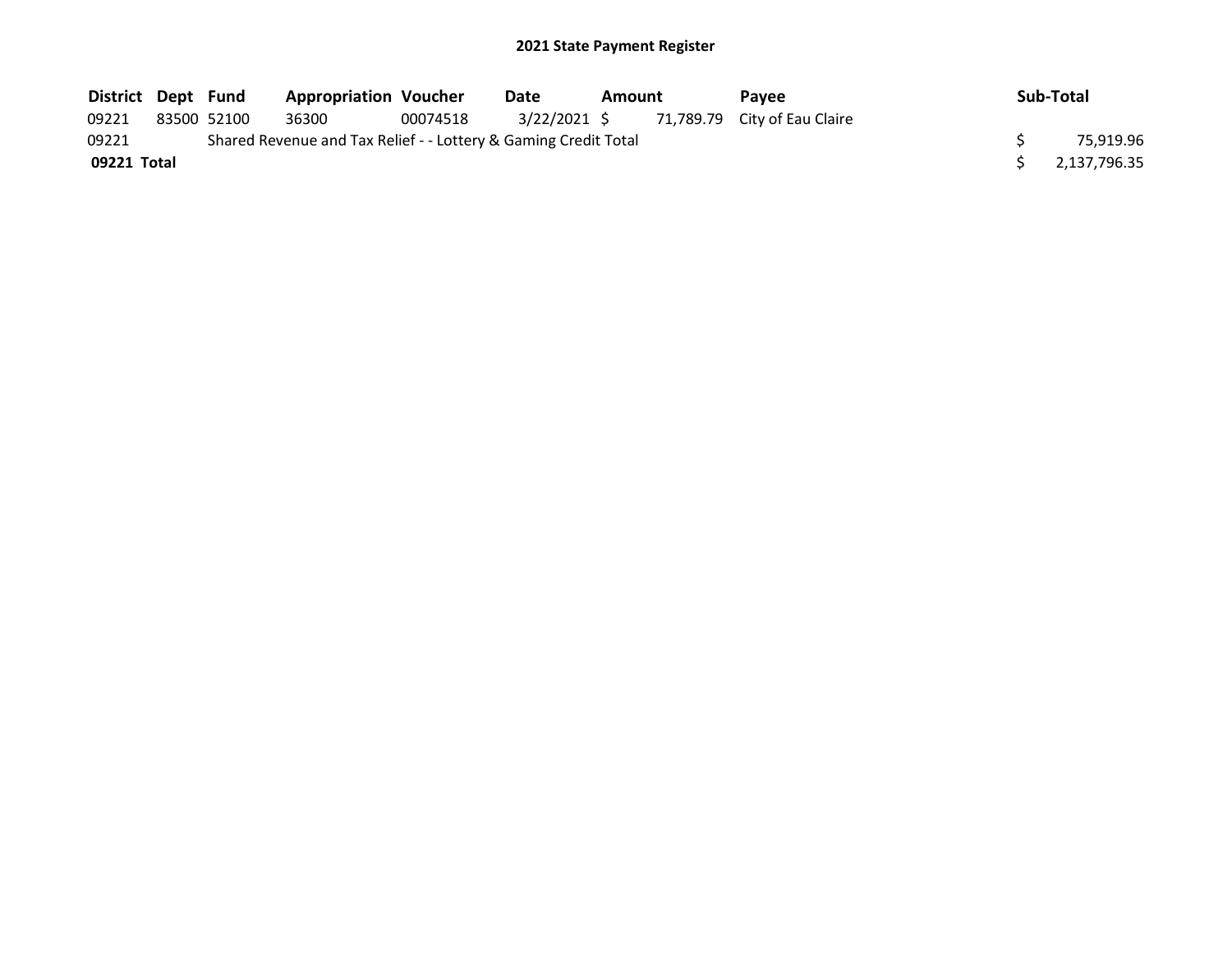**2021 State Payment Register**

| District | Dept | Fund | Appropriation | Voucher | Date | Amount | Payee | Sub-Total |
|---|---|---|---|---|---|---|---|---|
| 09221 | 83500 | 52100 | 36300 | 00074518 | 3/22/2021 | $ 71,789.79 | City of Eau Claire | |
| 09221 | | Shared Revenue and Tax Relief - - Lottery & Gaming Credit Total | | | | | | $ 75,919.96 |
| **09221 Total** | | | | | | | | $ 2,137,796.35 |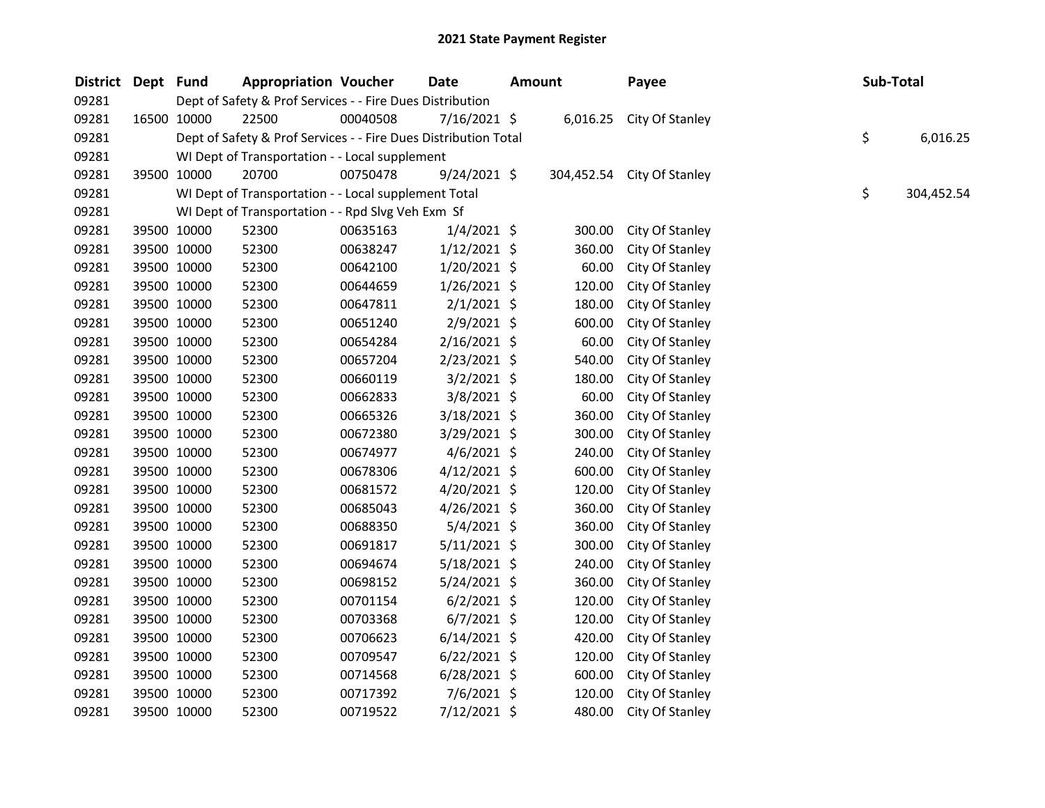# 2021 State Payment Register

| District | Dept | Fund | Appropriation | Voucher | Date | Amount | Payee | Sub-Total |
|---|---|---|---|---|---|---|---|---|
| 09281 | | Dept of Safety & Prof Services - - Fire Dues Distribution | | | | | | |
| 09281 | 16500 | 10000 | 22500 | 00040508 | 7/16/2021 | $ 6,016.25 | City Of Stanley | |
| 09281 | | Dept of Safety & Prof Services - - Fire Dues Distribution Total | | | | | | $ 6,016.25 |
| 09281 | | WI Dept of Transportation - - Local supplement | | | | | | |
| 09281 | 39500 | 10000 | 20700 | 00750478 | 9/24/2021 | $ 304,452.54 | City Of Stanley | |
| 09281 | | WI Dept of Transportation - - Local supplement Total | | | | | | $ 304,452.54 |
| 09281 | | WI Dept of Transportation - - Rpd Slvg Veh Exm Sf | | | | | | |
| 09281 | 39500 | 10000 | 52300 | 00635163 | 1/4/2021 | $ 300.00 | City Of Stanley | |
| 09281 | 39500 | 10000 | 52300 | 00638247 | 1/12/2021 | $ 360.00 | City Of Stanley | |
| 09281 | 39500 | 10000 | 52300 | 00642100 | 1/20/2021 | $ 60.00 | City Of Stanley | |
| 09281 | 39500 | 10000 | 52300 | 00644659 | 1/26/2021 | $ 120.00 | City Of Stanley | |
| 09281 | 39500 | 10000 | 52300 | 00647811 | 2/1/2021 | $ 180.00 | City Of Stanley | |
| 09281 | 39500 | 10000 | 52300 | 00651240 | 2/9/2021 | $ 600.00 | City Of Stanley | |
| 09281 | 39500 | 10000 | 52300 | 00654284 | 2/16/2021 | $ 60.00 | City Of Stanley | |
| 09281 | 39500 | 10000 | 52300 | 00657204 | 2/23/2021 | $ 540.00 | City Of Stanley | |
| 09281 | 39500 | 10000 | 52300 | 00660119 | 3/2/2021 | $ 180.00 | City Of Stanley | |
| 09281 | 39500 | 10000 | 52300 | 00662833 | 3/8/2021 | $ 60.00 | City Of Stanley | |
| 09281 | 39500 | 10000 | 52300 | 00665326 | 3/18/2021 | $ 360.00 | City Of Stanley | |
| 09281 | 39500 | 10000 | 52300 | 00672380 | 3/29/2021 | $ 300.00 | City Of Stanley | |
| 09281 | 39500 | 10000 | 52300 | 00674977 | 4/6/2021 | $ 240.00 | City Of Stanley | |
| 09281 | 39500 | 10000 | 52300 | 00678306 | 4/12/2021 | $ 600.00 | City Of Stanley | |
| 09281 | 39500 | 10000 | 52300 | 00681572 | 4/20/2021 | $ 120.00 | City Of Stanley | |
| 09281 | 39500 | 10000 | 52300 | 00685043 | 4/26/2021 | $ 360.00 | City Of Stanley | |
| 09281 | 39500 | 10000 | 52300 | 00688350 | 5/4/2021 | $ 360.00 | City Of Stanley | |
| 09281 | 39500 | 10000 | 52300 | 00691817 | 5/11/2021 | $ 300.00 | City Of Stanley | |
| 09281 | 39500 | 10000 | 52300 | 00694674 | 5/18/2021 | $ 240.00 | City Of Stanley | |
| 09281 | 39500 | 10000 | 52300 | 00698152 | 5/24/2021 | $ 360.00 | City Of Stanley | |
| 09281 | 39500 | 10000 | 52300 | 00701154 | 6/2/2021 | $ 120.00 | City Of Stanley | |
| 09281 | 39500 | 10000 | 52300 | 00703368 | 6/7/2021 | $ 120.00 | City Of Stanley | |
| 09281 | 39500 | 10000 | 52300 | 00706623 | 6/14/2021 | $ 420.00 | City Of Stanley | |
| 09281 | 39500 | 10000 | 52300 | 00709547 | 6/22/2021 | $ 120.00 | City Of Stanley | |
| 09281 | 39500 | 10000 | 52300 | 00714568 | 6/28/2021 | $ 600.00 | City Of Stanley | |
| 09281 | 39500 | 10000 | 52300 | 00717392 | 7/6/2021 | $ 120.00 | City Of Stanley | |
| 09281 | 39500 | 10000 | 52300 | 00719522 | 7/12/2021 | $ 480.00 | City Of Stanley | |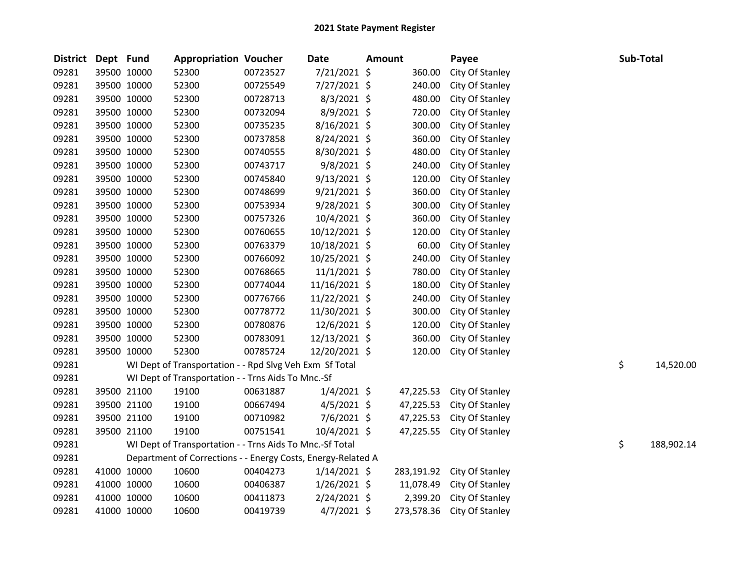# 2021 State Payment Register

| District | Dept | Fund | Appropriation | Voucher | Date | Amount | Payee | Sub-Total |
|---|---|---|---|---|---|---|---|---|
| 09281 | 39500 | 10000 | 52300 | 00723527 | 7/21/2021 | $ 360.00 | City Of Stanley | |
| 09281 | 39500 | 10000 | 52300 | 00725549 | 7/27/2021 | $ 240.00 | City Of Stanley | |
| 09281 | 39500 | 10000 | 52300 | 00728713 | 8/3/2021 | $ 480.00 | City Of Stanley | |
| 09281 | 39500 | 10000 | 52300 | 00732094 | 8/9/2021 | $ 720.00 | City Of Stanley | |
| 09281 | 39500 | 10000 | 52300 | 00735235 | 8/16/2021 | $ 300.00 | City Of Stanley | |
| 09281 | 39500 | 10000 | 52300 | 00737858 | 8/24/2021 | $ 360.00 | City Of Stanley | |
| 09281 | 39500 | 10000 | 52300 | 00740555 | 8/30/2021 | $ 480.00 | City Of Stanley | |
| 09281 | 39500 | 10000 | 52300 | 00743717 | 9/8/2021 | $ 240.00 | City Of Stanley | |
| 09281 | 39500 | 10000 | 52300 | 00745840 | 9/13/2021 | $ 120.00 | City Of Stanley | |
| 09281 | 39500 | 10000 | 52300 | 00748699 | 9/21/2021 | $ 360.00 | City Of Stanley | |
| 09281 | 39500 | 10000 | 52300 | 00753934 | 9/28/2021 | $ 300.00 | City Of Stanley | |
| 09281 | 39500 | 10000 | 52300 | 00757326 | 10/4/2021 | $ 360.00 | City Of Stanley | |
| 09281 | 39500 | 10000 | 52300 | 00760655 | 10/12/2021 | $ 120.00 | City Of Stanley | |
| 09281 | 39500 | 10000 | 52300 | 00763379 | 10/18/2021 | $ 60.00 | City Of Stanley | |
| 09281 | 39500 | 10000 | 52300 | 00766092 | 10/25/2021 | $ 240.00 | City Of Stanley | |
| 09281 | 39500 | 10000 | 52300 | 00768665 | 11/1/2021 | $ 780.00 | City Of Stanley | |
| 09281 | 39500 | 10000 | 52300 | 00774044 | 11/16/2021 | $ 180.00 | City Of Stanley | |
| 09281 | 39500 | 10000 | 52300 | 00776766 | 11/22/2021 | $ 240.00 | City Of Stanley | |
| 09281 | 39500 | 10000 | 52300 | 00778772 | 11/30/2021 | $ 300.00 | City Of Stanley | |
| 09281 | 39500 | 10000 | 52300 | 00780876 | 12/6/2021 | $ 120.00 | City Of Stanley | |
| 09281 | 39500 | 10000 | 52300 | 00783091 | 12/13/2021 | $ 360.00 | City Of Stanley | |
| 09281 | 39500 | 10000 | 52300 | 00785724 | 12/20/2021 | $ 120.00 | City Of Stanley | |
| 09281 | | WI Dept of Transportation - - Rpd Slvg Veh Exm Sf Total | | | | | | $ 14,520.00 |
| 09281 | | WI Dept of Transportation - - Trns Aids To Mnc.-Sf | | | | | | |
| 09281 | 39500 | 21100 | 19100 | 00631887 | 1/4/2021 | $ 47,225.53 | City Of Stanley | |
| 09281 | 39500 | 21100 | 19100 | 00667494 | 4/5/2021 | $ 47,225.53 | City Of Stanley | |
| 09281 | 39500 | 21100 | 19100 | 00710982 | 7/6/2021 | $ 47,225.53 | City Of Stanley | |
| 09281 | 39500 | 21100 | 19100 | 00751541 | 10/4/2021 | $ 47,225.55 | City Of Stanley | |
| 09281 | | WI Dept of Transportation - - Trns Aids To Mnc.-Sf Total | | | | | | $ 188,902.14 |
| 09281 | | Department of Corrections - - Energy Costs, Energy-Related A | | | | | | |
| 09281 | 41000 | 10000 | 10600 | 00404273 | 1/14/2021 | $ 283,191.92 | City Of Stanley | |
| 09281 | 41000 | 10000 | 10600 | 00406387 | 1/26/2021 | $ 11,078.49 | City Of Stanley | |
| 09281 | 41000 | 10000 | 10600 | 00411873 | 2/24/2021 | $ 2,399.20 | City Of Stanley | |
| 09281 | 41000 | 10000 | 10600 | 00419739 | 4/7/2021 | $ 273,578.36 | City Of Stanley | |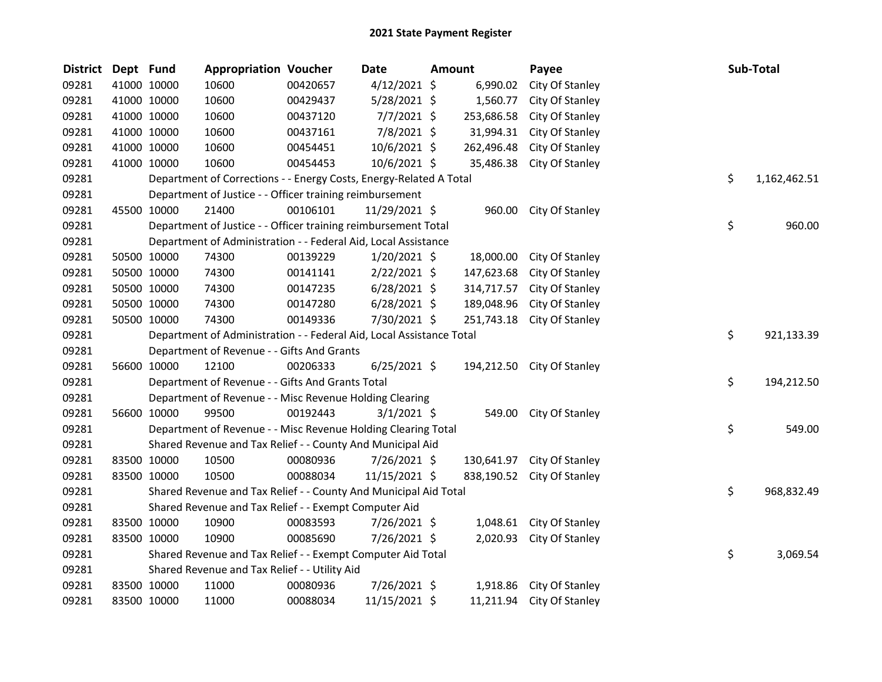# 2021 State Payment Register

| District | Dept | Fund | Appropriation | Voucher | Date | Amount | Payee | Sub-Total |
|---|---|---|---|---|---|---|---|---|
| 09281 | 41000 | 10000 | 10600 | 00420657 | 4/12/2021 | $ 6,990.02 | City Of Stanley | |
| 09281 | 41000 | 10000 | 10600 | 00429437 | 5/28/2021 | $ 1,560.77 | City Of Stanley | |
| 09281 | 41000 | 10000 | 10600 | 00437120 | 7/7/2021 | $ 253,686.58 | City Of Stanley | |
| 09281 | 41000 | 10000 | 10600 | 00437161 | 7/8/2021 | $ 31,994.31 | City Of Stanley | |
| 09281 | 41000 | 10000 | 10600 | 00454451 | 10/6/2021 | $ 262,496.48 | City Of Stanley | |
| 09281 | 41000 | 10000 | 10600 | 00454453 | 10/6/2021 | $ 35,486.38 | City Of Stanley | |
| 09281 | | Department of Corrections - - Energy Costs, Energy-Related A Total | | | | | | $ 1,162,462.51 |
| 09281 | | Department of Justice - - Officer training reimbursement | | | | | | |
| 09281 | 45500 | 10000 | 21400 | 00106101 | 11/29/2021 | $ 960.00 | City Of Stanley | |
| 09281 | | Department of Justice - - Officer training reimbursement Total | | | | | | $ 960.00 |
| 09281 | | Department of Administration - - Federal Aid, Local Assistance | | | | | | |
| 09281 | 50500 | 10000 | 74300 | 00139229 | 1/20/2021 | $ 18,000.00 | City Of Stanley | |
| 09281 | 50500 | 10000 | 74300 | 00141141 | 2/22/2021 | $ 147,623.68 | City Of Stanley | |
| 09281 | 50500 | 10000 | 74300 | 00147235 | 6/28/2021 | $ 314,717.57 | City Of Stanley | |
| 09281 | 50500 | 10000 | 74300 | 00147280 | 6/28/2021 | $ 189,048.96 | City Of Stanley | |
| 09281 | 50500 | 10000 | 74300 | 00149336 | 7/30/2021 | $ 251,743.18 | City Of Stanley | |
| 09281 | | Department of Administration - - Federal Aid, Local Assistance Total | | | | | | $ 921,133.39 |
| 09281 | | Department of Revenue - - Gifts And Grants | | | | | | |
| 09281 | 56600 | 10000 | 12100 | 00206333 | 6/25/2021 | $ 194,212.50 | City Of Stanley | |
| 09281 | | Department of Revenue - - Gifts And Grants Total | | | | | | $ 194,212.50 |
| 09281 | | Department of Revenue - - Misc Revenue Holding Clearing | | | | | | |
| 09281 | 56600 | 10000 | 99500 | 00192443 | 3/1/2021 | $ 549.00 | City Of Stanley | |
| 09281 | | Department of Revenue - - Misc Revenue Holding Clearing Total | | | | | | $ 549.00 |
| 09281 | | Shared Revenue and Tax Relief - - County And Municipal Aid | | | | | | |
| 09281 | 83500 | 10000 | 10500 | 00080936 | 7/26/2021 | $ 130,641.97 | City Of Stanley | |
| 09281 | 83500 | 10000 | 10500 | 00088034 | 11/15/2021 | $ 838,190.52 | City Of Stanley | |
| 09281 | | Shared Revenue and Tax Relief - - County And Municipal Aid Total | | | | | | $ 968,832.49 |
| 09281 | | Shared Revenue and Tax Relief - - Exempt Computer Aid | | | | | | |
| 09281 | 83500 | 10000 | 10900 | 00083593 | 7/26/2021 | $ 1,048.61 | City Of Stanley | |
| 09281 | 83500 | 10000 | 10900 | 00085690 | 7/26/2021 | $ 2,020.93 | City Of Stanley | |
| 09281 | | Shared Revenue and Tax Relief - - Exempt Computer Aid Total | | | | | | $ 3,069.54 |
| 09281 | | Shared Revenue and Tax Relief - - Utility Aid | | | | | | |
| 09281 | 83500 | 10000 | 11000 | 00080936 | 7/26/2021 | $ 1,918.86 | City Of Stanley | |
| 09281 | 83500 | 10000 | 11000 | 00088034 | 11/15/2021 | $ 11,211.94 | City Of Stanley | |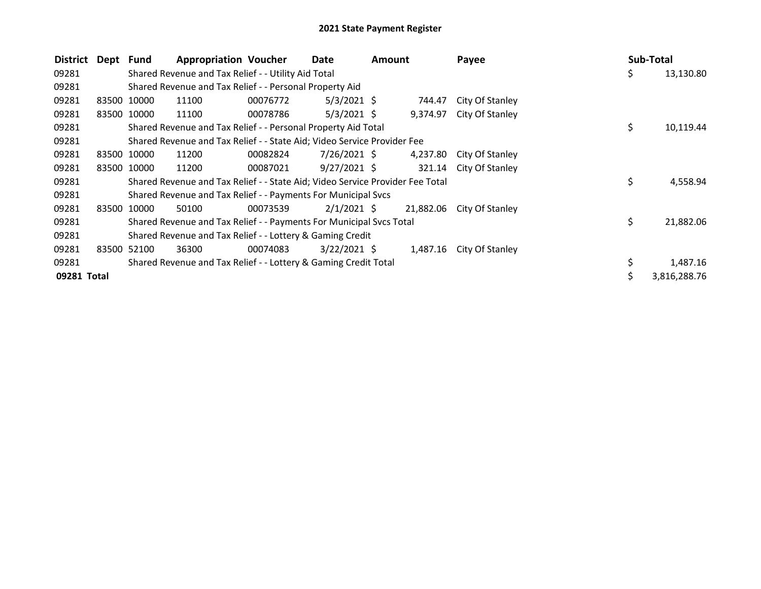# 2021 State Payment Register

| District | Dept | Fund | Appropriation | Voucher | Date | Amount | Payee | Sub-Total |
|---|---|---|---|---|---|---|---|---|
| 09281 | | Shared Revenue and Tax Relief - - Utility Aid Total | | | | | | $ 13,130.80 |
| 09281 | | Shared Revenue and Tax Relief - - Personal Property Aid | | | | | | |
| 09281 | 83500 | 10000 | 11100 | 00076772 | 5/3/2021 | $ 744.47 | City Of Stanley | |
| 09281 | 83500 | 10000 | 11100 | 00078786 | 5/3/2021 | $ 9,374.97 | City Of Stanley | |
| 09281 | | Shared Revenue and Tax Relief - - Personal Property Aid Total | | | | | | $ 10,119.44 |
| 09281 | | Shared Revenue and Tax Relief - - State Aid; Video Service Provider Fee | | | | | | |
| 09281 | 83500 | 10000 | 11200 | 00082824 | 7/26/2021 | $ 4,237.80 | City Of Stanley | |
| 09281 | 83500 | 10000 | 11200 | 00087021 | 9/27/2021 | $ 321.14 | City Of Stanley | |
| 09281 | | Shared Revenue and Tax Relief - - State Aid; Video Service Provider Fee Total | | | | | | $ 4,558.94 |
| 09281 | | Shared Revenue and Tax Relief - - Payments For Municipal Svcs | | | | | | |
| 09281 | 83500 | 10000 | 50100 | 00073539 | 2/1/2021 | $ 21,882.06 | City Of Stanley | |
| 09281 | | Shared Revenue and Tax Relief - - Payments For Municipal Svcs Total | | | | | | $ 21,882.06 |
| 09281 | | Shared Revenue and Tax Relief - - Lottery & Gaming Credit | | | | | | |
| 09281 | 83500 | 52100 | 36300 | 00074083 | 3/22/2021 | $ 1,487.16 | City Of Stanley | |
| 09281 | | Shared Revenue and Tax Relief - - Lottery & Gaming Credit Total | | | | | | $ 1,487.16 |
| **09281 Total** | | | | | | | | $ 3,816,288.76 |